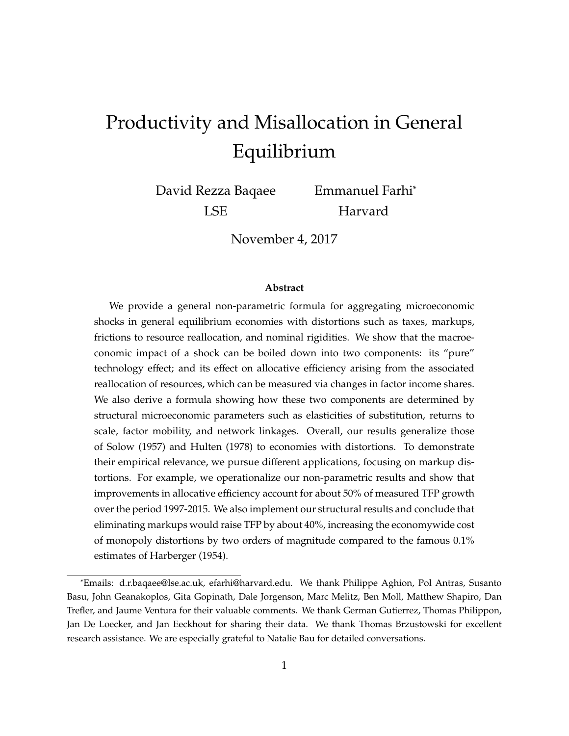# Productivity and Misallocation in General Equilibrium

David Rezza Baqaee
LSE

Emmanuel Farhi*
Harvard

November 4, 2017

**Abstract**

We provide a general non-parametric formula for aggregating microeconomic shocks in general equilibrium economies with distortions such as taxes, markups, frictions to resource reallocation, and nominal rigidities. We show that the macroeconomic impact of a shock can be boiled down into two components: its "pure" technology effect; and its effect on allocative efficiency arising from the associated reallocation of resources, which can be measured via changes in factor income shares. We also derive a formula showing how these two components are determined by structural microeconomic parameters such as elasticities of substitution, returns to scale, factor mobility, and network linkages. Overall, our results generalize those of Solow (1957) and Hulten (1978) to economies with distortions. To demonstrate their empirical relevance, we pursue different applications, focusing on markup distortions. For example, we operationalize our non-parametric results and show that improvements in allocative efficiency account for about 50% of measured TFP growth over the period 1997-2015. We also implement our structural results and conclude that eliminating markups would raise TFP by about 40%, increasing the economywide cost of monopoly distortions by two orders of magnitude compared to the famous 0.1% estimates of Harberger (1954).

---

*Emails: d.r.baqaee@lse.ac.uk, efarhi@harvard.edu. We thank Philippe Aghion, Pol Antras, Susanto Basu, John Geanakoplos, Gita Gopinath, Dale Jorgenson, Marc Melitz, Ben Moll, Matthew Shapiro, Dan Trefler, and Jaume Ventura for their valuable comments. We thank German Gutierrez, Thomas Philippon, Jan De Loecker, and Jan Eeckhout for sharing their data. We thank Thomas Brzustowski for excellent research assistance. We are especially grateful to Natalie Bau for detailed conversations.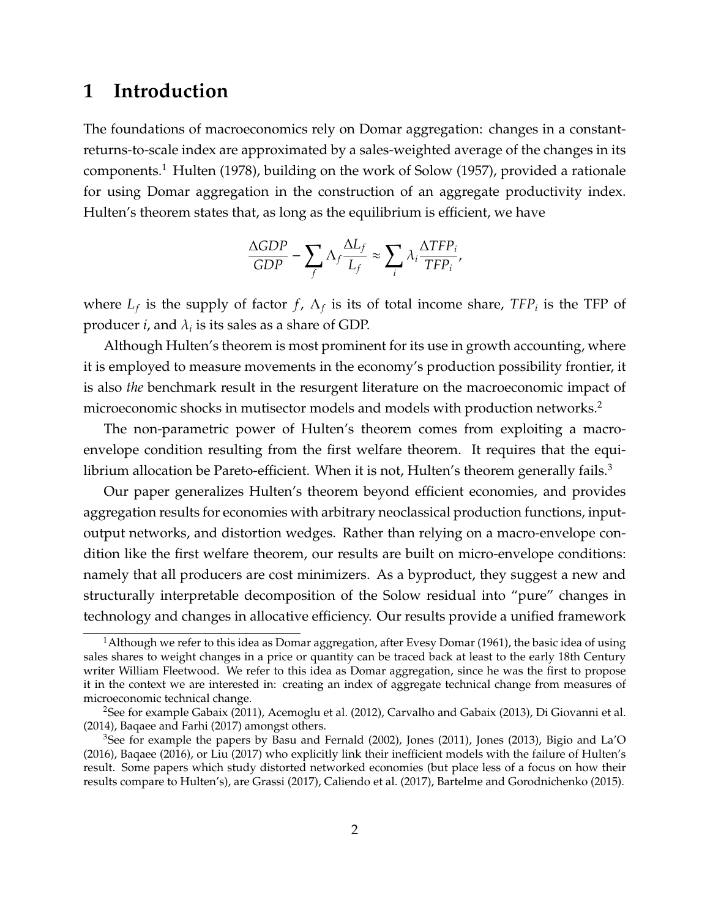# 1 Introduction

The foundations of macroeconomics rely on Domar aggregation: changes in a constant-returns-to-scale index are approximated by a sales-weighted average of the changes in its components.[1] Hulten (1978), building on the work of Solow (1957), provided a rationale for using Domar aggregation in the construction of an aggregate productivity index. Hulten's theorem states that, as long as the equilibrium is efficient, we have

$$\frac{\Delta GDP}{GDP} - \sum_f \Lambda_f \frac{\Delta L_f}{L_f} \approx \sum_i \lambda_i \frac{\Delta TFP_i}{TFP_i},$$

where $L_f$ is the supply of factor $f$, $\Lambda_f$ is its of total income share, $TFP_i$ is the TFP of producer $i$, and $\lambda_i$ is its sales as a share of GDP.

Although Hulten's theorem is most prominent for its use in growth accounting, where it is employed to measure movements in the economy's production possibility frontier, it is also *the* benchmark result in the resurgent literature on the macroeconomic impact of microeconomic shocks in mutisector models and models with production networks.[2]

The non-parametric power of Hulten's theorem comes from exploiting a macro-envelope condition resulting from the first welfare theorem. It requires that the equilibrium allocation be Pareto-efficient. When it is not, Hulten's theorem generally fails.[3]

Our paper generalizes Hulten's theorem beyond efficient economies, and provides aggregation results for economies with arbitrary neoclassical production functions, input-output networks, and distortion wedges. Rather than relying on a macro-envelope condition like the first welfare theorem, our results are built on micro-envelope conditions: namely that all producers are cost minimizers. As a byproduct, they suggest a new and structurally interpretable decomposition of the Solow residual into "pure" changes in technology and changes in allocative efficiency. Our results provide a unified framework

---

[1] Although we refer to this idea as Domar aggregation, after Evesy Domar (1961), the basic idea of using sales shares to weight changes in a price or quantity can be traced back at least to the early 18th Century writer William Fleetwood. We refer to this idea as Domar aggregation, since he was the first to propose it in the context we are interested in: creating an index of aggregate technical change from measures of microeconomic technical change.

[2] See for example Gabaix (2011), Acemoglu et al. (2012), Carvalho and Gabaix (2013), Di Giovanni et al. (2014), Baqaee and Farhi (2017) amongst others.

[3] See for example the papers by Basu and Fernald (2002), Jones (2011), Jones (2013), Bigio and La'O (2016), Baqaee (2016), or Liu (2017) who explicitly link their inefficient models with the failure of Hulten's result. Some papers which study distorted networked economies (but place less of a focus on how their results compare to Hulten's), are Grassi (2017), Caliendo et al. (2017), Bartelme and Gorodnichenko (2015).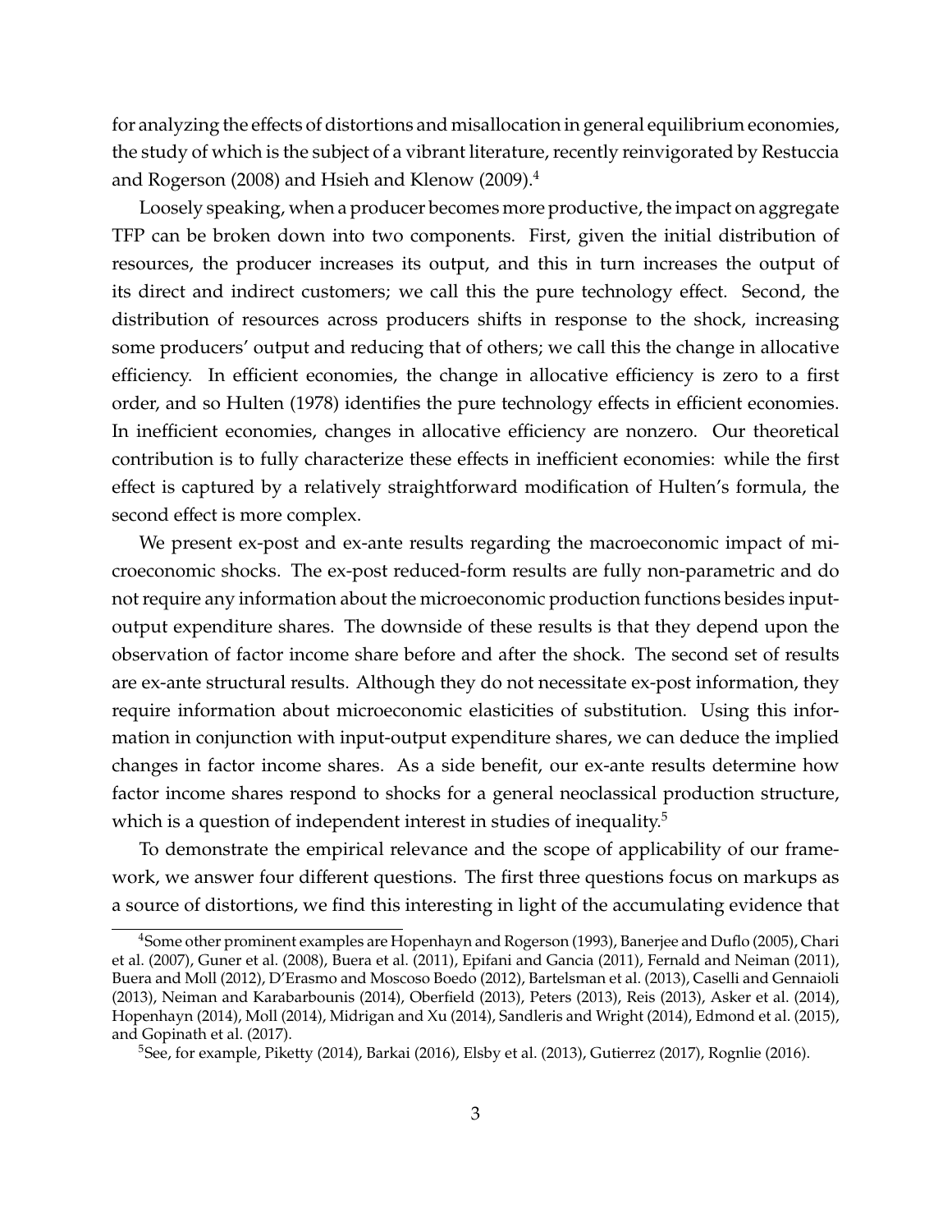for analyzing the effects of distortions and misallocation in general equilibrium economies, the study of which is the subject of a vibrant literature, recently reinvigorated by Restuccia and Rogerson (2008) and Hsieh and Klenow (2009).[4]

Loosely speaking, when a producer becomes more productive, the impact on aggregate TFP can be broken down into two components. First, given the initial distribution of resources, the producer increases its output, and this in turn increases the output of its direct and indirect customers; we call this the pure technology effect. Second, the distribution of resources across producers shifts in response to the shock, increasing some producers' output and reducing that of others; we call this the change in allocative efficiency. In efficient economies, the change in allocative efficiency is zero to a first order, and so Hulten (1978) identifies the pure technology effects in efficient economies. In inefficient economies, changes in allocative efficiency are nonzero. Our theoretical contribution is to fully characterize these effects in inefficient economies: while the first effect is captured by a relatively straightforward modification of Hulten's formula, the second effect is more complex.

We present ex-post and ex-ante results regarding the macroeconomic impact of microeconomic shocks. The ex-post reduced-form results are fully non-parametric and do not require any information about the microeconomic production functions besides input-output expenditure shares. The downside of these results is that they depend upon the observation of factor income share before and after the shock. The second set of results are ex-ante structural results. Although they do not necessitate ex-post information, they require information about microeconomic elasticities of substitution. Using this information in conjunction with input-output expenditure shares, we can deduce the implied changes in factor income shares. As a side benefit, our ex-ante results determine how factor income shares respond to shocks for a general neoclassical production structure, which is a question of independent interest in studies of inequality.[5]

To demonstrate the empirical relevance and the scope of applicability of our framework, we answer four different questions. The first three questions focus on markups as a source of distortions, we find this interesting in light of the accumulating evidence that

[4]Some other prominent examples are Hopenhayn and Rogerson (1993), Banerjee and Duflo (2005), Chari et al. (2007), Guner et al. (2008), Buera et al. (2011), Epifani and Gancia (2011), Fernald and Neiman (2011), Buera and Moll (2012), D'Erasmo and Moscoso Boedo (2012), Bartelsman et al. (2013), Caselli and Gennaioli (2013), Neiman and Karabarbounis (2014), Oberfield (2013), Peters (2013), Reis (2013), Asker et al. (2014), Hopenhayn (2014), Moll (2014), Midrigan and Xu (2014), Sandleris and Wright (2014), Edmond et al. (2015), and Gopinath et al. (2017).

[5]See, for example, Piketty (2014), Barkai (2016), Elsby et al. (2013), Gutierrez (2017), Rognlie (2016).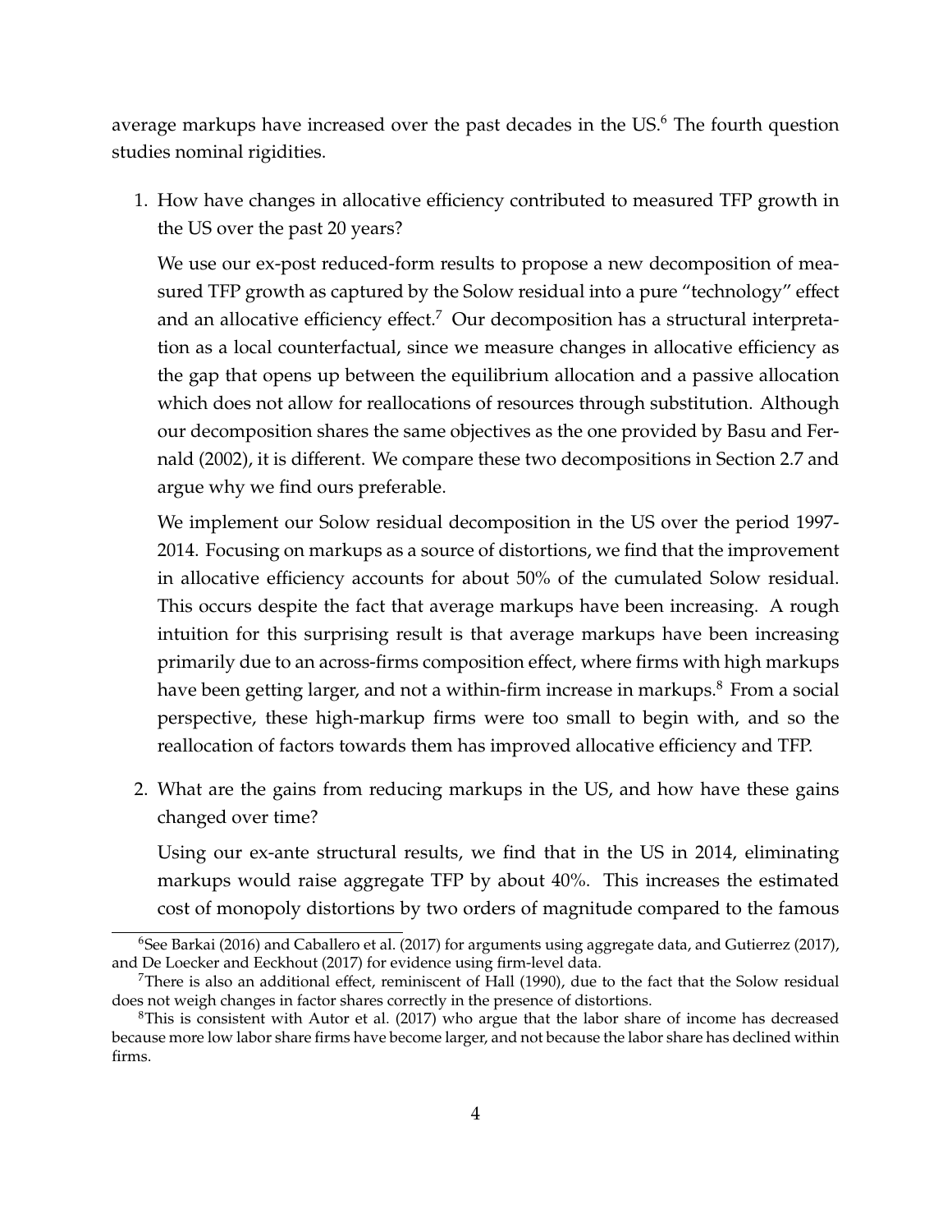average markups have increased over the past decades in the US.[6] The fourth question studies nominal rigidities.

1. How have changes in allocative efficiency contributed to measured TFP growth in the US over the past 20 years?

   We use our ex-post reduced-form results to propose a new decomposition of measured TFP growth as captured by the Solow residual into a pure "technology" effect and an allocative efficiency effect.[7] Our decomposition has a structural interpretation as a local counterfactual, since we measure changes in allocative efficiency as the gap that opens up between the equilibrium allocation and a passive allocation which does not allow for reallocations of resources through substitution. Although our decomposition shares the same objectives as the one provided by Basu and Fernald (2002), it is different. We compare these two decompositions in Section 2.7 and argue why we find ours preferable.

   We implement our Solow residual decomposition in the US over the period 1997-2014. Focusing on markups as a source of distortions, we find that the improvement in allocative efficiency accounts for about 50% of the cumulated Solow residual. This occurs despite the fact that average markups have been increasing. A rough intuition for this surprising result is that average markups have been increasing primarily due to an across-firms composition effect, where firms with high markups have been getting larger, and not a within-firm increase in markups.[8] From a social perspective, these high-markup firms were too small to begin with, and so the reallocation of factors towards them has improved allocative efficiency and TFP.

2. What are the gains from reducing markups in the US, and how have these gains changed over time?

   Using our ex-ante structural results, we find that in the US in 2014, eliminating markups would raise aggregate TFP by about 40%. This increases the estimated cost of monopoly distortions by two orders of magnitude compared to the famous

---

[6] See Barkai (2016) and Caballero et al. (2017) for arguments using aggregate data, and Gutierrez (2017), and De Loecker and Eeckhout (2017) for evidence using firm-level data.

[7] There is also an additional effect, reminiscent of Hall (1990), due to the fact that the Solow residual does not weigh changes in factor shares correctly in the presence of distortions.

[8] This is consistent with Autor et al. (2017) who argue that the labor share of income has decreased because more low labor share firms have become larger, and not because the labor share has declined within firms.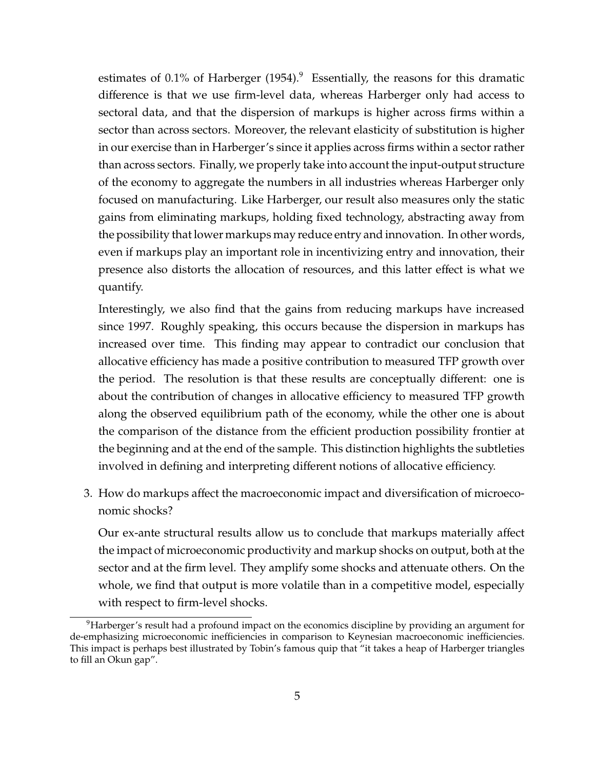estimates of 0.1% of Harberger (1954).[9] Essentially, the reasons for this dramatic difference is that we use firm-level data, whereas Harberger only had access to sectoral data, and that the dispersion of markups is higher across firms within a sector than across sectors. Moreover, the relevant elasticity of substitution is higher in our exercise than in Harberger's since it applies across firms within a sector rather than across sectors. Finally, we properly take into account the input-output structure of the economy to aggregate the numbers in all industries whereas Harberger only focused on manufacturing. Like Harberger, our result also measures only the static gains from eliminating markups, holding fixed technology, abstracting away from the possibility that lower markups may reduce entry and innovation. In other words, even if markups play an important role in incentivizing entry and innovation, their presence also distorts the allocation of resources, and this latter effect is what we quantify.

Interestingly, we also find that the gains from reducing markups have increased since 1997. Roughly speaking, this occurs because the dispersion in markups has increased over time. This finding may appear to contradict our conclusion that allocative efficiency has made a positive contribution to measured TFP growth over the period. The resolution is that these results are conceptually different: one is about the contribution of changes in allocative efficiency to measured TFP growth along the observed equilibrium path of the economy, while the other one is about the comparison of the distance from the efficient production possibility frontier at the beginning and at the end of the sample. This distinction highlights the subtleties involved in defining and interpreting different notions of allocative efficiency.

3. How do markups affect the macroeconomic impact and diversification of microeconomic shocks?

   Our ex-ante structural results allow us to conclude that markups materially affect the impact of microeconomic productivity and markup shocks on output, both at the sector and at the firm level. They amplify some shocks and attenuate others. On the whole, we find that output is more volatile than in a competitive model, especially with respect to firm-level shocks.

[9] Harberger's result had a profound impact on the economics discipline by providing an argument for de-emphasizing microeconomic inefficiencies in comparison to Keynesian macroeconomic inefficiencies. This impact is perhaps best illustrated by Tobin's famous quip that "it takes a heap of Harberger triangles to fill an Okun gap".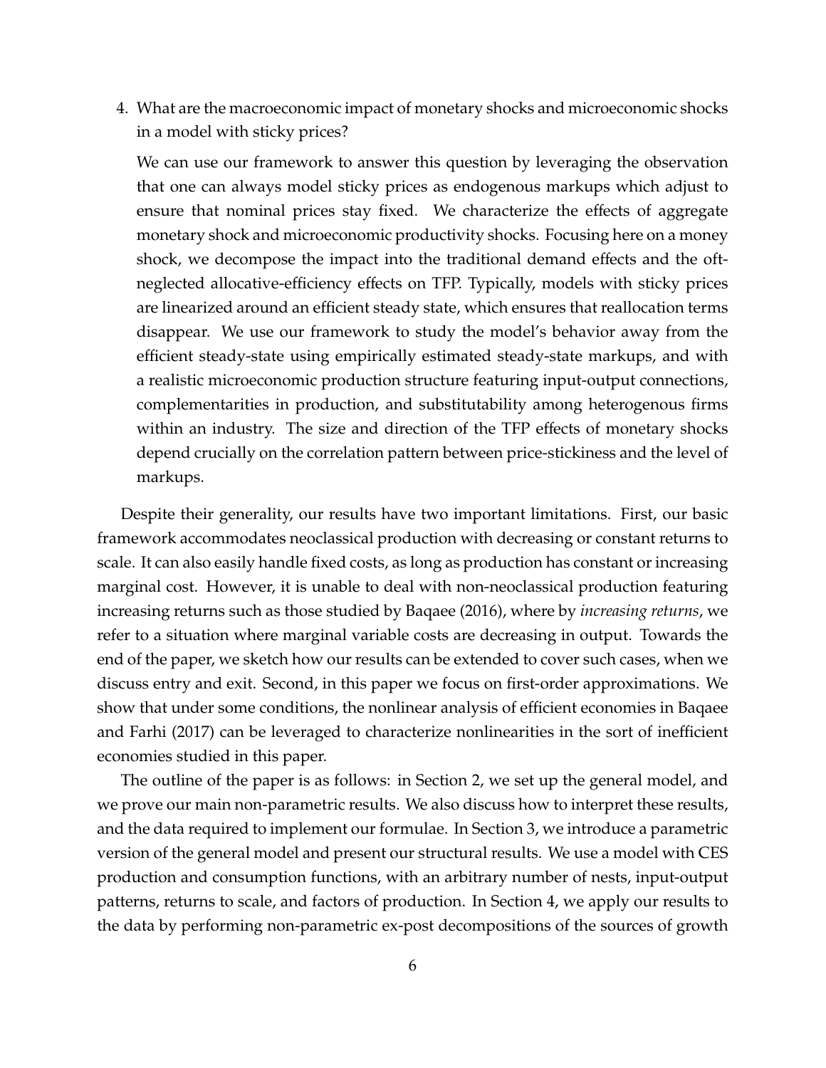4. What are the macroeconomic impact of monetary shocks and microeconomic shocks in a model with sticky prices?

   We can use our framework to answer this question by leveraging the observation that one can always model sticky prices as endogenous markups which adjust to ensure that nominal prices stay fixed. We characterize the effects of aggregate monetary shock and microeconomic productivity shocks. Focusing here on a money shock, we decompose the impact into the traditional demand effects and the oft-neglected allocative-efficiency effects on TFP. Typically, models with sticky prices are linearized around an efficient steady state, which ensures that reallocation terms disappear. We use our framework to study the model's behavior away from the efficient steady-state using empirically estimated steady-state markups, and with a realistic microeconomic production structure featuring input-output connections, complementarities in production, and substitutability among heterogenous firms within an industry. The size and direction of the TFP effects of monetary shocks depend crucially on the correlation pattern between price-stickiness and the level of markups.

Despite their generality, our results have two important limitations. First, our basic framework accommodates neoclassical production with decreasing or constant returns to scale. It can also easily handle fixed costs, as long as production has constant or increasing marginal cost. However, it is unable to deal with non-neoclassical production featuring increasing returns such as those studied by Baqaee (2016), where by *increasing returns*, we refer to a situation where marginal variable costs are decreasing in output. Towards the end of the paper, we sketch how our results can be extended to cover such cases, when we discuss entry and exit. Second, in this paper we focus on first-order approximations. We show that under some conditions, the nonlinear analysis of efficient economies in Baqaee and Farhi (2017) can be leveraged to characterize nonlinearities in the sort of inefficient economies studied in this paper.

The outline of the paper is as follows: in Section 2, we set up the general model, and we prove our main non-parametric results. We also discuss how to interpret these results, and the data required to implement our formulae. In Section 3, we introduce a parametric version of the general model and present our structural results. We use a model with CES production and consumption functions, with an arbitrary number of nests, input-output patterns, returns to scale, and factors of production. In Section 4, we apply our results to the data by performing non-parametric ex-post decompositions of the sources of growth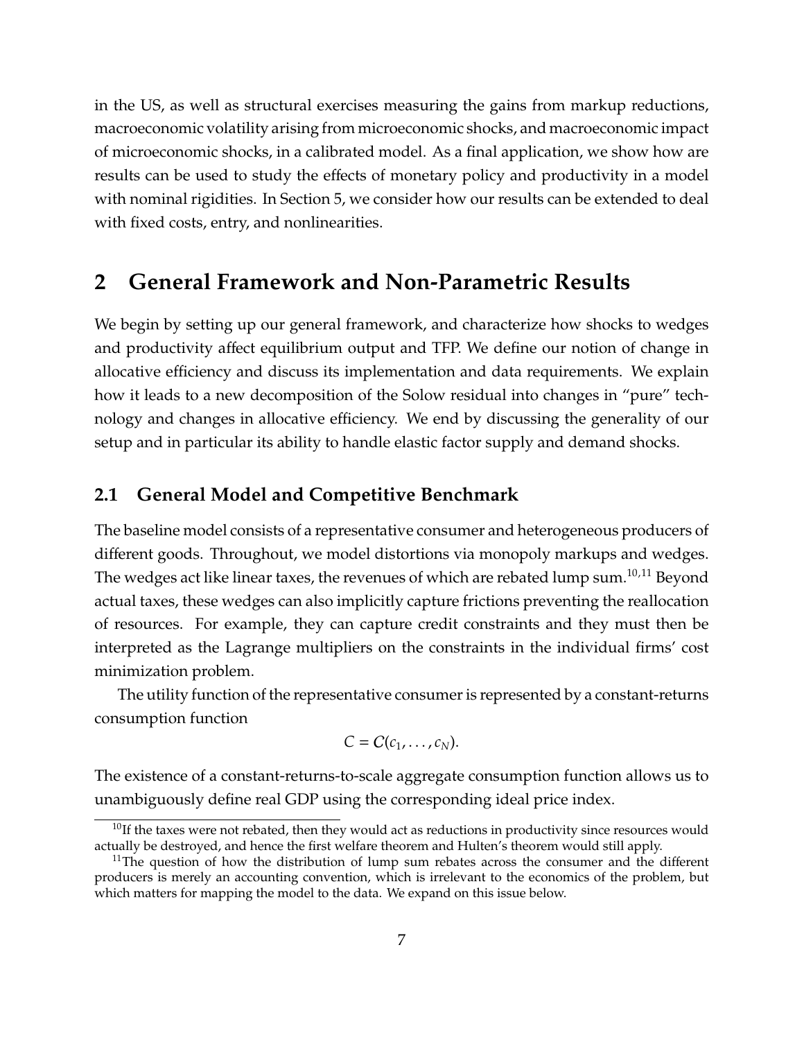in the US, as well as structural exercises measuring the gains from markup reductions, macroeconomic volatility arising from microeconomic shocks, and macroeconomic impact of microeconomic shocks, in a calibrated model. As a final application, we show how are results can be used to study the effects of monetary policy and productivity in a model with nominal rigidities. In Section 5, we consider how our results can be extended to deal with fixed costs, entry, and nonlinearities.

# 2 General Framework and Non-Parametric Results

We begin by setting up our general framework, and characterize how shocks to wedges and productivity affect equilibrium output and TFP. We define our notion of change in allocative efficiency and discuss its implementation and data requirements. We explain how it leads to a new decomposition of the Solow residual into changes in "pure" technology and changes in allocative efficiency. We end by discussing the generality of our setup and in particular its ability to handle elastic factor supply and demand shocks.

## 2.1 General Model and Competitive Benchmark

The baseline model consists of a representative consumer and heterogeneous producers of different goods. Throughout, we model distortions via monopoly markups and wedges. The wedges act like linear taxes, the revenues of which are rebated lump sum.[10,11] Beyond actual taxes, these wedges can also implicitly capture frictions preventing the reallocation of resources. For example, they can capture credit constraints and they must then be interpreted as the Lagrange multipliers on the constraints in the individual firms' cost minimization problem.

The utility function of the representative consumer is represented by a constant-returns consumption function

$$C = \mathcal{C}(c_1, \ldots, c_N).$$

The existence of a constant-returns-to-scale aggregate consumption function allows us to unambiguously define real GDP using the corresponding ideal price index.

[10] If the taxes were not rebated, then they would act as reductions in productivity since resources would actually be destroyed, and hence the first welfare theorem and Hulten's theorem would still apply.

[11] The question of how the distribution of lump sum rebates across the consumer and the different producers is merely an accounting convention, which is irrelevant to the economics of the problem, but which matters for mapping the model to the data. We expand on this issue below.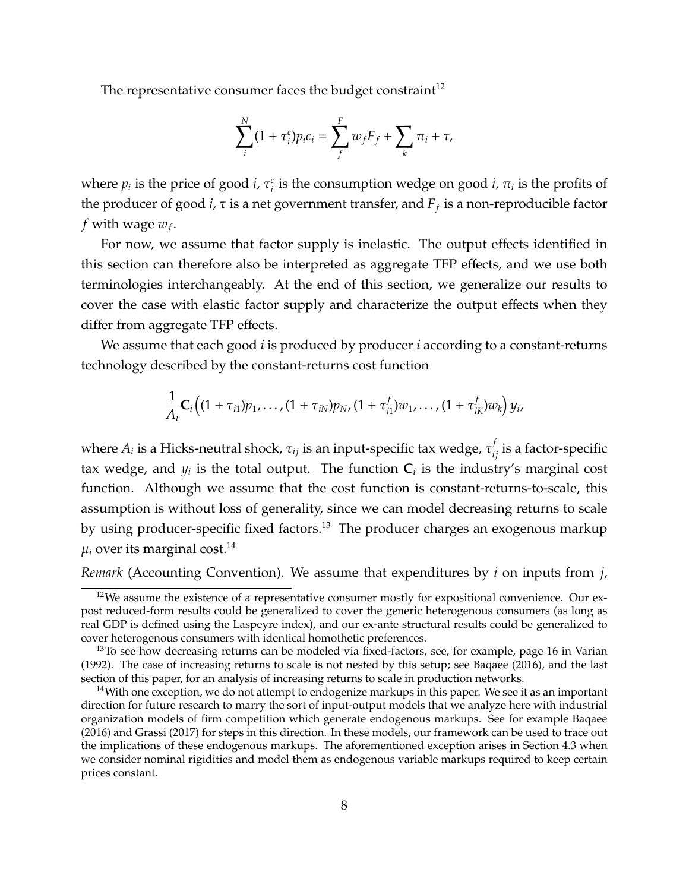The representative consumer faces the budget constraint[12]

$$\sum_{i}^{N}(1+\tau_i^c)p_i c_i = \sum_{f}^{F} w_f F_f + \sum_{k} \pi_i + \tau,$$

where $p_i$ is the price of good $i$, $\tau_i^c$ is the consumption wedge on good $i$, $\pi_i$ is the profits of the producer of good $i$, $\tau$ is a net government transfer, and $F_f$ is a non-reproducible factor $f$ with wage $w_f$.

For now, we assume that factor supply is inelastic. The output effects identified in this section can therefore also be interpreted as aggregate TFP effects, and we use both terminologies interchangeably. At the end of this section, we generalize our results to cover the case with elastic factor supply and characterize the output effects when they differ from aggregate TFP effects.

We assume that each good $i$ is produced by producer $i$ according to a constant-returns technology described by the constant-returns cost function

$$\frac{1}{A_i}\mathbf{C}_i\left((1+\tau_{i1})p_1,\ldots,(1+\tau_{iN})p_N,(1+\tau_{i1}^f)w_1,\ldots,(1+\tau_{iK}^f)w_k\right)y_i,$$

where $A_i$ is a Hicks-neutral shock, $\tau_{ij}$ is an input-specific tax wedge, $\tau_{ij}^f$ is a factor-specific tax wedge, and $y_i$ is the total output. The function $\mathbf{C}_i$ is the industry's marginal cost function. Although we assume that the cost function is constant-returns-to-scale, this assumption is without loss of generality, since we can model decreasing returns to scale by using producer-specific fixed factors.[13] The producer charges an exogenous markup $\mu_i$ over its marginal cost.[14]

*Remark* (Accounting Convention). We assume that expenditures by $i$ on inputs from $j$,

[12] We assume the existence of a representative consumer mostly for expositional convenience. Our ex-post reduced-form results could be generalized to cover the generic heterogenous consumers (as long as real GDP is defined using the Laspeyre index), and our ex-ante structural results could be generalized to cover heterogenous consumers with identical homothetic preferences.

[13] To see how decreasing returns can be modeled via fixed-factors, see, for example, page 16 in Varian (1992). The case of increasing returns to scale is not nested by this setup; see Baqaee (2016), and the last section of this paper, for an analysis of increasing returns to scale in production networks.

[14] With one exception, we do not attempt to endogenize markups in this paper. We see it as an important direction for future research to marry the sort of input-output models that we analyze here with industrial organization models of firm competition which generate endogenous markups. See for example Baqaee (2016) and Grassi (2017) for steps in this direction. In these models, our framework can be used to trace out the implications of these endogenous markups. The aforementioned exception arises in Section 4.3 when we consider nominal rigidities and model them as endogenous variable markups required to keep certain prices constant.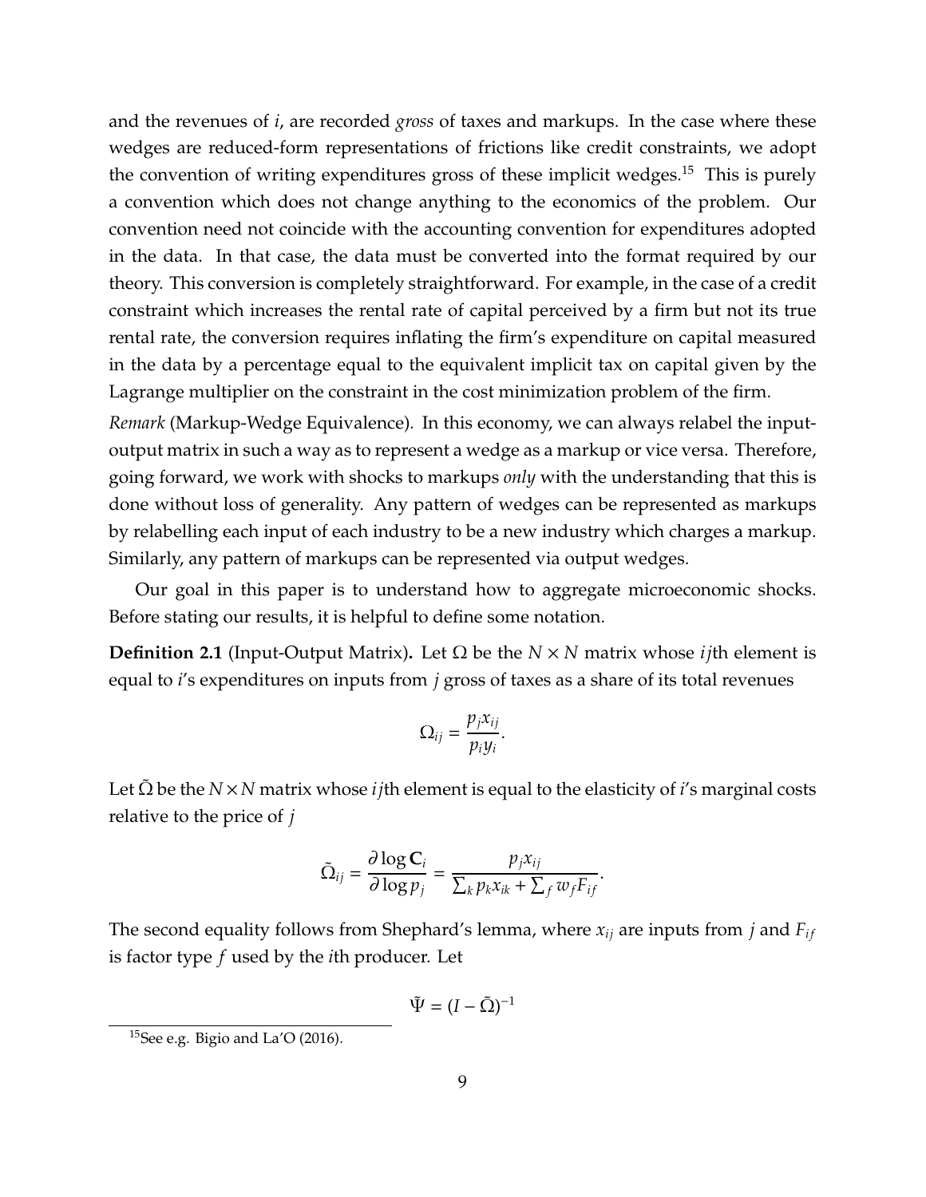and the revenues of $i$, are recorded *gross* of taxes and markups. In the case where these wedges are reduced-form representations of frictions like credit constraints, we adopt the convention of writing expenditures gross of these implicit wedges.[15] This is purely a convention which does not change anything to the economics of the problem. Our convention need not coincide with the accounting convention for expenditures adopted in the data. In that case, the data must be converted into the format required by our theory. This conversion is completely straightforward. For example, in the case of a credit constraint which increases the rental rate of capital perceived by a firm but not its true rental rate, the conversion requires inflating the firm's expenditure on capital measured in the data by a percentage equal to the equivalent implicit tax on capital given by the Lagrange multiplier on the constraint in the cost minimization problem of the firm.

*Remark* (Markup-Wedge Equivalence). In this economy, we can always relabel the input-output matrix in such a way as to represent a wedge as a markup or vice versa. Therefore, going forward, we work with shocks to markups *only* with the understanding that this is done without loss of generality. Any pattern of wedges can be represented as markups by relabelling each input of each industry to be a new industry which charges a markup. Similarly, any pattern of markups can be represented via output wedges.

Our goal in this paper is to understand how to aggregate microeconomic shocks. Before stating our results, it is helpful to define some notation.

**Definition 2.1** (Input-Output Matrix)**.** Let $\Omega$ be the $N \times N$ matrix whose $ij$th element is equal to $i$'s expenditures on inputs from $j$ gross of taxes as a share of its total revenues

$$\Omega_{ij} = \frac{p_j x_{ij}}{p_i y_i}.$$

Let $\tilde{\Omega}$ be the $N \times N$ matrix whose $ij$th element is equal to the elasticity of $i$'s marginal costs relative to the price of $j$

$$\tilde{\Omega}_{ij} = \frac{\partial \log \mathbf{C}_i}{\partial \log p_j} = \frac{p_j x_{ij}}{\sum_k p_k x_{ik} + \sum_f w_f F_{if}}.$$

The second equality follows from Shephard's lemma, where $x_{ij}$ are inputs from $j$ and $F_{if}$ is factor type $f$ used by the $i$th producer. Let

$$\tilde{\Psi} = (I - \tilde{\Omega})^{-1}$$

[15] See e.g. Bigio and La'O (2016).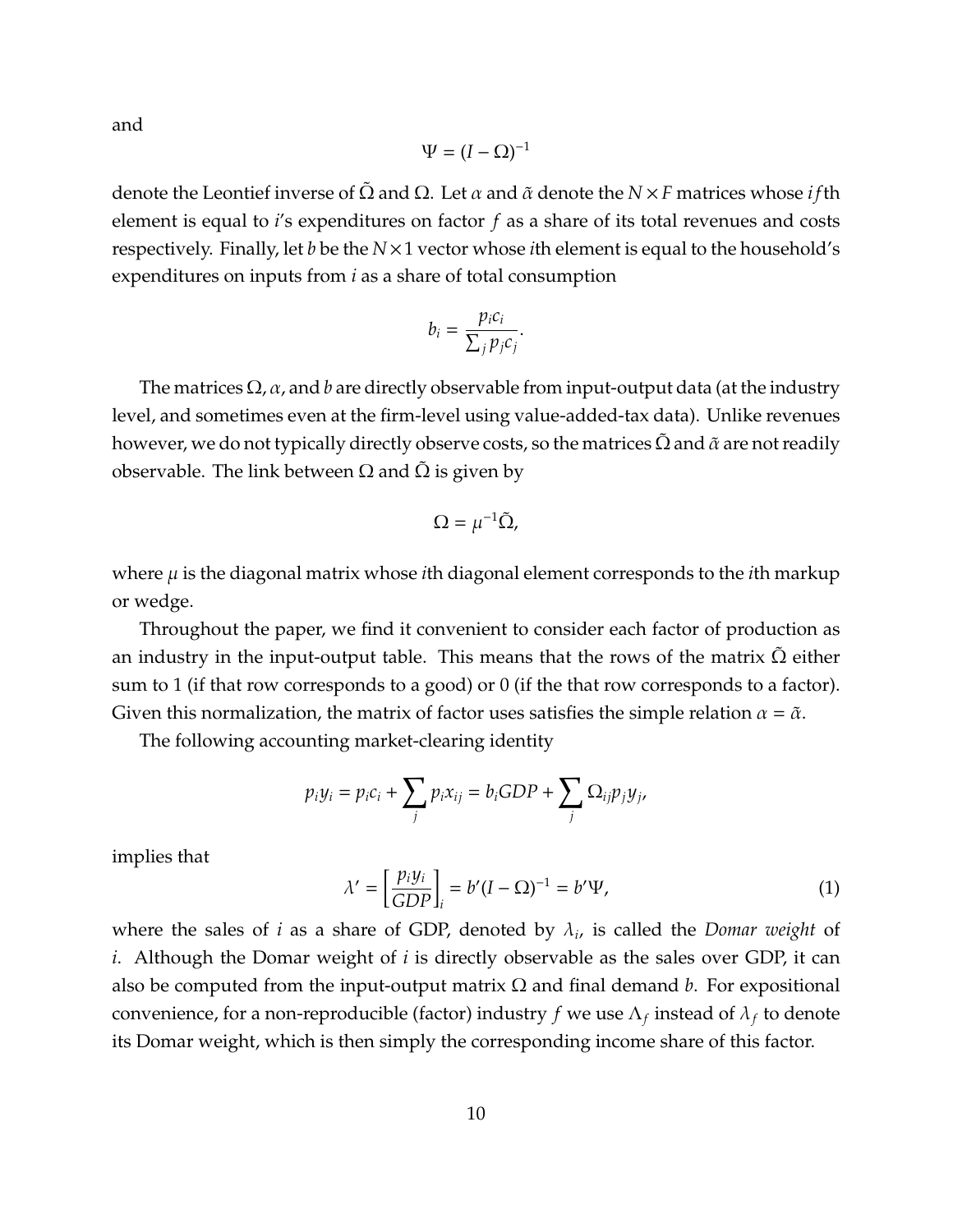and

$$\Psi = (I - \Omega)^{-1}$$

denote the Leontief inverse of $\tilde{\Omega}$ and $\Omega$. Let $\alpha$ and $\tilde{\alpha}$ denote the $N \times F$ matrices whose $if$th element is equal to $i$'s expenditures on factor $f$ as a share of its total revenues and costs respectively. Finally, let $b$ be the $N \times 1$ vector whose $i$th element is equal to the household's expenditures on inputs from $i$ as a share of total consumption

$$b_i = \frac{p_i c_i}{\sum_j p_j c_j}.$$

The matrices $\Omega$, $\alpha$, and $b$ are directly observable from input-output data (at the industry level, and sometimes even at the firm-level using value-added-tax data). Unlike revenues however, we do not typically directly observe costs, so the matrices $\tilde{\Omega}$ and $\tilde{\alpha}$ are not readily observable. The link between $\Omega$ and $\tilde{\Omega}$ is given by

$$\Omega = \mu^{-1}\tilde{\Omega},$$

where $\mu$ is the diagonal matrix whose $i$th diagonal element corresponds to the $i$th markup or wedge.

Throughout the paper, we find it convenient to consider each factor of production as an industry in the input-output table. This means that the rows of the matrix $\tilde{\Omega}$ either sum to 1 (if that row corresponds to a good) or 0 (if the that row corresponds to a factor). Given this normalization, the matrix of factor uses satisfies the simple relation $\alpha = \tilde{\alpha}$.

The following accounting market-clearing identity

$$p_i y_i = p_i c_i + \sum_j p_i x_{ij} = b_i GDP + \sum_j \Omega_{ij} p_j y_j,$$

implies that

$$\lambda' = \left[\frac{p_i y_i}{GDP}\right]_i = b'(I - \Omega)^{-1} = b'\Psi, \tag{1}$$

where the sales of $i$ as a share of GDP, denoted by $\lambda_i$, is called the *Domar weight* of $i$. Although the Domar weight of $i$ is directly observable as the sales over GDP, it can also be computed from the input-output matrix $\Omega$ and final demand $b$. For expositional convenience, for a non-reproducible (factor) industry $f$ we use $\Lambda_f$ instead of $\lambda_f$ to denote its Domar weight, which is then simply the corresponding income share of this factor.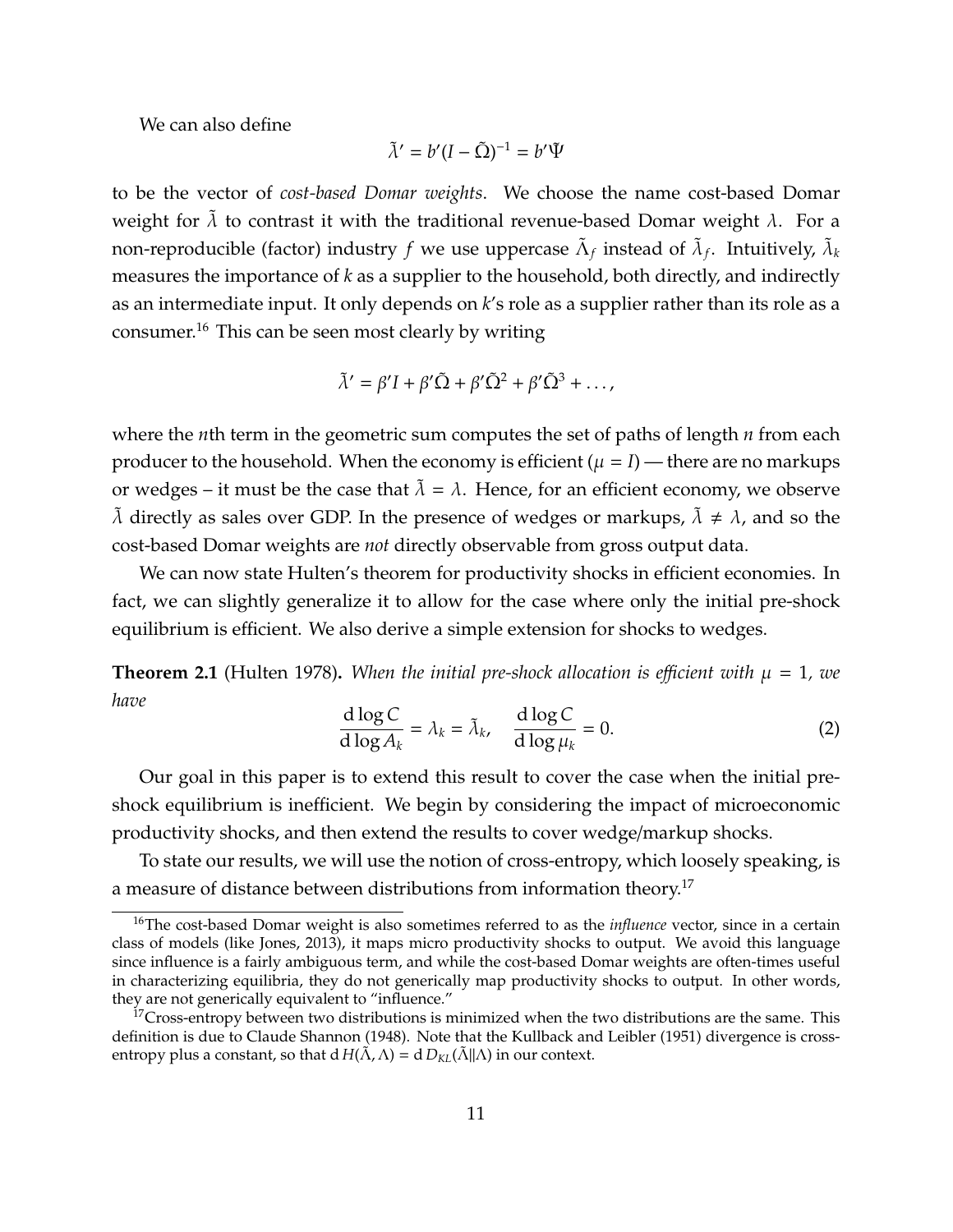We can also define

$$\tilde{\lambda}' = b'(I - \tilde{\Omega})^{-1} = b'\tilde{\Psi}$$

to be the vector of *cost-based Domar weights*. We choose the name cost-based Domar weight for $\tilde{\lambda}$ to contrast it with the traditional revenue-based Domar weight $\lambda$. For a non-reproducible (factor) industry $f$ we use uppercase $\tilde{\Lambda}_f$ instead of $\tilde{\lambda}_f$. Intuitively, $\tilde{\lambda}_k$ measures the importance of $k$ as a supplier to the household, both directly, and indirectly as an intermediate input. It only depends on $k$'s role as a supplier rather than its role as a consumer.[16] This can be seen most clearly by writing

$$\tilde{\lambda}' = \beta' I + \beta'\tilde{\Omega} + \beta'\tilde{\Omega}^2 + \beta'\tilde{\Omega}^3 + \dots,$$

where the $n$th term in the geometric sum computes the set of paths of length $n$ from each producer to the household. When the economy is efficient ($\mu = I$) — there are no markups or wedges – it must be the case that $\tilde{\lambda} = \lambda$. Hence, for an efficient economy, we observe $\tilde{\lambda}$ directly as sales over GDP. In the presence of wedges or markups, $\tilde{\lambda} \neq \lambda$, and so the cost-based Domar weights are *not* directly observable from gross output data.

We can now state Hulten's theorem for productivity shocks in efficient economies. In fact, we can slightly generalize it to allow for the case where only the initial pre-shock equilibrium is efficient. We also derive a simple extension for shocks to wedges.

**Theorem 2.1** (Hulten 1978)**.** *When the initial pre-shock allocation is efficient with $\mu = 1$, we have*

$$\frac{\mathrm{d}\log C}{\mathrm{d}\log A_k} = \lambda_k = \tilde{\lambda}_k, \quad \frac{\mathrm{d}\log C}{\mathrm{d}\log \mu_k} = 0. \tag{2}$$

Our goal in this paper is to extend this result to cover the case when the initial pre-shock equilibrium is inefficient. We begin by considering the impact of microeconomic productivity shocks, and then extend the results to cover wedge/markup shocks.

To state our results, we will use the notion of cross-entropy, which loosely speaking, is a measure of distance between distributions from information theory.[17]

[16] The cost-based Domar weight is also sometimes referred to as the *influence* vector, since in a certain class of models (like Jones, 2013), it maps micro productivity shocks to output. We avoid this language since influence is a fairly ambiguous term, and while the cost-based Domar weights are often-times useful in characterizing equilibria, they do not generically map productivity shocks to output. In other words, they are not generically equivalent to "influence."

[17] Cross-entropy between two distributions is minimized when the two distributions are the same. This definition is due to Claude Shannon (1948). Note that the Kullback and Leibler (1951) divergence is cross-entropy plus a constant, so that $\mathrm{d}\,H(\tilde{\Lambda}, \Lambda) = \mathrm{d}\,D_{KL}(\tilde{\Lambda} \| \Lambda)$ in our context.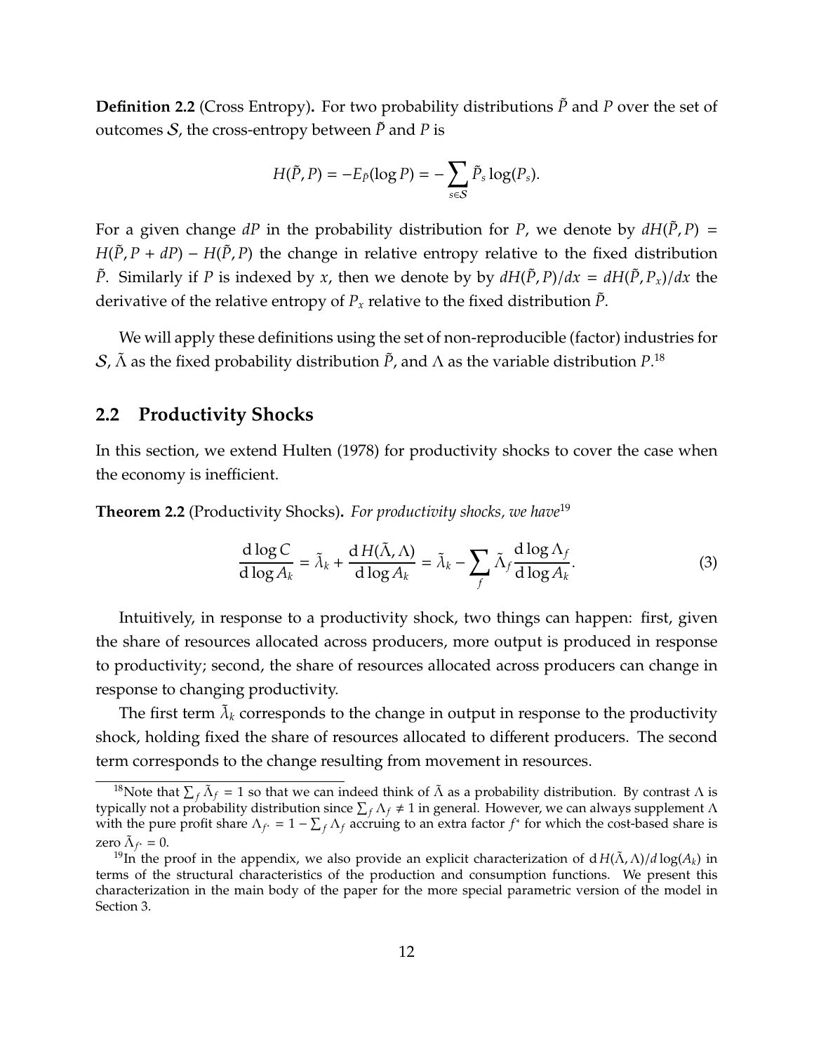**Definition 2.2** (Cross Entropy)**.** For two probability distributions $\tilde{P}$ and $P$ over the set of outcomes $\mathcal{S}$, the cross-entropy between $\tilde{P}$ and $P$ is

$$H(\tilde{P}, P) = -E_{\tilde{P}}(\log P) = -\sum_{s \in \mathcal{S}} \tilde{P}_s \log(P_s).$$

For a given change $dP$ in the probability distribution for $P$, we denote by $dH(\tilde{P}, P) = H(\tilde{P}, P + dP) - H(\tilde{P}, P)$ the change in relative entropy relative to the fixed distribution $\tilde{P}$. Similarly if $P$ is indexed by $x$, then we denote by by $dH(\tilde{P}, P)/dx = dH(\tilde{P}, P_x)/dx$ the derivative of the relative entropy of $P_x$ relative to the fixed distribution $\tilde{P}$.

We will apply these definitions using the set of non-reproducible (factor) industries for $\mathcal{S}$, $\tilde{\Lambda}$ as the fixed probability distribution $\tilde{P}$, and $\Lambda$ as the variable distribution $P$.[18]

## 2.2 Productivity Shocks

In this section, we extend Hulten (1978) for productivity shocks to cover the case when the economy is inefficient.

**Theorem 2.2** (Productivity Shocks)**.** *For productivity shocks, we have*[19]

$$\frac{\mathrm{d}\log C}{\mathrm{d}\log A_k} = \tilde{\lambda}_k + \frac{\mathrm{d}\,H(\tilde{\Lambda}, \Lambda)}{\mathrm{d}\log A_k} = \tilde{\lambda}_k - \sum_f \tilde{\Lambda}_f \frac{\mathrm{d}\log \Lambda_f}{\mathrm{d}\log A_k}. \tag{3}$$

Intuitively, in response to a productivity shock, two things can happen: first, given the share of resources allocated across producers, more output is produced in response to productivity; second, the share of resources allocated across producers can change in response to changing productivity.

The first term $\tilde{\lambda}_k$ corresponds to the change in output in response to the productivity shock, holding fixed the share of resources allocated to different producers. The second term corresponds to the change resulting from movement in resources.

[18] Note that $\sum_f \tilde{\Lambda}_f = 1$ so that we can indeed think of $\tilde{\Lambda}$ as a probability distribution. By contrast $\Lambda$ is typically not a probability distribution since $\sum_f \Lambda_f \neq 1$ in general. However, we can always supplement $\Lambda$ with the pure profit share $\Lambda_{f^*} = 1 - \sum_f \Lambda_f$ accruing to an extra factor $f^*$ for which the cost-based share is zero $\tilde{\Lambda}_{f^*} = 0$.

[19] In the proof in the appendix, we also provide an explicit characterization of $\mathrm{d}H(\tilde{\Lambda}, \Lambda)/d\log(A_k)$ in terms of the structural characteristics of the production and consumption functions. We present this characterization in the main body of the paper for the more special parametric version of the model in Section 3.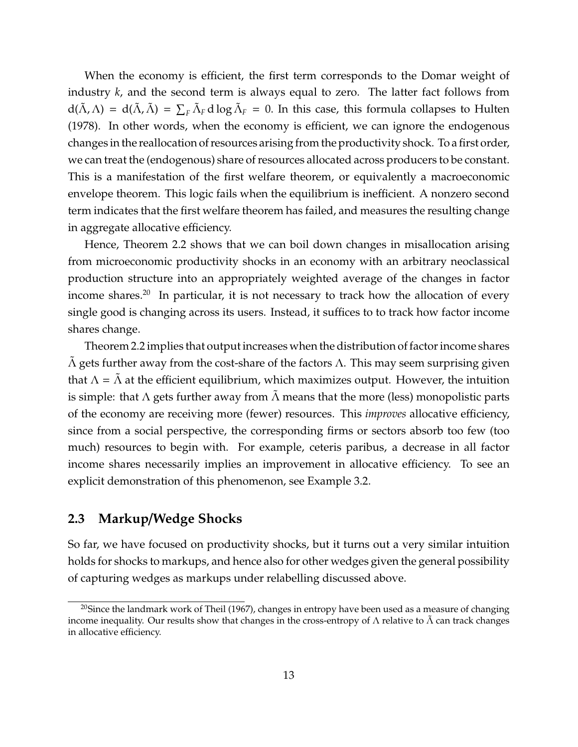When the economy is efficient, the first term corresponds to the Domar weight of industry $k$, and the second term is always equal to zero. The latter fact follows from $\mathrm{d}(\tilde{\Lambda}, \Lambda) = \mathrm{d}(\tilde{\Lambda}, \tilde{\Lambda}) = \sum_F \tilde{\Lambda}_F \, \mathrm{d} \log \tilde{\Lambda}_F = 0$. In this case, this formula collapses to Hulten (1978). In other words, when the economy is efficient, we can ignore the endogenous changes in the reallocation of resources arising from the productivity shock. To a first order, we can treat the (endogenous) share of resources allocated across producers to be constant. This is a manifestation of the first welfare theorem, or equivalently a macroeconomic envelope theorem. This logic fails when the equilibrium is inefficient. A nonzero second term indicates that the first welfare theorem has failed, and measures the resulting change in aggregate allocative efficiency.

Hence, Theorem 2.2 shows that we can boil down changes in misallocation arising from microeconomic productivity shocks in an economy with an arbitrary neoclassical production structure into an appropriately weighted average of the changes in factor income shares.[20] In particular, it is not necessary to track how the allocation of every single good is changing across its users. Instead, it suffices to to track how factor income shares change.

Theorem 2.2 implies that output increases when the distribution of factor income shares $\tilde{\Lambda}$ gets further away from the cost-share of the factors $\Lambda$. This may seem surprising given that $\Lambda = \tilde{\Lambda}$ at the efficient equilibrium, which maximizes output. However, the intuition is simple: that $\Lambda$ gets further away from $\tilde{\Lambda}$ means that the more (less) monopolistic parts of the economy are receiving more (fewer) resources. This *improves* allocative efficiency, since from a social perspective, the corresponding firms or sectors absorb too few (too much) resources to begin with. For example, ceteris paribus, a decrease in all factor income shares necessarily implies an improvement in allocative efficiency. To see an explicit demonstration of this phenomenon, see Example 3.2.

## 2.3 Markup/Wedge Shocks

So far, we have focused on productivity shocks, but it turns out a very similar intuition holds for shocks to markups, and hence also for other wedges given the general possibility of capturing wedges as markups under relabelling discussed above.

[20] Since the landmark work of Theil (1967), changes in entropy have been used as a measure of changing income inequality. Our results show that changes in the cross-entropy of $\Lambda$ relative to $\tilde{\Lambda}$ can track changes in allocative efficiency.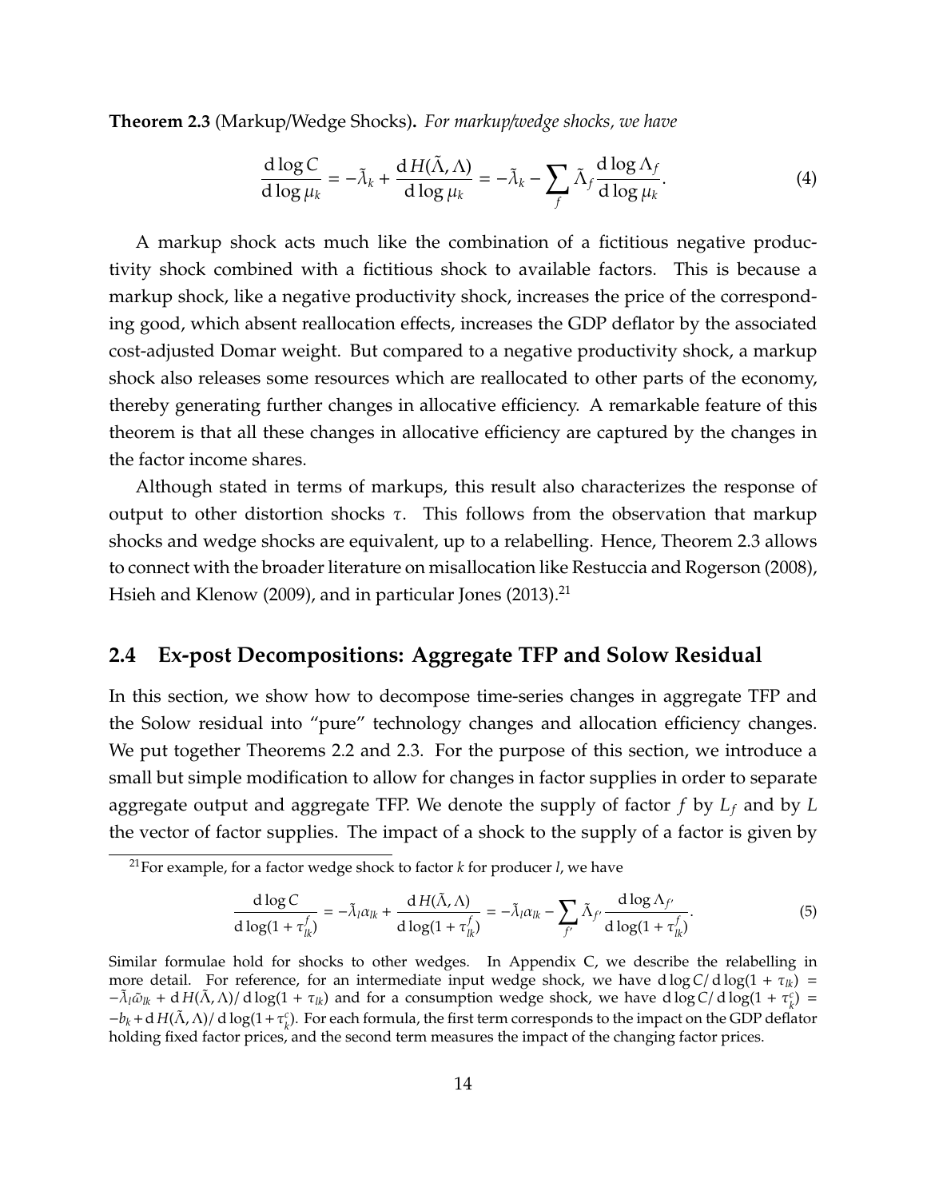**Theorem 2.3** (Markup/Wedge Shocks)**.** *For markup/wedge shocks, we have*

$$\frac{\mathrm{d}\log C}{\mathrm{d}\log \mu_k} = -\tilde{\lambda}_k + \frac{\mathrm{d}\, H(\tilde{\Lambda}, \Lambda)}{\mathrm{d}\log \mu_k} = -\tilde{\lambda}_k - \sum_f \tilde{\Lambda}_f \frac{\mathrm{d}\log \Lambda_f}{\mathrm{d}\log \mu_k}. \tag{4}$$

A markup shock acts much like the combination of a fictitious negative productivity shock combined with a fictitious shock to available factors. This is because a markup shock, like a negative productivity shock, increases the price of the corresponding good, which absent reallocation effects, increases the GDP deflator by the associated cost-adjusted Domar weight. But compared to a negative productivity shock, a markup shock also releases some resources which are reallocated to other parts of the economy, thereby generating further changes in allocative efficiency. A remarkable feature of this theorem is that all these changes in allocative efficiency are captured by the changes in the factor income shares.

Although stated in terms of markups, this result also characterizes the response of output to other distortion shocks $\tau$. This follows from the observation that markup shocks and wedge shocks are equivalent, up to a relabelling. Hence, Theorem 2.3 allows to connect with the broader literature on misallocation like Restuccia and Rogerson (2008), Hsieh and Klenow (2009), and in particular Jones (2013).[21]

## 2.4 Ex-post Decompositions: Aggregate TFP and Solow Residual

In this section, we show how to decompose time-series changes in aggregate TFP and the Solow residual into "pure" technology changes and allocation efficiency changes. We put together Theorems 2.2 and 2.3. For the purpose of this section, we introduce a small but simple modification to allow for changes in factor supplies in order to separate aggregate output and aggregate TFP. We denote the supply of factor $f$ by $L_f$ and by $L$ the vector of factor supplies. The impact of a shock to the supply of a factor is given by

---

[21] For example, for a factor wedge shock to factor $k$ for producer $l$, we have

$$\frac{\mathrm{d}\log C}{\mathrm{d}\log(1+\tau_{lk}^f)} = -\tilde{\lambda}_l \alpha_{lk} + \frac{\mathrm{d}\, H(\tilde{\Lambda}, \Lambda)}{\mathrm{d}\log(1+\tau_{lk}^f)} = -\tilde{\lambda}_l \alpha_{lk} - \sum_{f'} \tilde{\Lambda}_{f'} \frac{\mathrm{d}\log \Lambda_{f'}}{\mathrm{d}\log(1+\tau_{lk}^f)}. \tag{5}$$

Similar formulae hold for shocks to other wedges. In Appendix C, we describe the relabelling in more detail. For reference, for an intermediate input wedge shock, we have $\mathrm{d}\log C/\,\mathrm{d}\log(1+\tau_{lk}) = -\tilde{\lambda}_l \tilde{\omega}_{lk} + \mathrm{d}\, H(\tilde{\Lambda}, \Lambda)/\,\mathrm{d}\log(1+\tau_{lk})$ and for a consumption wedge shock, we have $\mathrm{d}\log C/\,\mathrm{d}\log(1+\tau_k^c) = -b_k + \mathrm{d}\, H(\tilde{\Lambda}, \Lambda)/\,\mathrm{d}\log(1+\tau_k^c)$. For each formula, the first term corresponds to the impact on the GDP deflator holding fixed factor prices, and the second term measures the impact of the changing factor prices.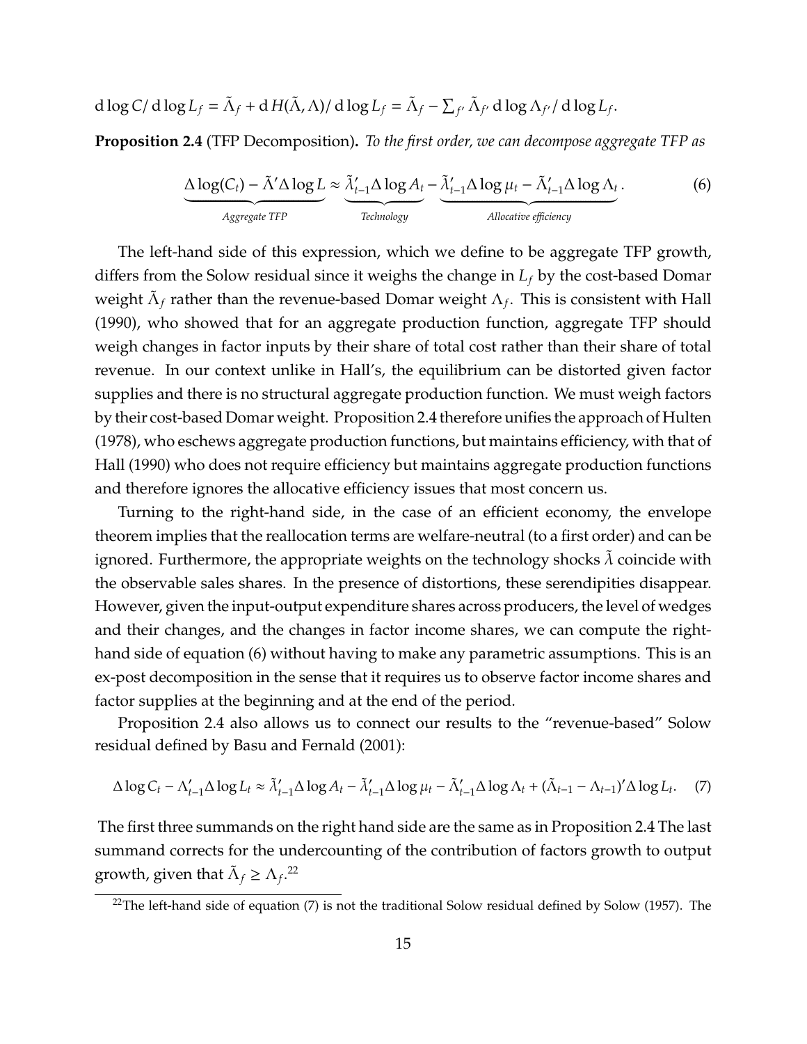$\mathrm{d}\log C/\,\mathrm{d}\log L_f = \tilde{\Lambda}_f + \mathrm{d}\,H(\tilde{\Lambda},\Lambda)/\,\mathrm{d}\log L_f = \tilde{\Lambda}_f - \sum_{f'} \tilde{\Lambda}_{f'}\,\mathrm{d}\log\Lambda_{f'}/\,\mathrm{d}\log L_f.$

**Proposition 2.4** (TFP Decomposition)**.** *To the first order, we can decompose aggregate TFP as*

$$\underbrace{\Delta\log(C_t) - \tilde{\Lambda}'\Delta\log L}_{\text{Aggregate TFP}} \approx \underbrace{\tilde{\lambda}'_{t-1}\Delta\log A_t}_{\text{Technology}} - \underbrace{\tilde{\lambda}'_{t-1}\Delta\log\mu_t - \tilde{\Lambda}'_{t-1}\Delta\log\Lambda_t}_{\text{Allocative efficiency}}. \tag{6}$$

The left-hand side of this expression, which we define to be aggregate TFP growth, differs from the Solow residual since it weighs the change in $L_f$ by the cost-based Domar weight $\tilde{\Lambda}_f$ rather than the revenue-based Domar weight $\Lambda_f$. This is consistent with Hall (1990), who showed that for an aggregate production function, aggregate TFP should weigh changes in factor inputs by their share of total cost rather than their share of total revenue. In our context unlike in Hall's, the equilibrium can be distorted given factor supplies and there is no structural aggregate production function. We must weigh factors by their cost-based Domar weight. Proposition 2.4 therefore unifies the approach of Hulten (1978), who eschews aggregate production functions, but maintains efficiency, with that of Hall (1990) who does not require efficiency but maintains aggregate production functions and therefore ignores the allocative efficiency issues that most concern us.

Turning to the right-hand side, in the case of an efficient economy, the envelope theorem implies that the reallocation terms are welfare-neutral (to a first order) and can be ignored. Furthermore, the appropriate weights on the technology shocks $\tilde{\lambda}$ coincide with the observable sales shares. In the presence of distortions, these serendipities disappear. However, given the input-output expenditure shares across producers, the level of wedges and their changes, and the changes in factor income shares, we can compute the right-hand side of equation (6) without having to make any parametric assumptions. This is an ex-post decomposition in the sense that it requires us to observe factor income shares and factor supplies at the beginning and at the end of the period.

Proposition 2.4 also allows us to connect our results to the "revenue-based" Solow residual defined by Basu and Fernald (2001):

$$\Delta\log C_t - \Lambda'_{t-1}\Delta\log L_t \approx \tilde{\lambda}'_{t-1}\Delta\log A_t - \tilde{\lambda}'_{t-1}\Delta\log\mu_t - \tilde{\Lambda}'_{t-1}\Delta\log\Lambda_t + (\tilde{\Lambda}_{t-1} - \Lambda_{t-1})'\Delta\log L_t. \tag{7}$$

The first three summands on the right hand side are the same as in Proposition 2.4 The last summand corrects for the undercounting of the contribution of factors growth to output growth, given that $\tilde{\Lambda}_f \geq \Lambda_f$.[22]

[22] The left-hand side of equation (7) is not the traditional Solow residual defined by Solow (1957). The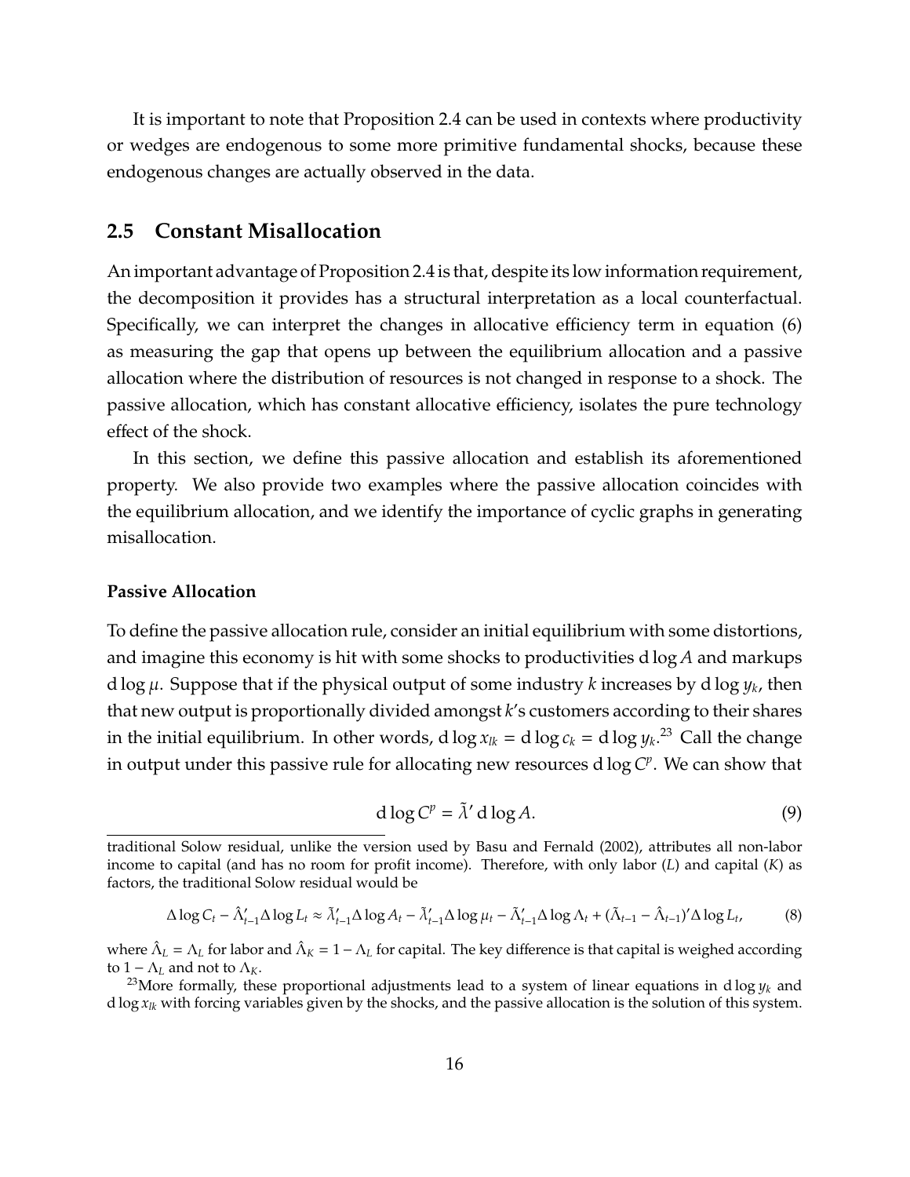It is important to note that Proposition 2.4 can be used in contexts where productivity or wedges are endogenous to some more primitive fundamental shocks, because these endogenous changes are actually observed in the data.

## 2.5 Constant Misallocation

An important advantage of Proposition 2.4 is that, despite its low information requirement, the decomposition it provides has a structural interpretation as a local counterfactual. Specifically, we can interpret the changes in allocative efficiency term in equation (6) as measuring the gap that opens up between the equilibrium allocation and a passive allocation where the distribution of resources is not changed in response to a shock. The passive allocation, which has constant allocative efficiency, isolates the pure technology effect of the shock.

In this section, we define this passive allocation and establish its aforementioned property. We also provide two examples where the passive allocation coincides with the equilibrium allocation, and we identify the importance of cyclic graphs in generating misallocation.

#### Passive Allocation

To define the passive allocation rule, consider an initial equilibrium with some distortions, and imagine this economy is hit with some shocks to productivities $\mathrm{d}\log A$ and markups $\mathrm{d}\log \mu$. Suppose that if the physical output of some industry $k$ increases by $\mathrm{d}\log y_k$, then that new output is proportionally divided amongst $k$'s customers according to their shares in the initial equilibrium. In other words, $\mathrm{d}\log x_{lk} = \mathrm{d}\log c_k = \mathrm{d}\log y_k$.[23] Call the change in output under this passive rule for allocating new resources $\mathrm{d}\log C^p$. We can show that

$$\mathrm{d}\log C^p = \tilde{\lambda}' \,\mathrm{d}\log A. \tag{9}$$

traditional Solow residual, unlike the version used by Basu and Fernald (2002), attributes all non-labor income to capital (and has no room for profit income). Therefore, with only labor ($L$) and capital ($K$) as factors, the traditional Solow residual would be

$$\Delta \log C_t - \hat{\Lambda}'_{t-1}\Delta \log L_t \approx \tilde{\lambda}'_{t-1}\Delta \log A_t - \tilde{\lambda}'_{t-1}\Delta \log \mu_t - \tilde{\Lambda}'_{t-1}\Delta \log \Lambda_t + (\tilde{\Lambda}_{t-1} - \hat{\Lambda}_{t-1})'\Delta \log L_t, \tag{8}$$

where $\hat{\Lambda}_L = \Lambda_L$ for labor and $\hat{\Lambda}_K = 1 - \Lambda_L$ for capital. The key difference is that capital is weighed according to $1 - \Lambda_L$ and not to $\Lambda_K$.

[23] More formally, these proportional adjustments lead to a system of linear equations in $\mathrm{d}\log y_k$ and $\mathrm{d}\log x_{lk}$ with forcing variables given by the shocks, and the passive allocation is the solution of this system.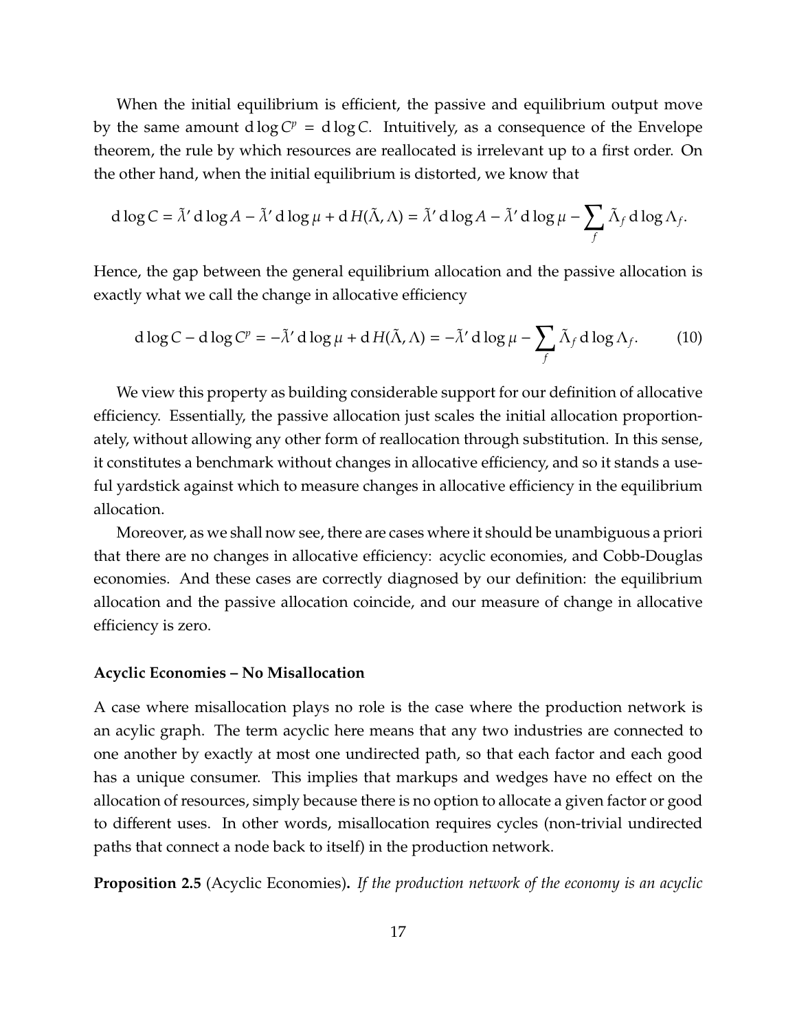When the initial equilibrium is efficient, the passive and equilibrium output move by the same amount $\mathrm{d}\log C^p = \mathrm{d}\log C$. Intuitively, as a consequence of the Envelope theorem, the rule by which resources are reallocated is irrelevant up to a first order. On the other hand, when the initial equilibrium is distorted, we know that

$$\mathrm{d}\log C = \tilde{\lambda}' \,\mathrm{d}\log A - \tilde{\lambda}' \,\mathrm{d}\log \mu + \mathrm{d}\,H(\tilde{\Lambda}, \Lambda) = \tilde{\lambda}' \,\mathrm{d}\log A - \tilde{\lambda}' \,\mathrm{d}\log \mu - \sum_f \tilde{\Lambda}_f \,\mathrm{d}\log \Lambda_f.$$

Hence, the gap between the general equilibrium allocation and the passive allocation is exactly what we call the change in allocative efficiency

$$\mathrm{d}\log C - \mathrm{d}\log C^p = -\tilde{\lambda}' \,\mathrm{d}\log \mu + \mathrm{d}\,H(\tilde{\Lambda}, \Lambda) = -\tilde{\lambda}' \,\mathrm{d}\log \mu - \sum_f \tilde{\Lambda}_f \,\mathrm{d}\log \Lambda_f. \tag{10}$$

We view this property as building considerable support for our definition of allocative efficiency. Essentially, the passive allocation just scales the initial allocation proportionately, without allowing any other form of reallocation through substitution. In this sense, it constitutes a benchmark without changes in allocative efficiency, and so it stands a useful yardstick against which to measure changes in allocative efficiency in the equilibrium allocation.

Moreover, as we shall now see, there are cases where it should be unambiguous a priori that there are no changes in allocative efficiency: acyclic economies, and Cobb-Douglas economies. And these cases are correctly diagnosed by our definition: the equilibrium allocation and the passive allocation coincide, and our measure of change in allocative efficiency is zero.

**Acyclic Economies – No Misallocation**

A case where misallocation plays no role is the case where the production network is an acylic graph. The term acyclic here means that any two industries are connected to one another by exactly at most one undirected path, so that each factor and each good has a unique consumer. This implies that markups and wedges have no effect on the allocation of resources, simply because there is no option to allocate a given factor or good to different uses. In other words, misallocation requires cycles (non-trivial undirected paths that connect a node back to itself) in the production network.

**Proposition 2.5** (Acyclic Economies)**.** *If the production network of the economy is an acyclic*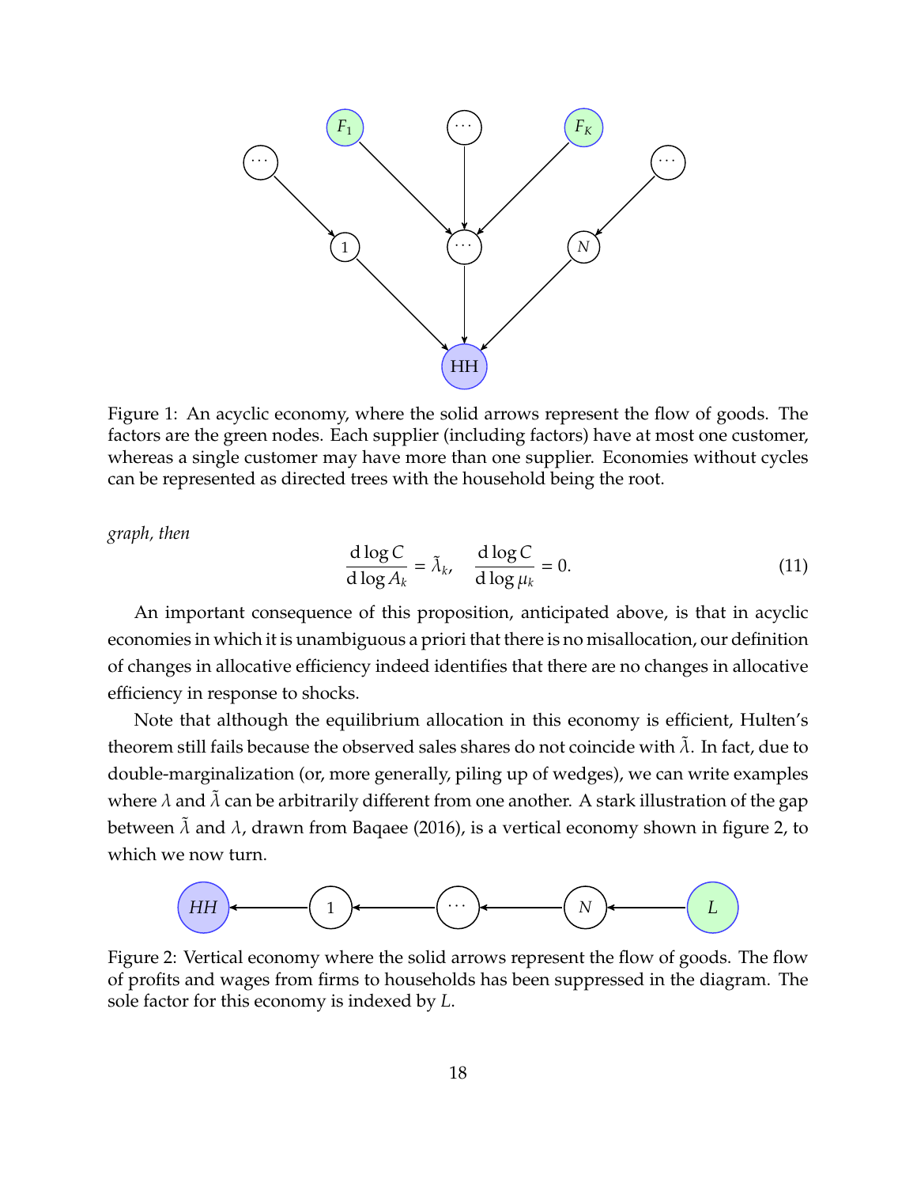Figure 1: An acyclic economy, where the solid arrows represent the flow of goods. The factors are the green nodes. Each supplier (including factors) have at most one customer, whereas a single customer may have more than one supplier. Economies without cycles can be represented as directed trees with the household being the root.

*graph, then*

$$\frac{\mathrm{d}\log C}{\mathrm{d}\log A_k} = \tilde{\lambda}_k, \quad \frac{\mathrm{d}\log C}{\mathrm{d}\log \mu_k} = 0. \tag{11}$$

An important consequence of this proposition, anticipated above, is that in acyclic economies in which it is unambiguous a priori that there is no misallocation, our definition of changes in allocative efficiency indeed identifies that there are no changes in allocative efficiency in response to shocks.

Note that although the equilibrium allocation in this economy is efficient, Hulten's theorem still fails because the observed sales shares do not coincide with $\tilde{\lambda}$. In fact, due to double-marginalization (or, more generally, piling up of wedges), we can write examples where $\lambda$ and $\tilde{\lambda}$ can be arbitrarily different from one another. A stark illustration of the gap between $\tilde{\lambda}$ and $\lambda$, drawn from Baqaee (2016), is a vertical economy shown in figure 2, to which we now turn.

Figure 2: Vertical economy where the solid arrows represent the flow of goods. The flow of profits and wages from firms to households has been suppressed in the diagram. The sole factor for this economy is indexed by $L$.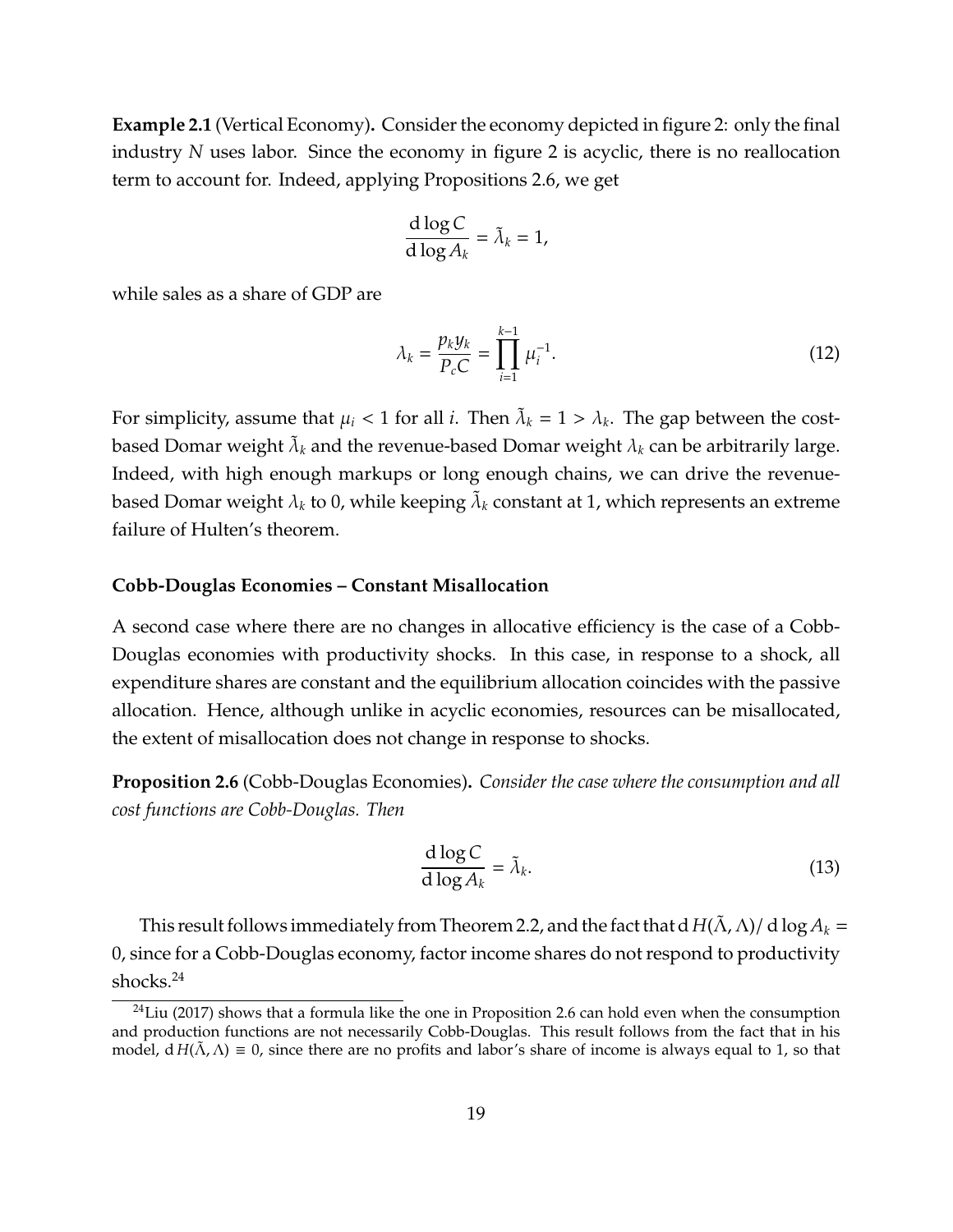**Example 2.1** (Vertical Economy)**.** Consider the economy depicted in figure 2: only the final industry $N$ uses labor. Since the economy in figure 2 is acyclic, there is no reallocation term to account for. Indeed, applying Propositions 2.6, we get

$$\frac{\mathrm{d}\log C}{\mathrm{d}\log A_k} = \tilde{\lambda}_k = 1,$$

while sales as a share of GDP are

$$\lambda_k = \frac{p_k y_k}{P_c C} = \prod_{i=1}^{k-1} \mu_i^{-1}. \tag{12}$$

For simplicity, assume that $\mu_i < 1$ for all $i$. Then $\tilde{\lambda}_k = 1 > \lambda_k$. The gap between the cost-based Domar weight $\tilde{\lambda}_k$ and the revenue-based Domar weight $\lambda_k$ can be arbitrarily large. Indeed, with high enough markups or long enough chains, we can drive the revenue-based Domar weight $\lambda_k$ to 0, while keeping $\tilde{\lambda}_k$ constant at 1, which represents an extreme failure of Hulten's theorem.

**Cobb-Douglas Economies – Constant Misallocation**

A second case where there are no changes in allocative efficiency is the case of a Cobb-Douglas economies with productivity shocks. In this case, in response to a shock, all expenditure shares are constant and the equilibrium allocation coincides with the passive allocation. Hence, although unlike in acyclic economies, resources can be misallocated, the extent of misallocation does not change in response to shocks.

**Proposition 2.6** (Cobb-Douglas Economies)**.** *Consider the case where the consumption and all cost functions are Cobb-Douglas. Then*

$$\frac{\mathrm{d}\log C}{\mathrm{d}\log A_k} = \tilde{\lambda}_k. \tag{13}$$

This result follows immediately from Theorem 2.2, and the fact that $\mathrm{d}\, H(\tilde{\Lambda}, \Lambda)/\,\mathrm{d}\log A_k = 0$, since for a Cobb-Douglas economy, factor income shares do not respond to productivity shocks.[24]

[24] Liu (2017) shows that a formula like the one in Proposition 2.6 can hold even when the consumption and production functions are not necessarily Cobb-Douglas. This result follows from the fact that in his model, $\mathrm{d}\, H(\tilde{\Lambda}, \Lambda) \equiv 0$, since there are no profits and labor's share of income is always equal to 1, so that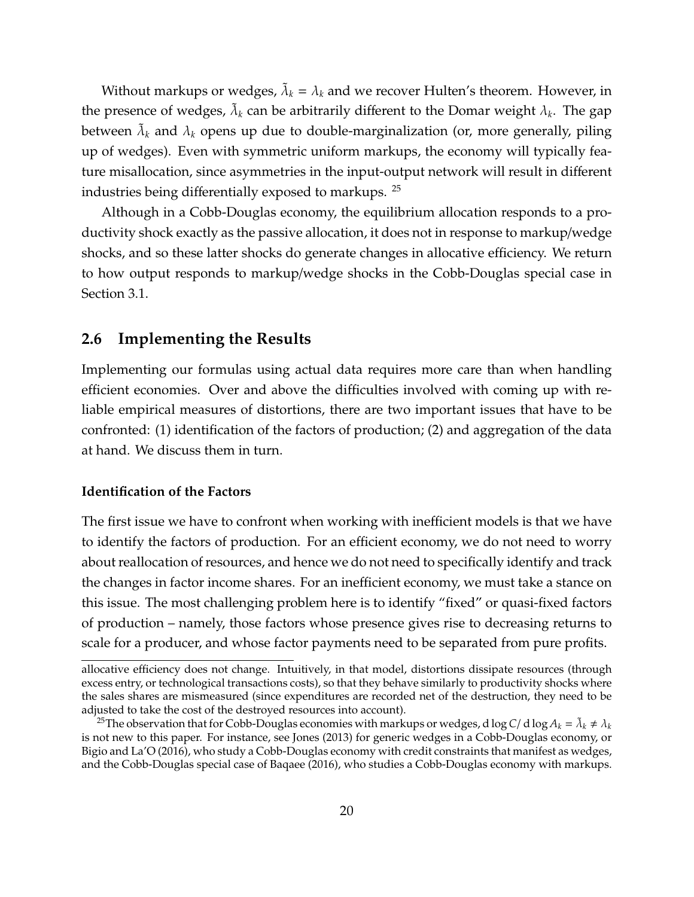Without markups or wedges, $\tilde{\lambda}_k = \lambda_k$ and we recover Hulten's theorem. However, in the presence of wedges, $\tilde{\lambda}_k$ can be arbitrarily different to the Domar weight $\lambda_k$. The gap between $\tilde{\lambda}_k$ and $\lambda_k$ opens up due to double-marginalization (or, more generally, piling up of wedges). Even with symmetric uniform markups, the economy will typically feature misallocation, since asymmetries in the input-output network will result in different industries being differentially exposed to markups. [25]

Although in a Cobb-Douglas economy, the equilibrium allocation responds to a productivity shock exactly as the passive allocation, it does not in response to markup/wedge shocks, and so these latter shocks do generate changes in allocative efficiency. We return to how output responds to markup/wedge shocks in the Cobb-Douglas special case in Section 3.1.

## 2.6 Implementing the Results

Implementing our formulas using actual data requires more care than when handling efficient economies. Over and above the difficulties involved with coming up with reliable empirical measures of distortions, there are two important issues that have to be confronted: (1) identification of the factors of production; (2) and aggregation of the data at hand. We discuss them in turn.

**Identification of the Factors**

The first issue we have to confront when working with inefficient models is that we have to identify the factors of production. For an efficient economy, we do not need to worry about reallocation of resources, and hence we do not need to specifically identify and track the changes in factor income shares. For an inefficient economy, we must take a stance on this issue. The most challenging problem here is to identify "fixed" or quasi-fixed factors of production – namely, those factors whose presence gives rise to decreasing returns to scale for a producer, and whose factor payments need to be separated from pure profits.

---

allocative efficiency does not change. Intuitively, in that model, distortions dissipate resources (through excess entry, or technological transactions costs), so that they behave similarly to productivity shocks where the sales shares are mismeasured (since expenditures are recorded net of the destruction, they need to be adjusted to take the cost of the destroyed resources into account).

[25] The observation that for Cobb-Douglas economies with markups or wedges, $d \log C / d \log A_k = \tilde{\lambda}_k \neq \lambda_k$ is not new to this paper. For instance, see Jones (2013) for generic wedges in a Cobb-Douglas economy, or Bigio and La'O (2016), who study a Cobb-Douglas economy with credit constraints that manifest as wedges, and the Cobb-Douglas special case of Baqaee (2016), who studies a Cobb-Douglas economy with markups.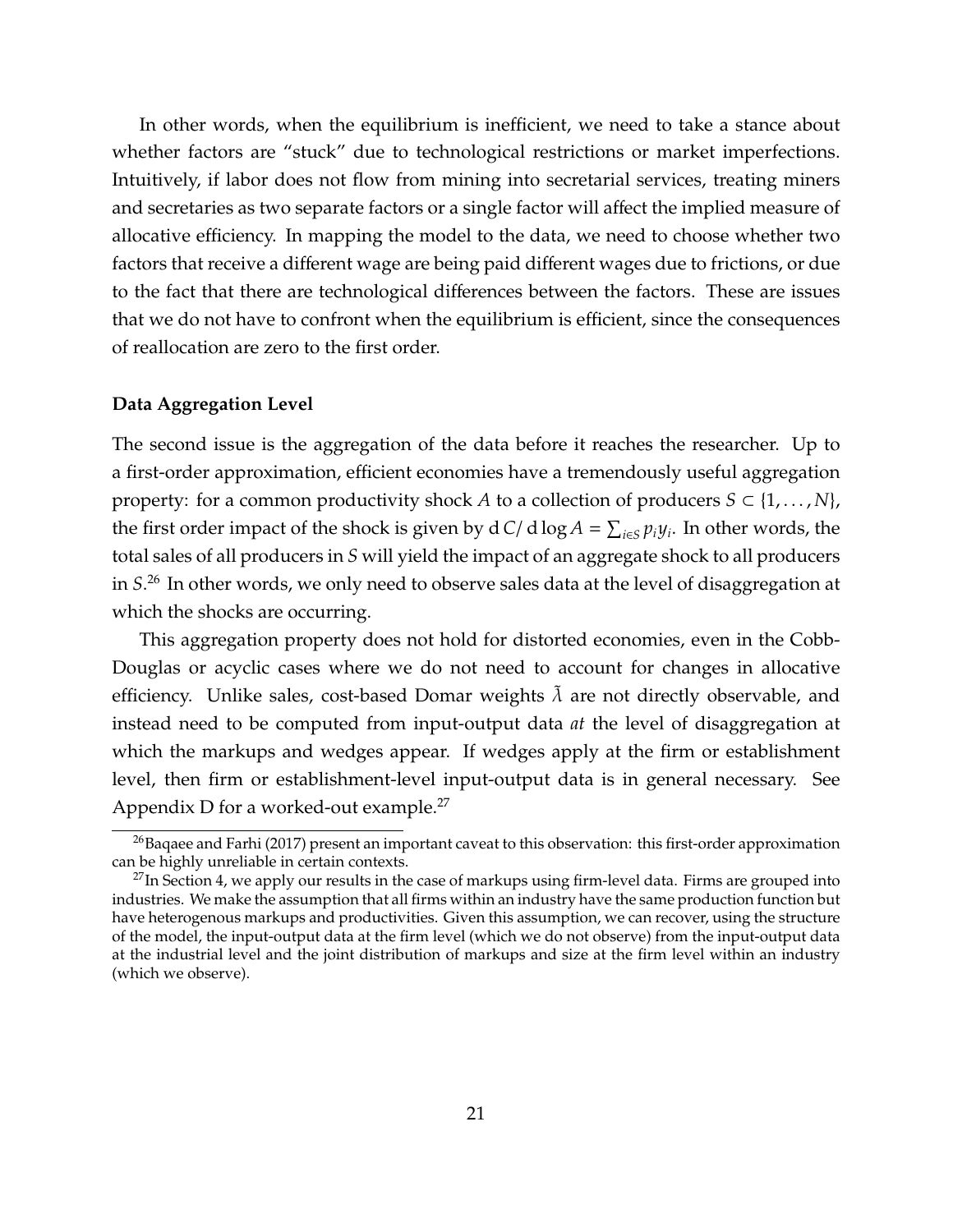In other words, when the equilibrium is inefficient, we need to take a stance about whether factors are "stuck" due to technological restrictions or market imperfections. Intuitively, if labor does not flow from mining into secretarial services, treating miners and secretaries as two separate factors or a single factor will affect the implied measure of allocative efficiency. In mapping the model to the data, we need to choose whether two factors that receive a different wage are being paid different wages due to frictions, or due to the fact that there are technological differences between the factors. These are issues that we do not have to confront when the equilibrium is efficient, since the consequences of reallocation are zero to the first order.

### Data Aggregation Level

The second issue is the aggregation of the data before it reaches the researcher. Up to a first-order approximation, efficient economies have a tremendously useful aggregation property: for a common productivity shock $A$ to a collection of producers $S \subset \{1, \ldots, N\}$, the first order impact of the shock is given by $\mathrm{d}\, C / \mathrm{d} \log A = \sum_{i \in S} p_i y_i$. In other words, the total sales of all producers in $S$ will yield the impact of an aggregate shock to all producers in $S$.[26] In other words, we only need to observe sales data at the level of disaggregation at which the shocks are occurring.

This aggregation property does not hold for distorted economies, even in the Cobb-Douglas or acyclic cases where we do not need to account for changes in allocative efficiency. Unlike sales, cost-based Domar weights $\tilde{\lambda}$ are not directly observable, and instead need to be computed from input-output data *at* the level of disaggregation at which the markups and wedges appear. If wedges apply at the firm or establishment level, then firm or establishment-level input-output data is in general necessary. See Appendix D for a worked-out example.[27]

---

[26] Baqaee and Farhi (2017) present an important caveat to this observation: this first-order approximation can be highly unreliable in certain contexts.

[27] In Section 4, we apply our results in the case of markups using firm-level data. Firms are grouped into industries. We make the assumption that all firms within an industry have the same production function but have heterogenous markups and productivities. Given this assumption, we can recover, using the structure of the model, the input-output data at the firm level (which we do not observe) from the input-output data at the industrial level and the joint distribution of markups and size at the firm level within an industry (which we observe).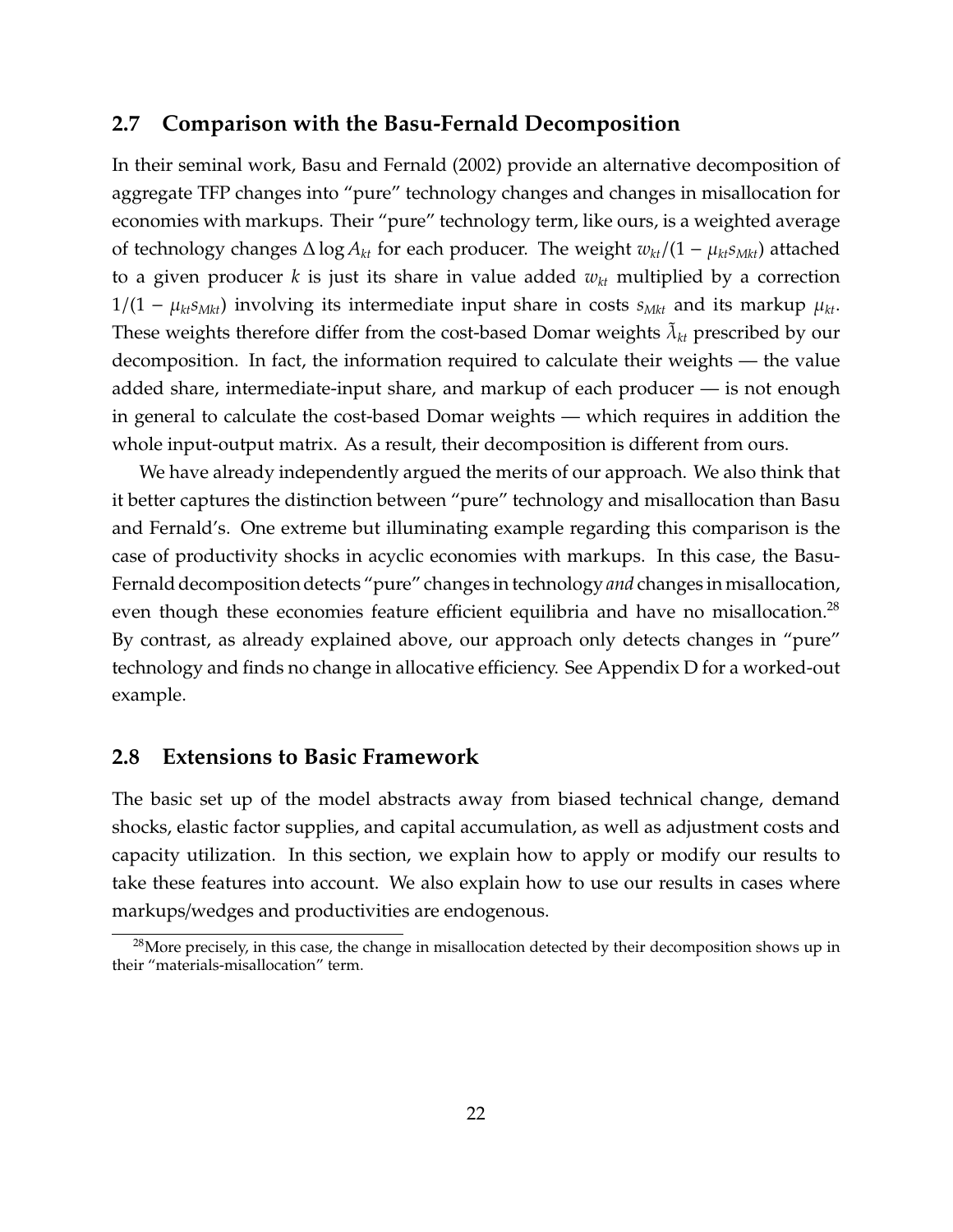## 2.7 Comparison with the Basu-Fernald Decomposition

In their seminal work, Basu and Fernald (2002) provide an alternative decomposition of aggregate TFP changes into "pure" technology changes and changes in misallocation for economies with markups. Their "pure" technology term, like ours, is a weighted average of technology changes $\Delta \log A_{kt}$ for each producer. The weight $w_{kt}/(1 - \mu_{kt} s_{Mkt})$ attached to a given producer $k$ is just its share in value added $w_{kt}$ multiplied by a correction $1/(1 - \mu_{kt} s_{Mkt})$ involving its intermediate input share in costs $s_{Mkt}$ and its markup $\mu_{kt}$. These weights therefore differ from the cost-based Domar weights $\tilde{\lambda}_{kt}$ prescribed by our decomposition. In fact, the information required to calculate their weights — the value added share, intermediate-input share, and markup of each producer — is not enough in general to calculate the cost-based Domar weights — which requires in addition the whole input-output matrix. As a result, their decomposition is different from ours.

We have already independently argued the merits of our approach. We also think that it better captures the distinction between "pure" technology and misallocation than Basu and Fernald's. One extreme but illuminating example regarding this comparison is the case of productivity shocks in acyclic economies with markups. In this case, the Basu-Fernald decomposition detects "pure" changes in technology *and* changes in misallocation, even though these economies feature efficient equilibria and have no misallocation.[28] By contrast, as already explained above, our approach only detects changes in "pure" technology and finds no change in allocative efficiency. See Appendix D for a worked-out example.

## 2.8 Extensions to Basic Framework

The basic set up of the model abstracts away from biased technical change, demand shocks, elastic factor supplies, and capital accumulation, as well as adjustment costs and capacity utilization. In this section, we explain how to apply or modify our results to take these features into account. We also explain how to use our results in cases where markups/wedges and productivities are endogenous.

[28] More precisely, in this case, the change in misallocation detected by their decomposition shows up in their "materials-misallocation" term.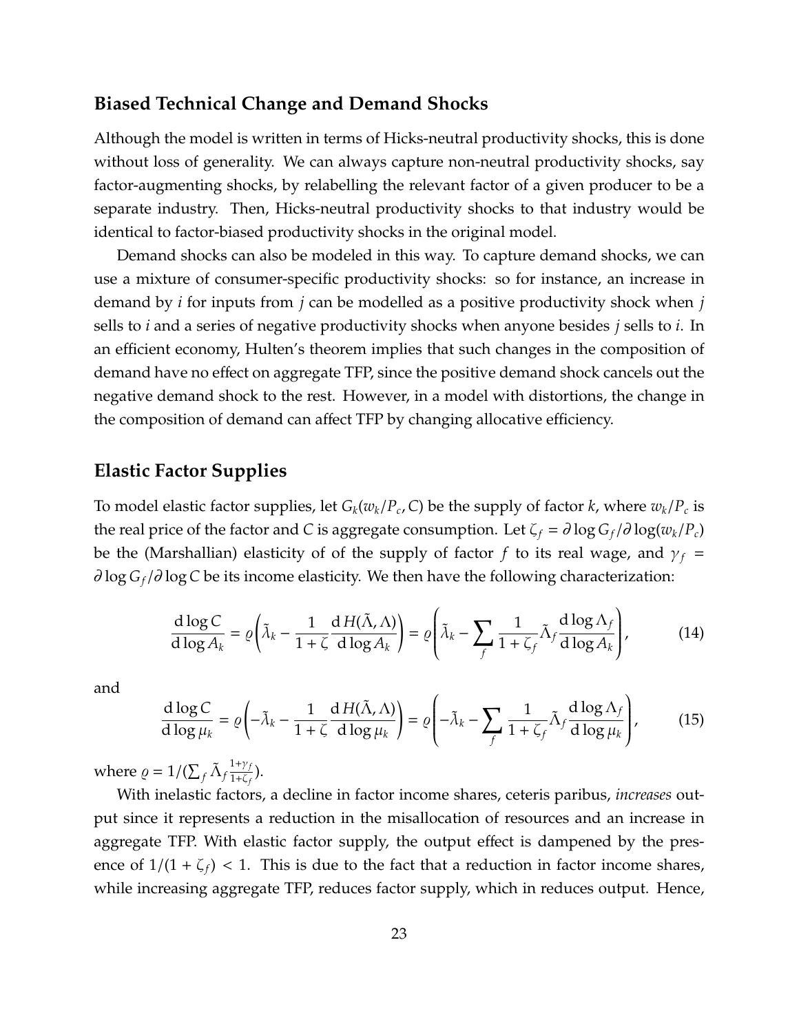## Biased Technical Change and Demand Shocks

Although the model is written in terms of Hicks-neutral productivity shocks, this is done without loss of generality. We can always capture non-neutral productivity shocks, say factor-augmenting shocks, by relabelling the relevant factor of a given producer to be a separate industry. Then, Hicks-neutral productivity shocks to that industry would be identical to factor-biased productivity shocks in the original model.

Demand shocks can also be modeled in this way. To capture demand shocks, we can use a mixture of consumer-specific productivity shocks: so for instance, an increase in demand by $i$ for inputs from $j$ can be modelled as a positive productivity shock when $j$ sells to $i$ and a series of negative productivity shocks when anyone besides $j$ sells to $i$. In an efficient economy, Hulten's theorem implies that such changes in the composition of demand have no effect on aggregate TFP, since the positive demand shock cancels out the negative demand shock to the rest. However, in a model with distortions, the change in the composition of demand can affect TFP by changing allocative efficiency.

## Elastic Factor Supplies

To model elastic factor supplies, let $G_k(w_k/P_c, C)$ be the supply of factor $k$, where $w_k/P_c$ is the real price of the factor and $C$ is aggregate consumption. Let $\zeta_f = \partial \log G_f / \partial \log(w_k/P_c)$ be the (Marshallian) elasticity of of the supply of factor $f$ to its real wage, and $\gamma_f = \partial \log G_f / \partial \log C$ be its income elasticity. We then have the following characterization:

$$\frac{\mathrm{d}\log C}{\mathrm{d}\log A_k} = \varrho\left(\tilde{\lambda}_k - \frac{1}{1+\zeta}\frac{\mathrm{d}\,H(\tilde{\Lambda},\Lambda)}{\mathrm{d}\log A_k}\right) = \varrho\left(\tilde{\lambda}_k - \sum_f \frac{1}{1+\zeta_f}\tilde{\Lambda}_f \frac{\mathrm{d}\log \Lambda_f}{\mathrm{d}\log A_k}\right), \tag{14}$$

and

$$\frac{\mathrm{d}\log C}{\mathrm{d}\log \mu_k} = \varrho\left(-\tilde{\lambda}_k - \frac{1}{1+\zeta}\frac{\mathrm{d}\,H(\tilde{\Lambda},\Lambda)}{\mathrm{d}\log \mu_k}\right) = \varrho\left(-\tilde{\lambda}_k - \sum_f \frac{1}{1+\zeta_f}\tilde{\Lambda}_f \frac{\mathrm{d}\log \Lambda_f}{\mathrm{d}\log \mu_k}\right), \tag{15}$$

where $\varrho = 1/(\sum_f \tilde{\Lambda}_f \frac{1+\gamma_f}{1+\zeta_f})$.

With inelastic factors, a decline in factor income shares, ceteris paribus, *increases* output since it represents a reduction in the misallocation of resources and an increase in aggregate TFP. With elastic factor supply, the output effect is dampened by the presence of $1/(1+\zeta_f) < 1$. This is due to the fact that a reduction in factor income shares, while increasing aggregate TFP, reduces factor supply, which in reduces output. Hence,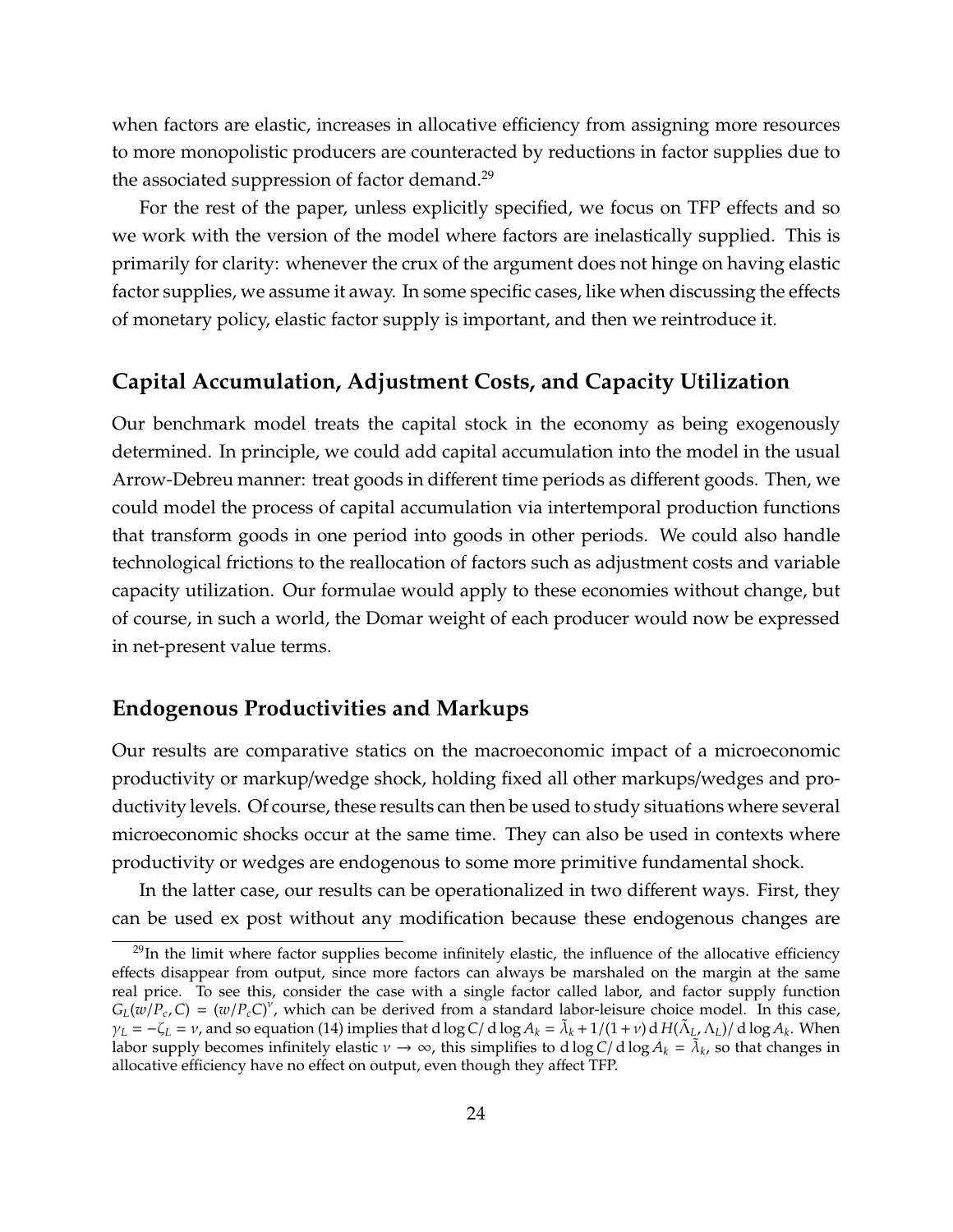when factors are elastic, increases in allocative efficiency from assigning more resources to more monopolistic producers are counteracted by reductions in factor supplies due to the associated suppression of factor demand.[29]

For the rest of the paper, unless explicitly specified, we focus on TFP effects and so we work with the version of the model where factors are inelastically supplied. This is primarily for clarity: whenever the crux of the argument does not hinge on having elastic factor supplies, we assume it away. In some specific cases, like when discussing the effects of monetary policy, elastic factor supply is important, and then we reintroduce it.

## Capital Accumulation, Adjustment Costs, and Capacity Utilization

Our benchmark model treats the capital stock in the economy as being exogenously determined. In principle, we could add capital accumulation into the model in the usual Arrow-Debreu manner: treat goods in different time periods as different goods. Then, we could model the process of capital accumulation via intertemporal production functions that transform goods in one period into goods in other periods. We could also handle technological frictions to the reallocation of factors such as adjustment costs and variable capacity utilization. Our formulae would apply to these economies without change, but of course, in such a world, the Domar weight of each producer would now be expressed in net-present value terms.

## Endogenous Productivities and Markups

Our results are comparative statics on the macroeconomic impact of a microeconomic productivity or markup/wedge shock, holding fixed all other markups/wedges and productivity levels. Of course, these results can then be used to study situations where several microeconomic shocks occur at the same time. They can also be used in contexts where productivity or wedges are endogenous to some more primitive fundamental shock.

In the latter case, our results can be operationalized in two different ways. First, they can be used ex post without any modification because these endogenous changes are

[29] In the limit where factor supplies become infinitely elastic, the influence of the allocative efficiency effects disappear from output, since more factors can always be marshaled on the margin at the same real price. To see this, consider the case with a single factor called labor, and factor supply function $G_L(w/P_c, C) = (w/P_c C)^{\nu}$, which can be derived from a standard labor-leisure choice model. In this case, $\gamma_L = -\zeta_L = \nu$, and so equation (14) implies that $d\log C/d\log A_k = \tilde{\lambda}_k + 1/(1+\nu)\, dH(\tilde{\Lambda}_L, \Lambda_L)/d\log A_k$. When labor supply becomes infinitely elastic $\nu \to \infty$, this simplifies to $d\log C/d\log A_k = \tilde{\lambda}_k$, so that changes in allocative efficiency have no effect on output, even though they affect TFP.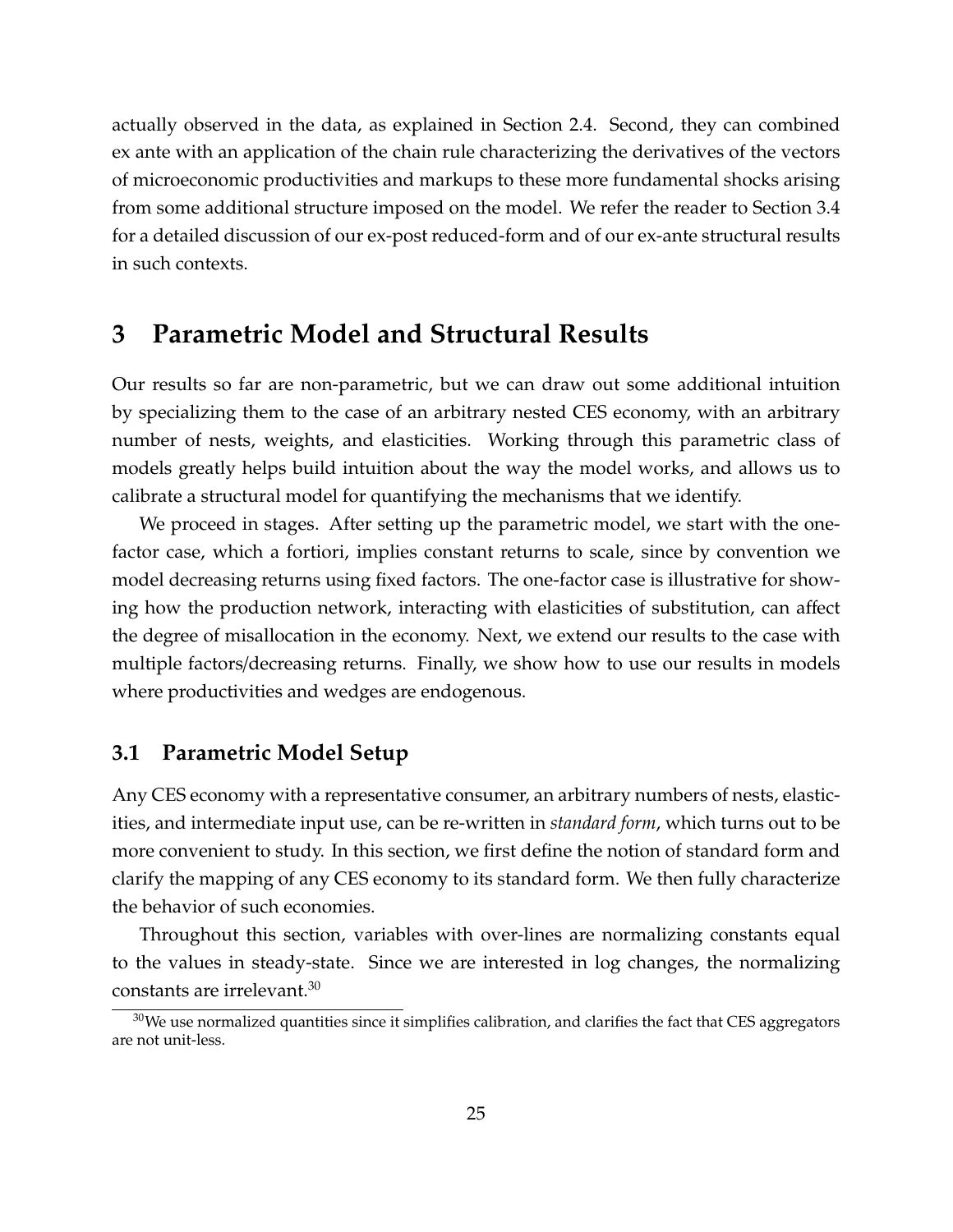actually observed in the data, as explained in Section 2.4. Second, they can combined ex ante with an application of the chain rule characterizing the derivatives of the vectors of microeconomic productivities and markups to these more fundamental shocks arising from some additional structure imposed on the model. We refer the reader to Section 3.4 for a detailed discussion of our ex-post reduced-form and of our ex-ante structural results in such contexts.

# 3 Parametric Model and Structural Results

Our results so far are non-parametric, but we can draw out some additional intuition by specializing them to the case of an arbitrary nested CES economy, with an arbitrary number of nests, weights, and elasticities. Working through this parametric class of models greatly helps build intuition about the way the model works, and allows us to calibrate a structural model for quantifying the mechanisms that we identify.

We proceed in stages. After setting up the parametric model, we start with the one-factor case, which a fortiori, implies constant returns to scale, since by convention we model decreasing returns using fixed factors. The one-factor case is illustrative for showing how the production network, interacting with elasticities of substitution, can affect the degree of misallocation in the economy. Next, we extend our results to the case with multiple factors/decreasing returns. Finally, we show how to use our results in models where productivities and wedges are endogenous.

## 3.1 Parametric Model Setup

Any CES economy with a representative consumer, an arbitrary numbers of nests, elasticities, and intermediate input use, can be re-written in *standard form*, which turns out to be more convenient to study. In this section, we first define the notion of standard form and clarify the mapping of any CES economy to its standard form. We then fully characterize the behavior of such economies.

Throughout this section, variables with over-lines are normalizing constants equal to the values in steady-state. Since we are interested in log changes, the normalizing constants are irrelevant.[30]

[30] We use normalized quantities since it simplifies calibration, and clarifies the fact that CES aggregators are not unit-less.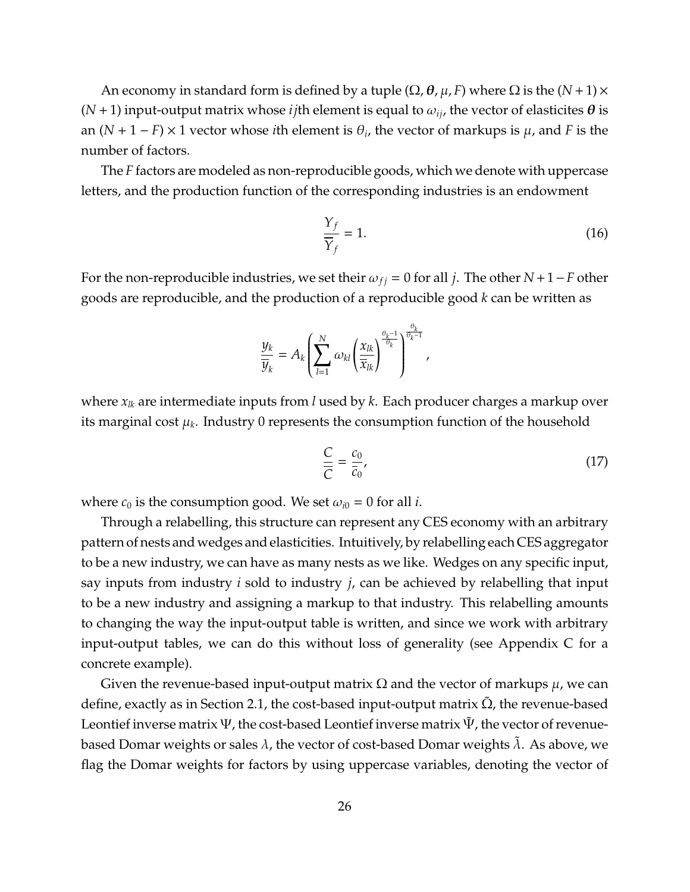An economy in standard form is defined by a tuple $(\Omega, \boldsymbol{\theta}, \mu, F)$ where $\Omega$ is the $(N+1) \times (N+1)$ input-output matrix whose $ij$th element is equal to $\omega_{ij}$, the vector of elasticites $\boldsymbol{\theta}$ is an $(N+1-F) \times 1$ vector whose $i$th element is $\theta_i$, the vector of markups is $\mu$, and $F$ is the number of factors.

The $F$ factors are modeled as non-reproducible goods, which we denote with uppercase letters, and the production function of the corresponding industries is an endowment

$$\frac{Y_f}{\overline{Y}_f} = 1. \tag{16}$$

For the non-reproducible industries, we set their $\omega_{fj} = 0$ for all $j$. The other $N+1-F$ other goods are reproducible, and the production of a reproducible good $k$ can be written as

$$\frac{y_k}{\overline{y}_k} = A_k \left( \sum_{l=1}^{N} \omega_{kl} \left( \frac{x_{lk}}{\overline{x}_{lk}} \right)^{\frac{\theta_k - 1}{\theta_k}} \right)^{\frac{\theta_k}{\theta_k - 1}},$$

where $x_{lk}$ are intermediate inputs from $l$ used by $k$. Each producer charges a markup over its marginal cost $\mu_k$. Industry 0 represents the consumption function of the household

$$\frac{C}{\overline{C}} = \frac{c_0}{\overline{c}_0}, \tag{17}$$

where $c_0$ is the consumption good. We set $\omega_{i0} = 0$ for all $i$.

Through a relabelling, this structure can represent any CES economy with an arbitrary pattern of nests and wedges and elasticities. Intuitively, by relabelling each CES aggregator to be a new industry, we can have as many nests as we like. Wedges on any specific input, say inputs from industry $i$ sold to industry $j$, can be achieved by relabelling that input to be a new industry and assigning a markup to that industry. This relabelling amounts to changing the way the input-output table is written, and since we work with arbitrary input-output tables, we can do this without loss of generality (see Appendix C for a concrete example).

Given the revenue-based input-output matrix $\Omega$ and the vector of markups $\mu$, we can define, exactly as in Section 2.1, the cost-based input-output matrix $\tilde{\Omega}$, the revenue-based Leontief inverse matrix $\Psi$, the cost-based Leontief inverse matrix $\tilde{\Psi}$, the vector of revenue-based Domar weights or sales $\lambda$, the vector of cost-based Domar weights $\tilde{\lambda}$. As above, we flag the Domar weights for factors by using uppercase variables, denoting the vector of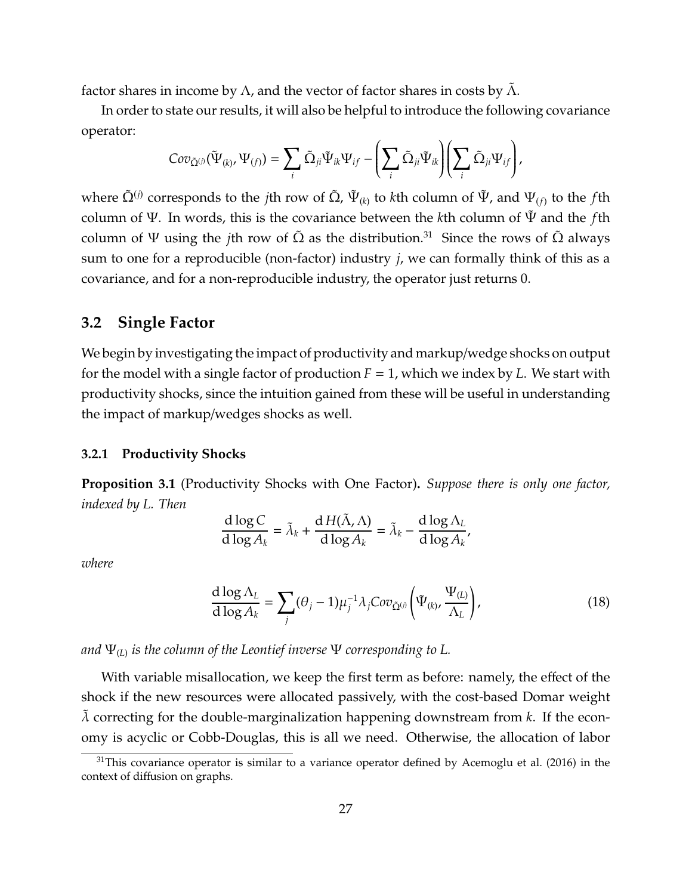factor shares in income by $\Lambda$, and the vector of factor shares in costs by $\tilde{\Lambda}$.

In order to state our results, it will also be helpful to introduce the following covariance operator:

$$Cov_{\tilde{\Omega}^{(j)}}(\tilde{\Psi}_{(k)}, \Psi_{(f)}) = \sum_i \tilde{\Omega}_{ji}\tilde{\Psi}_{ik}\Psi_{if} - \left(\sum_i \tilde{\Omega}_{ji}\tilde{\Psi}_{ik}\right)\left(\sum_i \tilde{\Omega}_{ji}\Psi_{if}\right),$$

where $\tilde{\Omega}^{(j)}$ corresponds to the $j$th row of $\tilde{\Omega}$, $\tilde{\Psi}_{(k)}$ to $k$th column of $\tilde{\Psi}$, and $\Psi_{(f)}$ to the $f$th column of $\Psi$. In words, this is the covariance between the $k$th column of $\tilde{\Psi}$ and the $f$th column of $\Psi$ using the $j$th row of $\tilde{\Omega}$ as the distribution.[31] Since the rows of $\tilde{\Omega}$ always sum to one for a reproducible (non-factor) industry $j$, we can formally think of this as a covariance, and for a non-reproducible industry, the operator just returns 0.

## 3.2 Single Factor

We begin by investigating the impact of productivity and markup/wedge shocks on output for the model with a single factor of production $F = 1$, which we index by $L$. We start with productivity shocks, since the intuition gained from these will be useful in understanding the impact of markup/wedges shocks as well.

### 3.2.1 Productivity Shocks

**Proposition 3.1** (Productivity Shocks with One Factor)**.** *Suppose there is only one factor, indexed by L. Then*

$$\frac{\mathrm{d}\log C}{\mathrm{d}\log A_k} = \tilde{\lambda}_k + \frac{\mathrm{d}\,H(\tilde{\Lambda}, \Lambda)}{\mathrm{d}\log A_k} = \tilde{\lambda}_k - \frac{\mathrm{d}\log \Lambda_L}{\mathrm{d}\log A_k},$$

*where*

$$\frac{\mathrm{d}\log \Lambda_L}{\mathrm{d}\log A_k} = \sum_j (\theta_j - 1)\mu_j^{-1}\lambda_j Cov_{\tilde{\Omega}^{(j)}}\left(\tilde{\Psi}_{(k)}, \frac{\Psi_{(L)}}{\Lambda_L}\right), \tag{18}$$

*and $\Psi_{(L)}$ is the column of the Leontief inverse $\Psi$ corresponding to L.*

With variable misallocation, we keep the first term as before: namely, the effect of the shock if the new resources were allocated passively, with the cost-based Domar weight $\tilde{\lambda}$ correcting for the double-marginalization happening downstream from $k$. If the economy is acyclic or Cobb-Douglas, this is all we need. Otherwise, the allocation of labor

[31] This covariance operator is similar to a variance operator defined by Acemoglu et al. (2016) in the context of diffusion on graphs.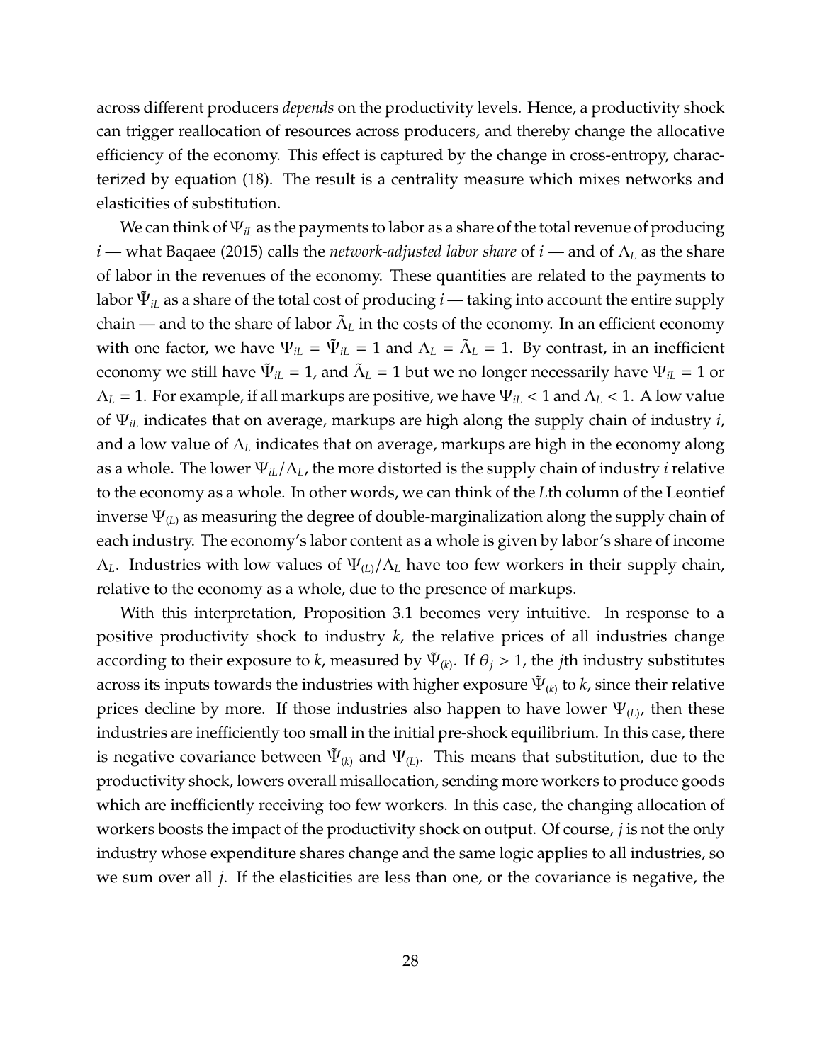across different producers *depends* on the productivity levels. Hence, a productivity shock can trigger reallocation of resources across producers, and thereby change the allocative efficiency of the economy. This effect is captured by the change in cross-entropy, characterized by equation (18). The result is a centrality measure which mixes networks and elasticities of substitution.

We can think of $\Psi_{iL}$ as the payments to labor as a share of the total revenue of producing $i$ — what Baqaee (2015) calls the *network-adjusted labor share* of $i$ — and of $\Lambda_L$ as the share of labor in the revenues of the economy. These quantities are related to the payments to labor $\tilde{\Psi}_{iL}$ as a share of the total cost of producing $i$ — taking into account the entire supply chain — and to the share of labor $\tilde{\Lambda}_L$ in the costs of the economy. In an efficient economy with one factor, we have $\Psi_{iL} = \tilde{\Psi}_{iL} = 1$ and $\Lambda_L = \tilde{\Lambda}_L = 1$. By contrast, in an inefficient economy we still have $\tilde{\Psi}_{iL} = 1$, and $\tilde{\Lambda}_L = 1$ but we no longer necessarily have $\Psi_{iL} = 1$ or $\Lambda_L = 1$. For example, if all markups are positive, we have $\Psi_{iL} < 1$ and $\Lambda_L < 1$. A low value of $\Psi_{iL}$ indicates that on average, markups are high along the supply chain of industry $i$, and a low value of $\Lambda_L$ indicates that on average, markups are high in the economy along as a whole. The lower $\Psi_{iL}/\Lambda_L$, the more distorted is the supply chain of industry $i$ relative to the economy as a whole. In other words, we can think of the $L$th column of the Leontief inverse $\Psi_{(L)}$ as measuring the degree of double-marginalization along the supply chain of each industry. The economy's labor content as a whole is given by labor's share of income $\Lambda_L$. Industries with low values of $\Psi_{(L)}/\Lambda_L$ have too few workers in their supply chain, relative to the economy as a whole, due to the presence of markups.

With this interpretation, Proposition 3.1 becomes very intuitive. In response to a positive productivity shock to industry $k$, the relative prices of all industries change according to their exposure to $k$, measured by $\tilde{\Psi}_{(k)}$. If $\theta_j > 1$, the $j$th industry substitutes across its inputs towards the industries with higher exposure $\tilde{\Psi}_{(k)}$ to $k$, since their relative prices decline by more. If those industries also happen to have lower $\Psi_{(L)}$, then these industries are inefficiently too small in the initial pre-shock equilibrium. In this case, there is negative covariance between $\tilde{\Psi}_{(k)}$ and $\Psi_{(L)}$. This means that substitution, due to the productivity shock, lowers overall misallocation, sending more workers to produce goods which are inefficiently receiving too few workers. In this case, the changing allocation of workers boosts the impact of the productivity shock on output. Of course, $j$ is not the only industry whose expenditure shares change and the same logic applies to all industries, so we sum over all $j$. If the elasticities are less than one, or the covariance is negative, the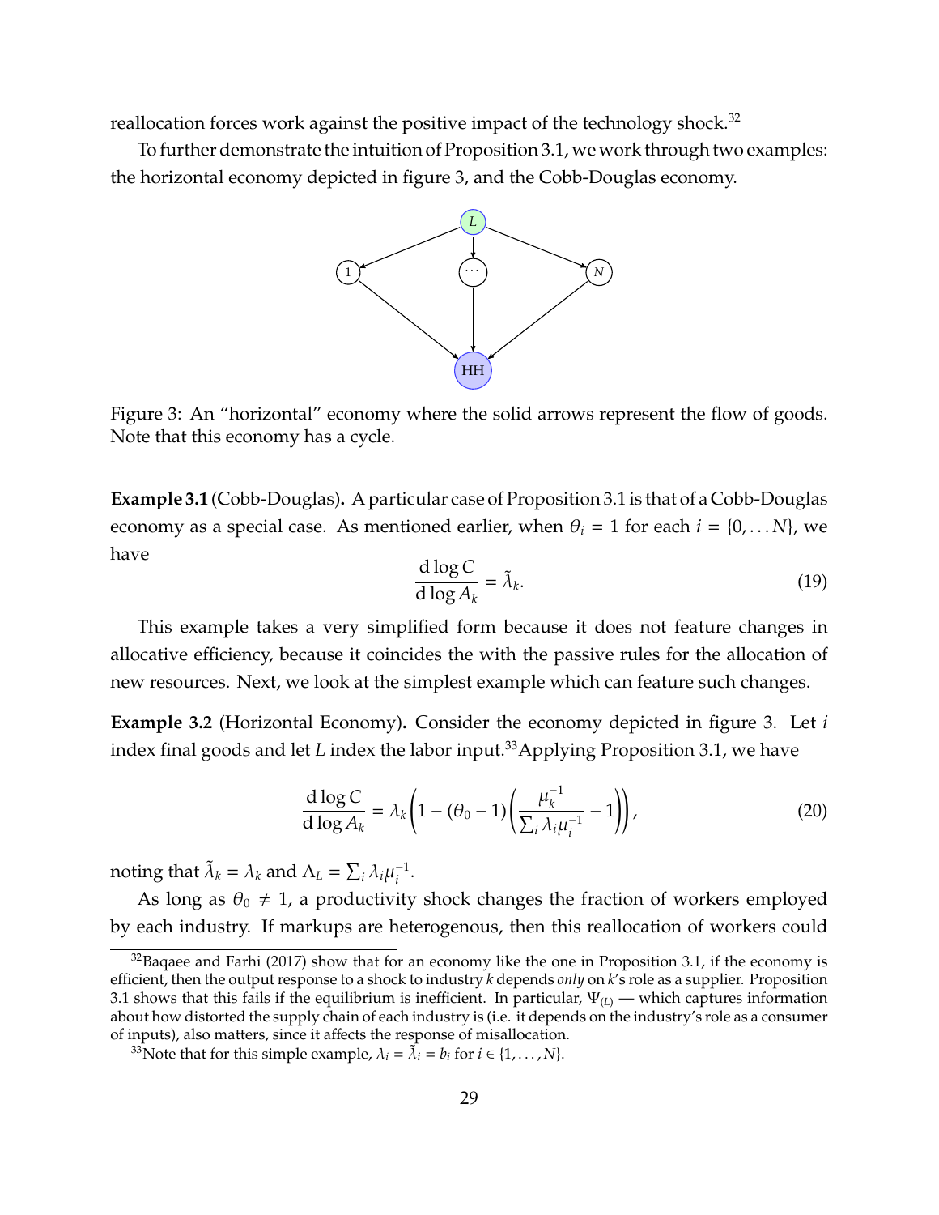reallocation forces work against the positive impact of the technology shock.[32]

To further demonstrate the intuition of Proposition 3.1, we work through two examples: the horizontal economy depicted in figure 3, and the Cobb-Douglas economy.

Figure 3: An "horizontal" economy where the solid arrows represent the flow of goods. Note that this economy has a cycle.

**Example 3.1** (Cobb-Douglas)**.** A particular case of Proposition 3.1 is that of a Cobb-Douglas economy as a special case. As mentioned earlier, when $\theta_i = 1$ for each $i = \{0, \dots N\}$, we have

$$\frac{\mathrm{d}\log C}{\mathrm{d}\log A_k} = \tilde{\lambda}_k. \tag{19}$$

This example takes a very simplified form because it does not feature changes in allocative efficiency, because it coincides the with the passive rules for the allocation of new resources. Next, we look at the simplest example which can feature such changes.

**Example 3.2** (Horizontal Economy)**.** Consider the economy depicted in figure 3. Let $i$ index final goods and let $L$ index the labor input.[33] Applying Proposition 3.1, we have

$$\frac{\mathrm{d}\log C}{\mathrm{d}\log A_k} = \lambda_k \left(1 - (\theta_0 - 1)\left(\frac{\mu_k^{-1}}{\sum_i \lambda_i \mu_i^{-1}} - 1\right)\right), \tag{20}$$

noting that $\tilde{\lambda}_k = \lambda_k$ and $\Lambda_L = \sum_i \lambda_i \mu_i^{-1}$.

As long as $\theta_0 \neq 1$, a productivity shock changes the fraction of workers employed by each industry. If markups are heterogenous, then this reallocation of workers could

[32] Baqaee and Farhi (2017) show that for an economy like the one in Proposition 3.1, if the economy is efficient, then the output response to a shock to industry $k$ depends *only* on $k$'s role as a supplier. Proposition 3.1 shows that this fails if the equilibrium is inefficient. In particular, $\Psi_{(L)}$ — which captures information about how distorted the supply chain of each industry is (i.e. it depends on the industry's role as a consumer of inputs), also matters, since it affects the response of misallocation.

[33] Note that for this simple example, $\lambda_i = \tilde{\lambda}_i = b_i$ for $i \in \{1, \dots, N\}$.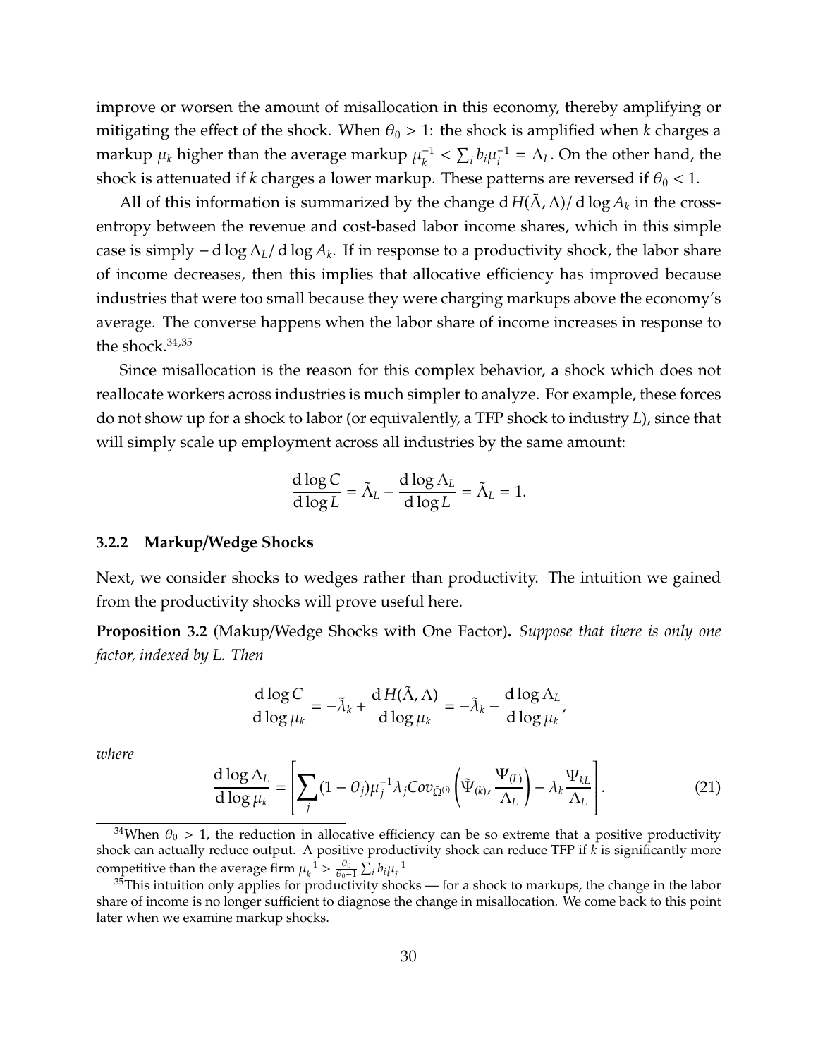improve or worsen the amount of misallocation in this economy, thereby amplifying or mitigating the effect of the shock. When $\theta_0 > 1$: the shock is amplified when $k$ charges a markup $\mu_k$ higher than the average markup $\mu_k^{-1} < \sum_i b_i \mu_i^{-1} = \Lambda_L$. On the other hand, the shock is attenuated if $k$ charges a lower markup. These patterns are reversed if $\theta_0 < 1$.

All of this information is summarized by the change $\mathrm{d}\, H(\tilde{\Lambda}, \Lambda)/\, \mathrm{d} \log A_k$ in the cross-entropy between the revenue and cost-based labor income shares, which in this simple case is simply $-\, \mathrm{d} \log \Lambda_L /\, \mathrm{d} \log A_k$. If in response to a productivity shock, the labor share of income decreases, then this implies that allocative efficiency has improved because industries that were too small because they were charging markups above the economy's average. The converse happens when the labor share of income increases in response to the shock.[34,35]

Since misallocation is the reason for this complex behavior, a shock which does not reallocate workers across industries is much simpler to analyze. For example, these forces do not show up for a shock to labor (or equivalently, a TFP shock to industry $L$), since that will simply scale up employment across all industries by the same amount:

$$\frac{\mathrm{d} \log C}{\mathrm{d} \log L} = \tilde{\Lambda}_L - \frac{\mathrm{d} \log \Lambda_L}{\mathrm{d} \log L} = \tilde{\Lambda}_L = 1.$$

### 3.2.2 Markup/Wedge Shocks

Next, we consider shocks to wedges rather than productivity. The intuition we gained from the productivity shocks will prove useful here.

**Proposition 3.2** (Makup/Wedge Shocks with One Factor)**.** *Suppose that there is only one factor, indexed by L. Then*

$$\frac{\mathrm{d} \log C}{\mathrm{d} \log \mu_k} = -\tilde{\lambda}_k + \frac{\mathrm{d}\, H(\tilde{\Lambda}, \Lambda)}{\mathrm{d} \log \mu_k} = -\tilde{\lambda}_k - \frac{\mathrm{d} \log \Lambda_L}{\mathrm{d} \log \mu_k},$$

*where*

$$\frac{\mathrm{d} \log \Lambda_L}{\mathrm{d} \log \mu_k} = \left[ \sum_j (1 - \theta_j) \mu_j^{-1} \lambda_j Cov_{\tilde{\Omega}^{(j)}} \left( \tilde{\Psi}_{(k)}, \frac{\Psi_{(L)}}{\Lambda_L} \right) - \lambda_k \frac{\Psi_{kL}}{\Lambda_L} \right]. \tag{21}$$

---

[34] When $\theta_0 > 1$, the reduction in allocative efficiency can be so extreme that a positive productivity shock can actually reduce output. A positive productivity shock can reduce TFP if $k$ is significantly more competitive than the average firm $\mu_k^{-1} > \frac{\theta_0}{\theta_0 - 1} \sum_i b_i \mu_i^{-1}$

[35] This intuition only applies for productivity shocks — for a shock to markups, the change in the labor share of income is no longer sufficient to diagnose the change in misallocation. We come back to this point later when we examine markup shocks.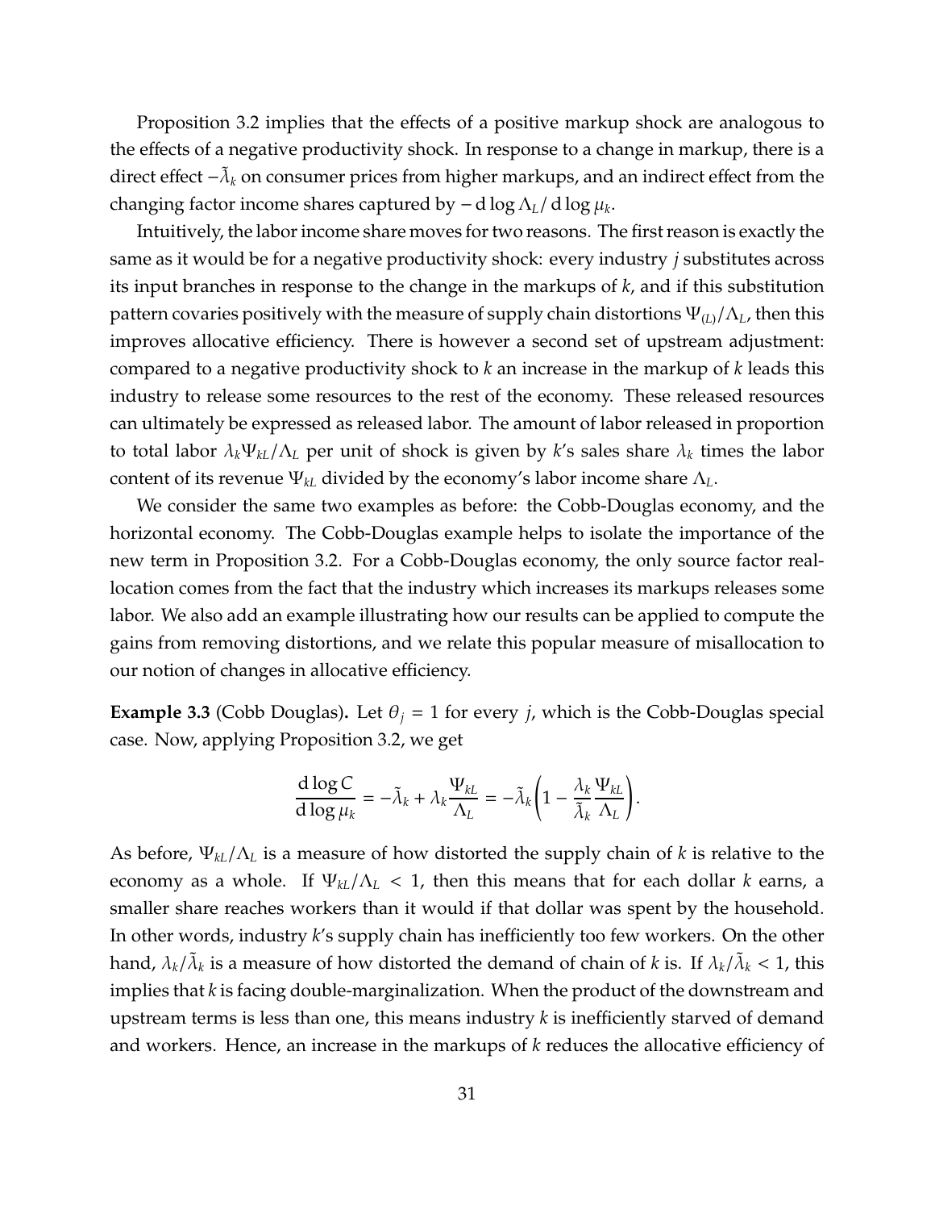Proposition 3.2 implies that the effects of a positive markup shock are analogous to the effects of a negative productivity shock. In response to a change in markup, there is a direct effect $-\tilde{\lambda}_k$ on consumer prices from higher markups, and an indirect effect from the changing factor income shares captured by $-\,\mathrm{d}\log\Lambda_L/\,\mathrm{d}\log\mu_k$.

Intuitively, the labor income share moves for two reasons. The first reason is exactly the same as it would be for a negative productivity shock: every industry $j$ substitutes across its input branches in response to the change in the markups of $k$, and if this substitution pattern covaries positively with the measure of supply chain distortions $\Psi_{(L)}/\Lambda_L$, then this improves allocative efficiency. There is however a second set of upstream adjustment: compared to a negative productivity shock to $k$ an increase in the markup of $k$ leads this industry to release some resources to the rest of the economy. These released resources can ultimately be expressed as released labor. The amount of labor released in proportion to total labor $\lambda_k\Psi_{kL}/\Lambda_L$ per unit of shock is given by $k$'s sales share $\lambda_k$ times the labor content of its revenue $\Psi_{kL}$ divided by the economy's labor income share $\Lambda_L$.

We consider the same two examples as before: the Cobb-Douglas economy, and the horizontal economy. The Cobb-Douglas example helps to isolate the importance of the new term in Proposition 3.2. For a Cobb-Douglas economy, the only source factor reallocation comes from the fact that the industry which increases its markups releases some labor. We also add an example illustrating how our results can be applied to compute the gains from removing distortions, and we relate this popular measure of misallocation to our notion of changes in allocative efficiency.

**Example 3.3** (Cobb Douglas)**.** Let $\theta_j = 1$ for every $j$, which is the Cobb-Douglas special case. Now, applying Proposition 3.2, we get

$$\frac{\mathrm{d}\log C}{\mathrm{d}\log\mu_k} = -\tilde{\lambda}_k + \lambda_k\frac{\Psi_{kL}}{\Lambda_L} = -\tilde{\lambda}_k\left(1 - \frac{\lambda_k}{\tilde{\lambda}_k}\frac{\Psi_{kL}}{\Lambda_L}\right).$$

As before, $\Psi_{kL}/\Lambda_L$ is a measure of how distorted the supply chain of $k$ is relative to the economy as a whole. If $\Psi_{kL}/\Lambda_L < 1$, then this means that for each dollar $k$ earns, a smaller share reaches workers than it would if that dollar was spent by the household. In other words, industry $k$'s supply chain has inefficiently too few workers. On the other hand, $\lambda_k/\tilde{\lambda}_k$ is a measure of how distorted the demand of chain of $k$ is. If $\lambda_k/\tilde{\lambda}_k < 1$, this implies that $k$ is facing double-marginalization. When the product of the downstream and upstream terms is less than one, this means industry $k$ is inefficiently starved of demand and workers. Hence, an increase in the markups of $k$ reduces the allocative efficiency of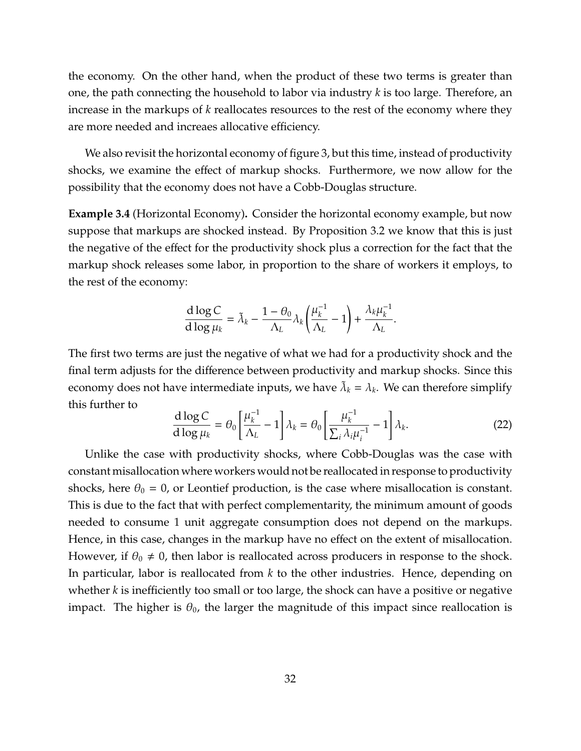the economy. On the other hand, when the product of these two terms is greater than one, the path connecting the household to labor via industry $k$ is too large. Therefore, an increase in the markups of $k$ reallocates resources to the rest of the economy where they are more needed and increaes allocative efficiency.

We also revisit the horizontal economy of figure 3, but this time, instead of productivity shocks, we examine the effect of markup shocks. Furthermore, we now allow for the possibility that the economy does not have a Cobb-Douglas structure.

**Example 3.4** (Horizontal Economy)**.** Consider the horizontal economy example, but now suppose that markups are shocked instead. By Proposition 3.2 we know that this is just the negative of the effect for the productivity shock plus a correction for the fact that the markup shock releases some labor, in proportion to the share of workers it employs, to the rest of the economy:

$$\frac{\mathrm{d}\log C}{\mathrm{d}\log \mu_k} = \tilde{\lambda}_k - \frac{1-\theta_0}{\Lambda_L}\lambda_k\left(\frac{\mu_k^{-1}}{\Lambda_L} - 1\right) + \frac{\lambda_k \mu_k^{-1}}{\Lambda_L}.$$

The first two terms are just the negative of what we had for a productivity shock and the final term adjusts for the difference between productivity and markup shocks. Since this economy does not have intermediate inputs, we have $\tilde{\lambda}_k = \lambda_k$. We can therefore simplify this further to

$$\frac{\mathrm{d}\log C}{\mathrm{d}\log \mu_k} = \theta_0\left[\frac{\mu_k^{-1}}{\Lambda_L} - 1\right]\lambda_k = \theta_0\left[\frac{\mu_k^{-1}}{\sum_i \lambda_i \mu_i^{-1}} - 1\right]\lambda_k. \tag{22}$$

Unlike the case with productivity shocks, where Cobb-Douglas was the case with constant misallocation where workers would not be reallocated in response to productivity shocks, here $\theta_0 = 0$, or Leontief production, is the case where misallocation is constant. This is due to the fact that with perfect complementarity, the minimum amount of goods needed to consume 1 unit aggregate consumption does not depend on the markups. Hence, in this case, changes in the markup have no effect on the extent of misallocation. However, if $\theta_0 \neq 0$, then labor is reallocated across producers in response to the shock. In particular, labor is reallocated from $k$ to the other industries. Hence, depending on whether $k$ is inefficiently too small or too large, the shock can have a positive or negative impact. The higher is $\theta_0$, the larger the magnitude of this impact since reallocation is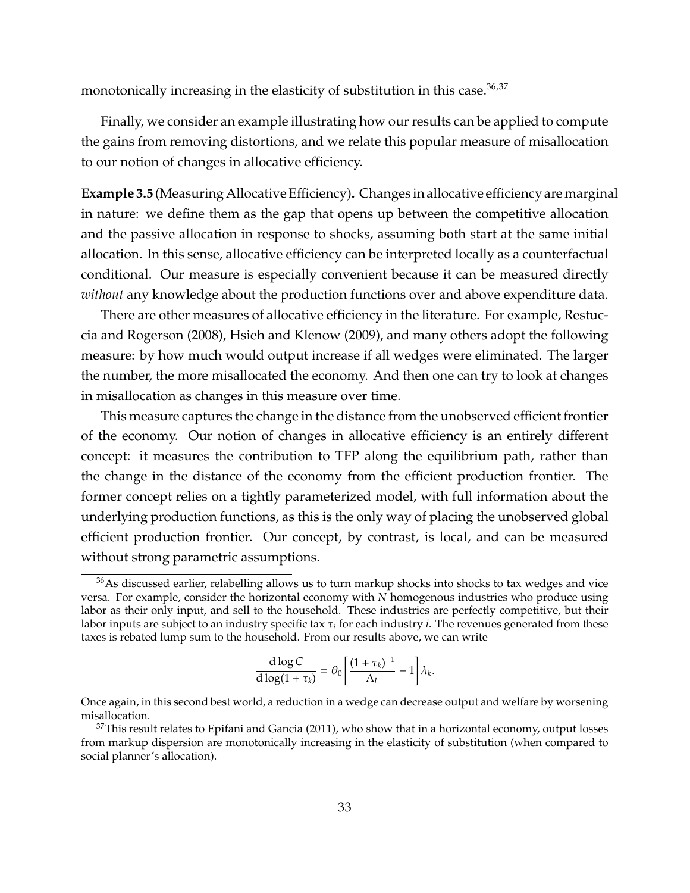monotonically increasing in the elasticity of substitution in this case.[36,37]

Finally, we consider an example illustrating how our results can be applied to compute the gains from removing distortions, and we relate this popular measure of misallocation to our notion of changes in allocative efficiency.

**Example 3.5** (Measuring Allocative Efficiency)**.** Changes in allocative efficiency are marginal in nature: we define them as the gap that opens up between the competitive allocation and the passive allocation in response to shocks, assuming both start at the same initial allocation. In this sense, allocative efficiency can be interpreted locally as a counterfactual conditional. Our measure is especially convenient because it can be measured directly *without* any knowledge about the production functions over and above expenditure data.

There are other measures of allocative efficiency in the literature. For example, Restuccia and Rogerson (2008), Hsieh and Klenow (2009), and many others adopt the following measure: by how much would output increase if all wedges were eliminated. The larger the number, the more misallocated the economy. And then one can try to look at changes in misallocation as changes in this measure over time.

This measure captures the change in the distance from the unobserved efficient frontier of the economy. Our notion of changes in allocative efficiency is an entirely different concept: it measures the contribution to TFP along the equilibrium path, rather than the change in the distance of the economy from the efficient production frontier. The former concept relies on a tightly parameterized model, with full information about the underlying production functions, as this is the only way of placing the unobserved global efficient production frontier. Our concept, by contrast, is local, and can be measured without strong parametric assumptions.

[36] As discussed earlier, relabelling allows us to turn markup shocks into shocks to tax wedges and vice versa. For example, consider the horizontal economy with $N$ homogenous industries who produce using labor as their only input, and sell to the household. These industries are perfectly competitive, but their labor inputs are subject to an industry specific tax $\tau_i$ for each industry $i$. The revenues generated from these taxes is rebated lump sum to the household. From our results above, we can write

$$\frac{\mathrm{d}\log C}{\mathrm{d}\log(1+\tau_k)} = \theta_0 \left[ \frac{(1+\tau_k)^{-1}}{\Lambda_L} - 1 \right] \lambda_k.$$

Once again, in this second best world, a reduction in a wedge can decrease output and welfare by worsening misallocation.

[37] This result relates to Epifani and Gancia (2011), who show that in a horizontal economy, output losses from markup dispersion are monotonically increasing in the elasticity of substitution (when compared to social planner's allocation).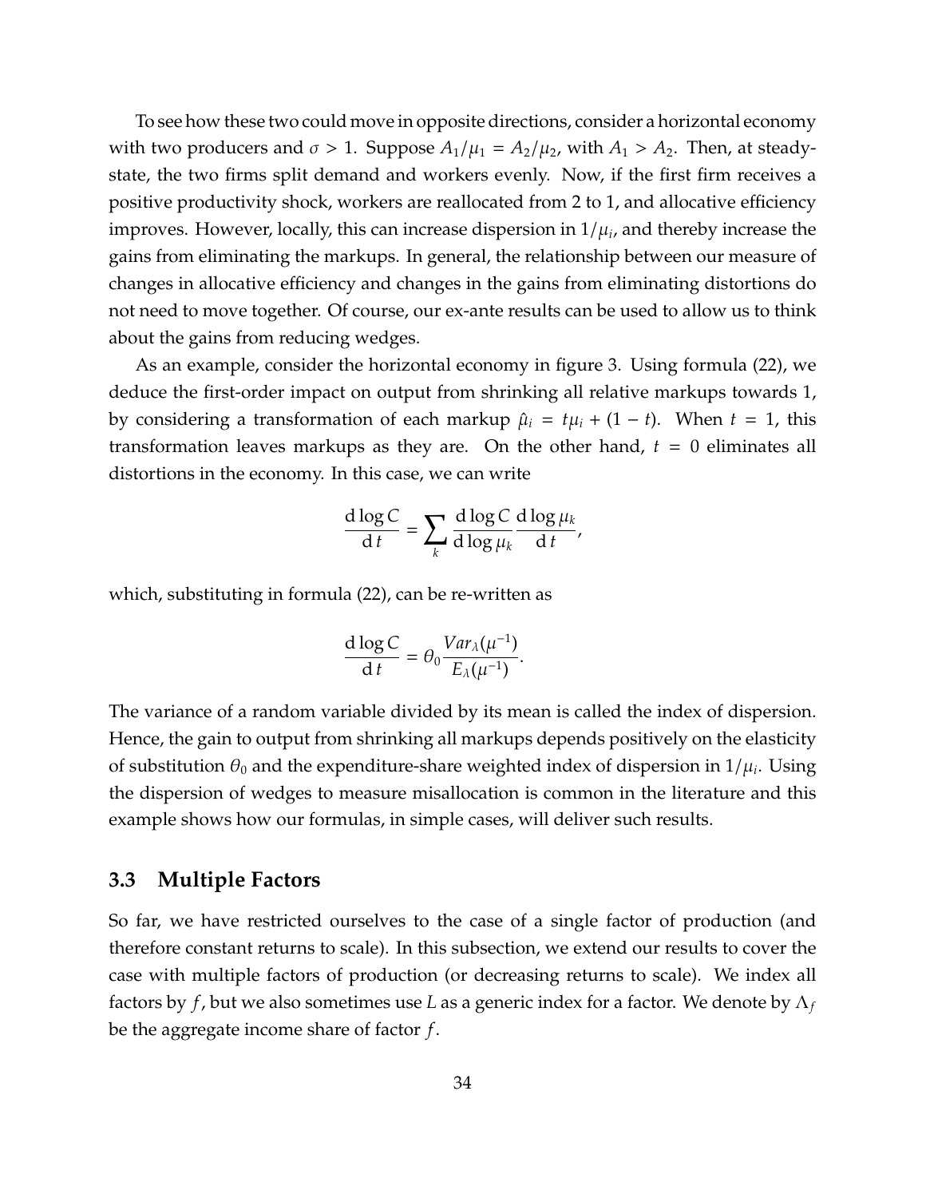To see how these two could move in opposite directions, consider a horizontal economy with two producers and $\sigma > 1$. Suppose $A_1/\mu_1 = A_2/\mu_2$, with $A_1 > A_2$. Then, at steady-state, the two firms split demand and workers evenly. Now, if the first firm receives a positive productivity shock, workers are reallocated from 2 to 1, and allocative efficiency improves. However, locally, this can increase dispersion in $1/\mu_i$, and thereby increase the gains from eliminating the markups. In general, the relationship between our measure of changes in allocative efficiency and changes in the gains from eliminating distortions do not need to move together. Of course, our ex-ante results can be used to allow us to think about the gains from reducing wedges.

As an example, consider the horizontal economy in figure 3. Using formula (22), we deduce the first-order impact on output from shrinking all relative markups towards 1, by considering a transformation of each markup $\hat{\mu}_i = t\mu_i + (1 - t)$. When $t = 1$, this transformation leaves markups as they are. On the other hand, $t = 0$ eliminates all distortions in the economy. In this case, we can write

$$\frac{\mathrm{d}\log C}{\mathrm{d}t} = \sum_k \frac{\mathrm{d}\log C}{\mathrm{d}\log \mu_k}\frac{\mathrm{d}\log \mu_k}{\mathrm{d}t},$$

which, substituting in formula (22), can be re-written as

$$\frac{\mathrm{d}\log C}{\mathrm{d}t} = \theta_0 \frac{Var_\lambda(\mu^{-1})}{E_\lambda(\mu^{-1})}.$$

The variance of a random variable divided by its mean is called the index of dispersion. Hence, the gain to output from shrinking all markups depends positively on the elasticity of substitution $\theta_0$ and the expenditure-share weighted index of dispersion in $1/\mu_i$. Using the dispersion of wedges to measure misallocation is common in the literature and this example shows how our formulas, in simple cases, will deliver such results.

### 3.3 Multiple Factors

So far, we have restricted ourselves to the case of a single factor of production (and therefore constant returns to scale). In this subsection, we extend our results to cover the case with multiple factors of production (or decreasing returns to scale). We index all factors by $f$, but we also sometimes use $L$ as a generic index for a factor. We denote by $\Lambda_f$ be the aggregate income share of factor $f$.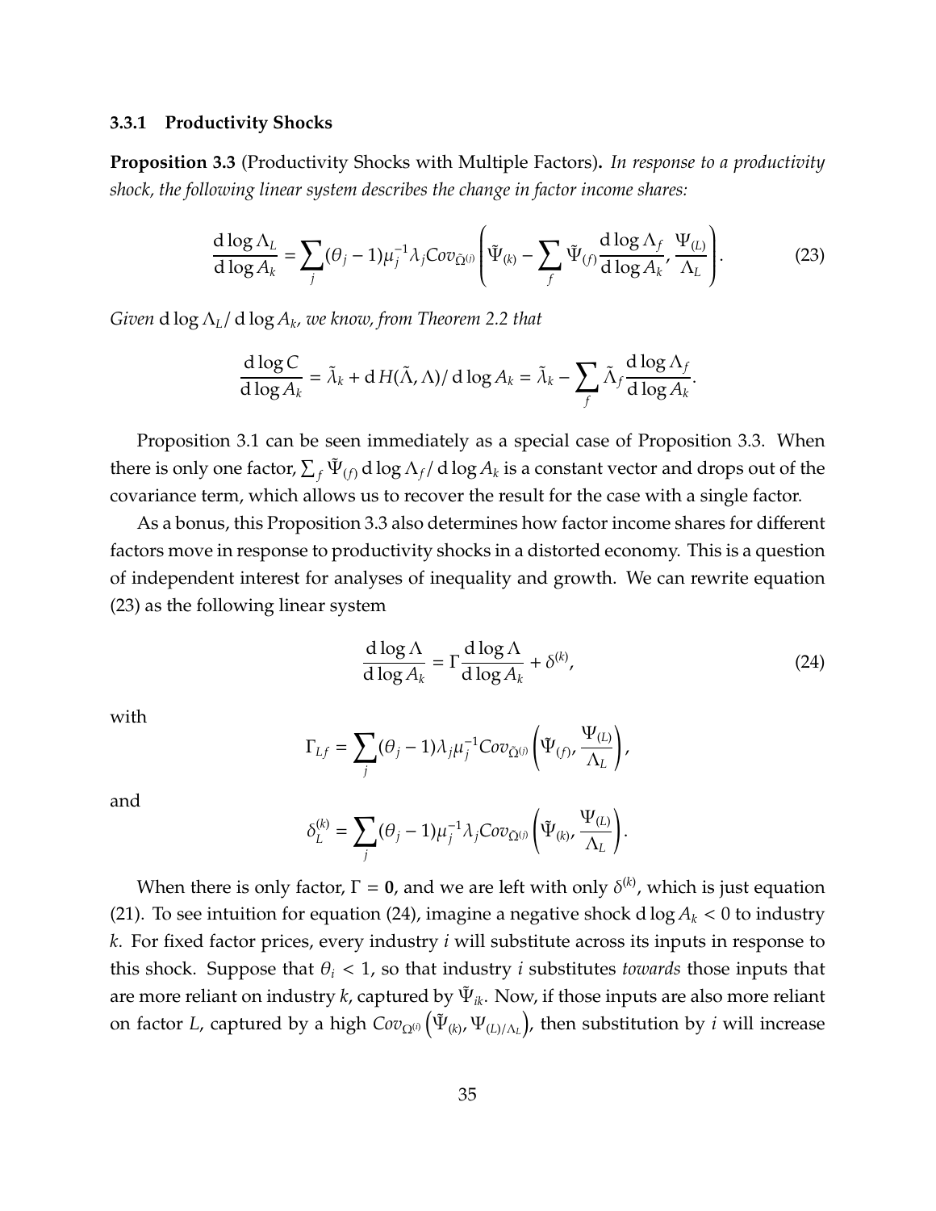### 3.3.1 Productivity Shocks

**Proposition 3.3** (Productivity Shocks with Multiple Factors)**.** *In response to a productivity shock, the following linear system describes the change in factor income shares:*

$$\frac{\mathrm{d}\log\Lambda_L}{\mathrm{d}\log A_k} = \sum_j (\theta_j - 1)\mu_j^{-1}\lambda_j Cov_{\tilde{\Omega}^{(j)}}\left(\tilde{\Psi}_{(k)} - \sum_f \tilde{\Psi}_{(f)}\frac{\mathrm{d}\log\Lambda_f}{\mathrm{d}\log A_k}, \frac{\Psi_{(L)}}{\Lambda_L}\right). \tag{23}$$

*Given* $\mathrm{d}\log\Lambda_L/\,\mathrm{d}\log A_k$*, we know, from Theorem 2.2 that*

$$\frac{\mathrm{d}\log C}{\mathrm{d}\log A_k} = \tilde{\lambda}_k + \mathrm{d}H(\tilde{\Lambda},\Lambda)/\,\mathrm{d}\log A_k = \tilde{\lambda}_k - \sum_f \tilde{\Lambda}_f\frac{\mathrm{d}\log\Lambda_f}{\mathrm{d}\log A_k}.$$

Proposition 3.1 can be seen immediately as a special case of Proposition 3.3. When there is only one factor, $\sum_f \tilde{\Psi}_{(f)}\,\mathrm{d}\log\Lambda_f/\,\mathrm{d}\log A_k$ is a constant vector and drops out of the covariance term, which allows us to recover the result for the case with a single factor.

As a bonus, this Proposition 3.3 also determines how factor income shares for different factors move in response to productivity shocks in a distorted economy. This is a question of independent interest for analyses of inequality and growth. We can rewrite equation (23) as the following linear system

$$\frac{\mathrm{d}\log\Lambda}{\mathrm{d}\log A_k} = \Gamma\frac{\mathrm{d}\log\Lambda}{\mathrm{d}\log A_k} + \delta^{(k)}, \tag{24}$$

with

$$\Gamma_{Lf} = \sum_j (\theta_j - 1)\lambda_j\mu_j^{-1} Cov_{\tilde{\Omega}^{(j)}}\left(\tilde{\Psi}_{(f)}, \frac{\Psi_{(L)}}{\Lambda_L}\right),$$

and

$$\delta_L^{(k)} = \sum_j (\theta_j - 1)\mu_j^{-1}\lambda_j Cov_{\tilde{\Omega}^{(j)}}\left(\tilde{\Psi}_{(k)}, \frac{\Psi_{(L)}}{\Lambda_L}\right).$$

When there is only factor, $\Gamma = \mathbf{0}$, and we are left with only $\delta^{(k)}$, which is just equation (21). To see intuition for equation (24), imagine a negative shock $\mathrm{d}\log A_k < 0$ to industry $k$. For fixed factor prices, every industry $i$ will substitute across its inputs in response to this shock. Suppose that $\theta_i < 1$, so that industry $i$ substitutes *towards* those inputs that are more reliant on industry $k$, captured by $\tilde{\Psi}_{ik}$. Now, if those inputs are also more reliant on factor $L$, captured by a high $Cov_{\Omega^{(i)}}\left(\tilde{\Psi}_{(k)}, \Psi_{(L)/\Lambda_L}\right)$, then substitution by $i$ will increase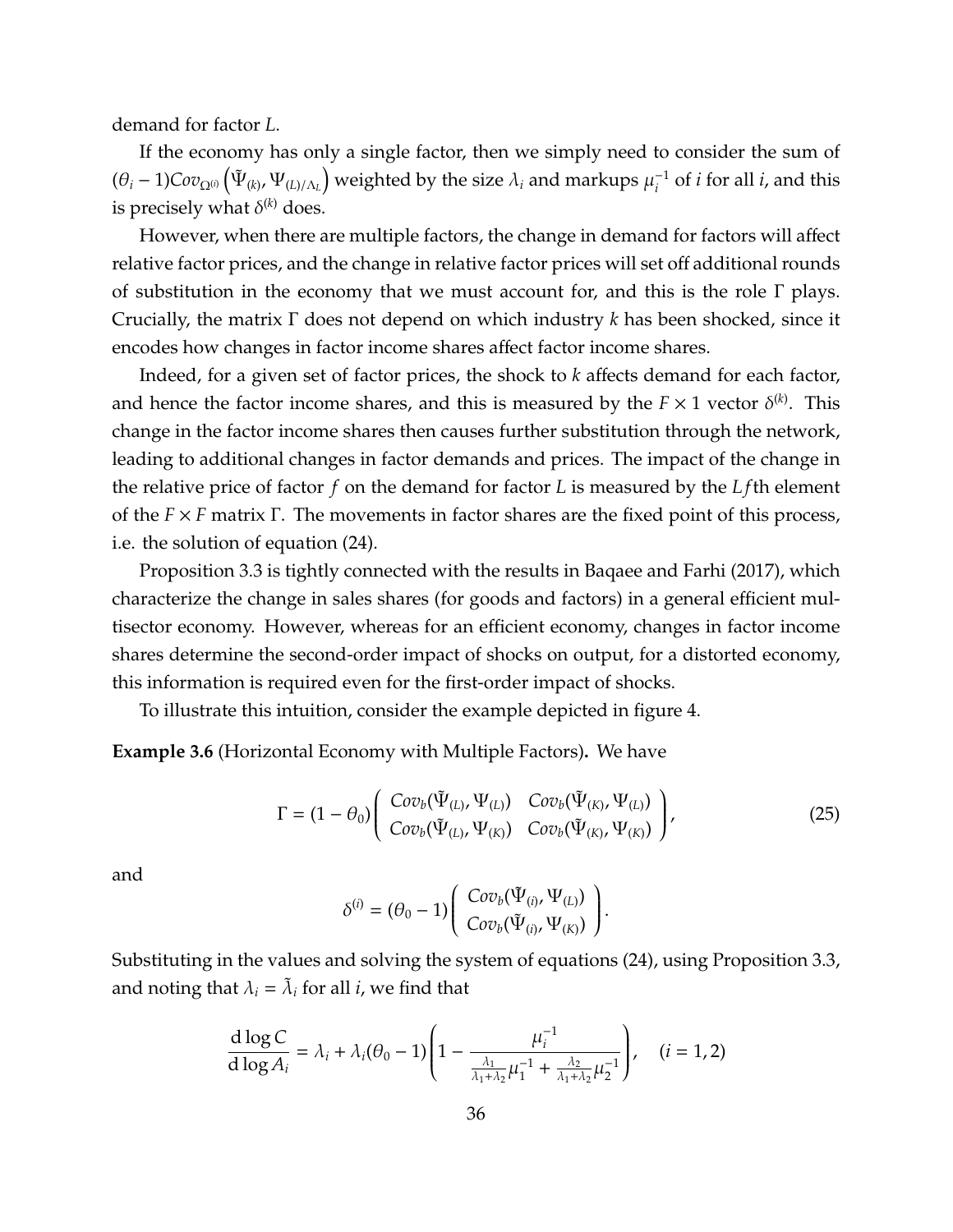demand for factor $L$.

If the economy has only a single factor, then we simply need to consider the sum of $(\theta_i - 1)Cov_{\Omega^{(i)}}\left(\tilde{\Psi}_{(k)}, \Psi_{(L)/\Lambda_L}\right)$ weighted by the size $\lambda_i$ and markups $\mu_i^{-1}$ of $i$ for all $i$, and this is precisely what $\delta^{(k)}$ does.

However, when there are multiple factors, the change in demand for factors will affect relative factor prices, and the change in relative factor prices will set off additional rounds of substitution in the economy that we must account for, and this is the role $\Gamma$ plays. Crucially, the matrix $\Gamma$ does not depend on which industry $k$ has been shocked, since it encodes how changes in factor income shares affect factor income shares.

Indeed, for a given set of factor prices, the shock to $k$ affects demand for each factor, and hence the factor income shares, and this is measured by the $F \times 1$ vector $\delta^{(k)}$. This change in the factor income shares then causes further substitution through the network, leading to additional changes in factor demands and prices. The impact of the change in the relative price of factor $f$ on the demand for factor $L$ is measured by the $Lf$th element of the $F \times F$ matrix $\Gamma$. The movements in factor shares are the fixed point of this process, i.e. the solution of equation (24).

Proposition 3.3 is tightly connected with the results in Baqaee and Farhi (2017), which characterize the change in sales shares (for goods and factors) in a general efficient multisector economy. However, whereas for an efficient economy, changes in factor income shares determine the second-order impact of shocks on output, for a distorted economy, this information is required even for the first-order impact of shocks.

To illustrate this intuition, consider the example depicted in figure 4.

**Example 3.6** (Horizontal Economy with Multiple Factors)**.** We have

$$\Gamma = (1-\theta_0)\begin{pmatrix} Cov_b(\tilde{\Psi}_{(L)}, \Psi_{(L)}) & Cov_b(\tilde{\Psi}_{(K)}, \Psi_{(L)}) \\ Cov_b(\tilde{\Psi}_{(L)}, \Psi_{(K)}) & Cov_b(\tilde{\Psi}_{(K)}, \Psi_{(K)}) \end{pmatrix}, \tag{25}$$

and

$$\delta^{(i)} = (\theta_0 - 1)\begin{pmatrix} Cov_b(\tilde{\Psi}_{(i)}, \Psi_{(L)}) \\ Cov_b(\tilde{\Psi}_{(i)}, \Psi_{(K)}) \end{pmatrix}.$$

Substituting in the values and solving the system of equations (24), using Proposition 3.3, and noting that $\lambda_i = \tilde{\lambda}_i$ for all $i$, we find that

$$\frac{d\log C}{d\log A_i} = \lambda_i + \lambda_i(\theta_0 - 1)\left(1 - \frac{\mu_i^{-1}}{\frac{\lambda_1}{\lambda_1+\lambda_2}\mu_1^{-1} + \frac{\lambda_2}{\lambda_1+\lambda_2}\mu_2^{-1}}\right), \quad (i = 1, 2)$$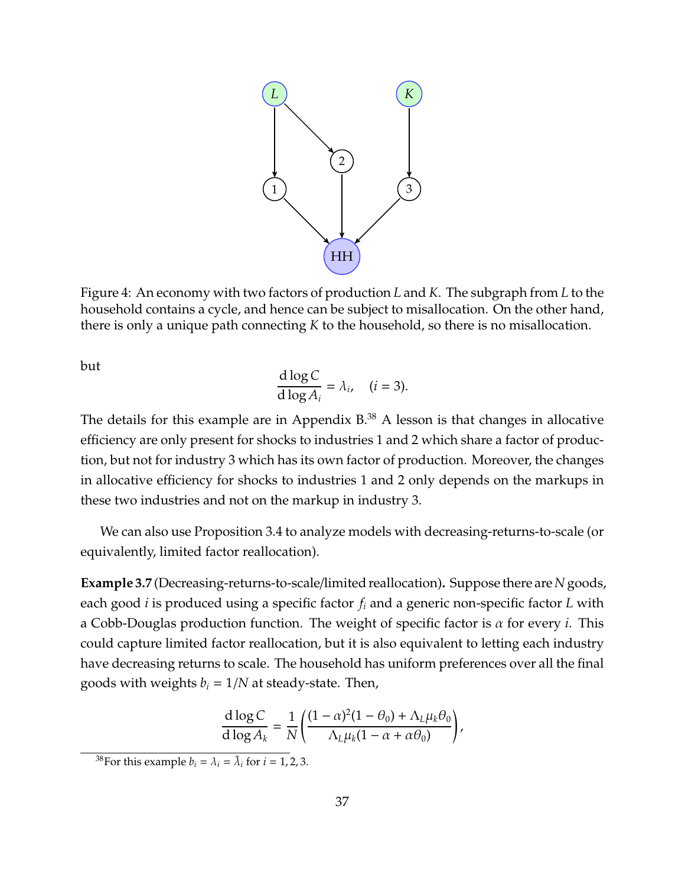Figure 4: An economy with two factors of production $L$ and $K$. The subgraph from $L$ to the household contains a cycle, and hence can be subject to misallocation. On the other hand, there is only a unique path connecting $K$ to the household, so there is no misallocation.

but

$$\frac{\mathrm{d}\log C}{\mathrm{d}\log A_i} = \lambda_i, \quad (i = 3).$$

The details for this example are in Appendix B.[38] A lesson is that changes in allocative efficiency are only present for shocks to industries 1 and 2 which share a factor of production, but not for industry 3 which has its own factor of production. Moreover, the changes in allocative efficiency for shocks to industries 1 and 2 only depends on the markups in these two industries and not on the markup in industry 3.

We can also use Proposition 3.4 to analyze models with decreasing-returns-to-scale (or equivalently, limited factor reallocation).

**Example 3.7** (Decreasing-returns-to-scale/limited reallocation)**.** Suppose there are $N$ goods, each good $i$ is produced using a specific factor $f_i$ and a generic non-specific factor $L$ with a Cobb-Douglas production function. The weight of specific factor is $\alpha$ for every $i$. This could capture limited factor reallocation, but it is also equivalent to letting each industry have decreasing returns to scale. The household has uniform preferences over all the final goods with weights $b_i = 1/N$ at steady-state. Then,

$$\frac{\mathrm{d}\log C}{\mathrm{d}\log A_k} = \frac{1}{N}\left(\frac{(1-\alpha)^2(1-\theta_0) + \Lambda_L \mu_k \theta_0}{\Lambda_L \mu_k (1 - \alpha + \alpha\theta_0)}\right),$$

[38] For this example $b_i = \lambda_i = \tilde{\lambda}_i$ for $i = 1, 2, 3$.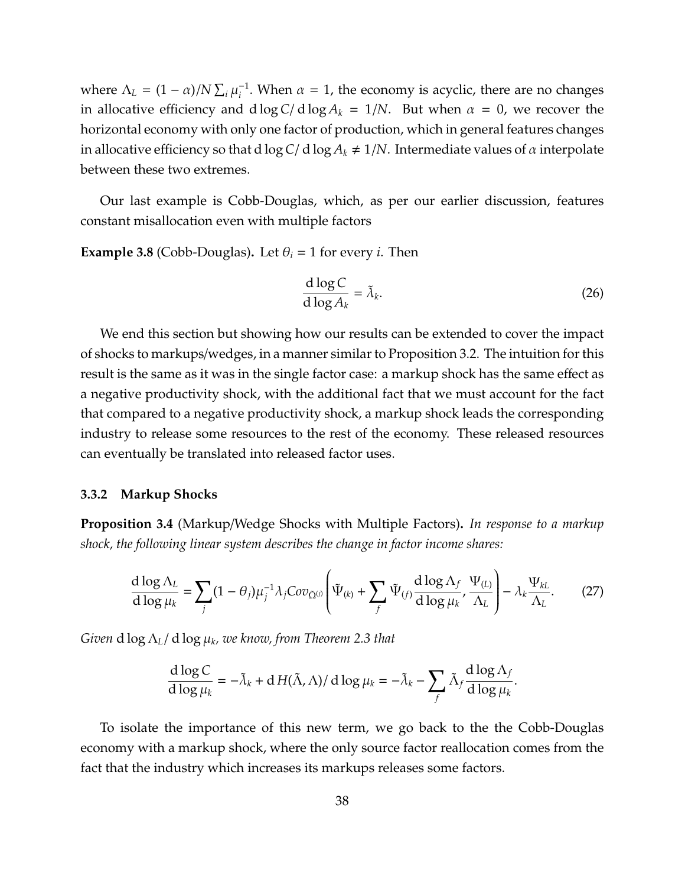where $\Lambda_L = (1-\alpha)/N \sum_i \mu_i^{-1}$. When $\alpha = 1$, the economy is acyclic, there are no changes in allocative efficiency and $\mathrm{d}\log C/\mathrm{d}\log A_k = 1/N$. But when $\alpha = 0$, we recover the horizontal economy with only one factor of production, which in general features changes in allocative efficiency so that $\mathrm{d}\log C/\mathrm{d}\log A_k \neq 1/N$. Intermediate values of $\alpha$ interpolate between these two extremes.

Our last example is Cobb-Douglas, which, as per our earlier discussion, features constant misallocation even with multiple factors

**Example 3.8** (Cobb-Douglas)**.** Let $\theta_i = 1$ for every $i$. Then

$$\frac{\mathrm{d}\log C}{\mathrm{d}\log A_k} = \tilde{\lambda}_k. \tag{26}$$

We end this section but showing how our results can be extended to cover the impact of shocks to markups/wedges, in a manner similar to Proposition 3.2. The intuition for this result is the same as it was in the single factor case: a markup shock has the same effect as a negative productivity shock, with the additional fact that we must account for the fact that compared to a negative productivity shock, a markup shock leads the corresponding industry to release some resources to the rest of the economy. These released resources can eventually be translated into released factor uses.

### 3.3.2 Markup Shocks

**Proposition 3.4** (Markup/Wedge Shocks with Multiple Factors)**.** *In response to a markup shock, the following linear system describes the change in factor income shares:*

$$\frac{\mathrm{d}\log \Lambda_L}{\mathrm{d}\log \mu_k} = \sum_j (1-\theta_j)\mu_j^{-1}\lambda_j Cov_{\tilde{\Omega}^{(j)}}\left(\tilde{\Psi}_{(k)} + \sum_f \tilde{\Psi}_{(f)}\frac{\mathrm{d}\log \Lambda_f}{\mathrm{d}\log \mu_k}, \frac{\Psi_{(L)}}{\Lambda_L}\right) - \lambda_k \frac{\Psi_{kL}}{\Lambda_L}. \tag{27}$$

*Given* $\mathrm{d}\log \Lambda_L/\mathrm{d}\log \mu_k$*, we know, from Theorem 2.3 that*

$$\frac{\mathrm{d}\log C}{\mathrm{d}\log \mu_k} = -\tilde{\lambda}_k + \mathrm{d}H(\tilde{\Lambda},\Lambda)/\mathrm{d}\log \mu_k = -\tilde{\lambda}_k - \sum_f \tilde{\Lambda}_f \frac{\mathrm{d}\log \Lambda_f}{\mathrm{d}\log \mu_k}.$$

To isolate the importance of this new term, we go back to the the Cobb-Douglas economy with a markup shock, where the only source factor reallocation comes from the fact that the industry which increases its markups releases some factors.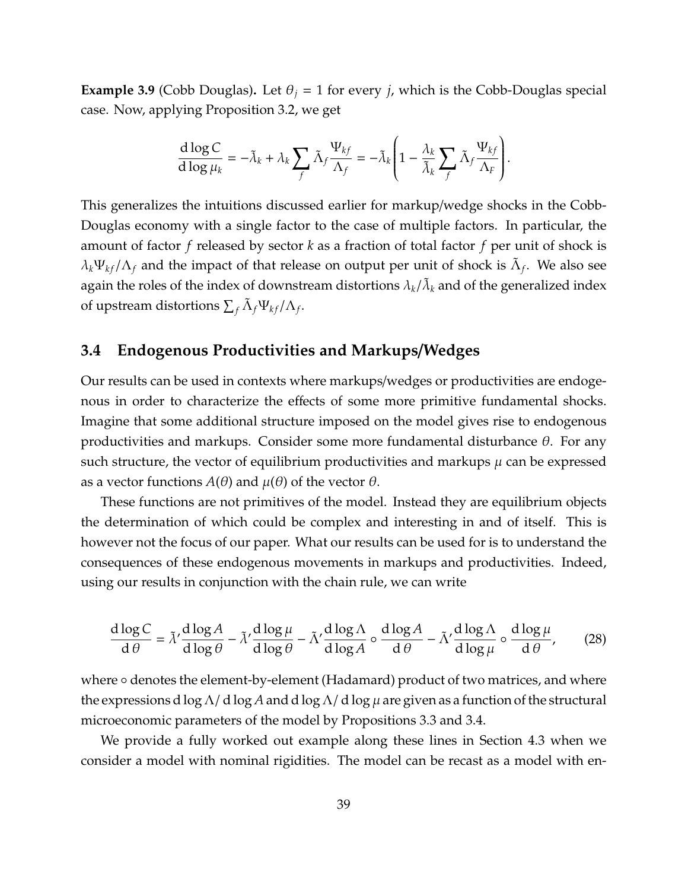**Example 3.9** (Cobb Douglas)**.** Let $\theta_j = 1$ for every $j$, which is the Cobb-Douglas special case. Now, applying Proposition 3.2, we get

$$\frac{\mathrm{d}\log C}{\mathrm{d}\log \mu_k} = -\tilde{\lambda}_k + \lambda_k \sum_f \tilde{\Lambda}_f \frac{\Psi_{kf}}{\Lambda_f} = -\tilde{\lambda}_k \left(1 - \frac{\lambda_k}{\tilde{\lambda}_k} \sum_f \tilde{\Lambda}_f \frac{\Psi_{kf}}{\Lambda_F}\right).$$

This generalizes the intuitions discussed earlier for markup/wedge shocks in the Cobb-Douglas economy with a single factor to the case of multiple factors. In particular, the amount of factor $f$ released by sector $k$ as a fraction of total factor $f$ per unit of shock is $\lambda_k \Psi_{kf}/\Lambda_f$ and the impact of that release on output per unit of shock is $\tilde{\Lambda}_f$. We also see again the roles of the index of downstream distortions $\lambda_k/\tilde{\lambda}_k$ and of the generalized index of upstream distortions $\sum_f \tilde{\Lambda}_f \Psi_{kf}/\Lambda_f$.

## 3.4 Endogenous Productivities and Markups/Wedges

Our results can be used in contexts where markups/wedges or productivities are endogenous in order to characterize the effects of some more primitive fundamental shocks. Imagine that some additional structure imposed on the model gives rise to endogenous productivities and markups. Consider some more fundamental disturbance $\theta$. For any such structure, the vector of equilibrium productivities and markups $\mu$ can be expressed as a vector functions $A(\theta)$ and $\mu(\theta)$ of the vector $\theta$.

These functions are not primitives of the model. Instead they are equilibrium objects the determination of which could be complex and interesting in and of itself. This is however not the focus of our paper. What our results can be used for is to understand the consequences of these endogenous movements in markups and productivities. Indeed, using our results in conjunction with the chain rule, we can write

$$\frac{\mathrm{d}\log C}{\mathrm{d}\,\theta} = \tilde{\lambda}' \frac{\mathrm{d}\log A}{\mathrm{d}\log \theta} - \tilde{\lambda}' \frac{\mathrm{d}\log \mu}{\mathrm{d}\log \theta} - \tilde{\Lambda}' \frac{\mathrm{d}\log \Lambda}{\mathrm{d}\log A} \circ \frac{\mathrm{d}\log A}{\mathrm{d}\,\theta} - \tilde{\Lambda}' \frac{\mathrm{d}\log \Lambda}{\mathrm{d}\log \mu} \circ \frac{\mathrm{d}\log \mu}{\mathrm{d}\,\theta}, \tag{28}$$

where $\circ$ denotes the element-by-element (Hadamard) product of two matrices, and where the expressions $\mathrm{d}\log \Lambda / \mathrm{d}\log A$ and $\mathrm{d}\log \Lambda / \mathrm{d}\log \mu$ are given as a function of the structural microeconomic parameters of the model by Propositions 3.3 and 3.4.

We provide a fully worked out example along these lines in Section 4.3 when we consider a model with nominal rigidities. The model can be recast as a model with en-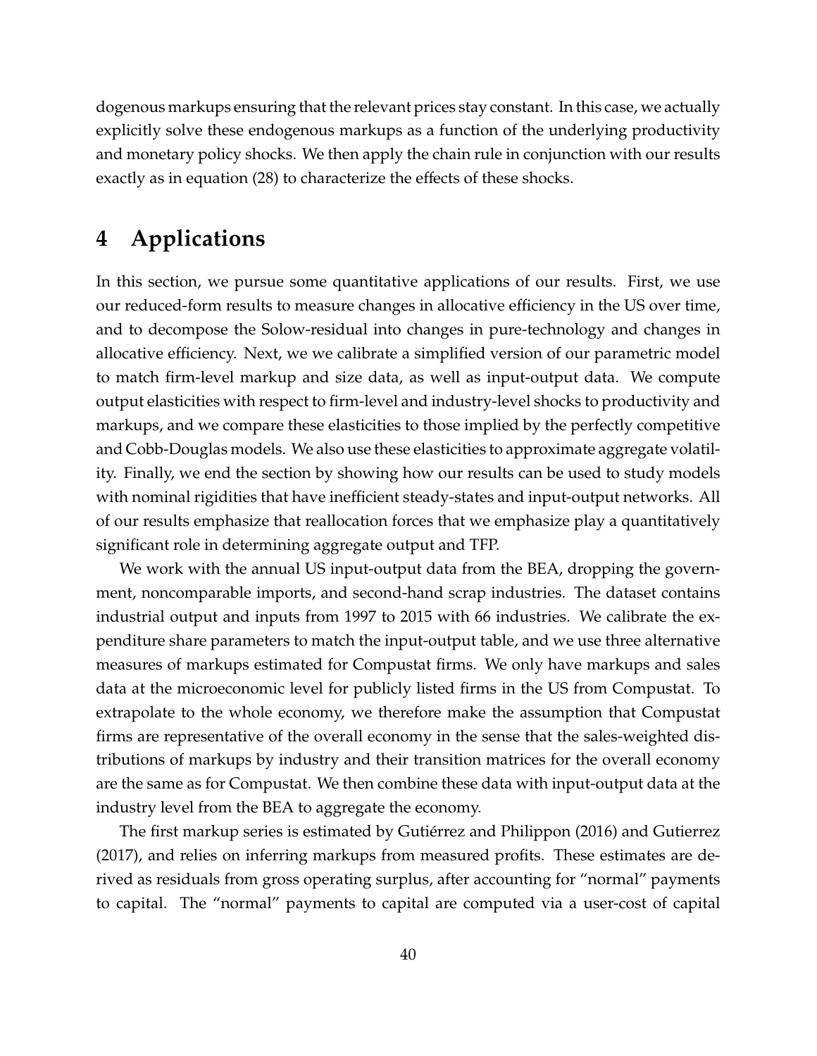dogenous markups ensuring that the relevant prices stay constant. In this case, we actually explicitly solve these endogenous markups as a function of the underlying productivity and monetary policy shocks. We then apply the chain rule in conjunction with our results exactly as in equation (28) to characterize the effects of these shocks.

# 4 Applications

In this section, we pursue some quantitative applications of our results. First, we use our reduced-form results to measure changes in allocative efficiency in the US over time, and to decompose the Solow-residual into changes in pure-technology and changes in allocative efficiency. Next, we we calibrate a simplified version of our parametric model to match firm-level markup and size data, as well as input-output data. We compute output elasticities with respect to firm-level and industry-level shocks to productivity and markups, and we compare these elasticities to those implied by the perfectly competitive and Cobb-Douglas models. We also use these elasticities to approximate aggregate volatility. Finally, we end the section by showing how our results can be used to study models with nominal rigidities that have inefficient steady-states and input-output networks. All of our results emphasize that reallocation forces that we emphasize play a quantitatively significant role in determining aggregate output and TFP.

We work with the annual US input-output data from the BEA, dropping the government, noncomparable imports, and second-hand scrap industries. The dataset contains industrial output and inputs from 1997 to 2015 with 66 industries. We calibrate the expenditure share parameters to match the input-output table, and we use three alternative measures of markups estimated for Compustat firms. We only have markups and sales data at the microeconomic level for publicly listed firms in the US from Compustat. To extrapolate to the whole economy, we therefore make the assumption that Compustat firms are representative of the overall economy in the sense that the sales-weighted distributions of markups by industry and their transition matrices for the overall economy are the same as for Compustat. We then combine these data with input-output data at the industry level from the BEA to aggregate the economy.

The first markup series is estimated by Gutiérrez and Philippon (2016) and Gutierrez (2017), and relies on inferring markups from measured profits. These estimates are derived as residuals from gross operating surplus, after accounting for "normal" payments to capital. The "normal" payments to capital are computed via a user-cost of capital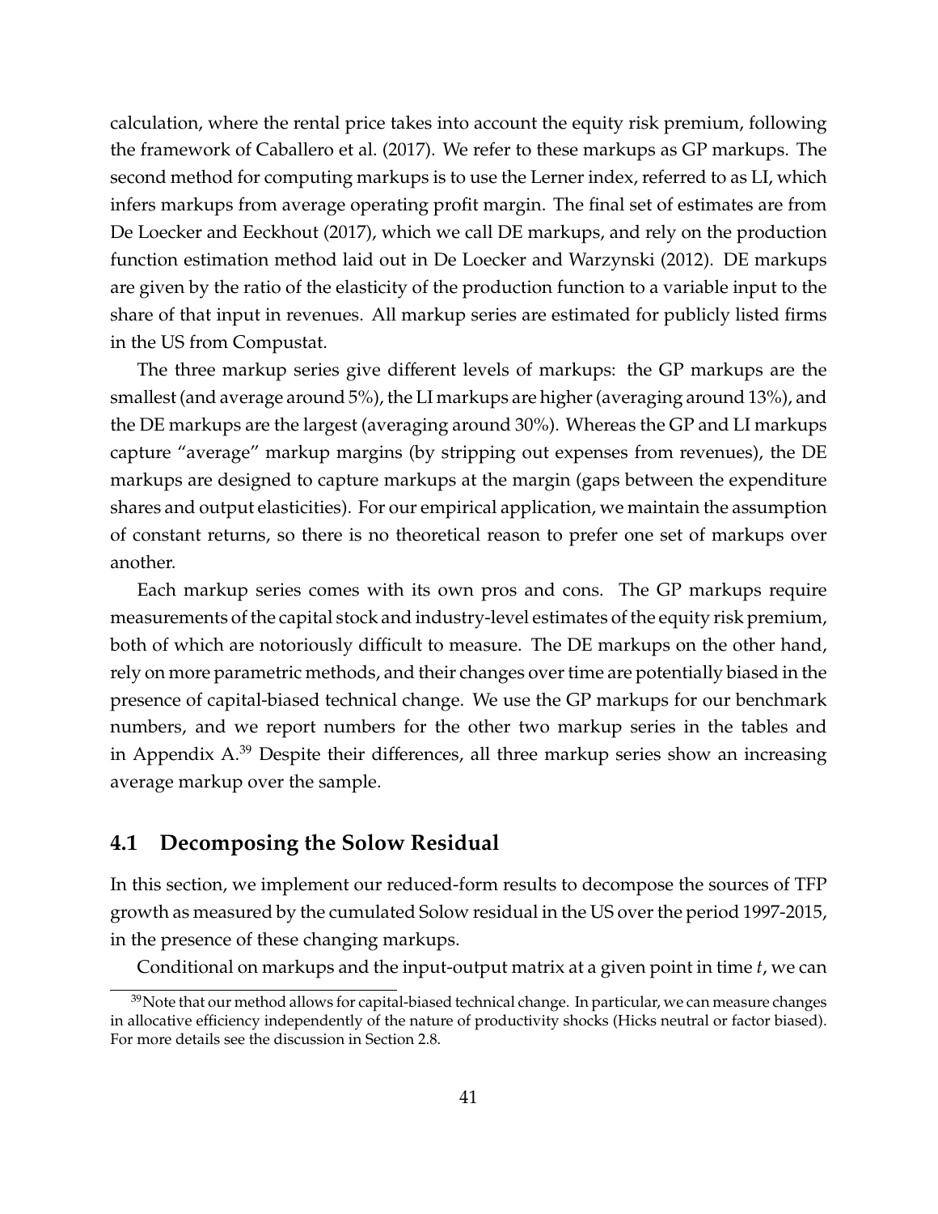calculation, where the rental price takes into account the equity risk premium, following the framework of Caballero et al. (2017). We refer to these markups as GP markups. The second method for computing markups is to use the Lerner index, referred to as LI, which infers markups from average operating profit margin. The final set of estimates are from De Loecker and Eeckhout (2017), which we call DE markups, and rely on the production function estimation method laid out in De Loecker and Warzynski (2012). DE markups are given by the ratio of the elasticity of the production function to a variable input to the share of that input in revenues. All markup series are estimated for publicly listed firms in the US from Compustat.

The three markup series give different levels of markups: the GP markups are the smallest (and average around 5%), the LI markups are higher (averaging around 13%), and the DE markups are the largest (averaging around 30%). Whereas the GP and LI markups capture "average" markup margins (by stripping out expenses from revenues), the DE markups are designed to capture markups at the margin (gaps between the expenditure shares and output elasticities). For our empirical application, we maintain the assumption of constant returns, so there is no theoretical reason to prefer one set of markups over another.

Each markup series comes with its own pros and cons. The GP markups require measurements of the capital stock and industry-level estimates of the equity risk premium, both of which are notoriously difficult to measure. The DE markups on the other hand, rely on more parametric methods, and their changes over time are potentially biased in the presence of capital-biased technical change. We use the GP markups for our benchmark numbers, and we report numbers for the other two markup series in the tables and in Appendix A.[39] Despite their differences, all three markup series show an increasing average markup over the sample.

## 4.1 Decomposing the Solow Residual

In this section, we implement our reduced-form results to decompose the sources of TFP growth as measured by the cumulated Solow residual in the US over the period 1997-2015, in the presence of these changing markups.

Conditional on markups and the input-output matrix at a given point in time $t$, we can

[39] Note that our method allows for capital-biased technical change. In particular, we can measure changes in allocative efficiency independently of the nature of productivity shocks (Hicks neutral or factor biased). For more details see the discussion in Section 2.8.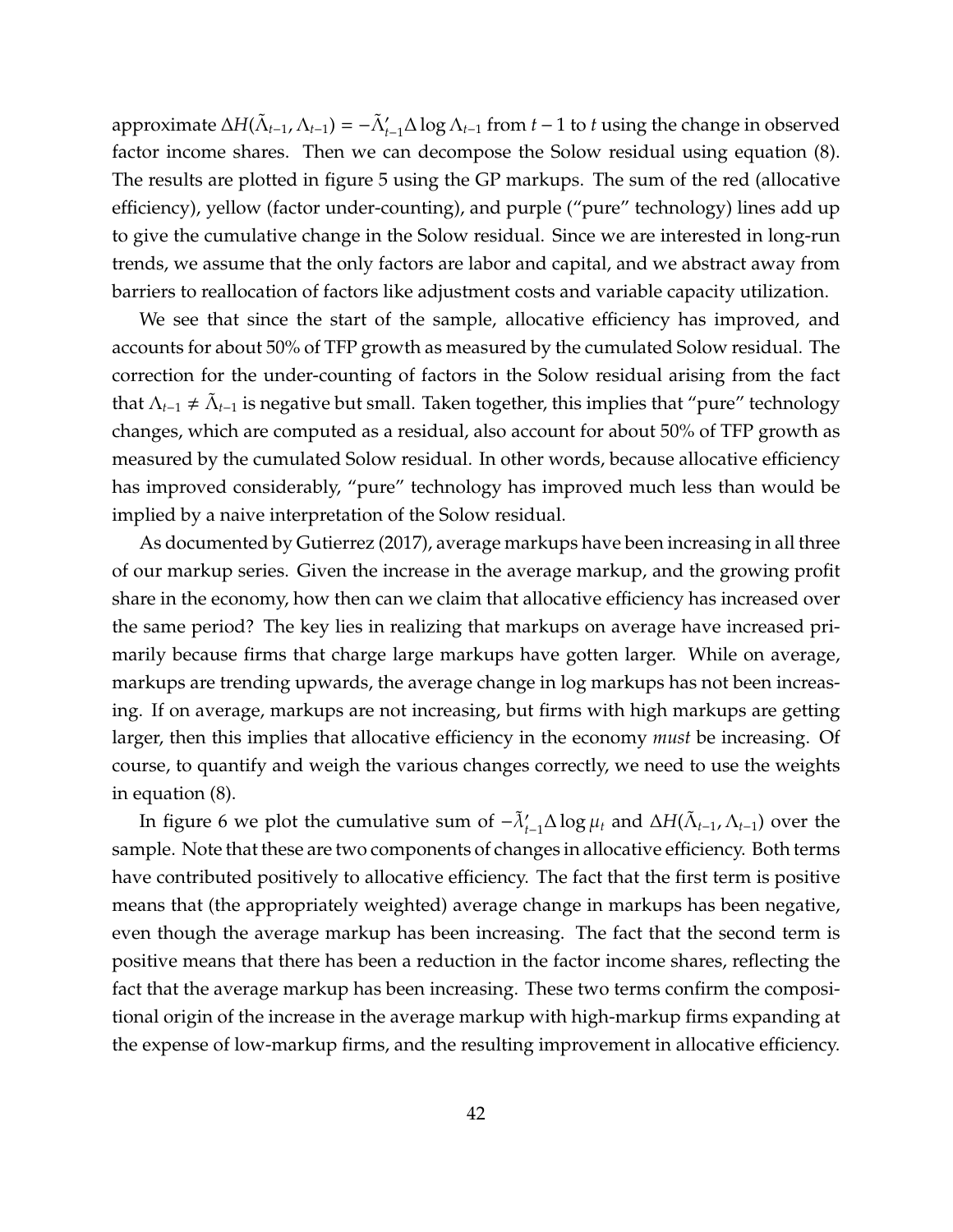approximate $\Delta H(\tilde{\Lambda}_{t-1}, \Lambda_{t-1}) = -\tilde{\Lambda}'_{t-1}\Delta \log \Lambda_{t-1}$ from $t-1$ to $t$ using the change in observed factor income shares. Then we can decompose the Solow residual using equation (8). The results are plotted in figure 5 using the GP markups. The sum of the red (allocative efficiency), yellow (factor under-counting), and purple ("pure" technology) lines add up to give the cumulative change in the Solow residual. Since we are interested in long-run trends, we assume that the only factors are labor and capital, and we abstract away from barriers to reallocation of factors like adjustment costs and variable capacity utilization.

We see that since the start of the sample, allocative efficiency has improved, and accounts for about 50% of TFP growth as measured by the cumulated Solow residual. The correction for the under-counting of factors in the Solow residual arising from the fact that $\Lambda_{t-1} \neq \tilde{\Lambda}_{t-1}$ is negative but small. Taken together, this implies that "pure" technology changes, which are computed as a residual, also account for about 50% of TFP growth as measured by the cumulated Solow residual. In other words, because allocative efficiency has improved considerably, "pure" technology has improved much less than would be implied by a naive interpretation of the Solow residual.

As documented by Gutierrez (2017), average markups have been increasing in all three of our markup series. Given the increase in the average markup, and the growing profit share in the economy, how then can we claim that allocative efficiency has increased over the same period? The key lies in realizing that markups on average have increased primarily because firms that charge large markups have gotten larger. While on average, markups are trending upwards, the average change in log markups has not been increasing. If on average, markups are not increasing, but firms with high markups are getting larger, then this implies that allocative efficiency in the economy *must* be increasing. Of course, to quantify and weigh the various changes correctly, we need to use the weights in equation (8).

In figure 6 we plot the cumulative sum of $-\tilde{\lambda}'_{t-1}\Delta \log \mu_t$ and $\Delta H(\tilde{\Lambda}_{t-1}, \Lambda_{t-1})$ over the sample. Note that these are two components of changes in allocative efficiency. Both terms have contributed positively to allocative efficiency. The fact that the first term is positive means that (the appropriately weighted) average change in markups has been negative, even though the average markup has been increasing. The fact that the second term is positive means that there has been a reduction in the factor income shares, reflecting the fact that the average markup has been increasing. These two terms confirm the compositional origin of the increase in the average markup with high-markup firms expanding at the expense of low-markup firms, and the resulting improvement in allocative efficiency.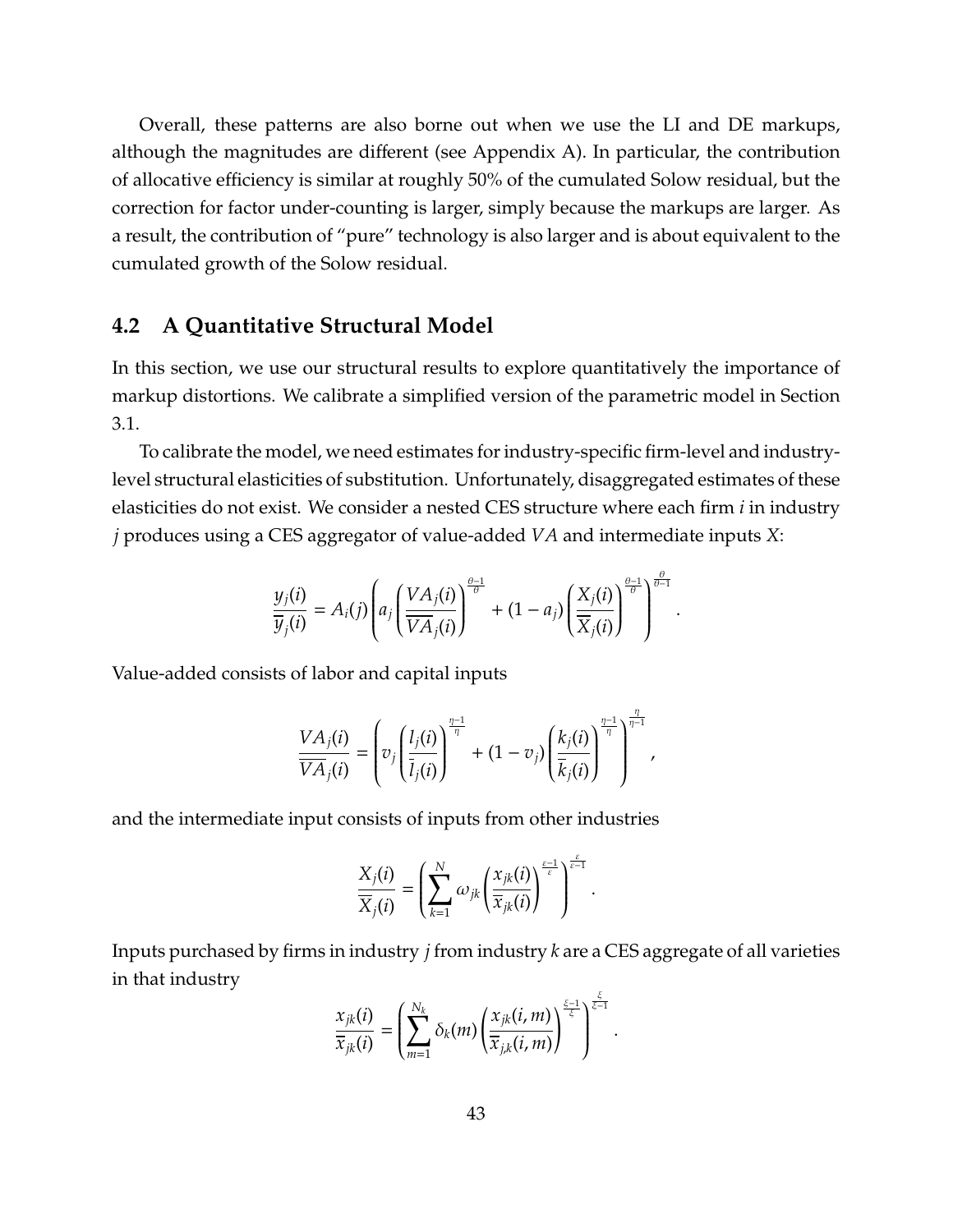Overall, these patterns are also borne out when we use the LI and DE markups, although the magnitudes are different (see Appendix A). In particular, the contribution of allocative efficiency is similar at roughly 50% of the cumulated Solow residual, but the correction for factor under-counting is larger, simply because the markups are larger. As a result, the contribution of "pure" technology is also larger and is about equivalent to the cumulated growth of the Solow residual.

## 4.2 A Quantitative Structural Model

In this section, we use our structural results to explore quantitatively the importance of markup distortions. We calibrate a simplified version of the parametric model in Section 3.1.

To calibrate the model, we need estimates for industry-specific firm-level and industry-level structural elasticities of substitution. Unfortunately, disaggregated estimates of these elasticities do not exist. We consider a nested CES structure where each firm $i$ in industry $j$ produces using a CES aggregator of value-added $VA$ and intermediate inputs $X$:

$$\frac{y_j(i)}{\overline{y}_j(i)} = A_i(j)\left(a_j\left(\frac{VA_j(i)}{\overline{VA}_j(i)}\right)^{\frac{\theta-1}{\theta}} + (1-a_j)\left(\frac{X_j(i)}{\overline{X}_j(i)}\right)^{\frac{\theta-1}{\theta}}\right)^{\frac{\theta}{\theta-1}}.$$

Value-added consists of labor and capital inputs

$$\frac{VA_j(i)}{\overline{VA}_j(i)} = \left(v_j\left(\frac{l_j(i)}{\overline{l}_j(i)}\right)^{\frac{\eta-1}{\eta}} + (1-v_j)\left(\frac{k_j(i)}{\overline{k}_j(i)}\right)^{\frac{\eta-1}{\eta}}\right)^{\frac{\eta}{\eta-1}},$$

and the intermediate input consists of inputs from other industries

$$\frac{X_j(i)}{\overline{X}_j(i)} = \left(\sum_{k=1}^{N}\omega_{jk}\left(\frac{x_{jk}(i)}{\overline{x}_{jk}(i)}\right)^{\frac{\varepsilon-1}{\varepsilon}}\right)^{\frac{\varepsilon}{\varepsilon-1}}.$$

Inputs purchased by firms in industry $j$ from industry $k$ are a CES aggregate of all varieties in that industry

$$\frac{x_{jk}(i)}{\overline{x}_{jk}(i)} = \left(\sum_{m=1}^{N_k}\delta_k(m)\left(\frac{x_{jk}(i,m)}{\overline{x}_{j,k}(i,m)}\right)^{\frac{\xi-1}{\xi}}\right)^{\frac{\xi}{\xi-1}}.$$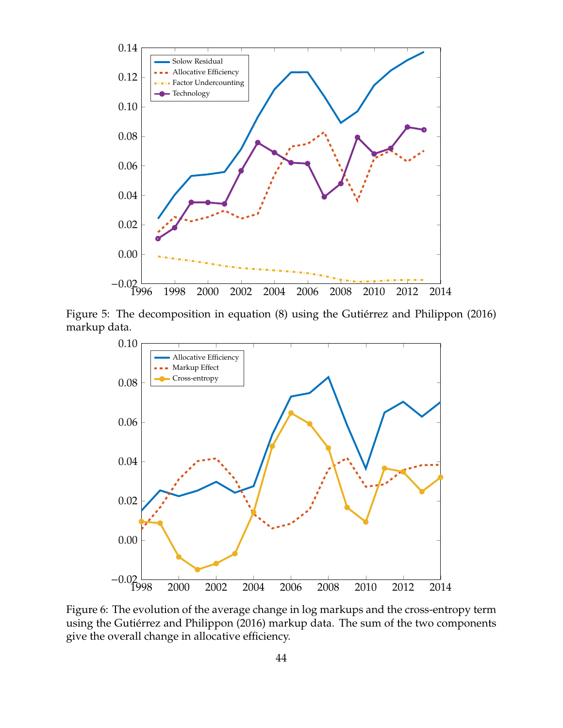Figure 5: The decomposition in equation (8) using the Gutiérrez and Philippon (2016) markup data.

Figure 6: The evolution of the average change in log markups and the cross-entropy term using the Gutiérrez and Philippon (2016) markup data. The sum of the two components give the overall change in allocative efficiency.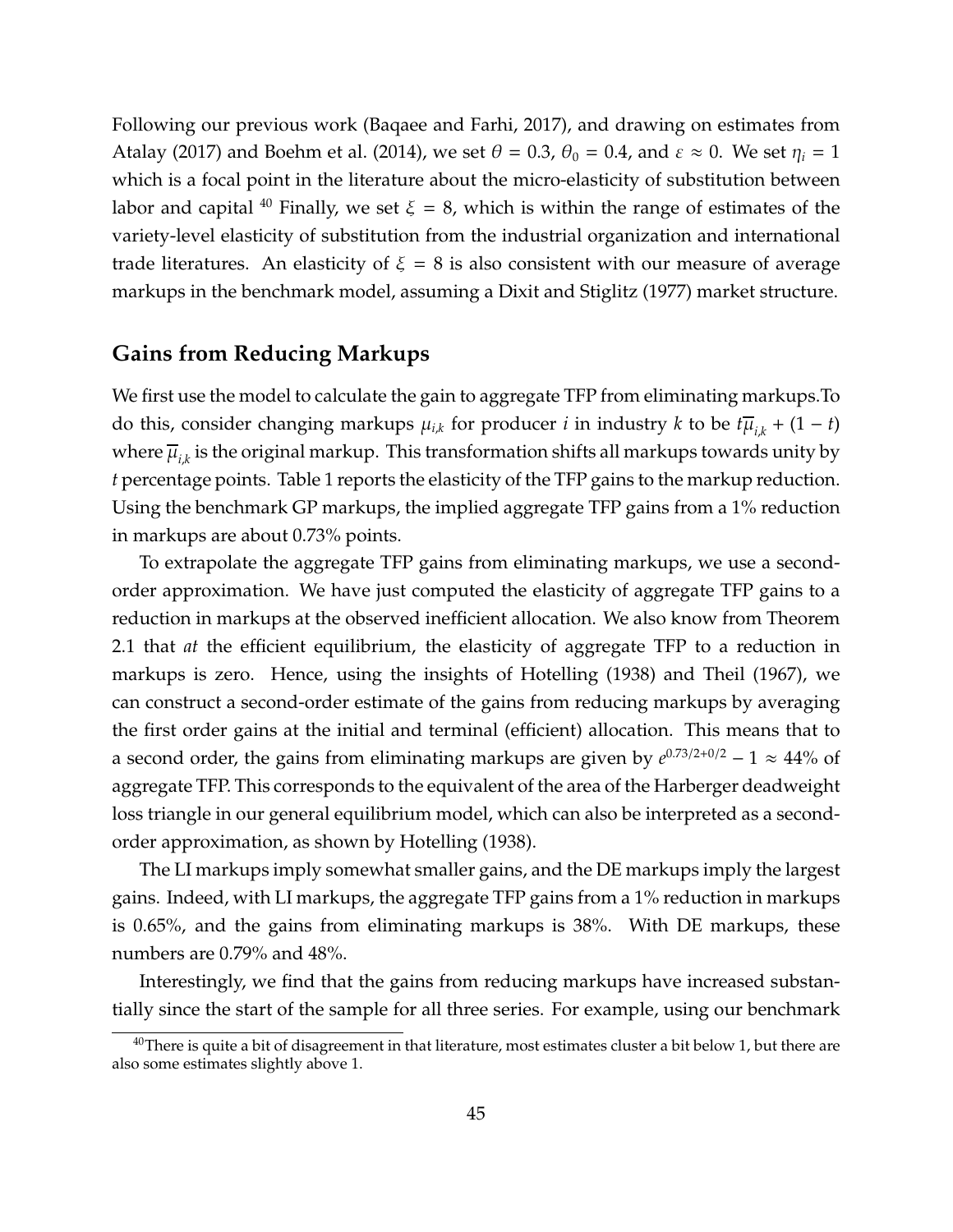Following our previous work (Baqaee and Farhi, 2017), and drawing on estimates from Atalay (2017) and Boehm et al. (2014), we set $\theta = 0.3$, $\theta_0 = 0.4$, and $\varepsilon \approx 0$. We set $\eta_i = 1$ which is a focal point in the literature about the micro-elasticity of substitution between labor and capital [40] Finally, we set $\xi = 8$, which is within the range of estimates of the variety-level elasticity of substitution from the industrial organization and international trade literatures. An elasticity of $\xi = 8$ is also consistent with our measure of average markups in the benchmark model, assuming a Dixit and Stiglitz (1977) market structure.

## Gains from Reducing Markups

We first use the model to calculate the gain to aggregate TFP from eliminating markups.To do this, consider changing markups $\mu_{i,k}$ for producer $i$ in industry $k$ to be $t\overline{\mu}_{i,k} + (1 - t)$ where $\overline{\mu}_{i,k}$ is the original markup. This transformation shifts all markups towards unity by $t$ percentage points. Table 1 reports the elasticity of the TFP gains to the markup reduction. Using the benchmark GP markups, the implied aggregate TFP gains from a 1% reduction in markups are about 0.73% points.

To extrapolate the aggregate TFP gains from eliminating markups, we use a second-order approximation. We have just computed the elasticity of aggregate TFP gains to a reduction in markups at the observed inefficient allocation. We also know from Theorem 2.1 that *at* the efficient equilibrium, the elasticity of aggregate TFP to a reduction in markups is zero. Hence, using the insights of Hotelling (1938) and Theil (1967), we can construct a second-order estimate of the gains from reducing markups by averaging the first order gains at the initial and terminal (efficient) allocation. This means that to a second order, the gains from eliminating markups are given by $e^{0.73/2+0/2} - 1 \approx 44\%$ of aggregate TFP. This corresponds to the equivalent of the area of the Harberger deadweight loss triangle in our general equilibrium model, which can also be interpreted as a second-order approximation, as shown by Hotelling (1938).

The LI markups imply somewhat smaller gains, and the DE markups imply the largest gains. Indeed, with LI markups, the aggregate TFP gains from a 1% reduction in markups is 0.65%, and the gains from eliminating markups is 38%. With DE markups, these numbers are 0.79% and 48%.

Interestingly, we find that the gains from reducing markups have increased substantially since the start of the sample for all three series. For example, using our benchmark

[40] There is quite a bit of disagreement in that literature, most estimates cluster a bit below 1, but there are also some estimates slightly above 1.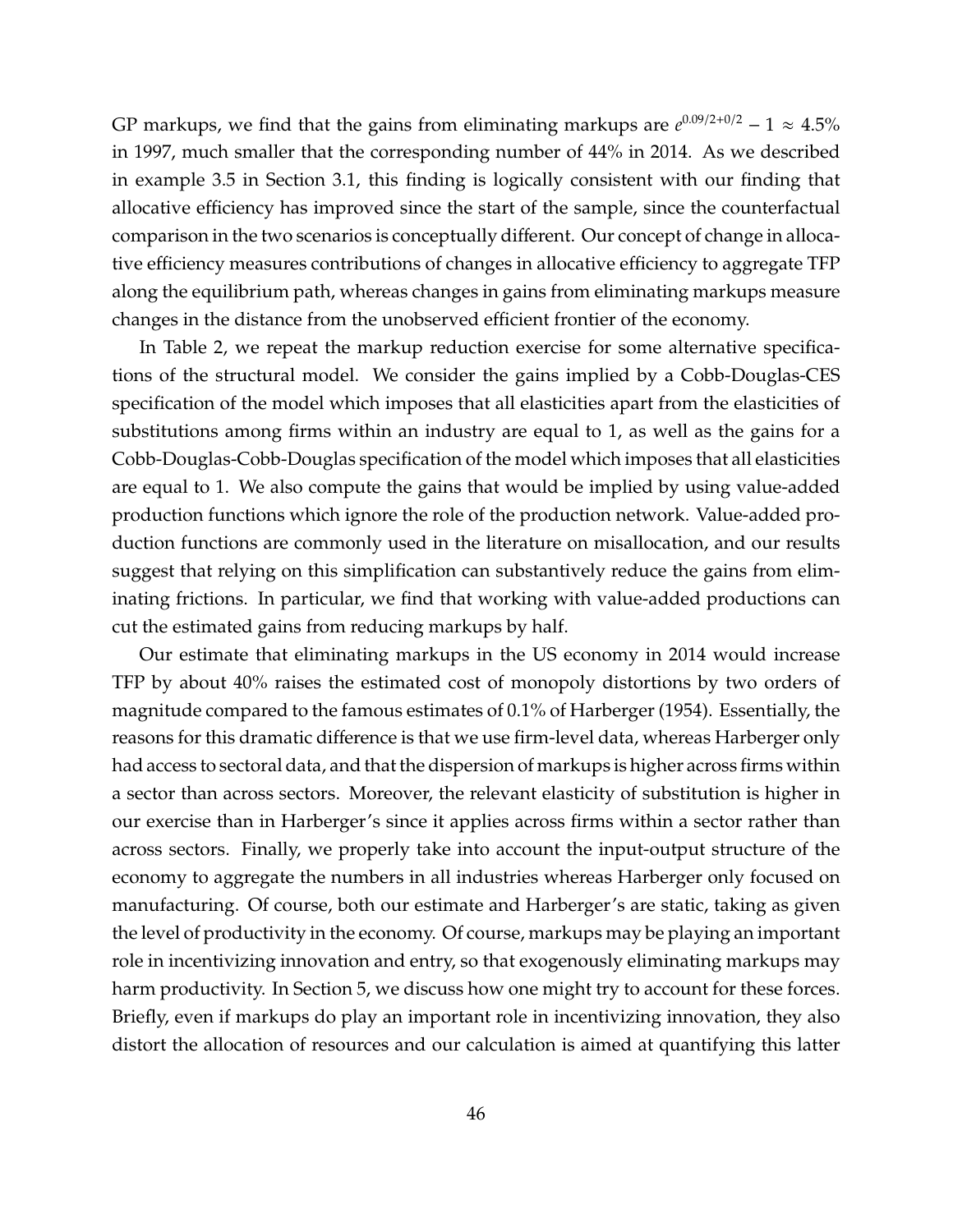GP markups, we find that the gains from eliminating markups are $e^{0.09/2+0/2} - 1 \approx 4.5\%$ in 1997, much smaller that the corresponding number of 44% in 2014. As we described in example 3.5 in Section 3.1, this finding is logically consistent with our finding that allocative efficiency has improved since the start of the sample, since the counterfactual comparison in the two scenarios is conceptually different. Our concept of change in allocative efficiency measures contributions of changes in allocative efficiency to aggregate TFP along the equilibrium path, whereas changes in gains from eliminating markups measure changes in the distance from the unobserved efficient frontier of the economy.

In Table 2, we repeat the markup reduction exercise for some alternative specifications of the structural model. We consider the gains implied by a Cobb-Douglas-CES specification of the model which imposes that all elasticities apart from the elasticities of substitutions among firms within an industry are equal to 1, as well as the gains for a Cobb-Douglas-Cobb-Douglas specification of the model which imposes that all elasticities are equal to 1. We also compute the gains that would be implied by using value-added production functions which ignore the role of the production network. Value-added production functions are commonly used in the literature on misallocation, and our results suggest that relying on this simplification can substantively reduce the gains from eliminating frictions. In particular, we find that working with value-added productions can cut the estimated gains from reducing markups by half.

Our estimate that eliminating markups in the US economy in 2014 would increase TFP by about 40% raises the estimated cost of monopoly distortions by two orders of magnitude compared to the famous estimates of 0.1% of Harberger (1954). Essentially, the reasons for this dramatic difference is that we use firm-level data, whereas Harberger only had access to sectoral data, and that the dispersion of markups is higher across firms within a sector than across sectors. Moreover, the relevant elasticity of substitution is higher in our exercise than in Harberger's since it applies across firms within a sector rather than across sectors. Finally, we properly take into account the input-output structure of the economy to aggregate the numbers in all industries whereas Harberger only focused on manufacturing. Of course, both our estimate and Harberger's are static, taking as given the level of productivity in the economy. Of course, markups may be playing an important role in incentivizing innovation and entry, so that exogenously eliminating markups may harm productivity. In Section 5, we discuss how one might try to account for these forces. Briefly, even if markups do play an important role in incentivizing innovation, they also distort the allocation of resources and our calculation is aimed at quantifying this latter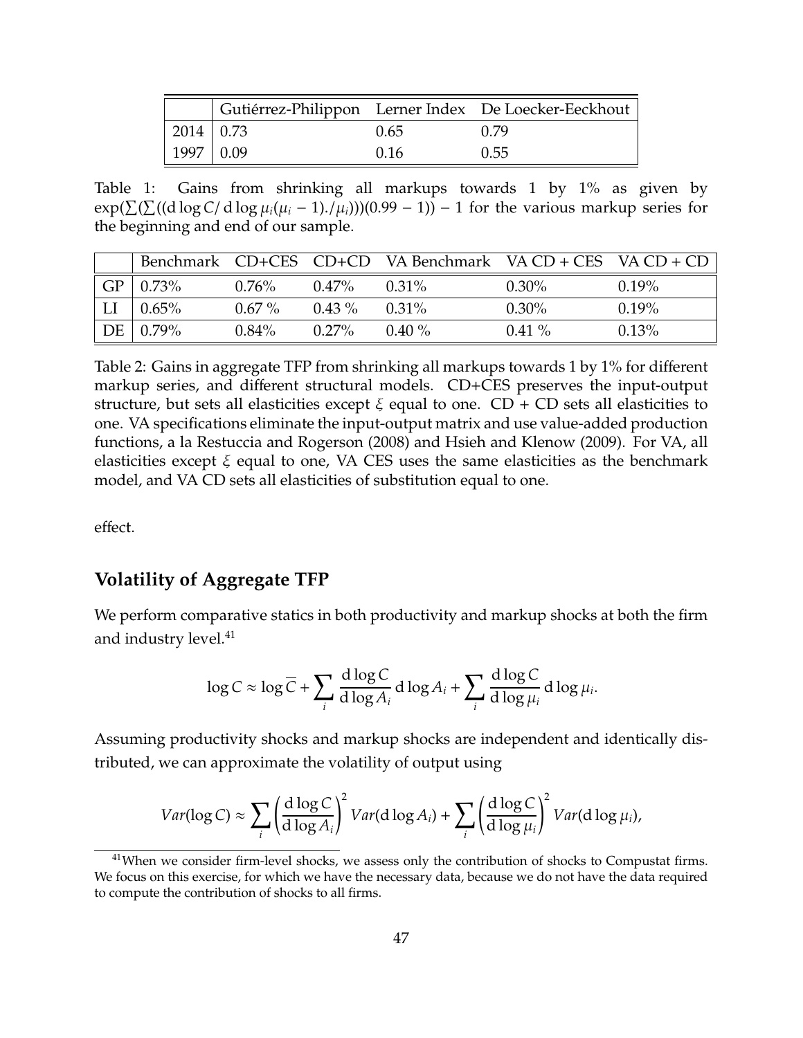| | Gutiérrez-Philippon | Lerner Index | De Loecker-Eeckhout |
|---|---|---|---|
| 2014 | 0.73 | 0.65 | 0.79 |
| 1997 | 0.09 | 0.16 | 0.55 |

Table 1: Gains from shrinking all markups towards 1 by 1% as given by $\exp(\sum(\sum((\mathrm{d}\log C/\,\mathrm{d}\log\mu_i(\mu_i-1)./\mu_i)))(0.99-1))-1$ for the various markup series for the beginning and end of our sample.

| | Benchmark | CD+CES | CD+CD | VA Benchmark | VA CD + CES | VA CD + CD |
|---|---|---|---|---|---|---|
| GP | 0.73% | 0.76% | 0.47% | 0.31% | 0.30% | 0.19% |
| LI | 0.65% | 0.67 % | 0.43 % | 0.31% | 0.30% | 0.19% |
| DE | 0.79% | 0.84% | 0.27% | 0.40 % | 0.41 % | 0.13% |

Table 2: Gains in aggregate TFP from shrinking all markups towards 1 by 1% for different markup series, and different structural models. CD+CES preserves the input-output structure, but sets all elasticities except $\xi$ equal to one. CD + CD sets all elasticities to one. VA specifications eliminate the input-output matrix and use value-added production functions, a la Restuccia and Rogerson (2008) and Hsieh and Klenow (2009). For VA, all elasticities except $\xi$ equal to one, VA CES uses the same elasticities as the benchmark model, and VA CD sets all elasticities of substitution equal to one.

effect.

## Volatility of Aggregate TFP

We perform comparative statics in both productivity and markup shocks at both the firm and industry level.[41]

$$\log C \approx \log \overline{C} + \sum_i \frac{\mathrm{d}\log C}{\mathrm{d}\log A_i}\mathrm{d}\log A_i + \sum_i \frac{\mathrm{d}\log C}{\mathrm{d}\log \mu_i}\mathrm{d}\log \mu_i.$$

Assuming productivity shocks and markup shocks are independent and identically distributed, we can approximate the volatility of output using

$$Var(\log C) \approx \sum_i \left(\frac{\mathrm{d}\log C}{\mathrm{d}\log A_i}\right)^2 Var(\mathrm{d}\log A_i) + \sum_i \left(\frac{\mathrm{d}\log C}{\mathrm{d}\log \mu_i}\right)^2 Var(\mathrm{d}\log \mu_i),$$

[41] When we consider firm-level shocks, we assess only the contribution of shocks to Compustat firms. We focus on this exercise, for which we have the necessary data, because we do not have the data required to compute the contribution of shocks to all firms.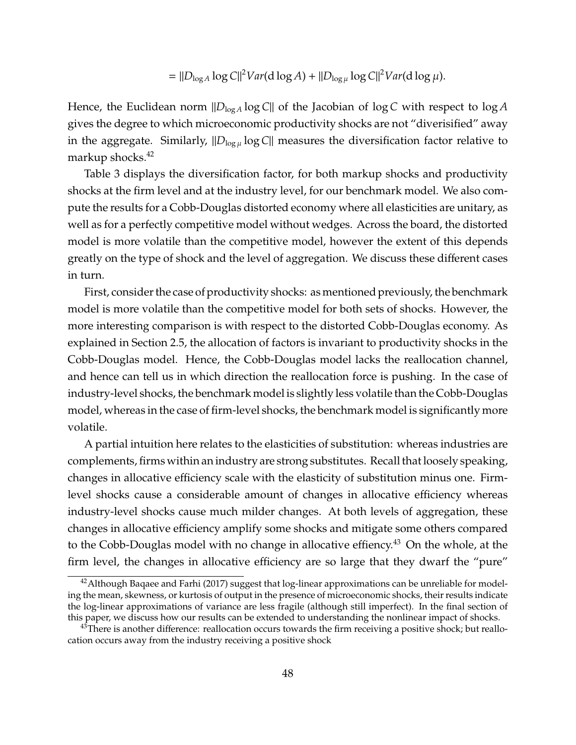$$= \|D_{\log A} \log C\|^2 Var(\mathrm{d} \log A) + \|D_{\log \mu} \log C\|^2 Var(\mathrm{d} \log \mu).$$

Hence, the Euclidean norm $\|D_{\log A} \log C\|$ of the Jacobian of $\log C$ with respect to $\log A$ gives the degree to which microeconomic productivity shocks are not "diverisified" away in the aggregate. Similarly, $\|D_{\log \mu} \log C\|$ measures the diversification factor relative to markup shocks.[42]

Table 3 displays the diversification factor, for both markup shocks and productivity shocks at the firm level and at the industry level, for our benchmark model. We also compute the results for a Cobb-Douglas distorted economy where all elasticities are unitary, as well as for a perfectly competitive model without wedges. Across the board, the distorted model is more volatile than the competitive model, however the extent of this depends greatly on the type of shock and the level of aggregation. We discuss these different cases in turn.

First, consider the case of productivity shocks: as mentioned previously, the benchmark model is more volatile than the competitive model for both sets of shocks. However, the more interesting comparison is with respect to the distorted Cobb-Douglas economy. As explained in Section 2.5, the allocation of factors is invariant to productivity shocks in the Cobb-Douglas model. Hence, the Cobb-Douglas model lacks the reallocation channel, and hence can tell us in which direction the reallocation force is pushing. In the case of industry-level shocks, the benchmark model is slightly less volatile than the Cobb-Douglas model, whereas in the case of firm-level shocks, the benchmark model is significantly more volatile.

A partial intuition here relates to the elasticities of substitution: whereas industries are complements, firms within an industry are strong substitutes. Recall that loosely speaking, changes in allocative efficiency scale with the elasticity of substitution minus one. Firm-level shocks cause a considerable amount of changes in allocative efficiency whereas industry-level shocks cause much milder changes. At both levels of aggregation, these changes in allocative efficiency amplify some shocks and mitigate some others compared to the Cobb-Douglas model with no change in allocative effiency.[43] On the whole, at the firm level, the changes in allocative efficiency are so large that they dwarf the "pure"

[42] Although Baqaee and Farhi (2017) suggest that log-linear approximations can be unreliable for modeling the mean, skewness, or kurtosis of output in the presence of microeconomic shocks, their results indicate the log-linear approximations of variance are less fragile (although still imperfect). In the final section of this paper, we discuss how our results can be extended to understanding the nonlinear impact of shocks.

[43] There is another difference: reallocation occurs towards the firm receiving a positive shock; but reallocation occurs away from the industry receiving a positive shock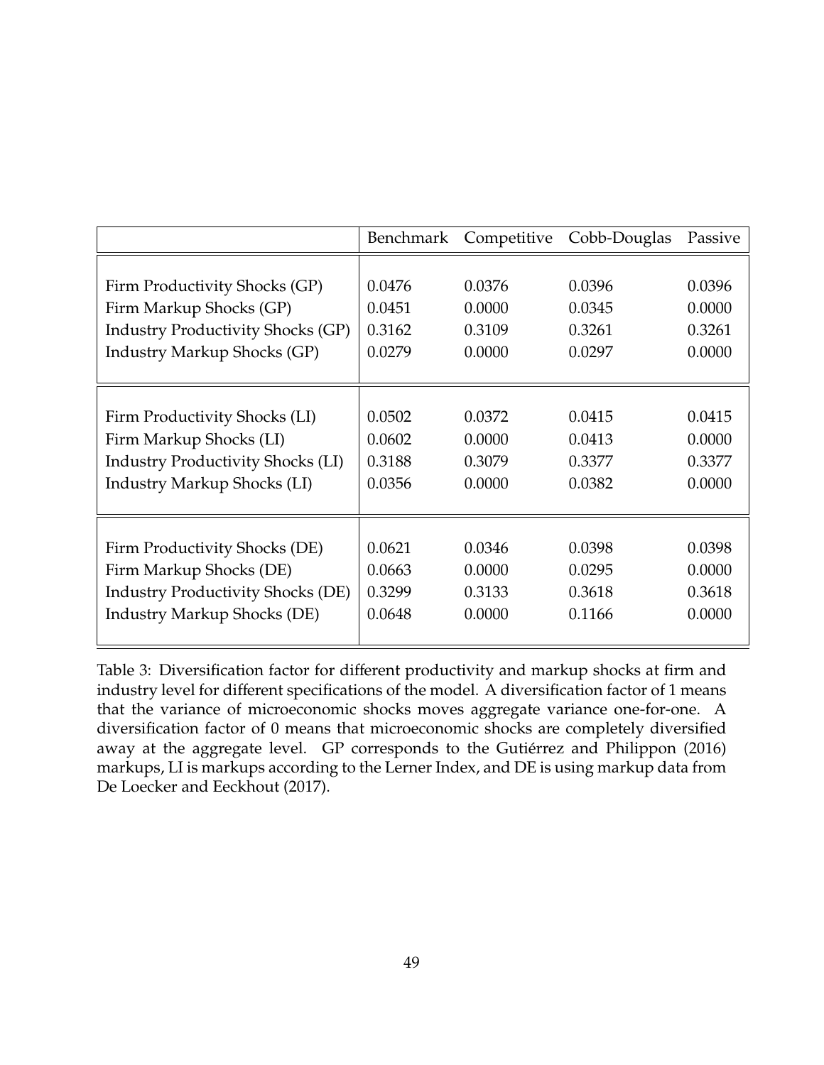| | Benchmark | Competitive | Cobb-Douglas | Passive |
|---|---|---|---|---|
| Firm Productivity Shocks (GP) | 0.0476 | 0.0376 | 0.0396 | 0.0396 |
| Firm Markup Shocks (GP) | 0.0451 | 0.0000 | 0.0345 | 0.0000 |
| Industry Productivity Shocks (GP) | 0.3162 | 0.3109 | 0.3261 | 0.3261 |
| Industry Markup Shocks (GP) | 0.0279 | 0.0000 | 0.0297 | 0.0000 |
| Firm Productivity Shocks (LI) | 0.0502 | 0.0372 | 0.0415 | 0.0415 |
| Firm Markup Shocks (LI) | 0.0602 | 0.0000 | 0.0413 | 0.0000 |
| Industry Productivity Shocks (LI) | 0.3188 | 0.3079 | 0.3377 | 0.3377 |
| Industry Markup Shocks (LI) | 0.0356 | 0.0000 | 0.0382 | 0.0000 |
| Firm Productivity Shocks (DE) | 0.0621 | 0.0346 | 0.0398 | 0.0398 |
| Firm Markup Shocks (DE) | 0.0663 | 0.0000 | 0.0295 | 0.0000 |
| Industry Productivity Shocks (DE) | 0.3299 | 0.3133 | 0.3618 | 0.3618 |
| Industry Markup Shocks (DE) | 0.0648 | 0.0000 | 0.1166 | 0.0000 |

Table 3: Diversification factor for different productivity and markup shocks at firm and industry level for different specifications of the model. A diversification factor of 1 means that the variance of microeconomic shocks moves aggregate variance one-for-one. A diversification factor of 0 means that microeconomic shocks are completely diversified away at the aggregate level. GP corresponds to the Gutiérrez and Philippon (2016) markups, LI is markups according to the Lerner Index, and DE is using markup data from De Loecker and Eeckhout (2017).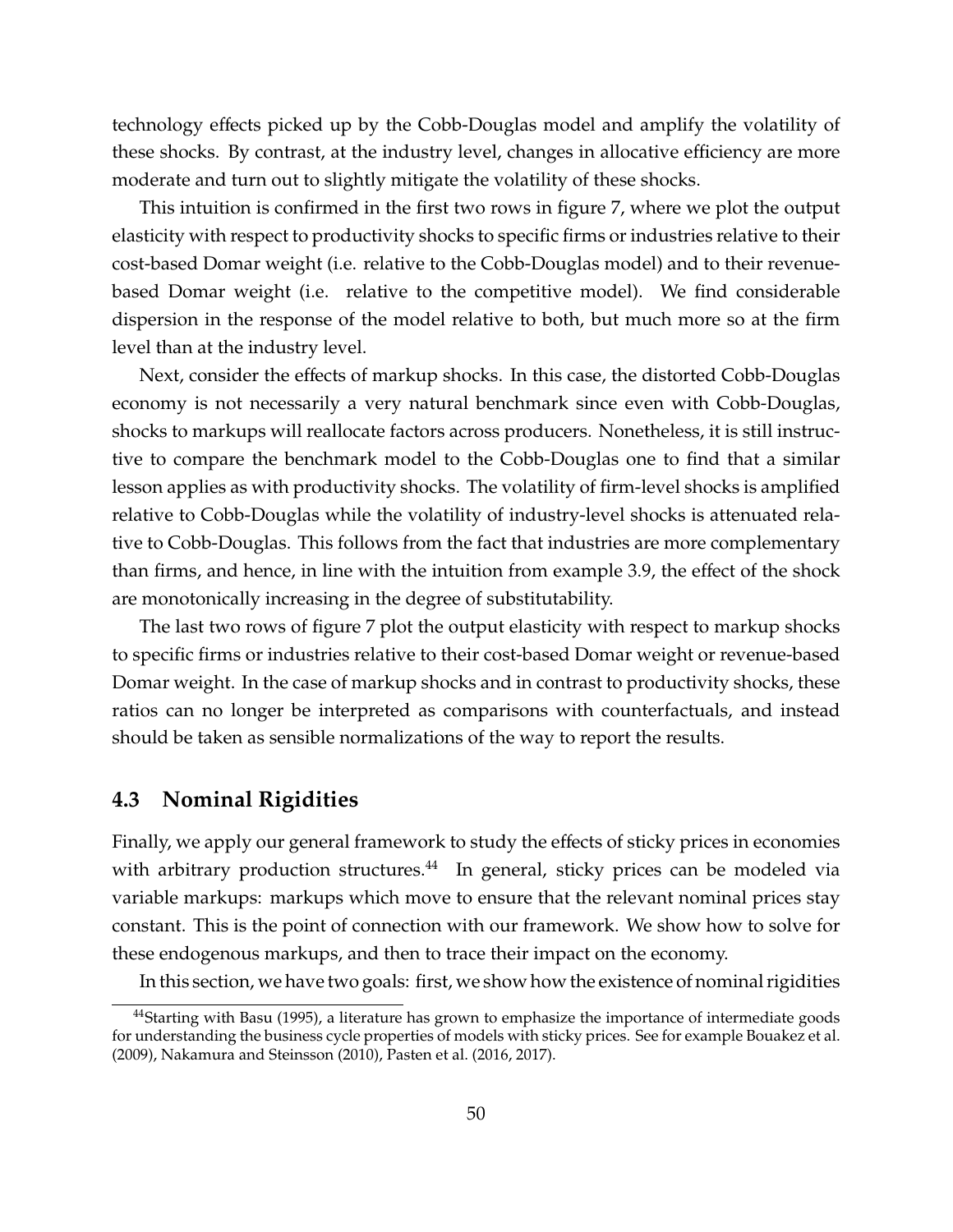technology effects picked up by the Cobb-Douglas model and amplify the volatility of these shocks. By contrast, at the industry level, changes in allocative efficiency are more moderate and turn out to slightly mitigate the volatility of these shocks.

This intuition is confirmed in the first two rows in figure 7, where we plot the output elasticity with respect to productivity shocks to specific firms or industries relative to their cost-based Domar weight (i.e. relative to the Cobb-Douglas model) and to their revenue-based Domar weight (i.e. relative to the competitive model). We find considerable dispersion in the response of the model relative to both, but much more so at the firm level than at the industry level.

Next, consider the effects of markup shocks. In this case, the distorted Cobb-Douglas economy is not necessarily a very natural benchmark since even with Cobb-Douglas, shocks to markups will reallocate factors across producers. Nonetheless, it is still instructive to compare the benchmark model to the Cobb-Douglas one to find that a similar lesson applies as with productivity shocks. The volatility of firm-level shocks is amplified relative to Cobb-Douglas while the volatility of industry-level shocks is attenuated relative to Cobb-Douglas. This follows from the fact that industries are more complementary than firms, and hence, in line with the intuition from example 3.9, the effect of the shock are monotonically increasing in the degree of substitutability.

The last two rows of figure 7 plot the output elasticity with respect to markup shocks to specific firms or industries relative to their cost-based Domar weight or revenue-based Domar weight. In the case of markup shocks and in contrast to productivity shocks, these ratios can no longer be interpreted as comparisons with counterfactuals, and instead should be taken as sensible normalizations of the way to report the results.

## 4.3 Nominal Rigidities

Finally, we apply our general framework to study the effects of sticky prices in economies with arbitrary production structures.[44] In general, sticky prices can be modeled via variable markups: markups which move to ensure that the relevant nominal prices stay constant. This is the point of connection with our framework. We show how to solve for these endogenous markups, and then to trace their impact on the economy.

In this section, we have two goals: first, we show how the existence of nominal rigidities

[44] Starting with Basu (1995), a literature has grown to emphasize the importance of intermediate goods for understanding the business cycle properties of models with sticky prices. See for example Bouakez et al. (2009), Nakamura and Steinsson (2010), Pasten et al. (2016, 2017).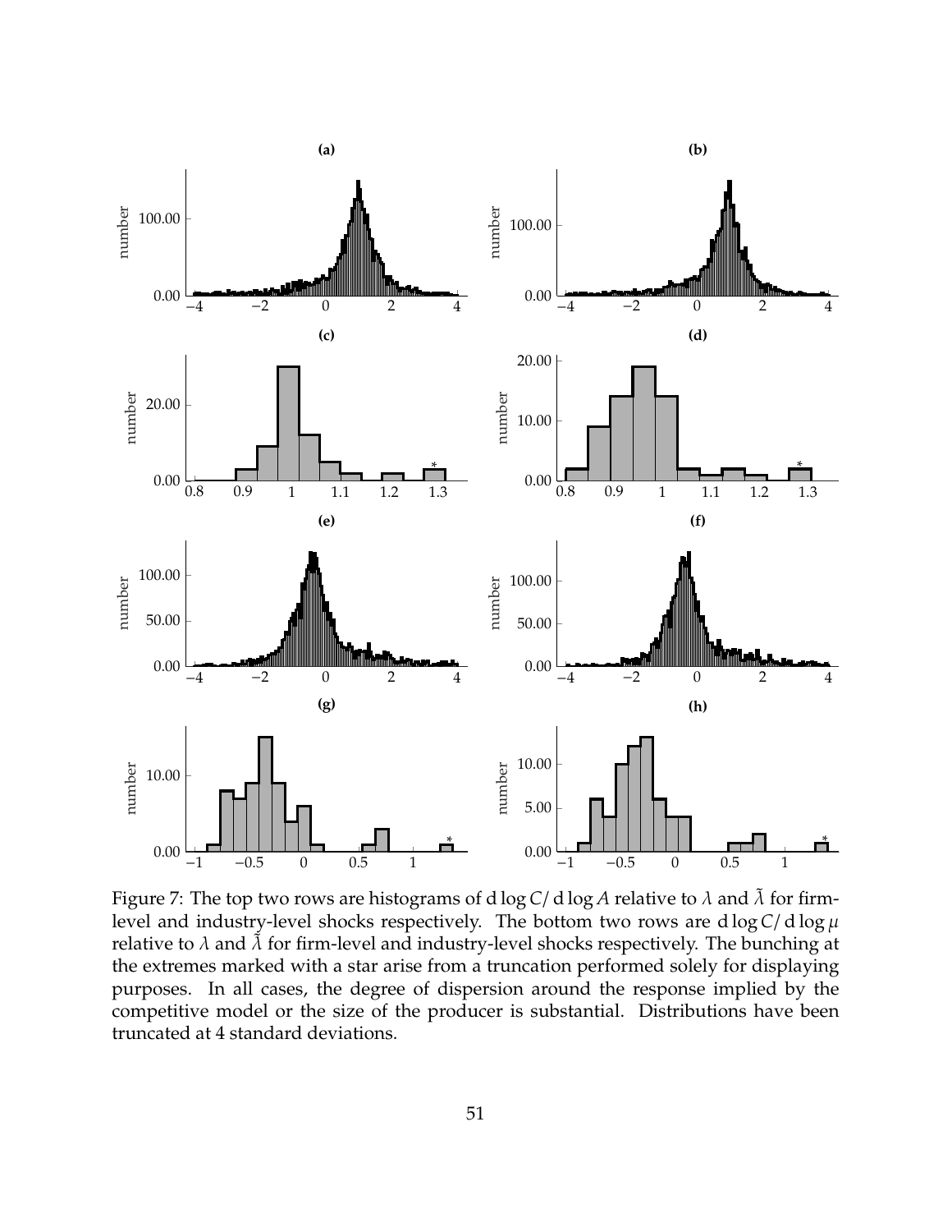Figure 7: The top two rows are histograms of $\mathrm{d}\log C/\mathrm{d}\log A$ relative to $\lambda$ and $\tilde{\lambda}$ for firm-level and industry-level shocks respectively. The bottom two rows are $\mathrm{d}\log C/\mathrm{d}\log \mu$ relative to $\lambda$ and $\tilde{\lambda}$ for firm-level and industry-level shocks respectively. The bunching at the extremes marked with a star arise from a truncation performed solely for displaying purposes. In all cases, the degree of dispersion around the response implied by the competitive model or the size of the producer is substantial. Distributions have been truncated at 4 standard deviations.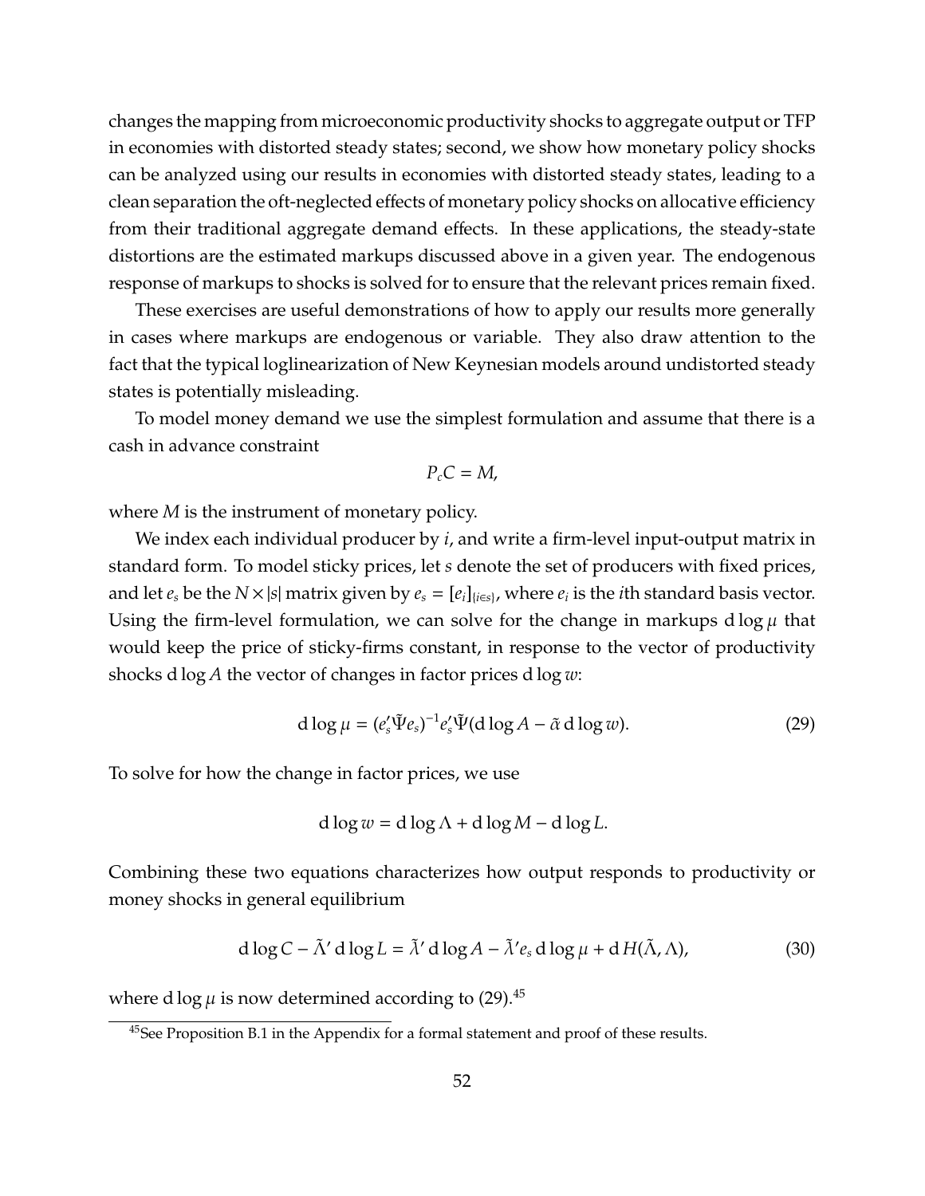changes the mapping from microeconomic productivity shocks to aggregate output or TFP in economies with distorted steady states; second, we show how monetary policy shocks can be analyzed using our results in economies with distorted steady states, leading to a clean separation the oft-neglected effects of monetary policy shocks on allocative efficiency from their traditional aggregate demand effects. In these applications, the steady-state distortions are the estimated markups discussed above in a given year. The endogenous response of markups to shocks is solved for to ensure that the relevant prices remain fixed.

These exercises are useful demonstrations of how to apply our results more generally in cases where markups are endogenous or variable. They also draw attention to the fact that the typical loglinearization of New Keynesian models around undistorted steady states is potentially misleading.

To model money demand we use the simplest formulation and assume that there is a cash in advance constraint

$$P_c C = M,$$

where $M$ is the instrument of monetary policy.

We index each individual producer by $i$, and write a firm-level input-output matrix in standard form. To model sticky prices, let $s$ denote the set of producers with fixed prices, and let $e_s$ be the $N \times |s|$ matrix given by $e_s = [e_i]_{\{i \in s\}}$, where $e_i$ is the $i$th standard basis vector. Using the firm-level formulation, we can solve for the change in markups $\mathrm{d}\log\mu$ that would keep the price of sticky-firms constant, in response to the vector of productivity shocks $\mathrm{d}\log A$ the vector of changes in factor prices $\mathrm{d}\log w$:

$$\mathrm{d}\log\mu = (e_s'\tilde{\Psi}e_s)^{-1}e_s'\tilde{\Psi}(\mathrm{d}\log A - \tilde{\alpha}\,\mathrm{d}\log w). \tag{29}$$

To solve for how the change in factor prices, we use

$$\mathrm{d}\log w = \mathrm{d}\log\Lambda + \mathrm{d}\log M - \mathrm{d}\log L.$$

Combining these two equations characterizes how output responds to productivity or money shocks in general equilibrium

$$\mathrm{d}\log C - \tilde{\Lambda}'\,\mathrm{d}\log L = \tilde{\lambda}'\,\mathrm{d}\log A - \tilde{\lambda}'e_s\,\mathrm{d}\log\mu + \mathrm{d}H(\tilde{\Lambda}, \Lambda), \tag{30}$$

where $\mathrm{d}\log\mu$ is now determined according to (29).[45]

[45] See Proposition B.1 in the Appendix for a formal statement and proof of these results.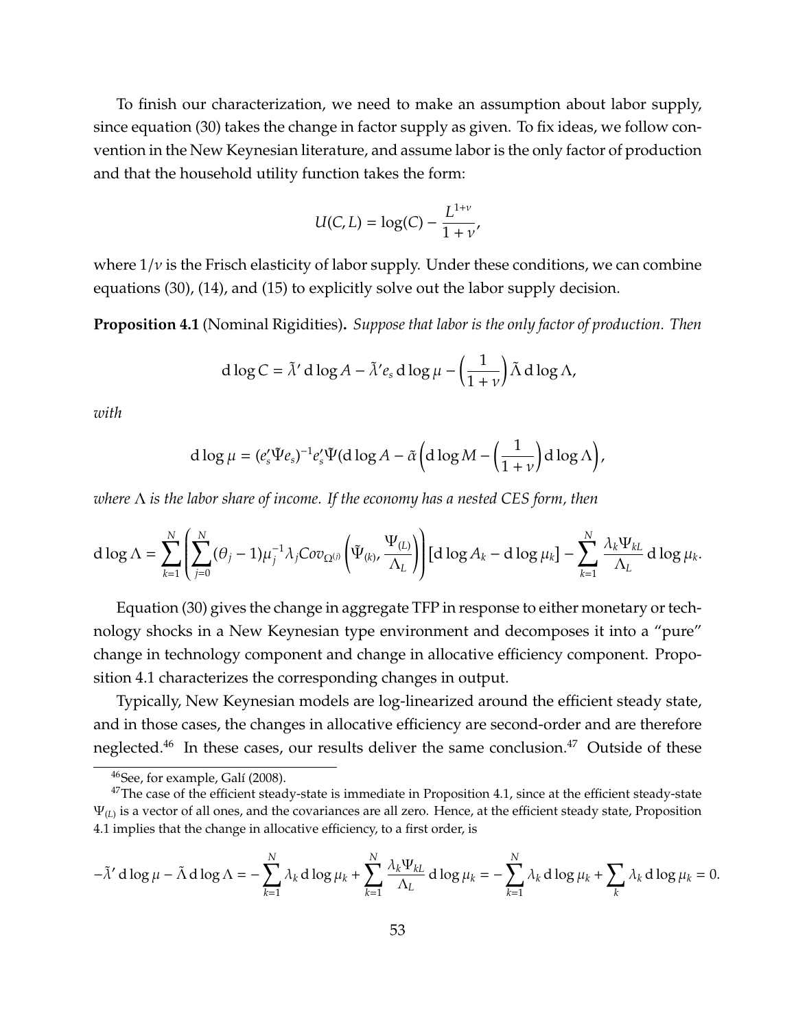To finish our characterization, we need to make an assumption about labor supply, since equation (30) takes the change in factor supply as given. To fix ideas, we follow convention in the New Keynesian literature, and assume labor is the only factor of production and that the household utility function takes the form:

$$U(C, L) = \log(C) - \frac{L^{1+\nu}}{1+\nu},$$

where $1/\nu$ is the Frisch elasticity of labor supply. Under these conditions, we can combine equations (30), (14), and (15) to explicitly solve out the labor supply decision.

**Proposition 4.1** (Nominal Rigidities)**.** *Suppose that labor is the only factor of production. Then*

$$\mathrm{d}\log C = \tilde{\lambda}' \,\mathrm{d}\log A - \tilde{\lambda}' e_s \,\mathrm{d}\log \mu - \left(\frac{1}{1+\nu}\right) \tilde{\Lambda} \,\mathrm{d}\log \Lambda,$$

*with*

$$\mathrm{d}\log \mu = (e_s' \Psi e_s)^{-1} e_s' \tilde{\Psi} (\mathrm{d}\log A - \tilde{\alpha} \left(\mathrm{d}\log M - \left(\frac{1}{1+\nu}\right) \mathrm{d}\log \Lambda\right),$$

*where $\Lambda$ is the labor share of income. If the economy has a nested CES form, then*

$$\mathrm{d}\log \Lambda = \sum_{k=1}^{N} \left( \sum_{j=0}^{N} (\theta_j - 1) \mu_j^{-1} \lambda_j Cov_{\Omega^{(j)}} \left( \tilde{\Psi}_{(k)}, \frac{\Psi_{(L)}}{\Lambda_L} \right) \right) [\mathrm{d}\log A_k - \mathrm{d}\log \mu_k] - \sum_{k=1}^{N} \frac{\lambda_k \Psi_{kL}}{\Lambda_L} \mathrm{d}\log \mu_k.$$

Equation (30) gives the change in aggregate TFP in response to either monetary or technology shocks in a New Keynesian type environment and decomposes it into a "pure" change in technology component and change in allocative efficiency component. Proposition 4.1 characterizes the corresponding changes in output.

Typically, New Keynesian models are log-linearized around the efficient steady state, and in those cases, the changes in allocative efficiency are second-order and are therefore neglected.[46] In these cases, our results deliver the same conclusion.[47] Outside of these

[46] See, for example, Galí (2008).

[47] The case of the efficient steady-state is immediate in Proposition 4.1, since at the efficient steady-state $\Psi_{(L)}$ is a vector of all ones, and the covariances are all zero. Hence, at the efficient steady state, Proposition 4.1 implies that the change in allocative efficiency, to a first order, is

$$-\tilde{\lambda}' \,\mathrm{d}\log \mu - \tilde{\Lambda} \,\mathrm{d}\log \Lambda = -\sum_{k=1}^{N} \lambda_k \,\mathrm{d}\log \mu_k + \sum_{k=1}^{N} \frac{\lambda_k \Psi_{kL}}{\Lambda_L} \mathrm{d}\log \mu_k = -\sum_{k=1}^{N} \lambda_k \,\mathrm{d}\log \mu_k + \sum_{k} \lambda_k \,\mathrm{d}\log \mu_k = 0.$$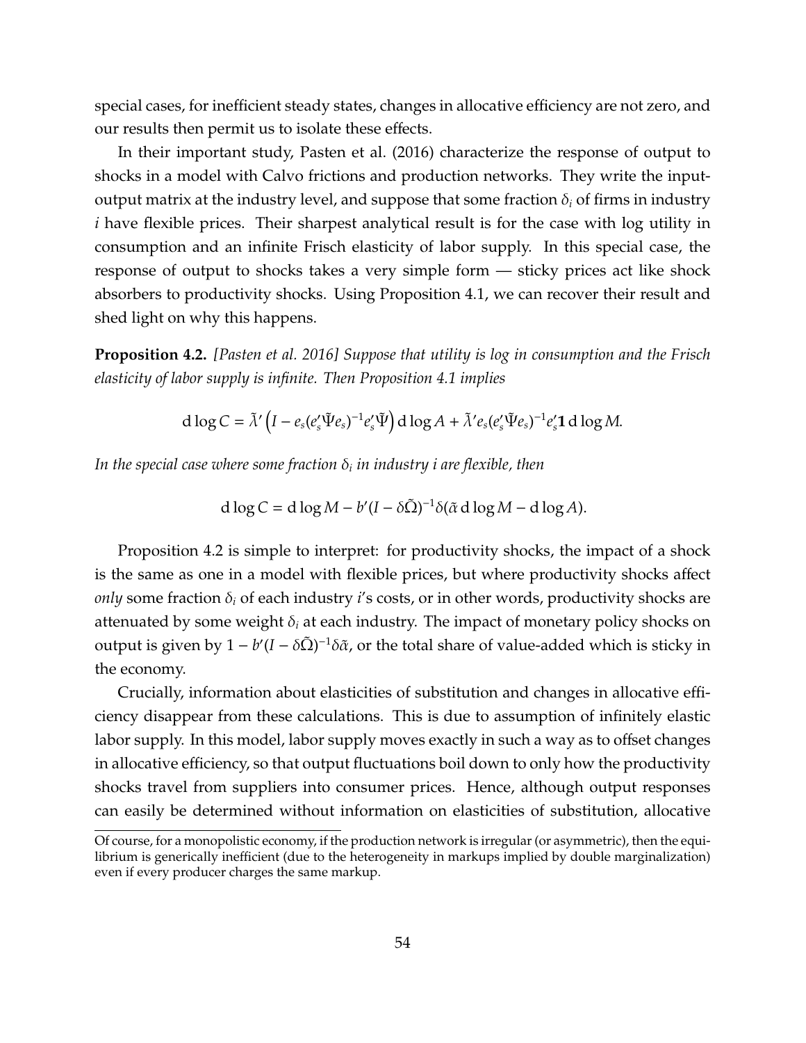special cases, for inefficient steady states, changes in allocative efficiency are not zero, and our results then permit us to isolate these effects.

In their important study, Pasten et al. (2016) characterize the response of output to shocks in a model with Calvo frictions and production networks. They write the input-output matrix at the industry level, and suppose that some fraction $\delta_i$ of firms in industry $i$ have flexible prices. Their sharpest analytical result is for the case with log utility in consumption and an infinite Frisch elasticity of labor supply. In this special case, the response of output to shocks takes a very simple form — sticky prices act like shock absorbers to productivity shocks. Using Proposition 4.1, we can recover their result and shed light on why this happens.

**Proposition 4.2.** *[Pasten et al. 2016] Suppose that utility is log in consumption and the Frisch elasticity of labor supply is infinite. Then Proposition 4.1 implies*

$$\mathrm{d}\log C = \tilde{\lambda}'\left(I - e_s(e_s'\tilde{\Psi}e_s)^{-1}e_s'\tilde{\Psi}\right)\mathrm{d}\log A + \tilde{\lambda}'e_s(e_s'\tilde{\Psi}e_s)^{-1}e_s'\mathbf{1}\,\mathrm{d}\log M.$$

*In the special case where some fraction $\delta_i$ in industry $i$ are flexible, then*

$$\mathrm{d}\log C = \mathrm{d}\log M - b'(I - \delta\tilde{\Omega})^{-1}\delta(\tilde{\alpha}\,\mathrm{d}\log M - \mathrm{d}\log A).$$

Proposition 4.2 is simple to interpret: for productivity shocks, the impact of a shock is the same as one in a model with flexible prices, but where productivity shocks affect *only* some fraction $\delta_i$ of each industry $i$'s costs, or in other words, productivity shocks are attenuated by some weight $\delta_i$ at each industry. The impact of monetary policy shocks on output is given by $1 - b'(I - \delta\tilde{\Omega})^{-1}\delta\tilde{\alpha}$, or the total share of value-added which is sticky in the economy.

Crucially, information about elasticities of substitution and changes in allocative efficiency disappear from these calculations. This is due to assumption of infinitely elastic labor supply. In this model, labor supply moves exactly in such a way as to offset changes in allocative efficiency, so that output fluctuations boil down to only how the productivity shocks travel from suppliers into consumer prices. Hence, although output responses can easily be determined without information on elasticities of substitution, allocative

Of course, for a monopolistic economy, if the production network is irregular (or asymmetric), then the equilibrium is generically inefficient (due to the heterogeneity in markups implied by double marginalization) even if every producer charges the same markup.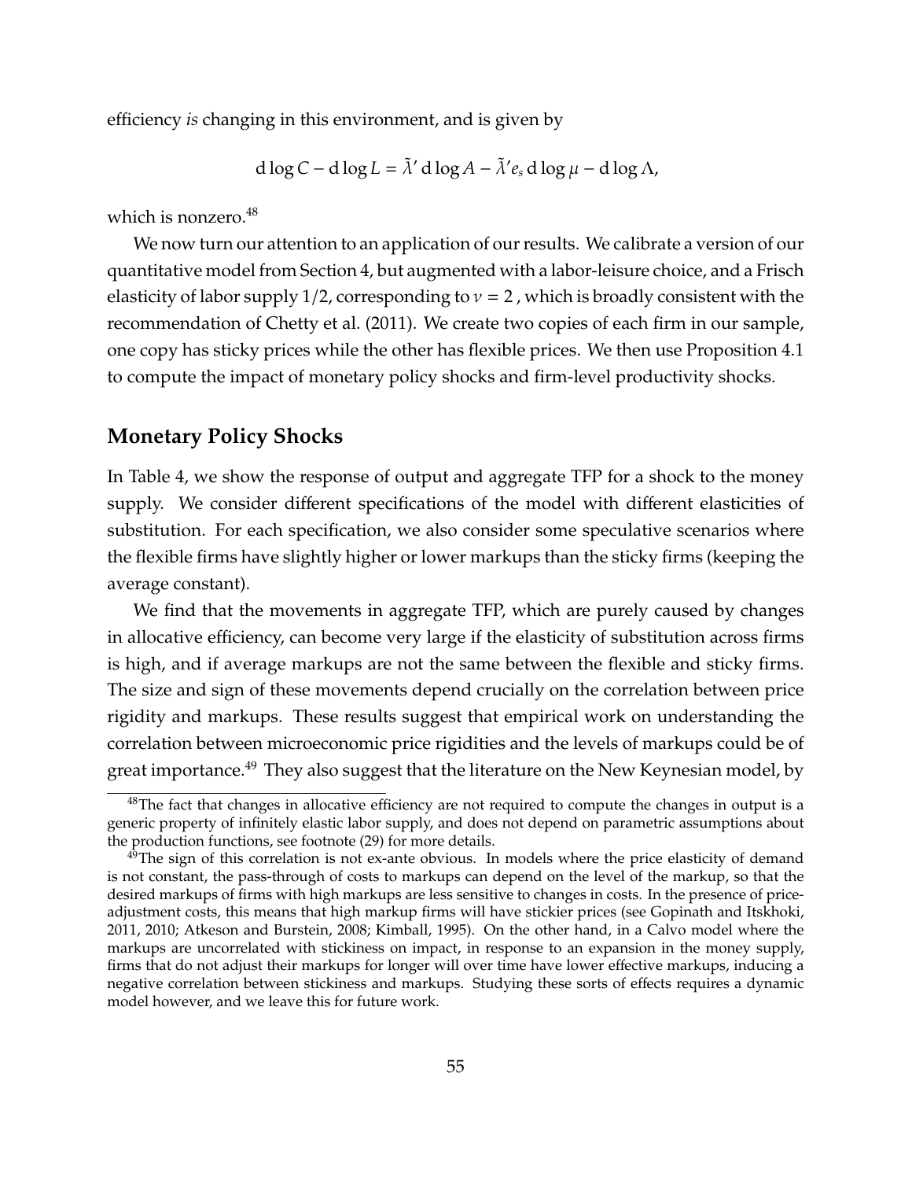efficiency *is* changing in this environment, and is given by

$$\mathrm{d}\log C - \mathrm{d}\log L = \tilde{\lambda}' \,\mathrm{d}\log A - \tilde{\lambda}' e_s \,\mathrm{d}\log \mu - \mathrm{d}\log \Lambda,$$

which is nonzero.[48]

We now turn our attention to an application of our results. We calibrate a version of our quantitative model from Section 4, but augmented with a labor-leisure choice, and a Frisch elasticity of labor supply 1/2, corresponding to $\nu = 2$, which is broadly consistent with the recommendation of Chetty et al. (2011). We create two copies of each firm in our sample, one copy has sticky prices while the other has flexible prices. We then use Proposition 4.1 to compute the impact of monetary policy shocks and firm-level productivity shocks.

## Monetary Policy Shocks

In Table 4, we show the response of output and aggregate TFP for a shock to the money supply. We consider different specifications of the model with different elasticities of substitution. For each specification, we also consider some speculative scenarios where the flexible firms have slightly higher or lower markups than the sticky firms (keeping the average constant).

We find that the movements in aggregate TFP, which are purely caused by changes in allocative efficiency, can become very large if the elasticity of substitution across firms is high, and if average markups are not the same between the flexible and sticky firms. The size and sign of these movements depend crucially on the correlation between price rigidity and markups. These results suggest that empirical work on understanding the correlation between microeconomic price rigidities and the levels of markups could be of great importance.[49] They also suggest that the literature on the New Keynesian model, by

[48] The fact that changes in allocative efficiency are not required to compute the changes in output is a generic property of infinitely elastic labor supply, and does not depend on parametric assumptions about the production functions, see footnote (29) for more details.

[49] The sign of this correlation is not ex-ante obvious. In models where the price elasticity of demand is not constant, the pass-through of costs to markups can depend on the level of the markup, so that the desired markups of firms with high markups are less sensitive to changes in costs. In the presence of price-adjustment costs, this means that high markup firms will have stickier prices (see Gopinath and Itskhoki, 2011, 2010; Atkeson and Burstein, 2008; Kimball, 1995). On the other hand, in a Calvo model where the markups are uncorrelated with stickiness on impact, in response to an expansion in the money supply, firms that do not adjust their markups for longer will over time have lower effective markups, inducing a negative correlation between stickiness and markups. Studying these sorts of effects requires a dynamic model however, and we leave this for future work.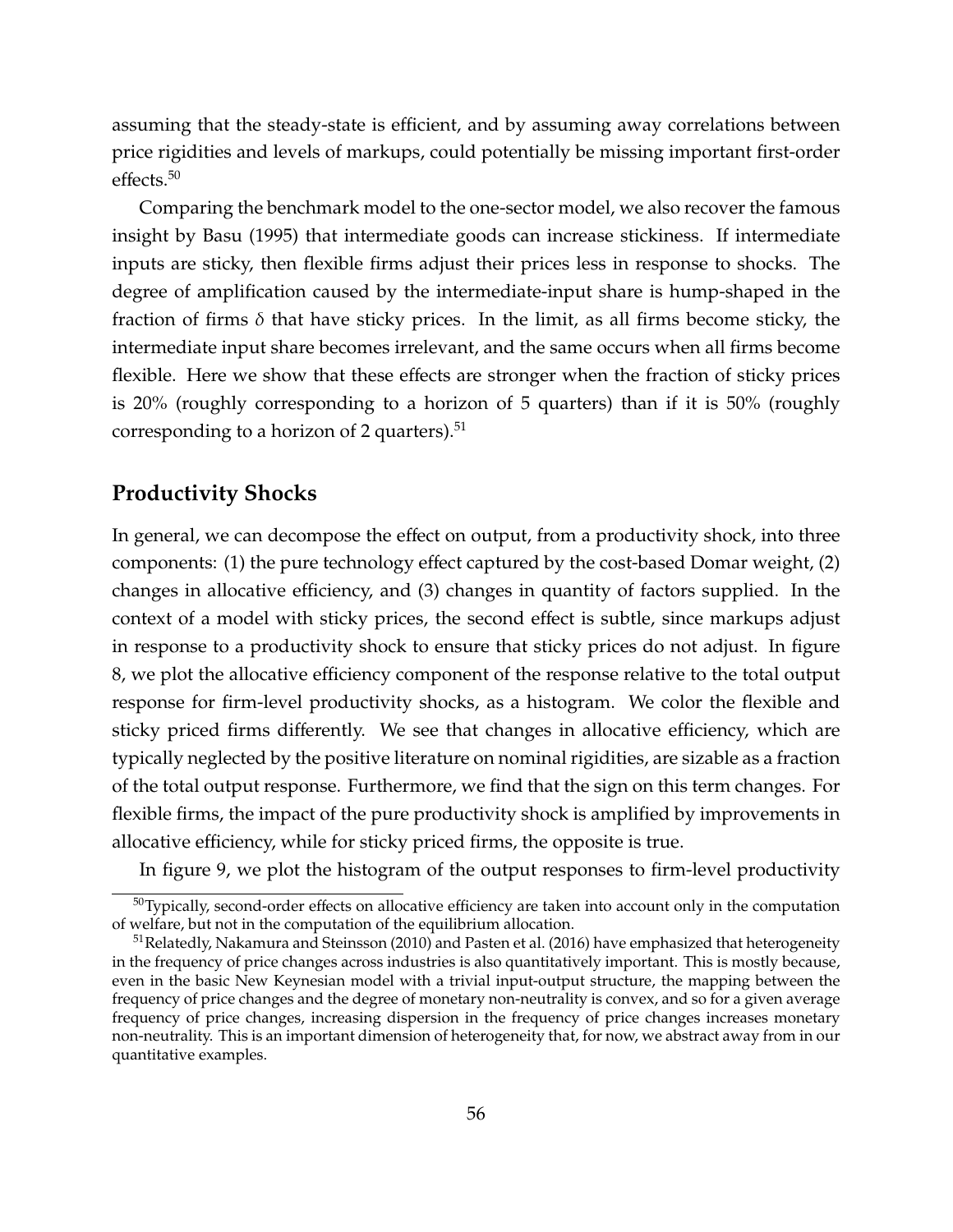assuming that the steady-state is efficient, and by assuming away correlations between price rigidities and levels of markups, could potentially be missing important first-order effects.[50]

Comparing the benchmark model to the one-sector model, we also recover the famous insight by Basu (1995) that intermediate goods can increase stickiness. If intermediate inputs are sticky, then flexible firms adjust their prices less in response to shocks. The degree of amplification caused by the intermediate-input share is hump-shaped in the fraction of firms $\delta$ that have sticky prices. In the limit, as all firms become sticky, the intermediate input share becomes irrelevant, and the same occurs when all firms become flexible. Here we show that these effects are stronger when the fraction of sticky prices is 20% (roughly corresponding to a horizon of 5 quarters) than if it is 50% (roughly corresponding to a horizon of 2 quarters).[51]

## Productivity Shocks

In general, we can decompose the effect on output, from a productivity shock, into three components: (1) the pure technology effect captured by the cost-based Domar weight, (2) changes in allocative efficiency, and (3) changes in quantity of factors supplied. In the context of a model with sticky prices, the second effect is subtle, since markups adjust in response to a productivity shock to ensure that sticky prices do not adjust. In figure 8, we plot the allocative efficiency component of the response relative to the total output response for firm-level productivity shocks, as a histogram. We color the flexible and sticky priced firms differently. We see that changes in allocative efficiency, which are typically neglected by the positive literature on nominal rigidities, are sizable as a fraction of the total output response. Furthermore, we find that the sign on this term changes. For flexible firms, the impact of the pure productivity shock is amplified by improvements in allocative efficiency, while for sticky priced firms, the opposite is true.

In figure 9, we plot the histogram of the output responses to firm-level productivity

[50] Typically, second-order effects on allocative efficiency are taken into account only in the computation of welfare, but not in the computation of the equilibrium allocation.

[51] Relatedly, Nakamura and Steinsson (2010) and Pasten et al. (2016) have emphasized that heterogeneity in the frequency of price changes across industries is also quantitatively important. This is mostly because, even in the basic New Keynesian model with a trivial input-output structure, the mapping between the frequency of price changes and the degree of monetary non-neutrality is convex, and so for a given average frequency of price changes, increasing dispersion in the frequency of price changes increases monetary non-neutrality. This is an important dimension of heterogeneity that, for now, we abstract away from in our quantitative examples.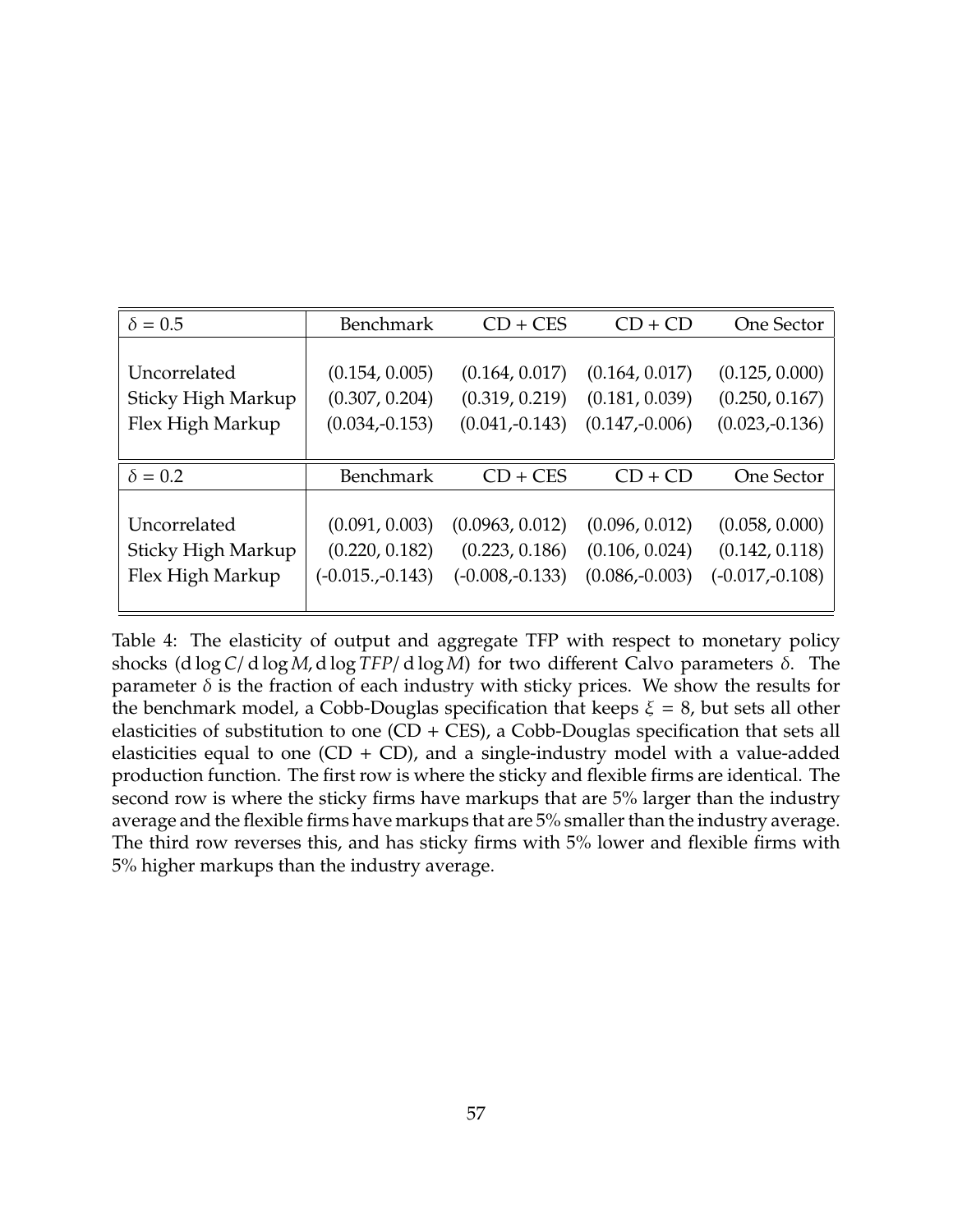| $\delta = 0.5$ | Benchmark | CD + CES | CD + CD | One Sector |
|---|---|---|---|---|
| Uncorrelated | (0.154, 0.005) | (0.164, 0.017) | (0.164, 0.017) | (0.125, 0.000) |
| Sticky High Markup | (0.307, 0.204) | (0.319, 0.219) | (0.181, 0.039) | (0.250, 0.167) |
| Flex High Markup | (0.034,-0.153) | (0.041,-0.143) | (0.147,-0.006) | (0.023,-0.136) |
| $\delta = 0.2$ | Benchmark | CD + CES | CD + CD | One Sector |
| Uncorrelated | (0.091, 0.003) | (0.0963, 0.012) | (0.096, 0.012) | (0.058, 0.000) |
| Sticky High Markup | (0.220, 0.182) | (0.223, 0.186) | (0.106, 0.024) | (0.142, 0.118) |
| Flex High Markup | (-0.015.,-0.143) | (-0.008,-0.133) | (0.086,-0.003) | (-0.017,-0.108) |

Table 4: The elasticity of output and aggregate TFP with respect to monetary policy shocks ($\mathrm{d}\log C/\mathrm{d}\log M, \mathrm{d}\log TFP/\mathrm{d}\log M$) for two different Calvo parameters $\delta$. The parameter $\delta$ is the fraction of each industry with sticky prices. We show the results for the benchmark model, a Cobb-Douglas specification that keeps $\xi = 8$, but sets all other elasticities of substitution to one (CD + CES), a Cobb-Douglas specification that sets all elasticities equal to one (CD + CD), and a single-industry model with a value-added production function. The first row is where the sticky and flexible firms are identical. The second row is where the sticky firms have markups that are 5% larger than the industry average and the flexible firms have markups that are 5% smaller than the industry average. The third row reverses this, and has sticky firms with 5% lower and flexible firms with 5% higher markups than the industry average.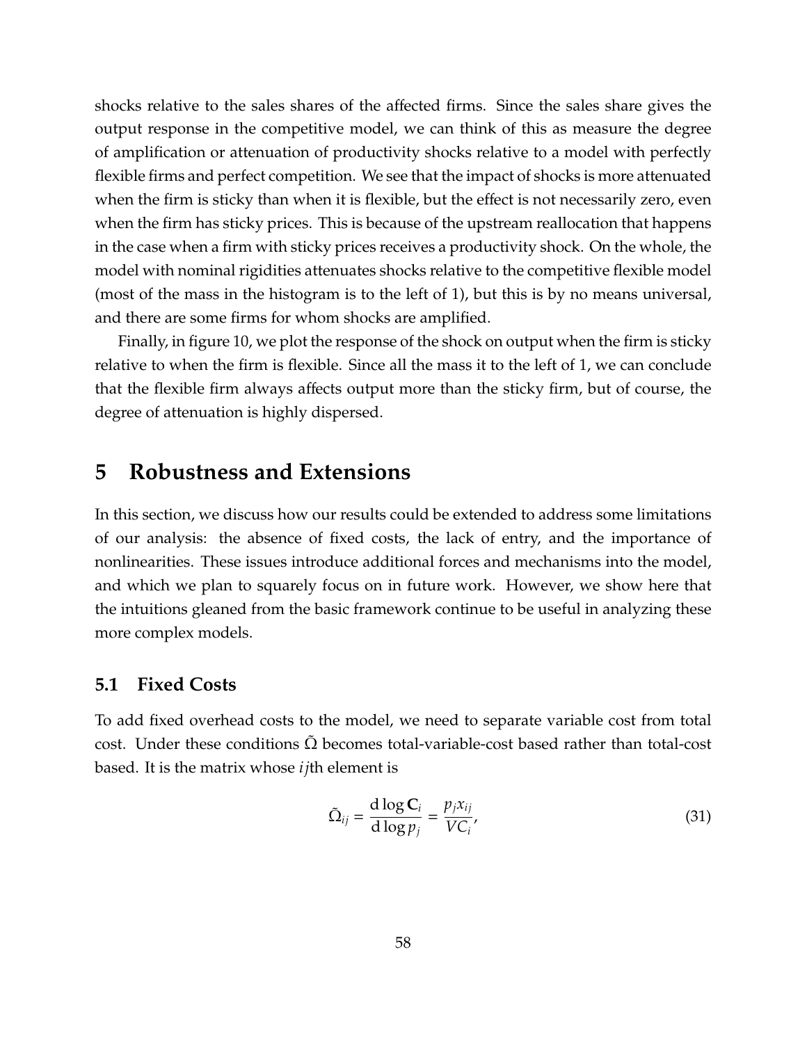shocks relative to the sales shares of the affected firms. Since the sales share gives the output response in the competitive model, we can think of this as measure the degree of amplification or attenuation of productivity shocks relative to a model with perfectly flexible firms and perfect competition. We see that the impact of shocks is more attenuated when the firm is sticky than when it is flexible, but the effect is not necessarily zero, even when the firm has sticky prices. This is because of the upstream reallocation that happens in the case when a firm with sticky prices receives a productivity shock. On the whole, the model with nominal rigidities attenuates shocks relative to the competitive flexible model (most of the mass in the histogram is to the left of 1), but this is by no means universal, and there are some firms for whom shocks are amplified.

Finally, in figure 10, we plot the response of the shock on output when the firm is sticky relative to when the firm is flexible. Since all the mass it to the left of 1, we can conclude that the flexible firm always affects output more than the sticky firm, but of course, the degree of attenuation is highly dispersed.

# 5 Robustness and Extensions

In this section, we discuss how our results could be extended to address some limitations of our analysis: the absence of fixed costs, the lack of entry, and the importance of nonlinearities. These issues introduce additional forces and mechanisms into the model, and which we plan to squarely focus on in future work. However, we show here that the intuitions gleaned from the basic framework continue to be useful in analyzing these more complex models.

## 5.1 Fixed Costs

To add fixed overhead costs to the model, we need to separate variable cost from total cost. Under these conditions $\tilde{\Omega}$ becomes total-variable-cost based rather than total-cost based. It is the matrix whose $ij$th element is

$$\tilde{\Omega}_{ij} = \frac{d \log \mathbf{C}_i}{d \log p_j} = \frac{p_j x_{ij}}{VC_i}, \tag{31}$$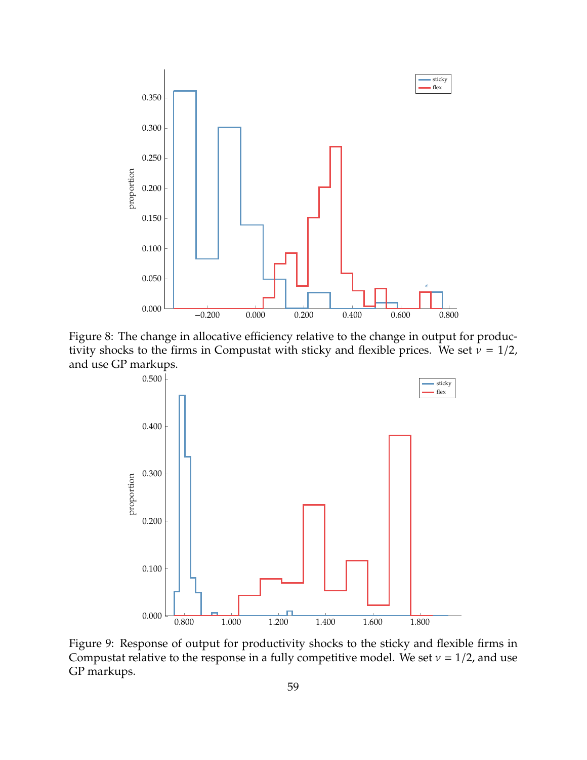Figure 8: The change in allocative efficiency relative to the change in output for productivity shocks to the firms in Compustat with sticky and flexible prices. We set $\nu = 1/2$, and use GP markups.

Figure 9: Response of output for productivity shocks to the sticky and flexible firms in Compustat relative to the response in a fully competitive model. We set $\nu = 1/2$, and use GP markups.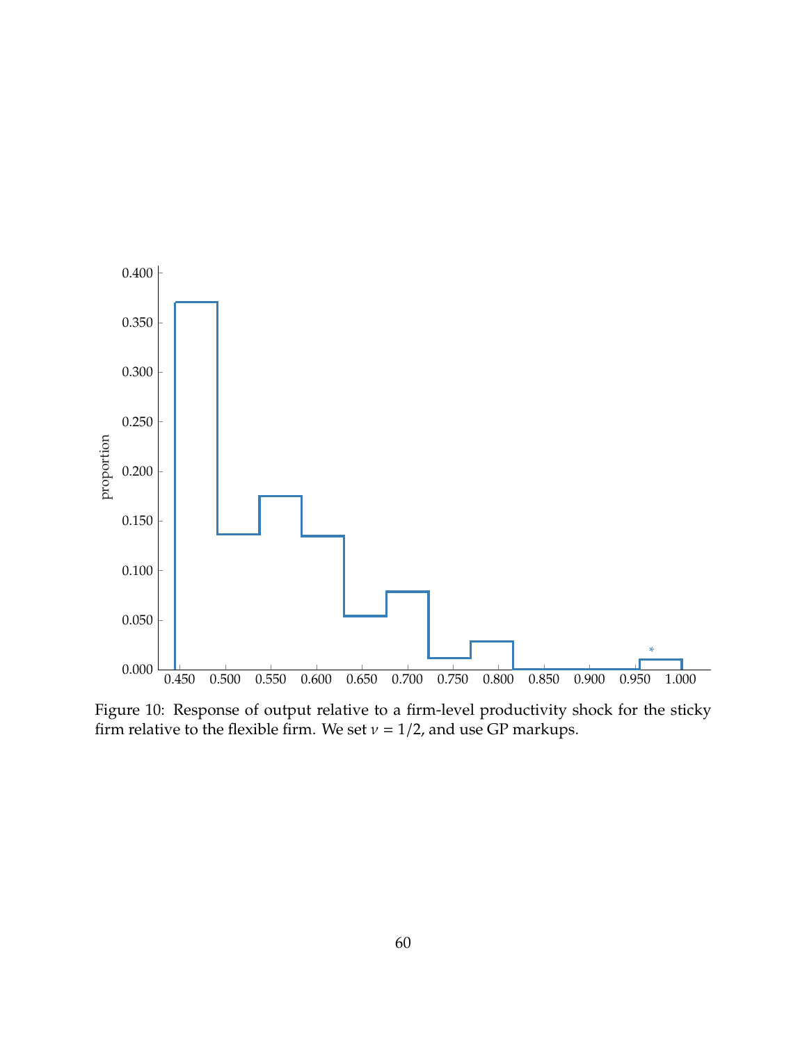Figure 10: Response of output relative to a firm-level productivity shock for the sticky firm relative to the flexible firm. We set $\nu = 1/2$, and use GP markups.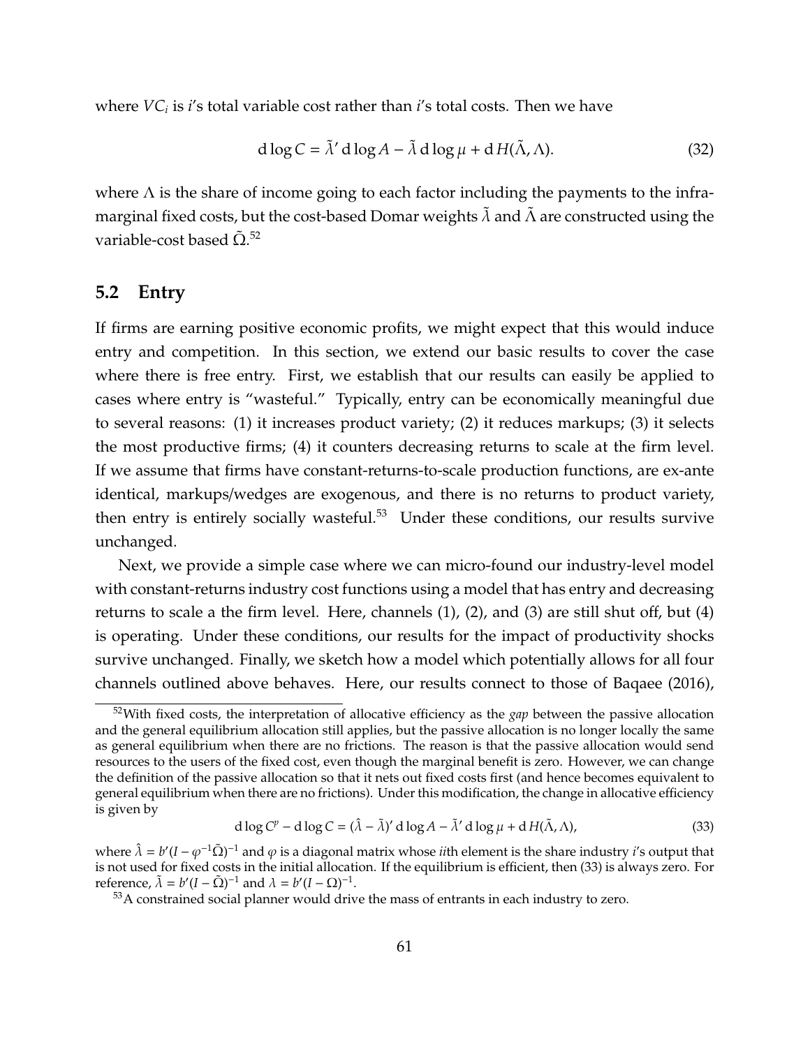where $VC_i$ is $i$'s total variable cost rather than $i$'s total costs. Then we have

$$\mathrm{d}\log C = \tilde{\lambda}' \, \mathrm{d}\log A - \tilde{\lambda}\, \mathrm{d}\log \mu + \mathrm{d}\, H(\tilde{\Lambda}, \Lambda). \tag{32}$$

where $\Lambda$ is the share of income going to each factor including the payments to the infra-marginal fixed costs, but the cost-based Domar weights $\tilde{\lambda}$ and $\tilde{\Lambda}$ are constructed using the variable-cost based $\tilde{\Omega}$.[52]

## 5.2 Entry

If firms are earning positive economic profits, we might expect that this would induce entry and competition. In this section, we extend our basic results to cover the case where there is free entry. First, we establish that our results can easily be applied to cases where entry is "wasteful." Typically, entry can be economically meaningful due to several reasons: (1) it increases product variety; (2) it reduces markups; (3) it selects the most productive firms; (4) it counters decreasing returns to scale at the firm level. If we assume that firms have constant-returns-to-scale production functions, are ex-ante identical, markups/wedges are exogenous, and there is no returns to product variety, then entry is entirely socially wasteful.[53] Under these conditions, our results survive unchanged.

Next, we provide a simple case where we can micro-found our industry-level model with constant-returns industry cost functions using a model that has entry and decreasing returns to scale a the firm level. Here, channels (1), (2), and (3) are still shut off, but (4) is operating. Under these conditions, our results for the impact of productivity shocks survive unchanged. Finally, we sketch how a model which potentially allows for all four channels outlined above behaves. Here, our results connect to those of Baqaee (2016),

[52] With fixed costs, the interpretation of allocative efficiency as the *gap* between the passive allocation and the general equilibrium allocation still applies, but the passive allocation is no longer locally the same as general equilibrium when there are no frictions. The reason is that the passive allocation would send resources to the users of the fixed cost, even though the marginal benefit is zero. However, we can change the definition of the passive allocation so that it nets out fixed costs first (and hence becomes equivalent to general equilibrium when there are no frictions). Under this modification, the change in allocative efficiency is given by

$$\mathrm{d}\log C^{p} - \mathrm{d}\log C = (\hat{\lambda} - \tilde{\lambda})' \, \mathrm{d}\log A - \tilde{\lambda}' \, \mathrm{d}\log \mu + \mathrm{d}\, H(\tilde{\Lambda}, \Lambda), \tag{33}$$

where $\hat{\lambda} = b'(I - \varphi^{-1}\tilde{\Omega})^{-1}$ and $\varphi$ is a diagonal matrix whose $ii$th element is the share industry $i$'s output that is not used for fixed costs in the initial allocation. If the equilibrium is efficient, then (33) is always zero. For reference, $\tilde{\lambda} = b'(I - \tilde{\Omega})^{-1}$ and $\lambda = b'(I - \Omega)^{-1}$.

[53] A constrained social planner would drive the mass of entrants in each industry to zero.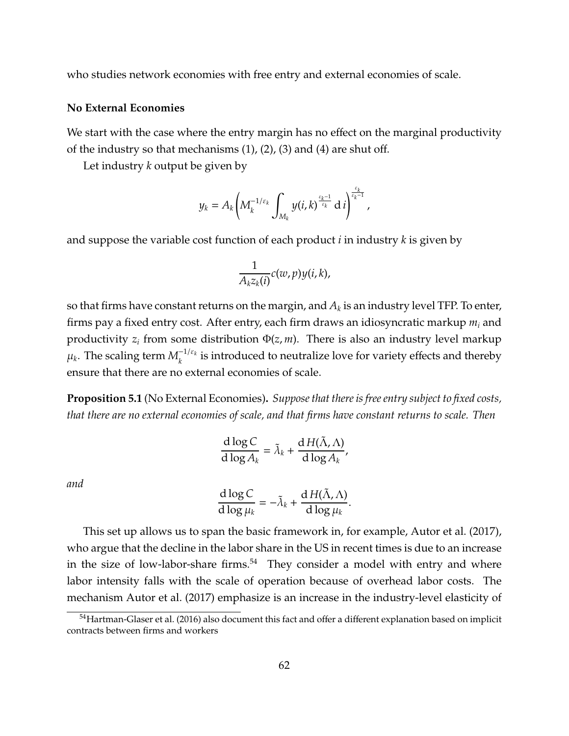who studies network economies with free entry and external economies of scale.

### No External Economies

We start with the case where the entry margin has no effect on the marginal productivity of the industry so that mechanisms (1), (2), (3) and (4) are shut off.

Let industry $k$ output be given by

$$y_k = A_k \left( M_k^{-1/\varepsilon_k} \int_{M_k} y(i,k)^{\frac{\varepsilon_k - 1}{\varepsilon_k}} \, \mathrm{d}\, i \right)^{\frac{\varepsilon_k}{\varepsilon_k - 1}},$$

and suppose the variable cost function of each product $i$ in industry $k$ is given by

$$\frac{1}{A_k z_k(i)} c(w,p) y(i,k),$$

so that firms have constant returns on the margin, and $A_k$ is an industry level TFP. To enter, firms pay a fixed entry cost. After entry, each firm draws an idiosyncratic markup $m_i$ and productivity $z_i$ from some distribution $\Phi(z,m)$. There is also an industry level markup $\mu_k$. The scaling term $M_k^{-1/\varepsilon_k}$ is introduced to neutralize love for variety effects and thereby ensure that there are no external economies of scale.

**Proposition 5.1** (No External Economies)**.** *Suppose that there is free entry subject to fixed costs, that there are no external economies of scale, and that firms have constant returns to scale. Then*

$$\frac{\mathrm{d} \log C}{\mathrm{d} \log A_k} = \tilde{\lambda}_k + \frac{\mathrm{d}\, H(\tilde{\Lambda}, \Lambda)}{\mathrm{d} \log A_k},$$

*and*

$$\frac{\mathrm{d} \log C}{\mathrm{d} \log \mu_k} = -\tilde{\lambda}_k + \frac{\mathrm{d}\, H(\tilde{\Lambda}, \Lambda)}{\mathrm{d} \log \mu_k}.$$

This set up allows us to span the basic framework in, for example, Autor et al. (2017), who argue that the decline in the labor share in the US in recent times is due to an increase in the size of low-labor-share firms.[54] They consider a model with entry and where labor intensity falls with the scale of operation because of overhead labor costs. The mechanism Autor et al. (2017) emphasize is an increase in the industry-level elasticity of

[54] Hartman-Glaser et al. (2016) also document this fact and offer a different explanation based on implicit contracts between firms and workers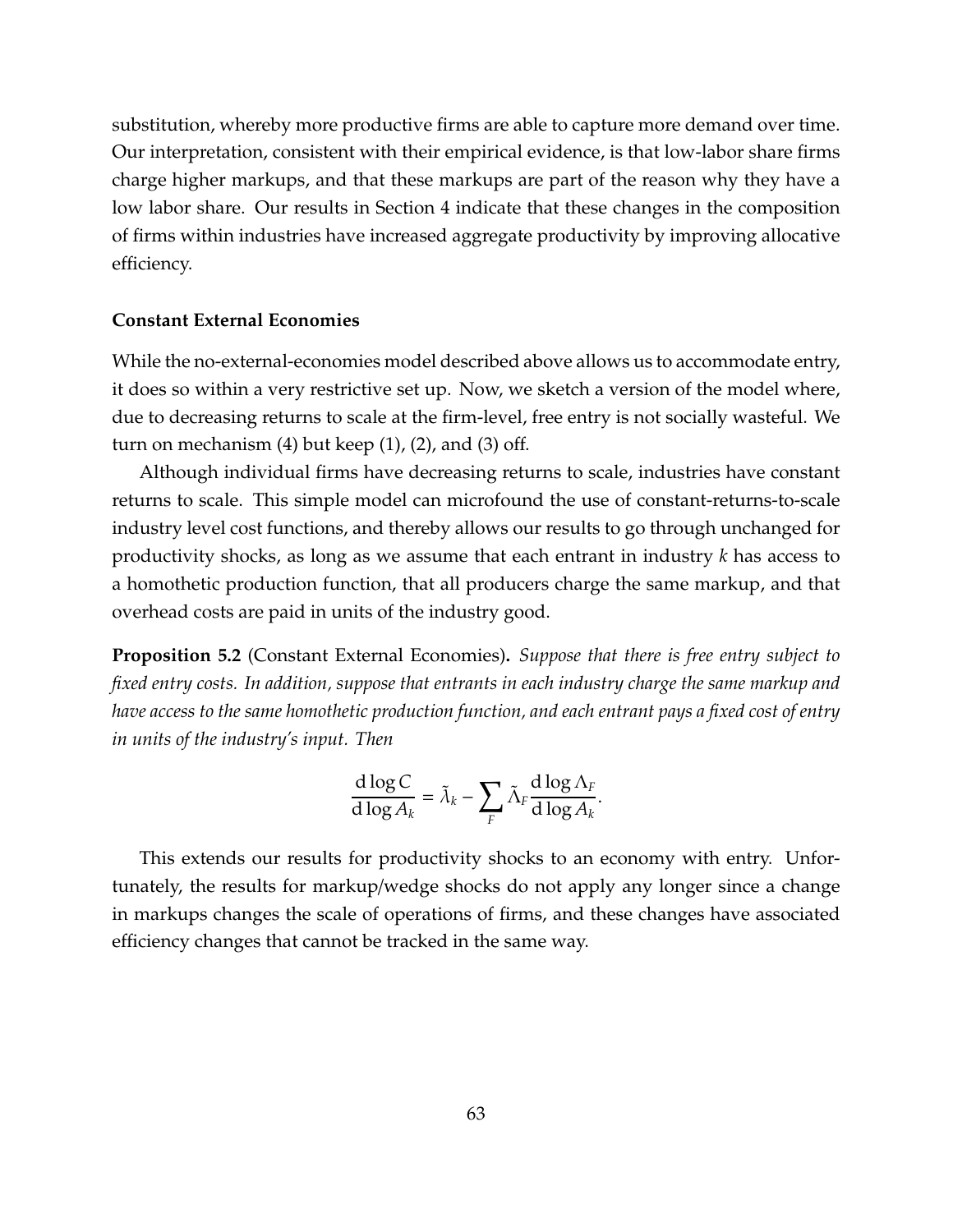substitution, whereby more productive firms are able to capture more demand over time. Our interpretation, consistent with their empirical evidence, is that low-labor share firms charge higher markups, and that these markups are part of the reason why they have a low labor share. Our results in Section 4 indicate that these changes in the composition of firms within industries have increased aggregate productivity by improving allocative efficiency.

### Constant External Economies

While the no-external-economies model described above allows us to accommodate entry, it does so within a very restrictive set up. Now, we sketch a version of the model where, due to decreasing returns to scale at the firm-level, free entry is not socially wasteful. We turn on mechanism (4) but keep (1), (2), and (3) off.

Although individual firms have decreasing returns to scale, industries have constant returns to scale. This simple model can microfound the use of constant-returns-to-scale industry level cost functions, and thereby allows our results to go through unchanged for productivity shocks, as long as we assume that each entrant in industry $k$ has access to a homothetic production function, that all producers charge the same markup, and that overhead costs are paid in units of the industry good.

**Proposition 5.2** (Constant External Economies)**.** *Suppose that there is free entry subject to fixed entry costs. In addition, suppose that entrants in each industry charge the same markup and have access to the same homothetic production function, and each entrant pays a fixed cost of entry in units of the industry's input. Then*

$$\frac{\mathrm{d}\log C}{\mathrm{d}\log A_k} = \tilde{\lambda}_k - \sum_F \tilde{\Lambda}_F \frac{\mathrm{d}\log \Lambda_F}{\mathrm{d}\log A_k}.$$

This extends our results for productivity shocks to an economy with entry. Unfortunately, the results for markup/wedge shocks do not apply any longer since a change in markups changes the scale of operations of firms, and these changes have associated efficiency changes that cannot be tracked in the same way.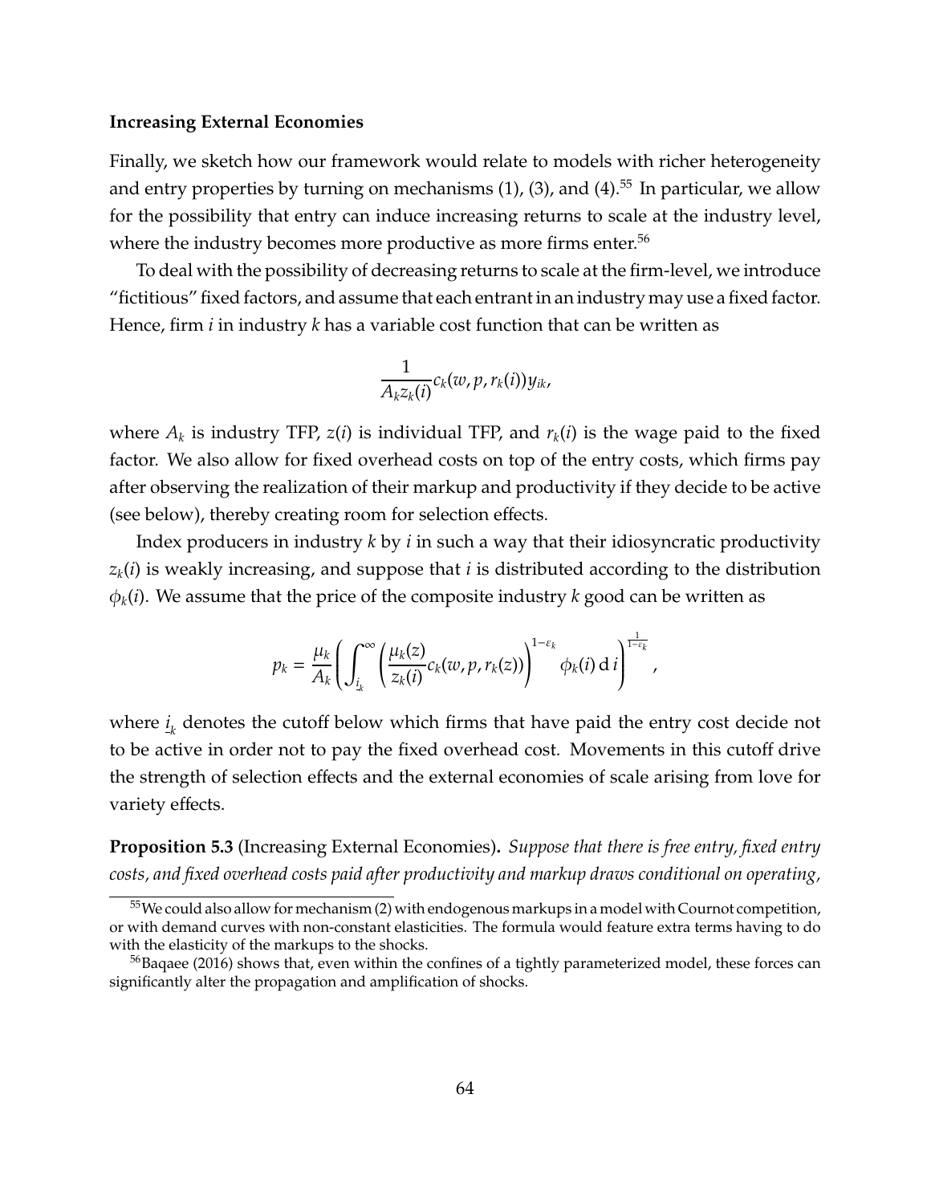**Increasing External Economies**

Finally, we sketch how our framework would relate to models with richer heterogeneity and entry properties by turning on mechanisms (1), (3), and (4).[55] In particular, we allow for the possibility that entry can induce increasing returns to scale at the industry level, where the industry becomes more productive as more firms enter.[56]

To deal with the possibility of decreasing returns to scale at the firm-level, we introduce "fictitious" fixed factors, and assume that each entrant in an industry may use a fixed factor. Hence, firm $i$ in industry $k$ has a variable cost function that can be written as

$$\frac{1}{A_k z_k(i)} c_k(w, p, r_k(i)) y_{ik},$$

where $A_k$ is industry TFP, $z(i)$ is individual TFP, and $r_k(i)$ is the wage paid to the fixed factor. We also allow for fixed overhead costs on top of the entry costs, which firms pay after observing the realization of their markup and productivity if they decide to be active (see below), thereby creating room for selection effects.

Index producers in industry $k$ by $i$ in such a way that their idiosyncratic productivity $z_k(i)$ is weakly increasing, and suppose that $i$ is distributed according to the distribution $\phi_k(i)$. We assume that the price of the composite industry $k$ good can be written as

$$p_k = \frac{\mu_k}{A_k} \left( \int_{\underline{i}_k}^{\infty} \left( \frac{\mu_k(z)}{z_k(i)} c_k(w, p, r_k(z)) \right)^{1-\varepsilon_k} \phi_k(i) \, \mathrm{d}\, i \right)^{\frac{1}{1-\varepsilon_k}},$$

where $\underline{i}_k$ denotes the cutoff below which firms that have paid the entry cost decide not to be active in order not to pay the fixed overhead cost. Movements in this cutoff drive the strength of selection effects and the external economies of scale arising from love for variety effects.

**Proposition 5.3** (Increasing External Economies)**.** *Suppose that there is free entry, fixed entry costs, and fixed overhead costs paid after productivity and markup draws conditional on operating,*

[55] We could also allow for mechanism (2) with endogenous markups in a model with Cournot competition, or with demand curves with non-constant elasticities. The formula would feature extra terms having to do with the elasticity of the markups to the shocks.

[56] Baqaee (2016) shows that, even within the confines of a tightly parameterized model, these forces can significantly alter the propagation and amplification of shocks.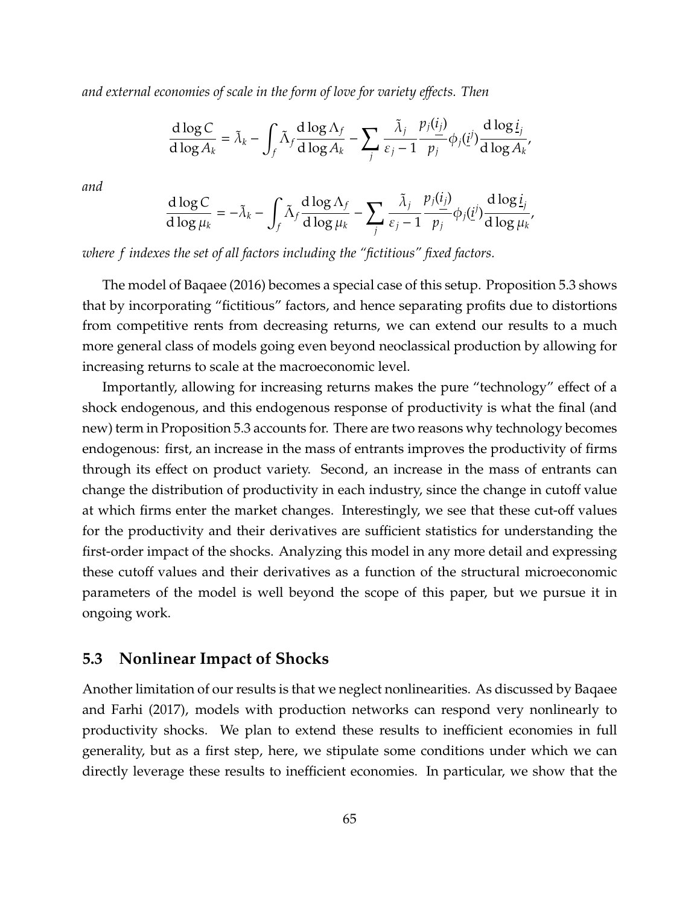*and external economies of scale in the form of love for variety effects. Then*

$$\frac{\mathrm{d}\log C}{\mathrm{d}\log A_k} = \tilde{\lambda}_k - \int_f \tilde{\Lambda}_f \frac{\mathrm{d}\log \Lambda_f}{\mathrm{d}\log A_k} - \sum_j \frac{\tilde{\lambda}_j}{\varepsilon_j - 1} \frac{p_j(\underline{i}_j)}{p_j} \phi_j(\underline{i}^j) \frac{\mathrm{d}\log \underline{i}_j}{\mathrm{d}\log A_k},$$

*and*

$$\frac{\mathrm{d}\log C}{\mathrm{d}\log \mu_k} = -\tilde{\lambda}_k - \int_f \tilde{\Lambda}_f \frac{\mathrm{d}\log \Lambda_f}{\mathrm{d}\log \mu_k} - \sum_j \frac{\tilde{\lambda}_j}{\varepsilon_j - 1} \frac{p_j(\underline{i}_j)}{p_j} \phi_j(\underline{i}^j) \frac{\mathrm{d}\log \underline{i}_j}{\mathrm{d}\log \mu_k},$$

*where $f$ indexes the set of all factors including the "fictitious" fixed factors.*

The model of Baqaee (2016) becomes a special case of this setup. Proposition 5.3 shows that by incorporating "fictitious" factors, and hence separating profits due to distortions from competitive rents from decreasing returns, we can extend our results to a much more general class of models going even beyond neoclassical production by allowing for increasing returns to scale at the macroeconomic level.

Importantly, allowing for increasing returns makes the pure "technology" effect of a shock endogenous, and this endogenous response of productivity is what the final (and new) term in Proposition 5.3 accounts for. There are two reasons why technology becomes endogenous: first, an increase in the mass of entrants improves the productivity of firms through its effect on product variety. Second, an increase in the mass of entrants can change the distribution of productivity in each industry, since the change in cutoff value at which firms enter the market changes. Interestingly, we see that these cut-off values for the productivity and their derivatives are sufficient statistics for understanding the first-order impact of the shocks. Analyzing this model in any more detail and expressing these cutoff values and their derivatives as a function of the structural microeconomic parameters of the model is well beyond the scope of this paper, but we pursue it in ongoing work.

## 5.3 Nonlinear Impact of Shocks

Another limitation of our results is that we neglect nonlinearities. As discussed by Baqaee and Farhi (2017), models with production networks can respond very nonlinearly to productivity shocks. We plan to extend these results to inefficient economies in full generality, but as a first step, here, we stipulate some conditions under which we can directly leverage these results to inefficient economies. In particular, we show that the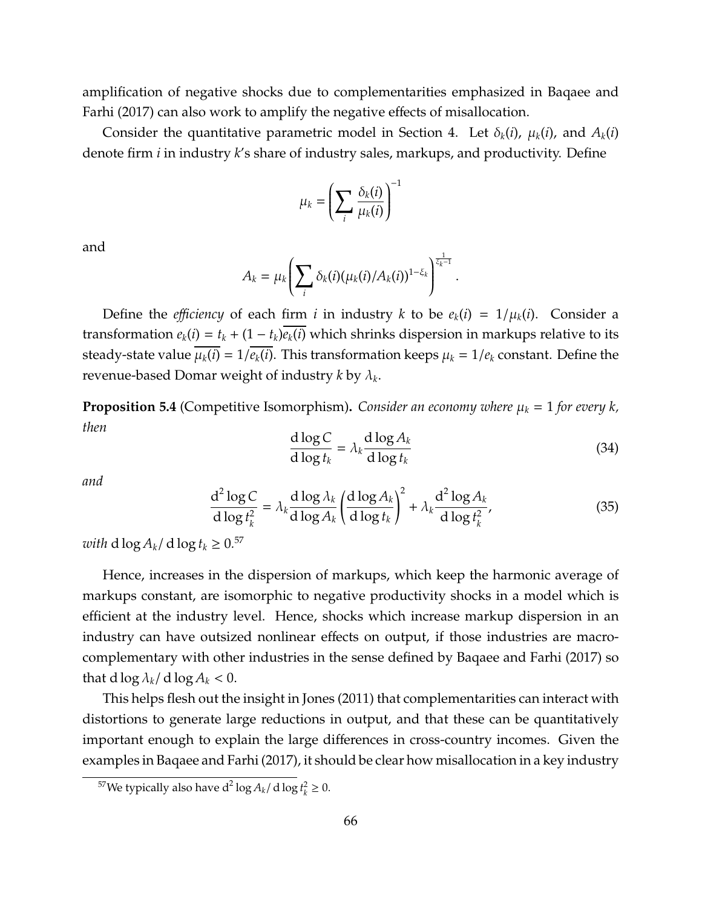amplification of negative shocks due to complementarities emphasized in Baqaee and Farhi (2017) can also work to amplify the negative effects of misallocation.

Consider the quantitative parametric model in Section 4. Let $\delta_k(i)$, $\mu_k(i)$, and $A_k(i)$ denote firm $i$ in industry $k$'s share of industry sales, markups, and productivity. Define

$$\mu_k = \left( \sum_i \frac{\delta_k(i)}{\mu_k(i)} \right)^{-1}$$

and

$$A_k = \mu_k \left( \sum_i \delta_k(i) (\mu_k(i)/A_k(i))^{1-\xi_k} \right)^{\frac{1}{\xi_k - 1}}.$$

Define the *efficiency* of each firm $i$ in industry $k$ to be $e_k(i) = 1/\mu_k(i)$. Consider a transformation $e_k(i) = t_k + (1 - t_k)\overline{e_k(i)}$ which shrinks dispersion in markups relative to its steady-state value $\overline{\mu_k(i)} = 1/\overline{e_k(i)}$. This transformation keeps $\mu_k = 1/e_k$ constant. Define the revenue-based Domar weight of industry $k$ by $\lambda_k$.

**Proposition 5.4** (Competitive Isomorphism)**.** *Consider an economy where $\mu_k = 1$ for every $k$, then*

$$\frac{\mathrm{d} \log C}{\mathrm{d} \log t_k} = \lambda_k \frac{\mathrm{d} \log A_k}{\mathrm{d} \log t_k} \tag{34}$$

*and*

$$\frac{\mathrm{d}^2 \log C}{\mathrm{d} \log t_k^2} = \lambda_k \frac{\mathrm{d} \log \lambda_k}{\mathrm{d} \log A_k} \left( \frac{\mathrm{d} \log A_k}{\mathrm{d} \log t_k} \right)^2 + \lambda_k \frac{\mathrm{d}^2 \log A_k}{\mathrm{d} \log t_k^2}, \tag{35}$$

*with* $\mathrm{d} \log A_k / \mathrm{d} \log t_k \geq 0$.[57]

Hence, increases in the dispersion of markups, which keep the harmonic average of markups constant, are isomorphic to negative productivity shocks in a model which is efficient at the industry level. Hence, shocks which increase markup dispersion in an industry can have outsized nonlinear effects on output, if those industries are macro-complementary with other industries in the sense defined by Baqaee and Farhi (2017) so that $\mathrm{d} \log \lambda_k / \mathrm{d} \log A_k < 0$.

This helps flesh out the insight in Jones (2011) that complementarities can interact with distortions to generate large reductions in output, and that these can be quantitatively important enough to explain the large differences in cross-country incomes. Given the examples in Baqaee and Farhi (2017), it should be clear how misallocation in a key industry

[57] We typically also have $\mathrm{d}^2 \log A_k / \mathrm{d} \log t_k^2 \geq 0$.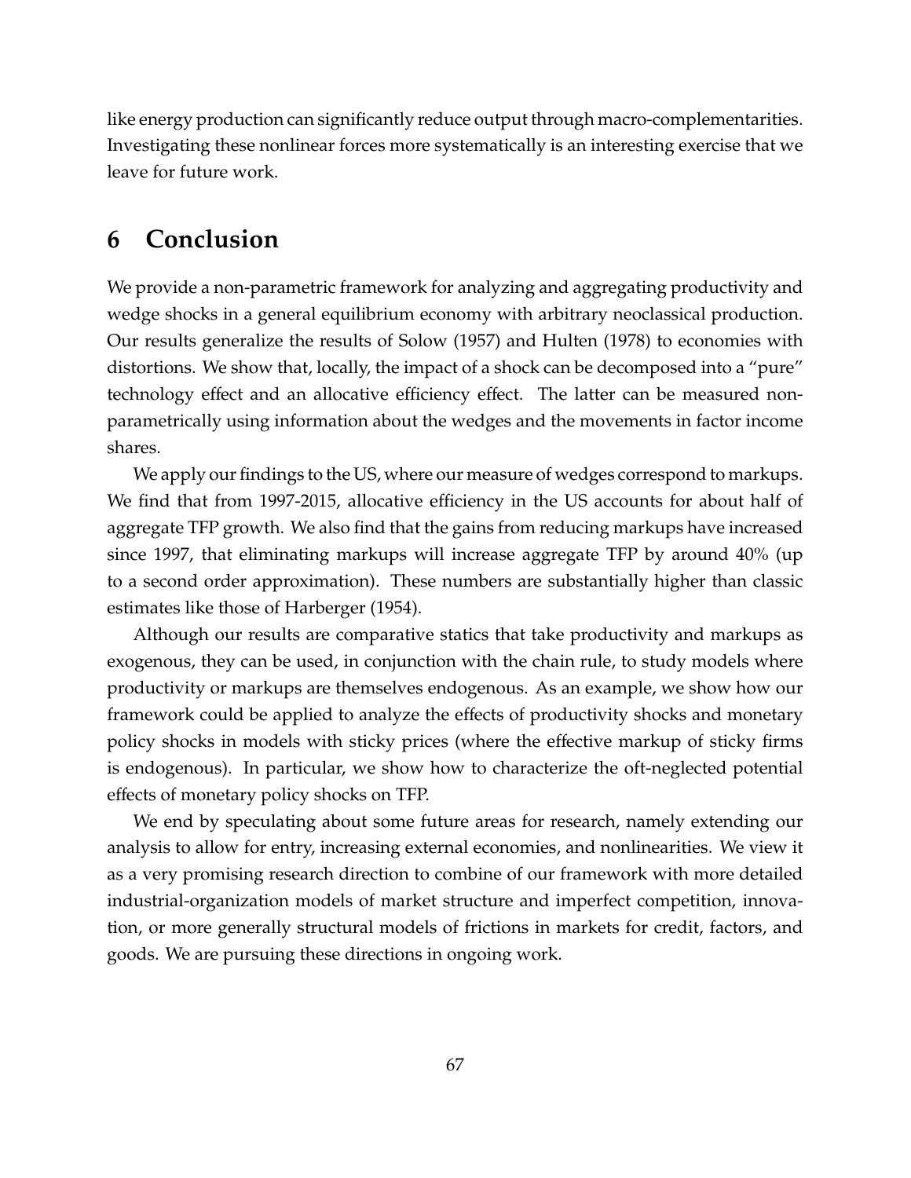like energy production can significantly reduce output through macro-complementarities. Investigating these nonlinear forces more systematically is an interesting exercise that we leave for future work.

# 6 Conclusion

We provide a non-parametric framework for analyzing and aggregating productivity and wedge shocks in a general equilibrium economy with arbitrary neoclassical production. Our results generalize the results of Solow (1957) and Hulten (1978) to economies with distortions. We show that, locally, the impact of a shock can be decomposed into a "pure" technology effect and an allocative efficiency effect. The latter can be measured non-parametrically using information about the wedges and the movements in factor income shares.

We apply our findings to the US, where our measure of wedges correspond to markups. We find that from 1997-2015, allocative efficiency in the US accounts for about half of aggregate TFP growth. We also find that the gains from reducing markups have increased since 1997, that eliminating markups will increase aggregate TFP by around 40% (up to a second order approximation). These numbers are substantially higher than classic estimates like those of Harberger (1954).

Although our results are comparative statics that take productivity and markups as exogenous, they can be used, in conjunction with the chain rule, to study models where productivity or markups are themselves endogenous. As an example, we show how our framework could be applied to analyze the effects of productivity shocks and monetary policy shocks in models with sticky prices (where the effective markup of sticky firms is endogenous). In particular, we show how to characterize the oft-neglected potential effects of monetary policy shocks on TFP.

We end by speculating about some future areas for research, namely extending our analysis to allow for entry, increasing external economies, and nonlinearities. We view it as a very promising research direction to combine of our framework with more detailed industrial-organization models of market structure and imperfect competition, innovation, or more generally structural models of frictions in markets for credit, factors, and goods. We are pursuing these directions in ongoing work.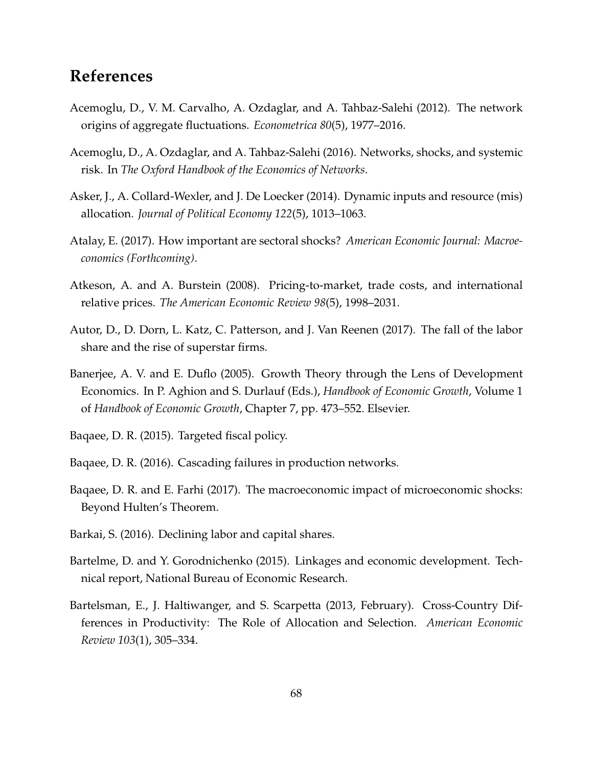# References

Acemoglu, D., V. M. Carvalho, A. Ozdaglar, and A. Tahbaz-Salehi (2012). The network origins of aggregate fluctuations. *Econometrica 80*(5), 1977–2016.

Acemoglu, D., A. Ozdaglar, and A. Tahbaz-Salehi (2016). Networks, shocks, and systemic risk. In *The Oxford Handbook of the Economics of Networks*.

Asker, J., A. Collard-Wexler, and J. De Loecker (2014). Dynamic inputs and resource (mis) allocation. *Journal of Political Economy 122*(5), 1013–1063.

Atalay, E. (2017). How important are sectoral shocks? *American Economic Journal: Macroeconomics (Forthcoming)*.

Atkeson, A. and A. Burstein (2008). Pricing-to-market, trade costs, and international relative prices. *The American Economic Review 98*(5), 1998–2031.

Autor, D., D. Dorn, L. Katz, C. Patterson, and J. Van Reenen (2017). The fall of the labor share and the rise of superstar firms.

Banerjee, A. V. and E. Duflo (2005). Growth Theory through the Lens of Development Economics. In P. Aghion and S. Durlauf (Eds.), *Handbook of Economic Growth*, Volume 1 of *Handbook of Economic Growth*, Chapter 7, pp. 473–552. Elsevier.

Baqaee, D. R. (2015). Targeted fiscal policy.

Baqaee, D. R. (2016). Cascading failures in production networks.

Baqaee, D. R. and E. Farhi (2017). The macroeconomic impact of microeconomic shocks: Beyond Hulten's Theorem.

Barkai, S. (2016). Declining labor and capital shares.

Bartelme, D. and Y. Gorodnichenko (2015). Linkages and economic development. Technical report, National Bureau of Economic Research.

Bartelsman, E., J. Haltiwanger, and S. Scarpetta (2013, February). Cross-Country Differences in Productivity: The Role of Allocation and Selection. *American Economic Review 103*(1), 305–334.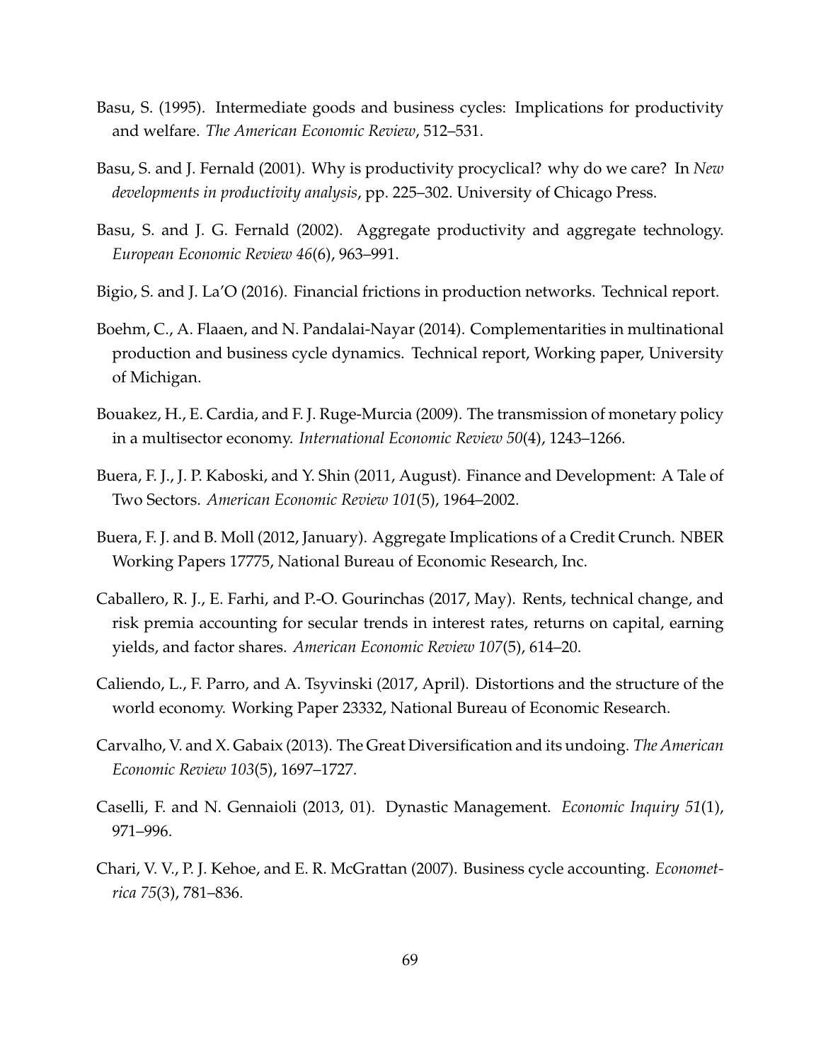Basu, S. (1995). Intermediate goods and business cycles: Implications for productivity and welfare. *The American Economic Review*, 512–531.

Basu, S. and J. Fernald (2001). Why is productivity procyclical? why do we care? In *New developments in productivity analysis*, pp. 225–302. University of Chicago Press.

Basu, S. and J. G. Fernald (2002). Aggregate productivity and aggregate technology. *European Economic Review 46*(6), 963–991.

Bigio, S. and J. La'O (2016). Financial frictions in production networks. Technical report.

Boehm, C., A. Flaaen, and N. Pandalai-Nayar (2014). Complementarities in multinational production and business cycle dynamics. Technical report, Working paper, University of Michigan.

Bouakez, H., E. Cardia, and F. J. Ruge-Murcia (2009). The transmission of monetary policy in a multisector economy. *International Economic Review 50*(4), 1243–1266.

Buera, F. J., J. P. Kaboski, and Y. Shin (2011, August). Finance and Development: A Tale of Two Sectors. *American Economic Review 101*(5), 1964–2002.

Buera, F. J. and B. Moll (2012, January). Aggregate Implications of a Credit Crunch. NBER Working Papers 17775, National Bureau of Economic Research, Inc.

Caballero, R. J., E. Farhi, and P.-O. Gourinchas (2017, May). Rents, technical change, and risk premia accounting for secular trends in interest rates, returns on capital, earning yields, and factor shares. *American Economic Review 107*(5), 614–20.

Caliendo, L., F. Parro, and A. Tsyvinski (2017, April). Distortions and the structure of the world economy. Working Paper 23332, National Bureau of Economic Research.

Carvalho, V. and X. Gabaix (2013). The Great Diversification and its undoing. *The American Economic Review 103*(5), 1697–1727.

Caselli, F. and N. Gennaioli (2013, 01). Dynastic Management. *Economic Inquiry 51*(1), 971–996.

Chari, V. V., P. J. Kehoe, and E. R. McGrattan (2007). Business cycle accounting. *Econometrica 75*(3), 781–836.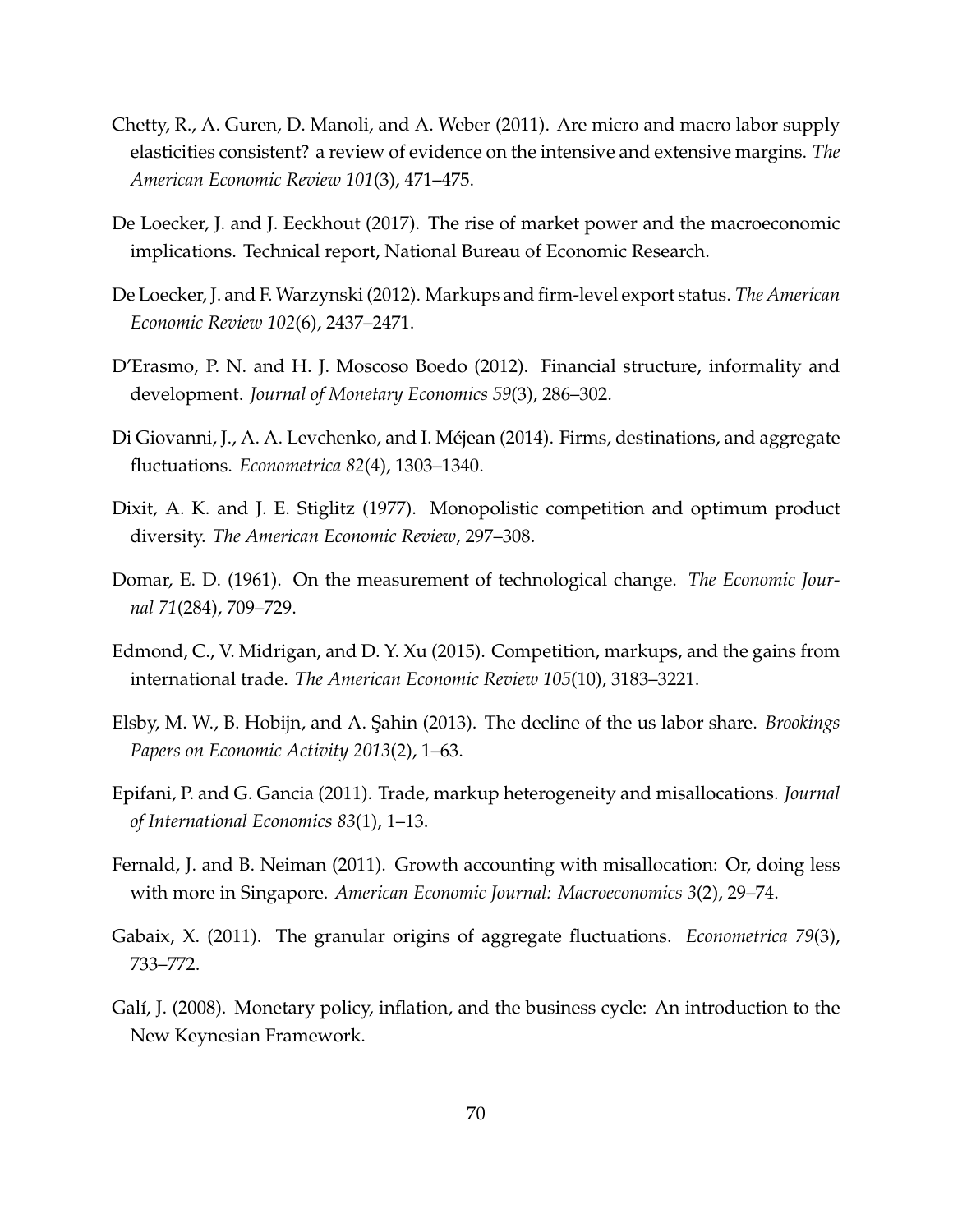Chetty, R., A. Guren, D. Manoli, and A. Weber (2011). Are micro and macro labor supply elasticities consistent? a review of evidence on the intensive and extensive margins. *The American Economic Review 101*(3), 471–475.

De Loecker, J. and J. Eeckhout (2017). The rise of market power and the macroeconomic implications. Technical report, National Bureau of Economic Research.

De Loecker, J. and F. Warzynski (2012). Markups and firm-level export status. *The American Economic Review 102*(6), 2437–2471.

D'Erasmo, P. N. and H. J. Moscoso Boedo (2012). Financial structure, informality and development. *Journal of Monetary Economics 59*(3), 286–302.

Di Giovanni, J., A. A. Levchenko, and I. Méjean (2014). Firms, destinations, and aggregate fluctuations. *Econometrica 82*(4), 1303–1340.

Dixit, A. K. and J. E. Stiglitz (1977). Monopolistic competition and optimum product diversity. *The American Economic Review*, 297–308.

Domar, E. D. (1961). On the measurement of technological change. *The Economic Journal 71*(284), 709–729.

Edmond, C., V. Midrigan, and D. Y. Xu (2015). Competition, markups, and the gains from international trade. *The American Economic Review 105*(10), 3183–3221.

Elsby, M. W., B. Hobijn, and A. Şahin (2013). The decline of the us labor share. *Brookings Papers on Economic Activity 2013*(2), 1–63.

Epifani, P. and G. Gancia (2011). Trade, markup heterogeneity and misallocations. *Journal of International Economics 83*(1), 1–13.

Fernald, J. and B. Neiman (2011). Growth accounting with misallocation: Or, doing less with more in Singapore. *American Economic Journal: Macroeconomics 3*(2), 29–74.

Gabaix, X. (2011). The granular origins of aggregate fluctuations. *Econometrica 79*(3), 733–772.

Galí, J. (2008). Monetary policy, inflation, and the business cycle: An introduction to the New Keynesian Framework.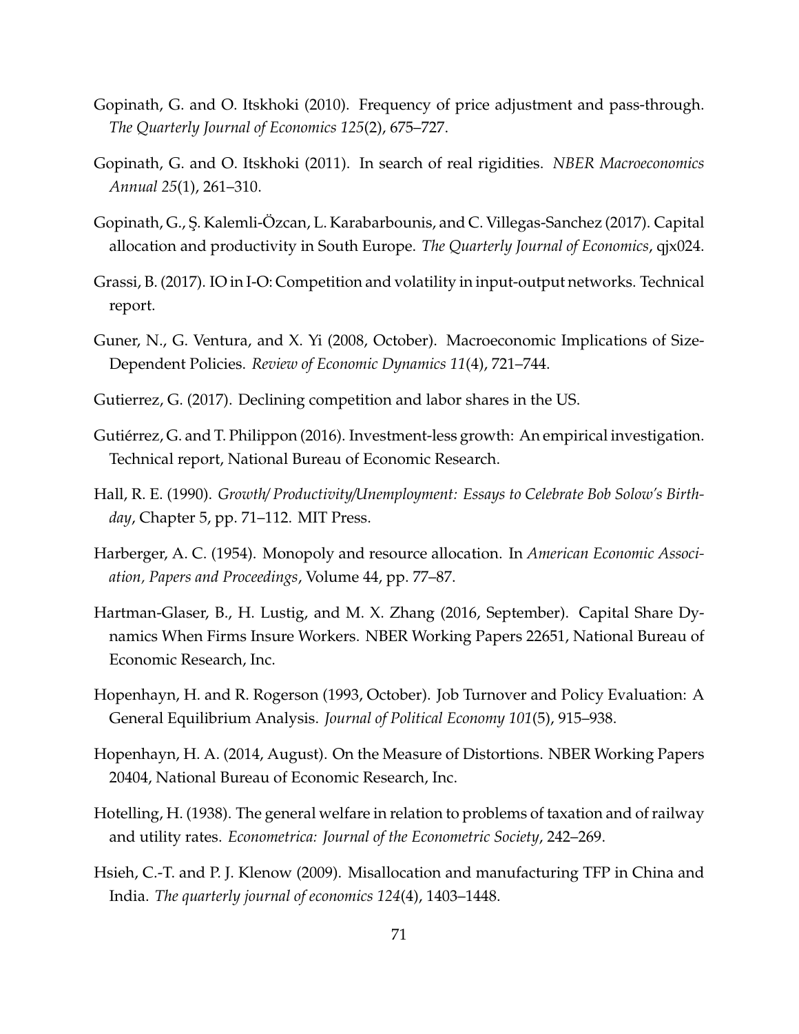Gopinath, G. and O. Itskhoki (2010). Frequency of price adjustment and pass-through. *The Quarterly Journal of Economics 125*(2), 675–727.

Gopinath, G. and O. Itskhoki (2011). In search of real rigidities. *NBER Macroeconomics Annual 25*(1), 261–310.

Gopinath, G., Ş. Kalemli-Özcan, L. Karabarbounis, and C. Villegas-Sanchez (2017). Capital allocation and productivity in South Europe. *The Quarterly Journal of Economics*, qjx024.

Grassi, B. (2017). IO in I-O: Competition and volatility in input-output networks. Technical report.

Guner, N., G. Ventura, and X. Yi (2008, October). Macroeconomic Implications of Size-Dependent Policies. *Review of Economic Dynamics 11*(4), 721–744.

Gutierrez, G. (2017). Declining competition and labor shares in the US.

Gutiérrez, G. and T. Philippon (2016). Investment-less growth: An empirical investigation. Technical report, National Bureau of Economic Research.

Hall, R. E. (1990). *Growth/ Productivity/Unemployment: Essays to Celebrate Bob Solow's Birthday*, Chapter 5, pp. 71–112. MIT Press.

Harberger, A. C. (1954). Monopoly and resource allocation. In *American Economic Association, Papers and Proceedings*, Volume 44, pp. 77–87.

Hartman-Glaser, B., H. Lustig, and M. X. Zhang (2016, September). Capital Share Dynamics When Firms Insure Workers. NBER Working Papers 22651, National Bureau of Economic Research, Inc.

Hopenhayn, H. and R. Rogerson (1993, October). Job Turnover and Policy Evaluation: A General Equilibrium Analysis. *Journal of Political Economy 101*(5), 915–938.

Hopenhayn, H. A. (2014, August). On the Measure of Distortions. NBER Working Papers 20404, National Bureau of Economic Research, Inc.

Hotelling, H. (1938). The general welfare in relation to problems of taxation and of railway and utility rates. *Econometrica: Journal of the Econometric Society*, 242–269.

Hsieh, C.-T. and P. J. Klenow (2009). Misallocation and manufacturing TFP in China and India. *The quarterly journal of economics 124*(4), 1403–1448.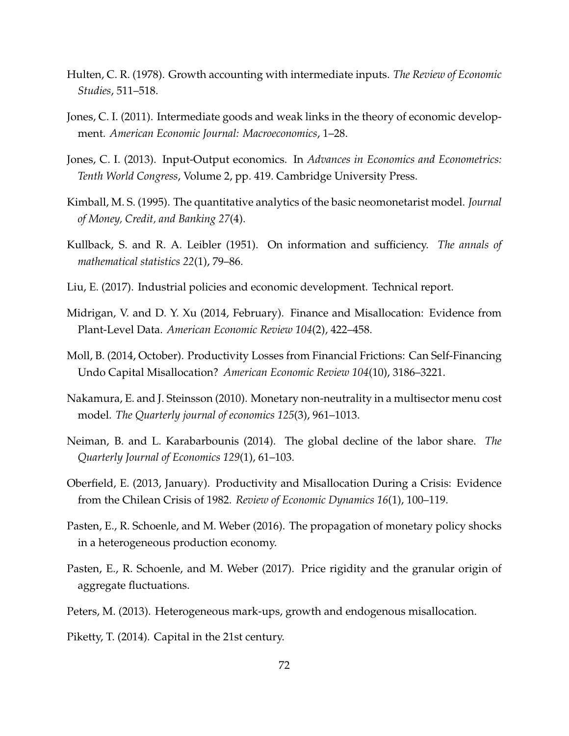Hulten, C. R. (1978). Growth accounting with intermediate inputs. *The Review of Economic Studies*, 511–518.

Jones, C. I. (2011). Intermediate goods and weak links in the theory of economic development. *American Economic Journal: Macroeconomics*, 1–28.

Jones, C. I. (2013). Input-Output economics. In *Advances in Economics and Econometrics: Tenth World Congress*, Volume 2, pp. 419. Cambridge University Press.

Kimball, M. S. (1995). The quantitative analytics of the basic neomonetarist model. *Journal of Money, Credit, and Banking 27*(4).

Kullback, S. and R. A. Leibler (1951). On information and sufficiency. *The annals of mathematical statistics 22*(1), 79–86.

Liu, E. (2017). Industrial policies and economic development. Technical report.

Midrigan, V. and D. Y. Xu (2014, February). Finance and Misallocation: Evidence from Plant-Level Data. *American Economic Review 104*(2), 422–458.

Moll, B. (2014, October). Productivity Losses from Financial Frictions: Can Self-Financing Undo Capital Misallocation? *American Economic Review 104*(10), 3186–3221.

Nakamura, E. and J. Steinsson (2010). Monetary non-neutrality in a multisector menu cost model. *The Quarterly journal of economics 125*(3), 961–1013.

Neiman, B. and L. Karabarbounis (2014). The global decline of the labor share. *The Quarterly Journal of Economics 129*(1), 61–103.

Oberfield, E. (2013, January). Productivity and Misallocation During a Crisis: Evidence from the Chilean Crisis of 1982. *Review of Economic Dynamics 16*(1), 100–119.

Pasten, E., R. Schoenle, and M. Weber (2016). The propagation of monetary policy shocks in a heterogeneous production economy.

Pasten, E., R. Schoenle, and M. Weber (2017). Price rigidity and the granular origin of aggregate fluctuations.

Peters, M. (2013). Heterogeneous mark-ups, growth and endogenous misallocation.

Piketty, T. (2014). Capital in the 21st century.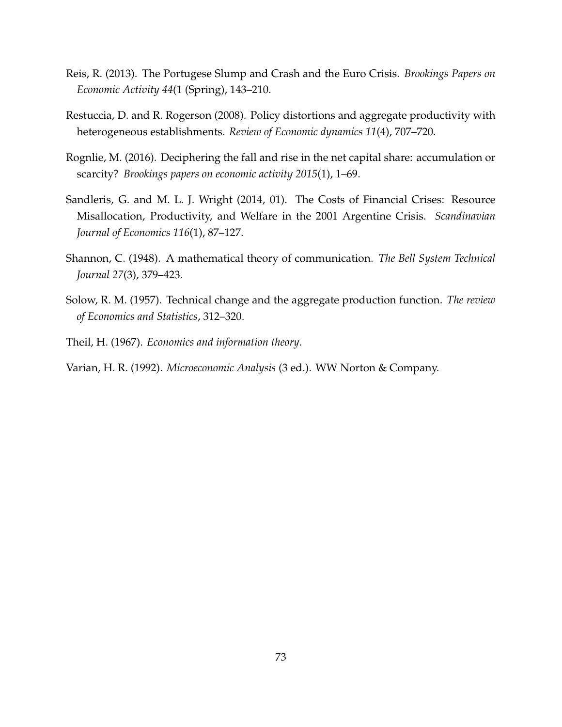Reis, R. (2013). The Portugese Slump and Crash and the Euro Crisis. *Brookings Papers on Economic Activity 44*(1 (Spring), 143–210.

Restuccia, D. and R. Rogerson (2008). Policy distortions and aggregate productivity with heterogeneous establishments. *Review of Economic dynamics 11*(4), 707–720.

Rognlie, M. (2016). Deciphering the fall and rise in the net capital share: accumulation or scarcity? *Brookings papers on economic activity 2015*(1), 1–69.

Sandleris, G. and M. L. J. Wright (2014, 01). The Costs of Financial Crises: Resource Misallocation, Productivity, and Welfare in the 2001 Argentine Crisis. *Scandinavian Journal of Economics 116*(1), 87–127.

Shannon, C. (1948). A mathematical theory of communication. *The Bell System Technical Journal 27*(3), 379–423.

Solow, R. M. (1957). Technical change and the aggregate production function. *The review of Economics and Statistics*, 312–320.

Theil, H. (1967). *Economics and information theory*.

Varian, H. R. (1992). *Microeconomic Analysis* (3 ed.). WW Norton & Company.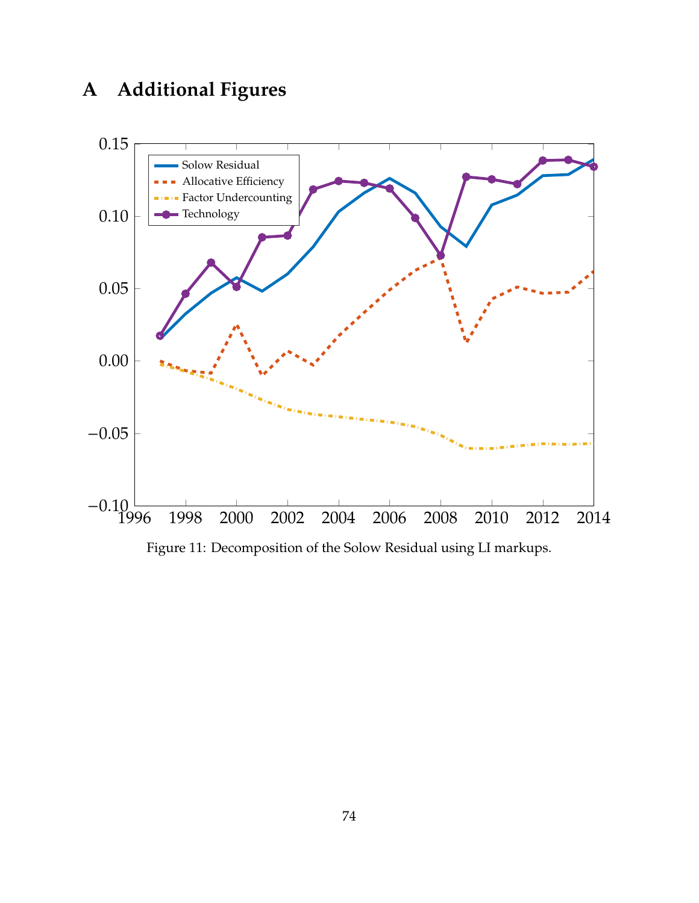# A Additional Figures

Figure 11: Decomposition of the Solow Residual using LI markups.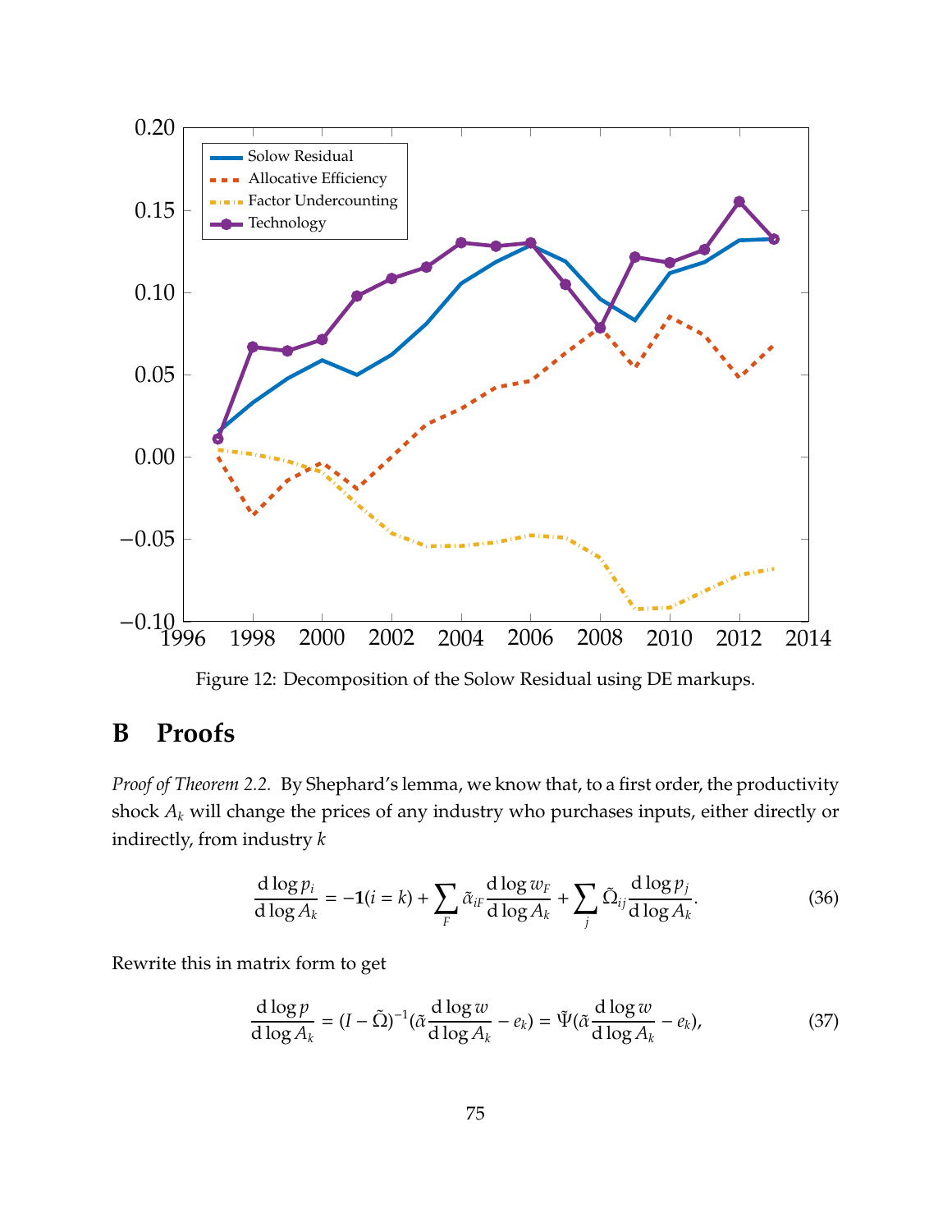Figure 12: Decomposition of the Solow Residual using DE markups.

# B Proofs

*Proof of Theorem 2.2.* By Shephard's lemma, we know that, to a first order, the productivity shock $A_k$ will change the prices of any industry who purchases inputs, either directly or indirectly, from industry $k$

$$\frac{\mathrm{d}\log p_i}{\mathrm{d}\log A_k} = -\mathbf{1}(i = k) + \sum_F \tilde{\alpha}_{iF} \frac{\mathrm{d}\log w_F}{\mathrm{d}\log A_k} + \sum_j \tilde{\Omega}_{ij} \frac{\mathrm{d}\log p_j}{\mathrm{d}\log A_k}. \tag{36}$$

Rewrite this in matrix form to get

$$\frac{\mathrm{d}\log p}{\mathrm{d}\log A_k} = (I - \tilde{\Omega})^{-1}(\tilde{\alpha}\frac{\mathrm{d}\log w}{\mathrm{d}\log A_k} - e_k) = \tilde{\Psi}(\tilde{\alpha}\frac{\mathrm{d}\log w}{\mathrm{d}\log A_k} - e_k), \tag{37}$$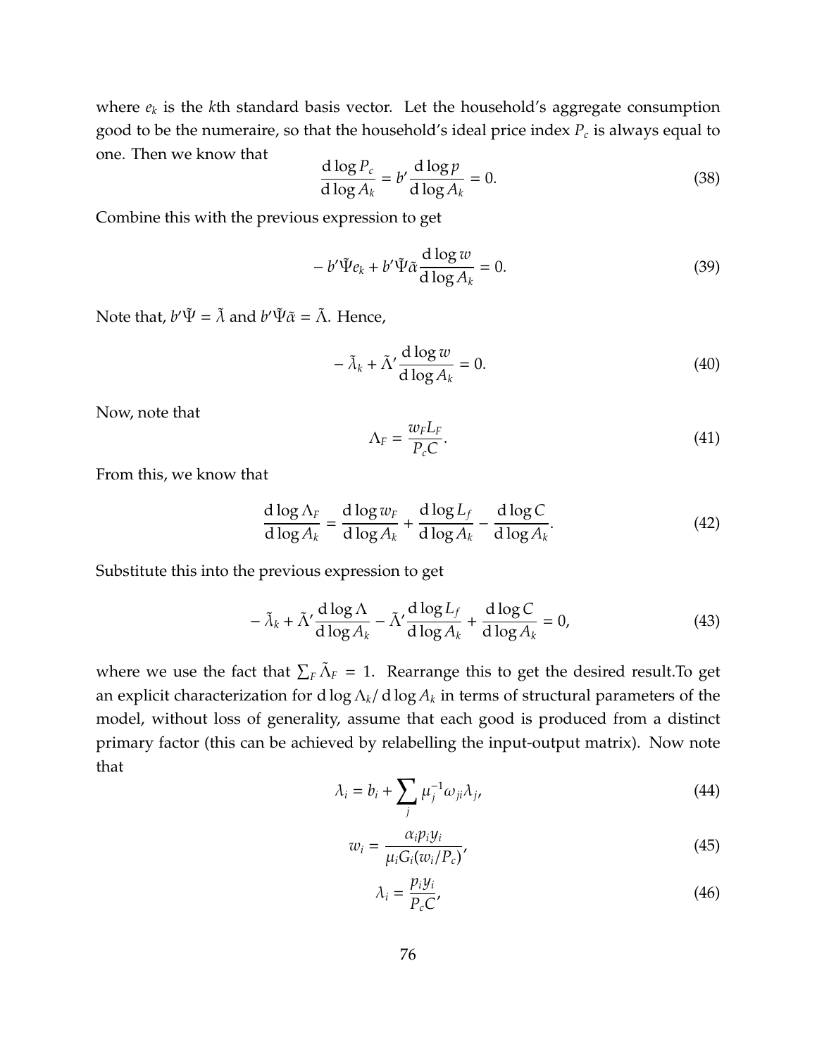where $e_k$ is the $k$th standard basis vector. Let the household's aggregate consumption good to be the numeraire, so that the household's ideal price index $P_c$ is always equal to one. Then we know that

$$\frac{\mathrm{d}\log P_c}{\mathrm{d}\log A_k} = b' \frac{\mathrm{d}\log p}{\mathrm{d}\log A_k} = 0. \tag{38}$$

Combine this with the previous expression to get

$$-b'\tilde{\Psi}e_k + b'\tilde{\Psi}\tilde{\alpha}\frac{\mathrm{d}\log w}{\mathrm{d}\log A_k} = 0. \tag{39}$$

Note that, $b'\tilde{\Psi} = \tilde{\lambda}$ and $b'\tilde{\Psi}\tilde{\alpha} = \tilde{\Lambda}$. Hence,

$$-\tilde{\lambda}_k + \tilde{\Lambda}'\frac{\mathrm{d}\log w}{\mathrm{d}\log A_k} = 0. \tag{40}$$

Now, note that

$$\Lambda_F = \frac{w_F L_F}{P_c C}. \tag{41}$$

From this, we know that

$$\frac{\mathrm{d}\log \Lambda_F}{\mathrm{d}\log A_k} = \frac{\mathrm{d}\log w_F}{\mathrm{d}\log A_k} + \frac{\mathrm{d}\log L_f}{\mathrm{d}\log A_k} - \frac{\mathrm{d}\log C}{\mathrm{d}\log A_k}. \tag{42}$$

Substitute this into the previous expression to get

$$-\tilde{\lambda}_k + \tilde{\Lambda}'\frac{\mathrm{d}\log \Lambda}{\mathrm{d}\log A_k} - \tilde{\Lambda}'\frac{\mathrm{d}\log L_f}{\mathrm{d}\log A_k} + \frac{\mathrm{d}\log C}{\mathrm{d}\log A_k} = 0, \tag{43}$$

where we use the fact that $\sum_F \tilde{\Lambda}_F = 1$. Rearrange this to get the desired result.To get an explicit characterization for $\mathrm{d}\log \Lambda_k / \mathrm{d}\log A_k$ in terms of structural parameters of the model, without loss of generality, assume that each good is produced from a distinct primary factor (this can be achieved by relabelling the input-output matrix). Now note that

$$\lambda_i = b_i + \sum_j \mu_j^{-1}\omega_{ji}\lambda_j, \tag{44}$$

$$w_i = \frac{\alpha_i p_i y_i}{\mu_i G_i(w_i/P_c)}, \tag{45}$$

$$\lambda_i = \frac{p_i y_i}{P_c C}, \tag{46}$$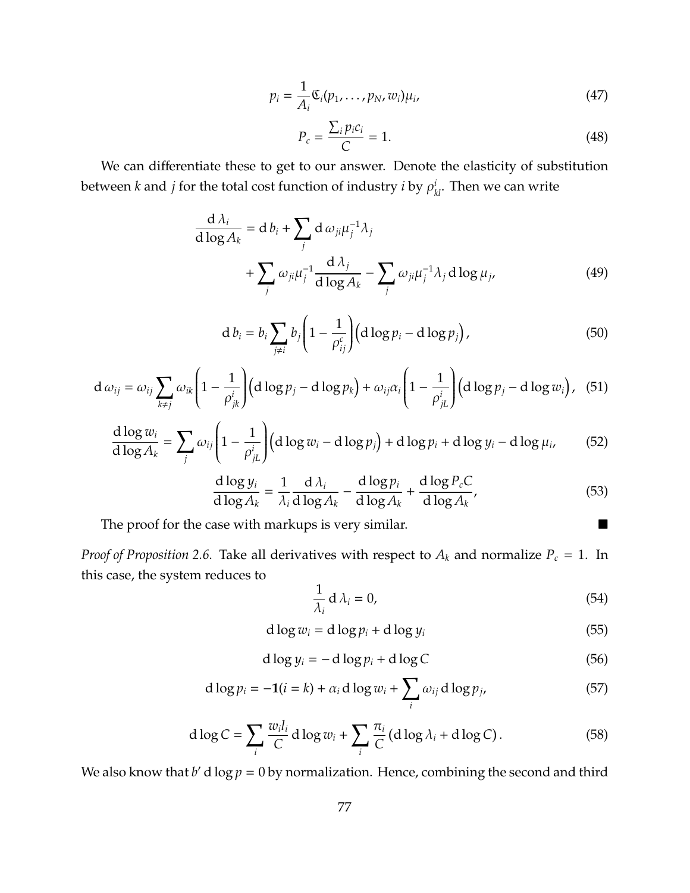$$p_i = \frac{1}{A_i}\mathfrak{C}_i(p_1, \ldots, p_N, w_i)\mu_i, \tag{47}$$

$$P_c = \frac{\sum_i p_i c_i}{C} = 1. \tag{48}$$

We can differentiate these to get to our answer. Denote the elasticity of substitution between $k$ and $j$ for the total cost function of industry $i$ by $\rho^i_{kl}$. Then we can write

$$\frac{\mathrm{d}\,\lambda_i}{\mathrm{d}\log A_k} = \mathrm{d}\,b_i + \sum_j \mathrm{d}\,\omega_{ji}\mu_j^{-1}\lambda_j + \sum_j \omega_{ji}\mu_j^{-1}\frac{\mathrm{d}\,\lambda_j}{\mathrm{d}\log A_k} - \sum_j \omega_{ji}\mu_j^{-1}\lambda_j\,\mathrm{d}\log\mu_j, \tag{49}$$

$$\mathrm{d}\,b_i = b_i\sum_{j\neq i} b_j\left(1 - \frac{1}{\rho^c_{ij}}\right)\left(\mathrm{d}\log p_i - \mathrm{d}\log p_j\right), \tag{50}$$

$$\mathrm{d}\,\omega_{ij} = \omega_{ij}\sum_{k\neq j}\omega_{ik}\left(1 - \frac{1}{\rho^i_{jk}}\right)\left(\mathrm{d}\log p_j - \mathrm{d}\log p_k\right) + \omega_{ij}\alpha_i\left(1 - \frac{1}{\rho^i_{jL}}\right)\left(\mathrm{d}\log p_j - \mathrm{d}\log w_i\right), \tag{51}$$

$$\frac{\mathrm{d}\log w_i}{\mathrm{d}\log A_k} = \sum_j \omega_{ij}\left(1 - \frac{1}{\rho^i_{jL}}\right)\left(\mathrm{d}\log w_i - \mathrm{d}\log p_j\right) + \mathrm{d}\log p_i + \mathrm{d}\log y_i - \mathrm{d}\log\mu_i, \tag{52}$$

$$\frac{\mathrm{d}\log y_i}{\mathrm{d}\log A_k} = \frac{1}{\lambda_i}\frac{\mathrm{d}\,\lambda_i}{\mathrm{d}\log A_k} - \frac{\mathrm{d}\log p_i}{\mathrm{d}\log A_k} + \frac{\mathrm{d}\log P_c C}{\mathrm{d}\log A_k}, \tag{53}$$

The proof for the case with markups is very similar. ■

*Proof of Proposition 2.6.* Take all derivatives with respect to $A_k$ and normalize $P_c = 1$. In this case, the system reduces to

$$\frac{1}{\lambda_i}\,\mathrm{d}\,\lambda_i = 0, \tag{54}$$

$$\mathrm{d}\log w_i = \mathrm{d}\log p_i + \mathrm{d}\log y_i \tag{55}$$

$$\mathrm{d}\log y_i = -\,\mathrm{d}\log p_i + \mathrm{d}\log C \tag{56}$$

$$\mathrm{d}\log p_i = -\mathbf{1}(i = k) + \alpha_i\,\mathrm{d}\log w_i + \sum_i \omega_{ij}\,\mathrm{d}\log p_j, \tag{57}$$

$$\mathrm{d}\log C = \sum_i \frac{w_i l_i}{C}\,\mathrm{d}\log w_i + \sum_i \frac{\pi_i}{C}\left(\mathrm{d}\log\lambda_i + \mathrm{d}\log C\right). \tag{58}$$

We also know that $b'\,\mathrm{d}\log p = 0$ by normalization. Hence, combining the second and third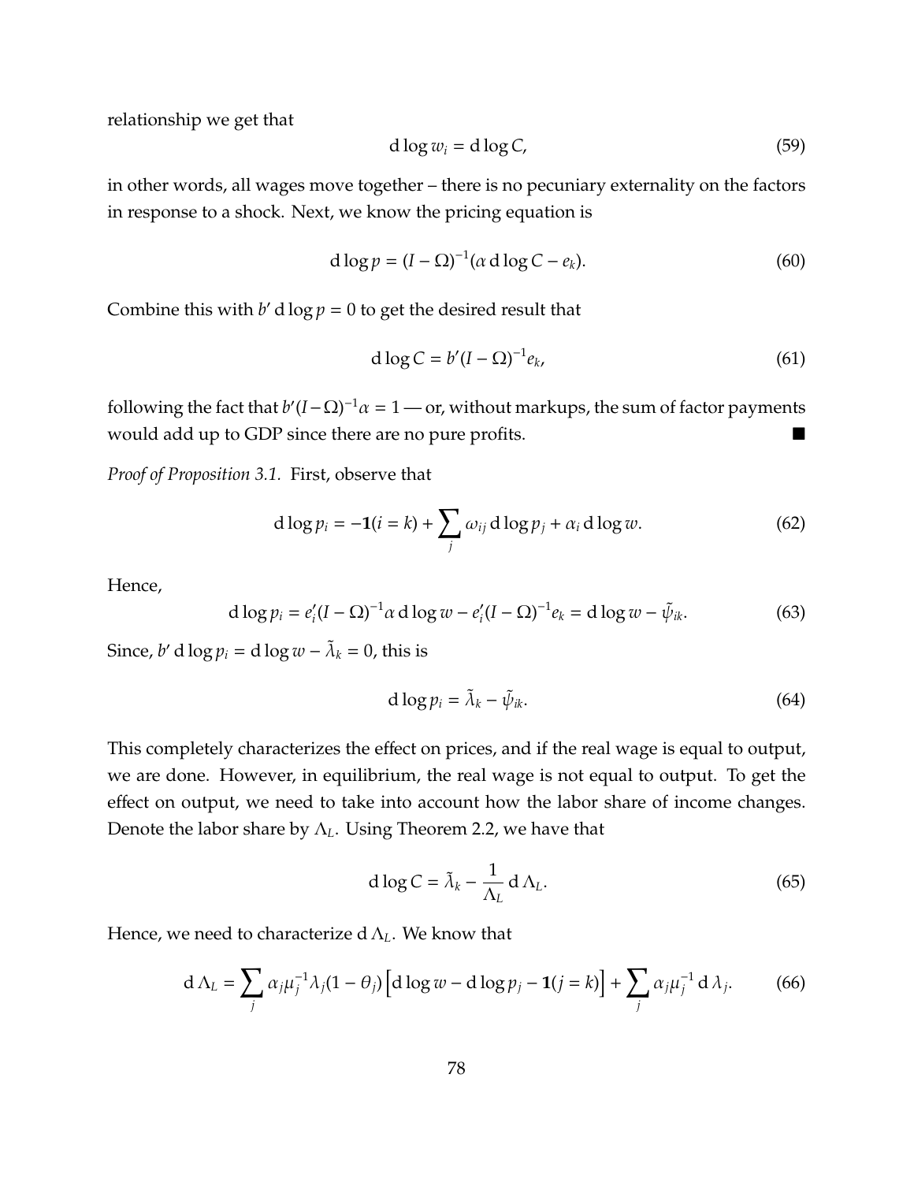relationship we get that

$$\mathrm{d}\log w_i = \mathrm{d}\log C, \tag{59}$$

in other words, all wages move together – there is no pecuniary externality on the factors in response to a shock. Next, we know the pricing equation is

$$\mathrm{d}\log p = (I-\Omega)^{-1}(\alpha\,\mathrm{d}\log C - e_k). \tag{60}$$

Combine this with $b'\,\mathrm{d}\log p = 0$ to get the desired result that

$$\mathrm{d}\log C = b'(I-\Omega)^{-1}e_k, \tag{61}$$

following the fact that $b'(I-\Omega)^{-1}\alpha = 1$ — or, without markups, the sum of factor payments would add up to GDP since there are no pure profits. ∎

*Proof of Proposition 3.1.* First, observe that

$$\mathrm{d}\log p_i = -\mathbf{1}(i=k) + \sum_j \omega_{ij}\,\mathrm{d}\log p_j + \alpha_i\,\mathrm{d}\log w. \tag{62}$$

Hence,

$$\mathrm{d}\log p_i = e_i'(I-\Omega)^{-1}\alpha\,\mathrm{d}\log w - e_i'(I-\Omega)^{-1}e_k = \mathrm{d}\log w - \tilde{\psi}_{ik}. \tag{63}$$

Since, $b'\,\mathrm{d}\log p_i = \mathrm{d}\log w - \tilde{\lambda}_k = 0$, this is

$$\mathrm{d}\log p_i = \tilde{\lambda}_k - \tilde{\psi}_{ik}. \tag{64}$$

This completely characterizes the effect on prices, and if the real wage is equal to output, we are done. However, in equilibrium, the real wage is not equal to output. To get the effect on output, we need to take into account how the labor share of income changes. Denote the labor share by $\Lambda_L$. Using Theorem 2.2, we have that

$$\mathrm{d}\log C = \tilde{\lambda}_k - \frac{1}{\Lambda_L}\,\mathrm{d}\,\Lambda_L. \tag{65}$$

Hence, we need to characterize $\mathrm{d}\,\Lambda_L$. We know that

$$\mathrm{d}\,\Lambda_L = \sum_j \alpha_j \mu_j^{-1}\lambda_j(1-\theta_j)\left[\mathrm{d}\log w - \mathrm{d}\log p_j - \mathbf{1}(j=k)\right] + \sum_j \alpha_j\mu_j^{-1}\,\mathrm{d}\,\lambda_j. \tag{66}$$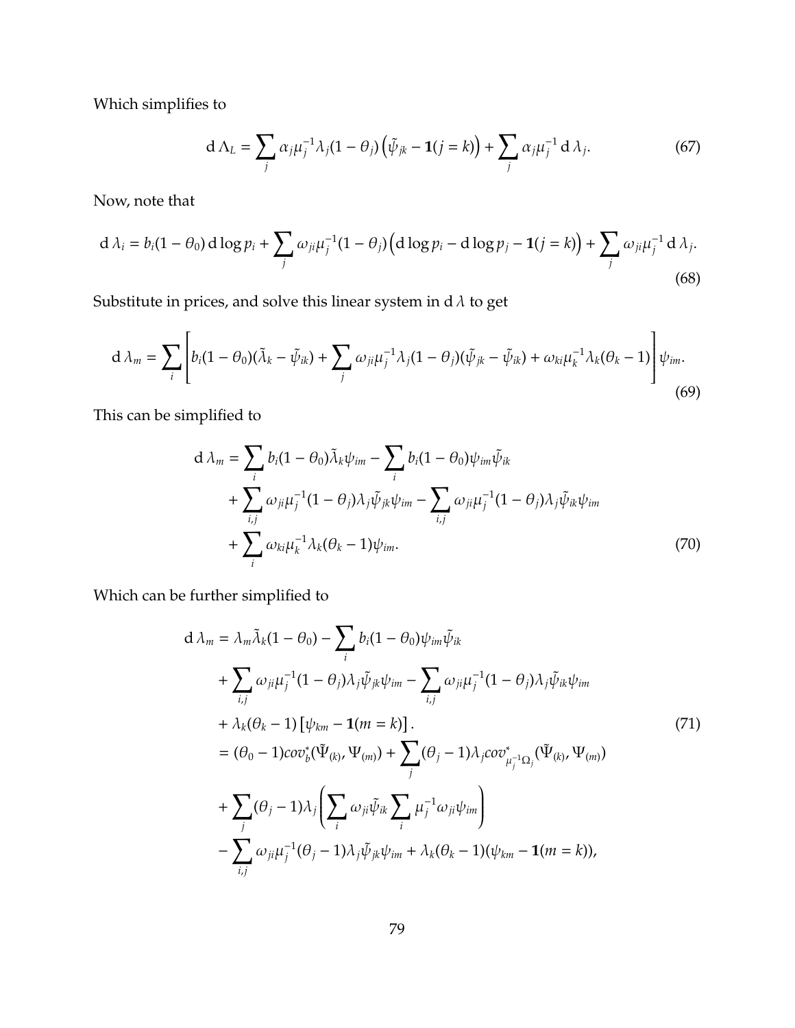Which simplifies to

$$
\mathrm{d}\,\Lambda_L = \sum_j \alpha_j \mu_j^{-1} \lambda_j (1-\theta_j)\left(\tilde{\psi}_{jk} - \mathbf{1}(j=k)\right) + \sum_j \alpha_j \mu_j^{-1}\,\mathrm{d}\,\lambda_j. \tag{67}
$$

Now, note that

$$
\mathrm{d}\,\lambda_i = b_i(1-\theta_0)\,\mathrm{d}\log p_i + \sum_j \omega_{ji}\mu_j^{-1}(1-\theta_j)\left(\mathrm{d}\log p_i - \mathrm{d}\log p_j - \mathbf{1}(j=k)\right) + \sum_j \omega_{ji}\mu_j^{-1}\,\mathrm{d}\,\lambda_j. \tag{68}
$$

Substitute in prices, and solve this linear system in $\mathrm{d}\,\lambda$ to get

$$
\mathrm{d}\,\lambda_m = \sum_i \left[ b_i(1-\theta_0)(\tilde{\lambda}_k - \tilde{\psi}_{ik}) + \sum_j \omega_{ji}\mu_j^{-1}\lambda_j(1-\theta_j)(\tilde{\psi}_{jk} - \tilde{\psi}_{ik}) + \omega_{ki}\mu_k^{-1}\lambda_k(\theta_k - 1)\right]\psi_{im}. \tag{69}
$$

This can be simplified to

$$
\begin{aligned}
\mathrm{d}\,\lambda_m = &\sum_i b_i(1-\theta_0)\tilde{\lambda}_k\psi_{im} - \sum_i b_i(1-\theta_0)\psi_{im}\tilde{\psi}_{ik} \\
&+ \sum_{i,j}\omega_{ji}\mu_j^{-1}(1-\theta_j)\lambda_j\tilde{\psi}_{jk}\psi_{im} - \sum_{i,j}\omega_{ji}\mu_j^{-1}(1-\theta_j)\lambda_j\tilde{\psi}_{ik}\psi_{im} \\
&+ \sum_i \omega_{ki}\mu_k^{-1}\lambda_k(\theta_k - 1)\psi_{im}.
\end{aligned} \tag{70}
$$

Which can be further simplified to

$$
\begin{aligned}
\mathrm{d}\,\lambda_m = &\,\lambda_m\tilde{\lambda}_k(1-\theta_0) - \sum_i b_i(1-\theta_0)\psi_{im}\tilde{\psi}_{ik} \\
&+ \sum_{i,j}\omega_{ji}\mu_j^{-1}(1-\theta_j)\lambda_j\tilde{\psi}_{jk}\psi_{im} - \sum_{i,j}\omega_{ji}\mu_j^{-1}(1-\theta_j)\lambda_j\tilde{\psi}_{ik}\psi_{im} \\
&+ \lambda_k(\theta_k - 1)\left[\psi_{km} - \mathbf{1}(m=k)\right]. \\
= &\,(\theta_0 - 1)cov_b^*(\tilde{\Psi}_{(k)}, \Psi_{(m)}) + \sum_j(\theta_j - 1)\lambda_j cov^*_{\mu_j^{-1}\Omega_j}(\tilde{\Psi}_{(k)}, \Psi_{(m)}) \\
&+ \sum_j(\theta_j - 1)\lambda_j\left(\sum_i \omega_{ji}\tilde{\psi}_{ik}\sum_i \mu_j^{-1}\omega_{ji}\psi_{im}\right) \\
&- \sum_{i,j}\omega_{ji}\mu_j^{-1}(\theta_j - 1)\lambda_j\tilde{\psi}_{jk}\psi_{im} + \lambda_k(\theta_k - 1)(\psi_{km} - \mathbf{1}(m=k)),
\end{aligned} \tag{71}
$$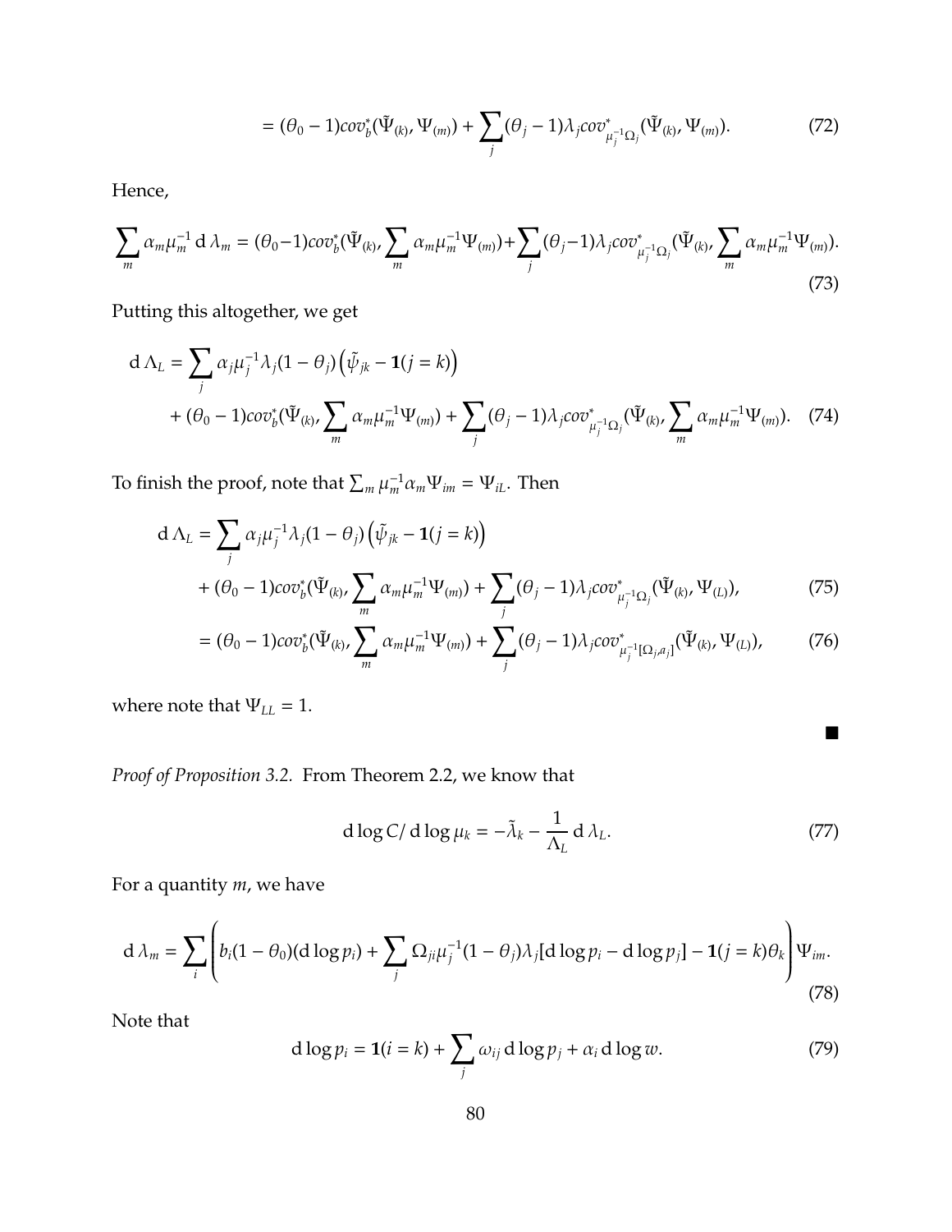$$= (\theta_0 - 1)cov^*_b(\tilde{\Psi}_{(k)}, \Psi_{(m)}) + \sum_j (\theta_j - 1)\lambda_j cov^*_{\mu_j^{-1}\Omega_j}(\tilde{\Psi}_{(k)}, \Psi_{(m)}). \tag{72}$$

Hence,

$$\sum_m \alpha_m \mu_m^{-1} \, \mathrm{d}\, \lambda_m = (\theta_0 - 1)cov^*_b(\tilde{\Psi}_{(k)}, \sum_m \alpha_m \mu_m^{-1} \Psi_{(m)}) + \sum_j (\theta_j - 1)\lambda_j cov^*_{\mu_j^{-1}\Omega_j}(\tilde{\Psi}_{(k)}, \sum_m \alpha_m \mu_m^{-1} \Psi_{(m)}). \tag{73}$$

Putting this altogether, we get

$$\begin{aligned} \mathrm{d}\, \Lambda_L = &\sum_j \alpha_j \mu_j^{-1} \lambda_j (1 - \theta_j) \left( \tilde{\psi}_{jk} - \mathbf{1}(j = k) \right) \\ &+ (\theta_0 - 1)cov^*_b(\tilde{\Psi}_{(k)}, \sum_m \alpha_m \mu_m^{-1} \Psi_{(m)}) + \sum_j (\theta_j - 1)\lambda_j cov^*_{\mu_j^{-1}\Omega_j}(\tilde{\Psi}_{(k)}, \sum_m \alpha_m \mu_m^{-1} \Psi_{(m)}). \end{aligned} \tag{74}$$

To finish the proof, note that $\sum_m \mu_m^{-1} \alpha_m \Psi_{im} = \Psi_{iL}$. Then

$$\begin{aligned} \mathrm{d}\, \Lambda_L = &\sum_j \alpha_j \mu_j^{-1} \lambda_j (1 - \theta_j) \left( \tilde{\psi}_{jk} - \mathbf{1}(j = k) \right) \\ &+ (\theta_0 - 1)cov^*_b(\tilde{\Psi}_{(k)}, \sum_m \alpha_m \mu_m^{-1} \Psi_{(m)}) + \sum_j (\theta_j - 1)\lambda_j cov^*_{\mu_j^{-1}\Omega_j}(\tilde{\Psi}_{(k)}, \Psi_{(L)}), \end{aligned} \tag{75}$$

$$= (\theta_0 - 1)cov^*_b(\tilde{\Psi}_{(k)}, \sum_m \alpha_m \mu_m^{-1} \Psi_{(m)}) + \sum_j (\theta_j - 1)\lambda_j cov^*_{\mu_j^{-1}[\Omega_j, \alpha_j]}(\tilde{\Psi}_{(k)}, \Psi_{(L)}), \tag{76}$$

where note that $\Psi_{LL} = 1$.

∎

*Proof of Proposition 3.2.* From Theorem 2.2, we know that

$$\mathrm{d} \log C / \mathrm{d} \log \mu_k = -\tilde{\lambda}_k - \frac{1}{\Lambda_L} \mathrm{d}\, \lambda_L. \tag{77}$$

For a quantity $m$, we have

$$\mathrm{d}\, \lambda_m = \sum_i \left( b_i (1 - \theta_0)(\mathrm{d} \log p_i) + \sum_j \Omega_{ji} \mu_j^{-1} (1 - \theta_j) \lambda_j [\mathrm{d} \log p_i - \mathrm{d} \log p_j] - \mathbf{1}(j = k)\theta_k \right) \Psi_{im}. \tag{78}$$

Note that

$$\mathrm{d} \log p_i = \mathbf{1}(i = k) + \sum_j \omega_{ij} \, \mathrm{d} \log p_j + \alpha_i \, \mathrm{d} \log w. \tag{79}$$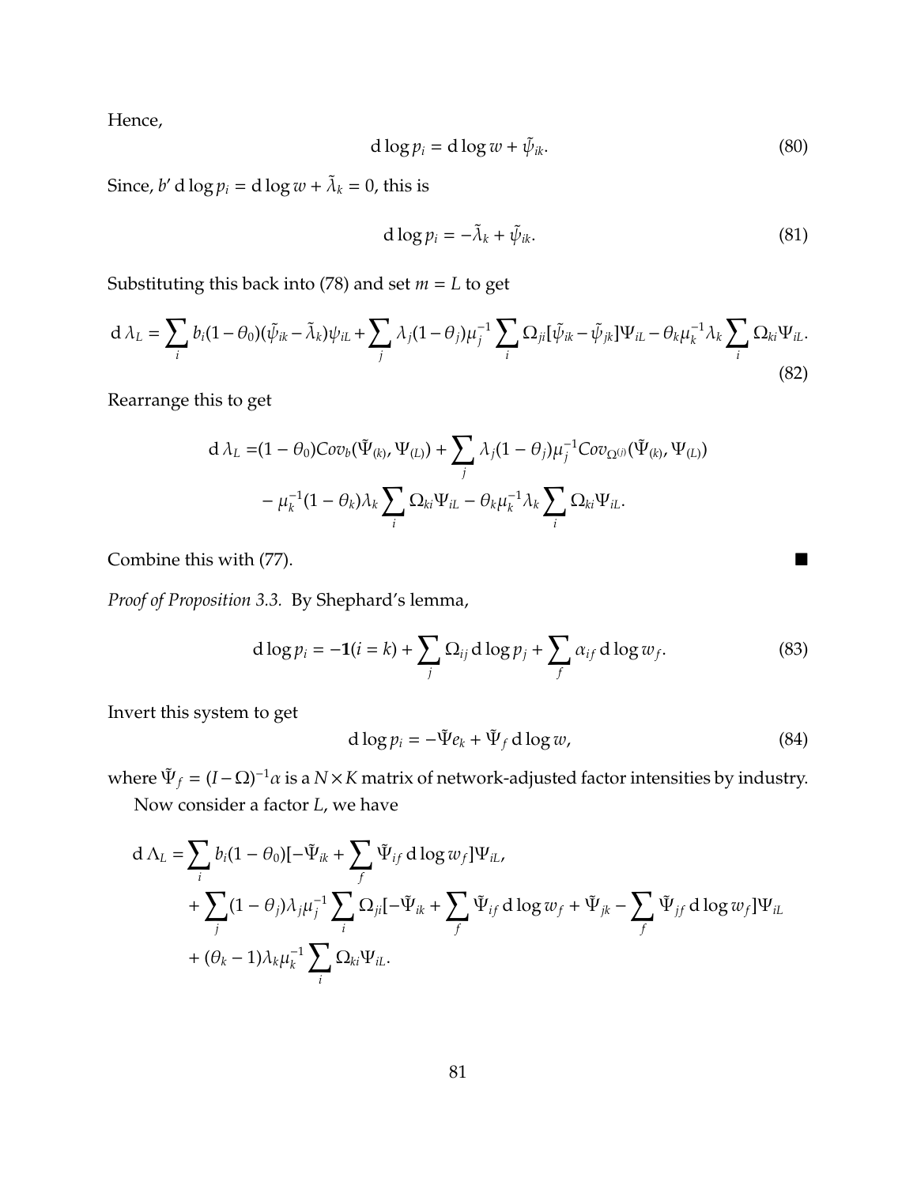Hence,

$$\mathrm{d}\log p_i = \mathrm{d}\log w + \tilde{\psi}_{ik}. \tag{80}$$

Since, $b' \,\mathrm{d}\log p_i = \mathrm{d}\log w + \tilde{\lambda}_k = 0$, this is

$$\mathrm{d}\log p_i = -\tilde{\lambda}_k + \tilde{\psi}_{ik}. \tag{81}$$

Substituting this back into (78) and set $m = L$ to get

$$\mathrm{d}\,\lambda_L = \sum_i b_i(1-\theta_0)(\tilde{\psi}_{ik} - \tilde{\lambda}_k)\psi_{iL} + \sum_j \lambda_j(1-\theta_j)\mu_j^{-1}\sum_i \Omega_{ji}[\tilde{\psi}_{ik} - \tilde{\psi}_{jk}]\Psi_{iL} - \theta_k\mu_k^{-1}\lambda_k\sum_i \Omega_{ki}\Psi_{iL}. \tag{82}$$

Rearrange this to get

$$\begin{aligned}
\mathrm{d}\,\lambda_L =& (1-\theta_0)Cov_b(\tilde{\Psi}_{(k)}, \Psi_{(L)}) + \sum_j \lambda_j(1-\theta_j)\mu_j^{-1}Cov_{\Omega^{(j)}}(\tilde{\Psi}_{(k)}, \Psi_{(L)}) \\
&- \mu_k^{-1}(1-\theta_k)\lambda_k\sum_i \Omega_{ki}\Psi_{iL} - \theta_k\mu_k^{-1}\lambda_k\sum_i \Omega_{ki}\Psi_{iL}.
\end{aligned}$$

Combine this with (77). ∎

*Proof of Proposition 3.3.* By Shephard's lemma,

$$\mathrm{d}\log p_i = -\mathbf{1}(i=k) + \sum_j \Omega_{ij}\,\mathrm{d}\log p_j + \sum_f \alpha_{if}\,\mathrm{d}\log w_f. \tag{83}$$

Invert this system to get

$$\mathrm{d}\log p_i = -\tilde{\Psi}e_k + \tilde{\Psi}_f\,\mathrm{d}\log w, \tag{84}$$

where $\tilde{\Psi}_f = (I-\Omega)^{-1}\alpha$ is a $N \times K$ matrix of network-adjusted factor intensities by industry.

Now consider a factor $L$, we have

$$\begin{aligned}
\mathrm{d}\,\Lambda_L =& \sum_i b_i(1-\theta_0)[-\tilde{\Psi}_{ik} + \sum_f \tilde{\Psi}_{if}\,\mathrm{d}\log w_f]\Psi_{iL}, \\
&+ \sum_j (1-\theta_j)\lambda_j\mu_j^{-1}\sum_i \Omega_{ji}[-\tilde{\Psi}_{ik} + \sum_f \tilde{\Psi}_{if}\,\mathrm{d}\log w_f + \tilde{\Psi}_{jk} - \sum_f \tilde{\Psi}_{jf}\,\mathrm{d}\log w_f]\Psi_{iL} \\
&+ (\theta_k - 1)\lambda_k\mu_k^{-1}\sum_i \Omega_{ki}\Psi_{iL}.
\end{aligned}$$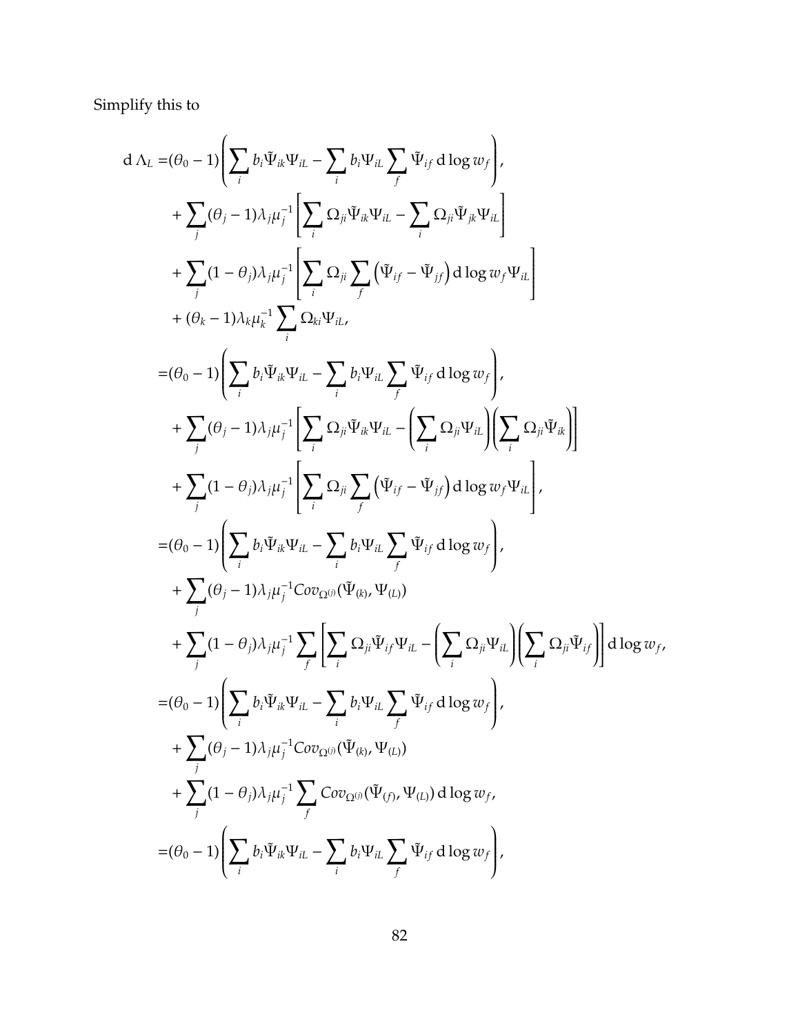Simplify this to

$$
\begin{aligned}
\mathrm{d}\,\Lambda_L =&(\theta_0 - 1)\left(\sum_i b_i \tilde{\Psi}_{ik}\Psi_{iL} - \sum_i b_i \Psi_{iL} \sum_f \tilde{\Psi}_{if}\,\mathrm{d}\log w_f\right),\\
&+ \sum_j (\theta_j - 1)\lambda_j \mu_j^{-1}\left[\sum_i \Omega_{ji}\tilde{\Psi}_{ik}\Psi_{iL} - \sum_i \Omega_{ji}\tilde{\Psi}_{jk}\Psi_{iL}\right]\\
&+ \sum_j (1-\theta_j)\lambda_j \mu_j^{-1}\left[\sum_i \Omega_{ji}\sum_f \left(\tilde{\Psi}_{if} - \tilde{\Psi}_{jf}\right)\mathrm{d}\log w_f \Psi_{iL}\right]\\
&+ (\theta_k - 1)\lambda_k \mu_k^{-1}\sum_i \Omega_{ki}\Psi_{iL},\\
=&(\theta_0 - 1)\left(\sum_i b_i \tilde{\Psi}_{ik}\Psi_{iL} - \sum_i b_i \Psi_{iL} \sum_f \tilde{\Psi}_{if}\,\mathrm{d}\log w_f\right),\\
&+ \sum_j (\theta_j - 1)\lambda_j \mu_j^{-1}\left[\sum_i \Omega_{ji}\tilde{\Psi}_{ik}\Psi_{iL} - \left(\sum_i \Omega_{ji}\Psi_{iL}\right)\left(\sum_i \Omega_{ji}\tilde{\Psi}_{ik}\right)\right]\\
&+ \sum_j (1-\theta_j)\lambda_j \mu_j^{-1}\left[\sum_i \Omega_{ji}\sum_f \left(\tilde{\Psi}_{if} - \tilde{\Psi}_{jf}\right)\mathrm{d}\log w_f \Psi_{iL}\right],\\
=&(\theta_0 - 1)\left(\sum_i b_i \tilde{\Psi}_{ik}\Psi_{iL} - \sum_i b_i \Psi_{iL} \sum_f \tilde{\Psi}_{if}\,\mathrm{d}\log w_f\right),\\
&+ \sum_j (\theta_j - 1)\lambda_j \mu_j^{-1} Cov_{\Omega^{(j)}}(\tilde{\Psi}_{(k)}, \Psi_{(L)})\\
&+ \sum_j (1-\theta_j)\lambda_j \mu_j^{-1}\sum_f \left[\sum_i \Omega_{ji}\tilde{\Psi}_{if}\Psi_{iL} - \left(\sum_i \Omega_{ji}\Psi_{iL}\right)\left(\sum_i \Omega_{ji}\tilde{\Psi}_{if}\right)\right]\mathrm{d}\log w_f,\\
=&(\theta_0 - 1)\left(\sum_i b_i \tilde{\Psi}_{ik}\Psi_{iL} - \sum_i b_i \Psi_{iL} \sum_f \tilde{\Psi}_{if}\,\mathrm{d}\log w_f\right),\\
&+ \sum_j (\theta_j - 1)\lambda_j \mu_j^{-1} Cov_{\Omega^{(j)}}(\tilde{\Psi}_{(k)}, \Psi_{(L)})\\
&+ \sum_j (1-\theta_j)\lambda_j \mu_j^{-1}\sum_f Cov_{\Omega^{(j)}}(\tilde{\Psi}_{(f)}, \Psi_{(L)})\,\mathrm{d}\log w_f,\\
=&(\theta_0 - 1)\left(\sum_i b_i \tilde{\Psi}_{ik}\Psi_{iL} - \sum_i b_i \Psi_{iL} \sum_f \tilde{\Psi}_{if}\,\mathrm{d}\log w_f\right),
\end{aligned}
$$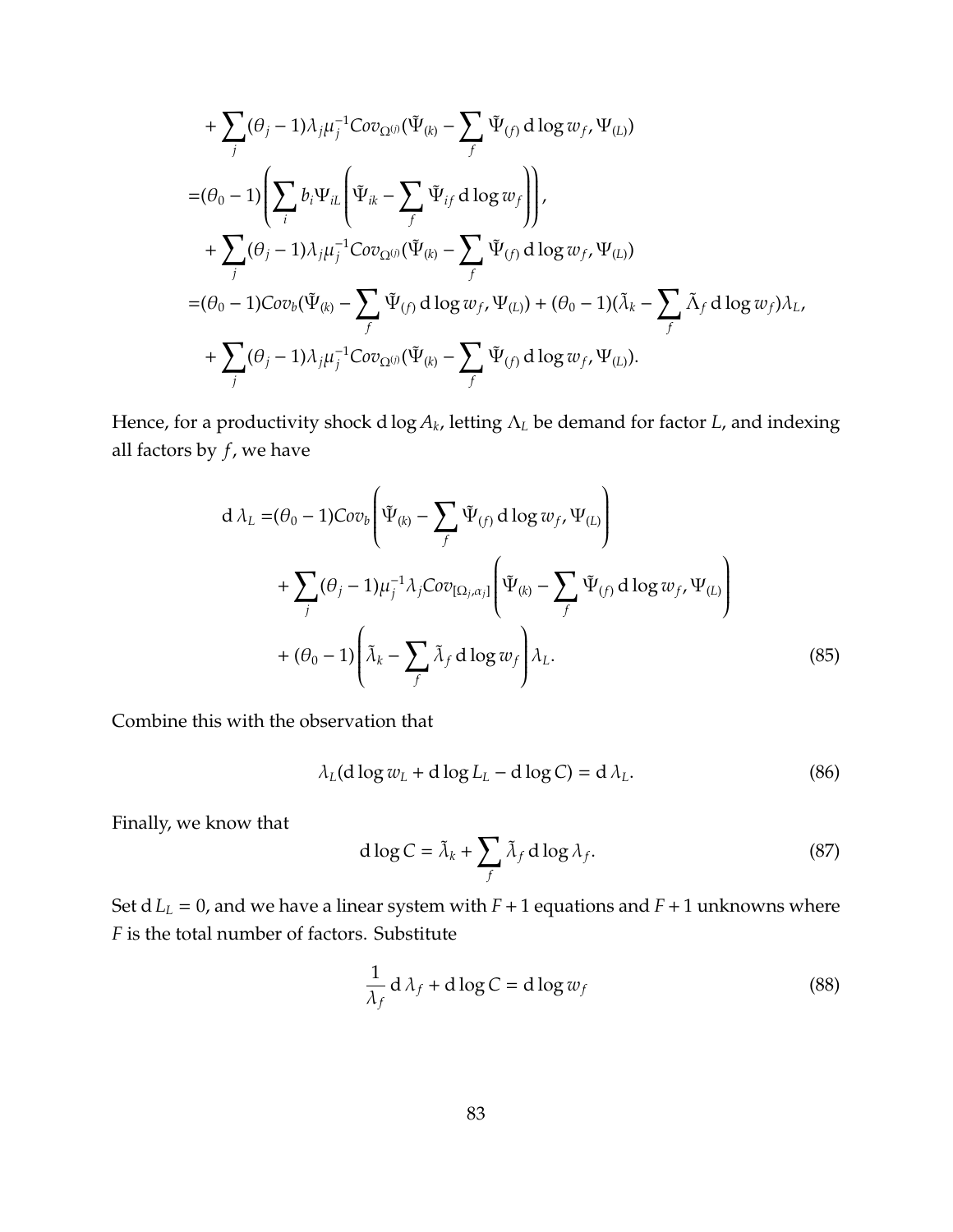$$
\begin{aligned}
&+\sum_j (\theta_j - 1)\lambda_j \mu_j^{-1} Cov_{\Omega^{(j)}}(\tilde{\Psi}_{(k)} - \sum_f \tilde{\Psi}_{(f)} \, \mathrm{d}\log w_f, \Psi_{(L)}) \\
=&(\theta_0 - 1)\left(\sum_i b_i \Psi_{iL}\left(\tilde{\Psi}_{ik} - \sum_f \tilde{\Psi}_{if} \, \mathrm{d}\log w_f\right)\right), \\
&+\sum_j (\theta_j - 1)\lambda_j \mu_j^{-1} Cov_{\Omega^{(j)}}(\tilde{\Psi}_{(k)} - \sum_f \tilde{\Psi}_{(f)} \, \mathrm{d}\log w_f, \Psi_{(L)}) \\
=&(\theta_0 - 1)Cov_b(\tilde{\Psi}_{(k)} - \sum_f \tilde{\Psi}_{(f)} \, \mathrm{d}\log w_f, \Psi_{(L)}) + (\theta_0 - 1)(\tilde{\lambda}_k - \sum_f \tilde{\Lambda}_f \, \mathrm{d}\log w_f)\lambda_L, \\
&+\sum_j (\theta_j - 1)\lambda_j \mu_j^{-1} Cov_{\Omega^{(j)}}(\tilde{\Psi}_{(k)} - \sum_f \tilde{\Psi}_{(f)} \, \mathrm{d}\log w_f, \Psi_{(L)}).
\end{aligned}
$$

Hence, for a productivity shock $\mathrm{d}\log A_k$, letting $\Lambda_L$ be demand for factor $L$, and indexing all factors by $f$, we have

$$
\begin{aligned}
\mathrm{d}\,\lambda_L =&(\theta_0 - 1)Cov_b\left(\tilde{\Psi}_{(k)} - \sum_f \tilde{\Psi}_{(f)} \, \mathrm{d}\log w_f, \Psi_{(L)}\right) \\
&+\sum_j (\theta_j - 1)\mu_j^{-1}\lambda_j Cov_{[\Omega_j, \alpha_j]}\left(\tilde{\Psi}_{(k)} - \sum_f \tilde{\Psi}_{(f)} \, \mathrm{d}\log w_f, \Psi_{(L)}\right) \\
&+(\theta_0 - 1)\left(\tilde{\lambda}_k - \sum_f \tilde{\lambda}_f \, \mathrm{d}\log w_f\right)\lambda_L.
\end{aligned} \tag{85}
$$

Combine this with the observation that

$$
\lambda_L(\mathrm{d}\log w_L + \mathrm{d}\log L_L - \mathrm{d}\log C) = \mathrm{d}\,\lambda_L. \tag{86}
$$

Finally, we know that

$$
\mathrm{d}\log C = \tilde{\lambda}_k + \sum_f \tilde{\lambda}_f \, \mathrm{d}\log \lambda_f. \tag{87}
$$

Set $\mathrm{d}\,L_L = 0$, and we have a linear system with $F+1$ equations and $F+1$ unknowns where $F$ is the total number of factors. Substitute

$$
\frac{1}{\lambda_f}\,\mathrm{d}\,\lambda_f + \mathrm{d}\log C = \mathrm{d}\log w_f \tag{88}
$$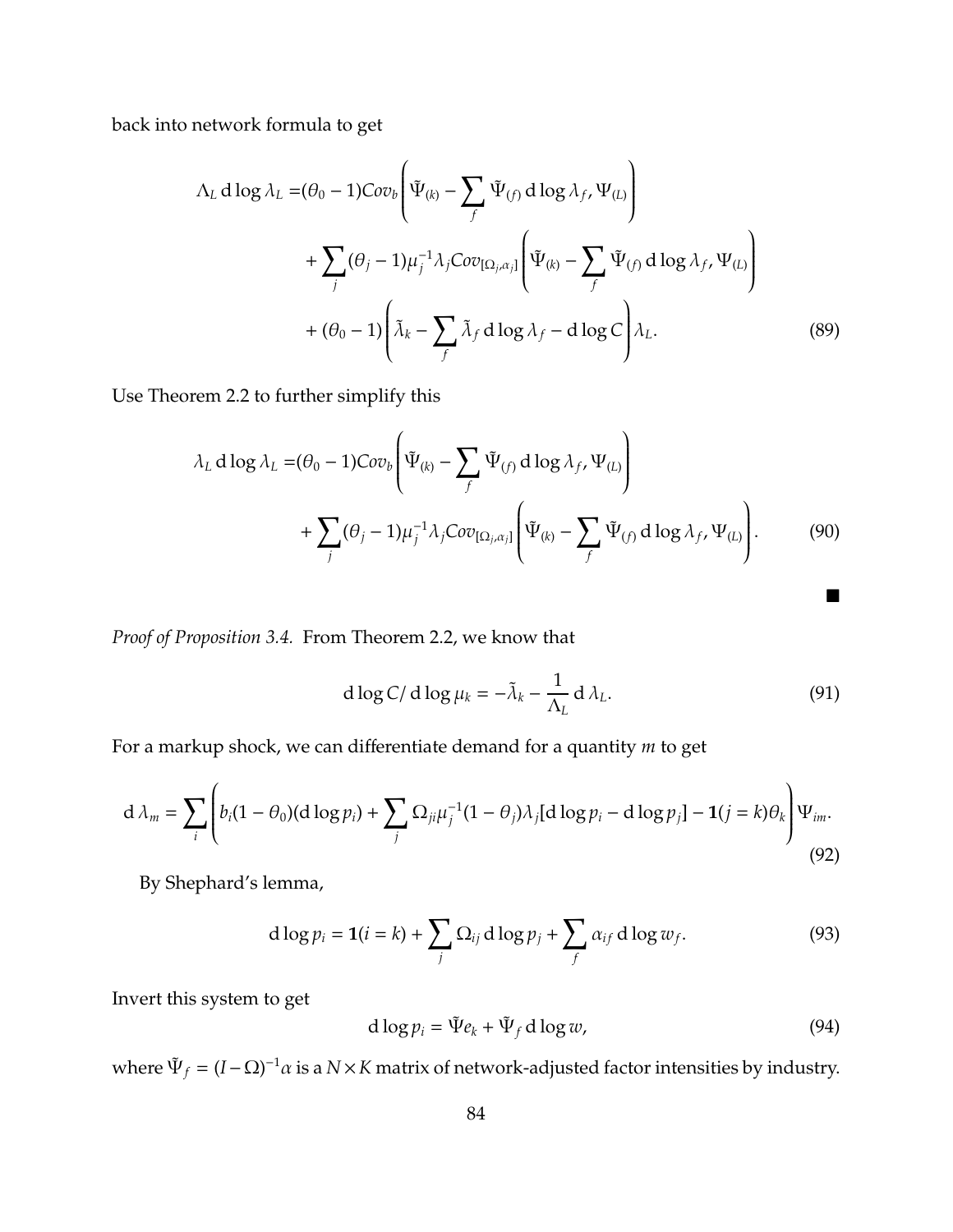back into network formula to get

$$
\begin{aligned}
\Lambda_L \, \mathrm{d}\log\lambda_L =& (\theta_0 - 1) Cov_b \left( \tilde{\Psi}_{(k)} - \sum_f \tilde{\Psi}_{(f)} \, \mathrm{d}\log\lambda_f, \Psi_{(L)} \right) \\
&+ \sum_j (\theta_j - 1)\mu_j^{-1}\lambda_j Cov_{[\Omega_j, \alpha_j]} \left( \tilde{\Psi}_{(k)} - \sum_f \tilde{\Psi}_{(f)} \, \mathrm{d}\log\lambda_f, \Psi_{(L)} \right) \\
&+ (\theta_0 - 1) \left( \tilde{\lambda}_k - \sum_f \tilde{\lambda}_f \, \mathrm{d}\log\lambda_f - \mathrm{d}\log C \right) \lambda_L.
\end{aligned} \tag{89}
$$

Use Theorem 2.2 to further simplify this

$$
\begin{aligned}
\lambda_L \, \mathrm{d}\log\lambda_L =& (\theta_0 - 1) Cov_b \left( \tilde{\Psi}_{(k)} - \sum_f \tilde{\Psi}_{(f)} \, \mathrm{d}\log\lambda_f, \Psi_{(L)} \right) \\
&+ \sum_j (\theta_j - 1)\mu_j^{-1}\lambda_j Cov_{[\Omega_j, \alpha_j]} \left( \tilde{\Psi}_{(k)} - \sum_f \tilde{\Psi}_{(f)} \, \mathrm{d}\log\lambda_f, \Psi_{(L)} \right).
\end{aligned} \tag{90}
$$

■

*Proof of Proposition 3.4.* From Theorem 2.2, we know that

$$
\mathrm{d}\log C / \mathrm{d}\log\mu_k = -\tilde{\lambda}_k - \frac{1}{\Lambda_L} \mathrm{d}\,\lambda_L. \tag{91}
$$

For a markup shock, we can differentiate demand for a quantity $m$ to get

$$
\mathrm{d}\,\lambda_m = \sum_i \left( b_i(1-\theta_0)(\mathrm{d}\log p_i) + \sum_j \Omega_{ji}\mu_j^{-1}(1-\theta_j)\lambda_j[\mathrm{d}\log p_i - \mathrm{d}\log p_j] - \mathbf{1}(j=k)\theta_k \right) \Psi_{im}. \tag{92}
$$

By Shephard's lemma,

$$
\mathrm{d}\log p_i = \mathbf{1}(i=k) + \sum_j \Omega_{ij} \, \mathrm{d}\log p_j + \sum_f \alpha_{if} \, \mathrm{d}\log w_f. \tag{93}
$$

Invert this system to get

$$
\mathrm{d}\log p_i = \tilde{\Psi} e_k + \tilde{\Psi}_f \, \mathrm{d}\log w, \tag{94}
$$

where $\tilde{\Psi}_f = (I - \Omega)^{-1}\alpha$ is a $N \times K$ matrix of network-adjusted factor intensities by industry.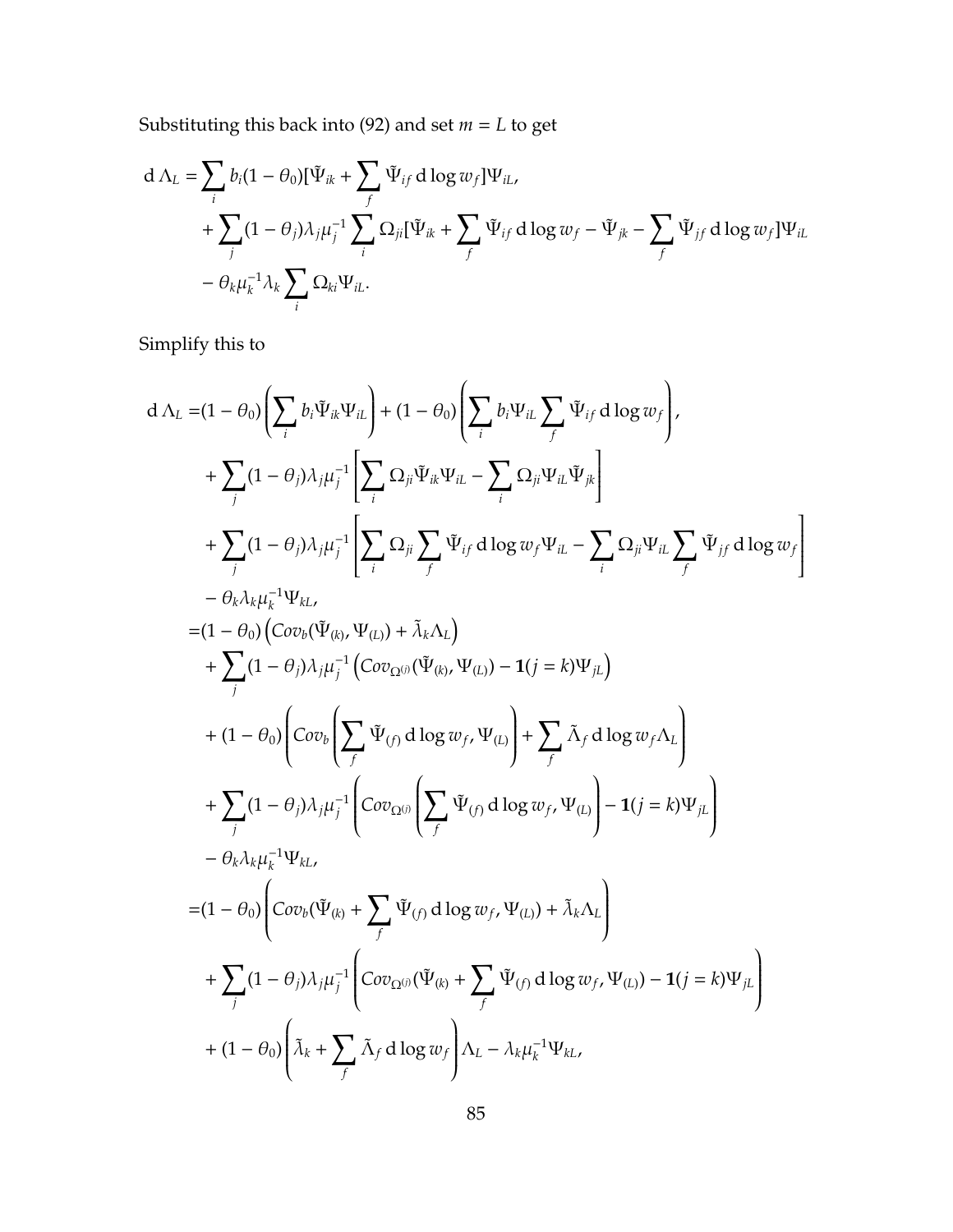Substituting this back into (92) and set $m = L$ to get

$$
\begin{aligned}
\mathrm{d}\,\Lambda_L =& \sum_i b_i(1-\theta_0)[\tilde{\Psi}_{ik} + \sum_f \tilde{\Psi}_{if}\,\mathrm{d}\log w_f]\Psi_{iL}, \\
&+ \sum_j (1-\theta_j)\lambda_j \mu_j^{-1} \sum_i \Omega_{ji}[\tilde{\Psi}_{ik} + \sum_f \tilde{\Psi}_{if}\,\mathrm{d}\log w_f - \tilde{\Psi}_{jk} - \sum_f \tilde{\Psi}_{jf}\,\mathrm{d}\log w_f]\Psi_{iL} \\
&- \theta_k \mu_k^{-1}\lambda_k \sum_i \Omega_{ki}\Psi_{iL}.
\end{aligned}
$$

Simplify this to

$$
\begin{aligned}
\mathrm{d}\,\Lambda_L =& (1-\theta_0)\left(\sum_i b_i \tilde{\Psi}_{ik}\Psi_{iL}\right) + (1-\theta_0)\left(\sum_i b_i \Psi_{iL}\sum_f \tilde{\Psi}_{if}\,\mathrm{d}\log w_f\right), \\
&+ \sum_j (1-\theta_j)\lambda_j\mu_j^{-1}\left[\sum_i \Omega_{ji}\tilde{\Psi}_{ik}\Psi_{iL} - \sum_i \Omega_{ji}\Psi_{iL}\tilde{\Psi}_{jk}\right] \\
&+ \sum_j (1-\theta_j)\lambda_j\mu_j^{-1}\left[\sum_i \Omega_{ji}\sum_f \tilde{\Psi}_{if}\,\mathrm{d}\log w_f \Psi_{iL} - \sum_i \Omega_{ji}\Psi_{iL}\sum_f \tilde{\Psi}_{jf}\,\mathrm{d}\log w_f\right] \\
&- \theta_k\lambda_k\mu_k^{-1}\Psi_{kL}, \\
=& (1-\theta_0)\left(Cov_b(\tilde{\Psi}_{(k)}, \Psi_{(L)}) + \tilde{\lambda}_k \Lambda_L\right) \\
&+ \sum_j (1-\theta_j)\lambda_j\mu_j^{-1}\left(Cov_{\Omega^{(j)}}(\tilde{\Psi}_{(k)}, \Psi_{(L)}) - \mathbf{1}(j=k)\Psi_{jL}\right) \\
&+ (1-\theta_0)\left(Cov_b\left(\sum_f \tilde{\Psi}_{(f)}\,\mathrm{d}\log w_f, \Psi_{(L)}\right) + \sum_f \tilde{\Lambda}_f\,\mathrm{d}\log w_f \Lambda_L\right) \\
&+ \sum_j (1-\theta_j)\lambda_j\mu_j^{-1}\left(Cov_{\Omega^{(j)}}\left(\sum_f \tilde{\Psi}_{(f)}\,\mathrm{d}\log w_f, \Psi_{(L)}\right) - \mathbf{1}(j=k)\Psi_{jL}\right) \\
&- \theta_k\lambda_k\mu_k^{-1}\Psi_{kL}, \\
=& (1-\theta_0)\left(Cov_b(\tilde{\Psi}_{(k)} + \sum_f \tilde{\Psi}_{(f)}\,\mathrm{d}\log w_f, \Psi_{(L)}) + \tilde{\lambda}_k\Lambda_L\right) \\
&+ \sum_j (1-\theta_j)\lambda_j\mu_j^{-1}\left(Cov_{\Omega^{(j)}}(\tilde{\Psi}_{(k)} + \sum_f \tilde{\Psi}_{(f)}\,\mathrm{d}\log w_f, \Psi_{(L)}) - \mathbf{1}(j=k)\Psi_{jL}\right) \\
&+ (1-\theta_0)\left(\tilde{\lambda}_k + \sum_f \tilde{\Lambda}_f\,\mathrm{d}\log w_f\right)\Lambda_L - \lambda_k\mu_k^{-1}\Psi_{kL},
\end{aligned}
$$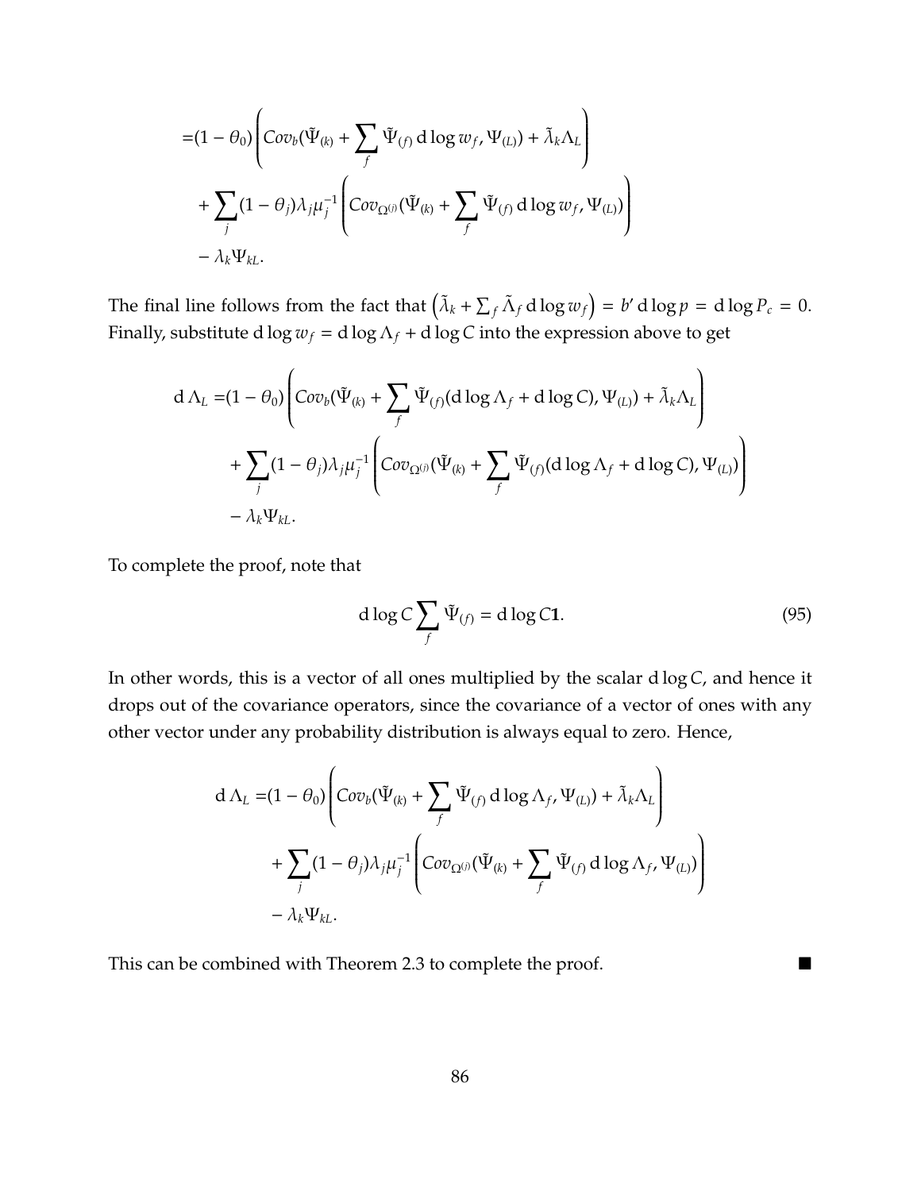$$
\begin{aligned}
=&(1-\theta_0)\left(Cov_b(\tilde{\Psi}_{(k)}+\sum_f \tilde{\Psi}_{(f)}\,\mathrm{d}\log w_f,\Psi_{(L)})+\tilde{\lambda}_k\Lambda_L\right)\\
&+\sum_j(1-\theta_j)\lambda_j\mu_j^{-1}\left(Cov_{\Omega^{(j)}}(\tilde{\Psi}_{(k)}+\sum_f \tilde{\Psi}_{(f)}\,\mathrm{d}\log w_f,\Psi_{(L)})\right)\\
&-\lambda_k\Psi_{kL}.
\end{aligned}
$$

The final line follows from the fact that $\left(\tilde{\lambda}_k+\sum_f\tilde{\Lambda}_f\,\mathrm{d}\log w_f\right)=b'\,\mathrm{d}\log p=\mathrm{d}\log P_c=0$. Finally, substitute $\mathrm{d}\log w_f=\mathrm{d}\log\Lambda_f+\mathrm{d}\log C$ into the expression above to get

$$
\begin{aligned}
\mathrm{d}\,\Lambda_L=&(1-\theta_0)\left(Cov_b(\tilde{\Psi}_{(k)}+\sum_f \tilde{\Psi}_{(f)}(\mathrm{d}\log\Lambda_f+\mathrm{d}\log C),\Psi_{(L)})+\tilde{\lambda}_k\Lambda_L\right)\\
&+\sum_j(1-\theta_j)\lambda_j\mu_j^{-1}\left(Cov_{\Omega^{(j)}}(\tilde{\Psi}_{(k)}+\sum_f \tilde{\Psi}_{(f)}(\mathrm{d}\log\Lambda_f+\mathrm{d}\log C),\Psi_{(L)})\right)\\
&-\lambda_k\Psi_{kL}.
\end{aligned}
$$

To complete the proof, note that

$$
\mathrm{d}\log C\sum_f\tilde{\Psi}_{(f)}=\mathrm{d}\log C\mathbf{1}. \tag{95}
$$

In other words, this is a vector of all ones multiplied by the scalar $\mathrm{d}\log C$, and hence it drops out of the covariance operators, since the covariance of a vector of ones with any other vector under any probability distribution is always equal to zero. Hence,

$$
\begin{aligned}
\mathrm{d}\,\Lambda_L=&(1-\theta_0)\left(Cov_b(\tilde{\Psi}_{(k)}+\sum_f \tilde{\Psi}_{(f)}\,\mathrm{d}\log\Lambda_f,\Psi_{(L)})+\tilde{\lambda}_k\Lambda_L\right)\\
&+\sum_j(1-\theta_j)\lambda_j\mu_j^{-1}\left(Cov_{\Omega^{(j)}}(\tilde{\Psi}_{(k)}+\sum_f \tilde{\Psi}_{(f)}\,\mathrm{d}\log\Lambda_f,\Psi_{(L)})\right)\\
&-\lambda_k\Psi_{kL}.
\end{aligned}
$$

This can be combined with Theorem 2.3 to complete the proof. ∎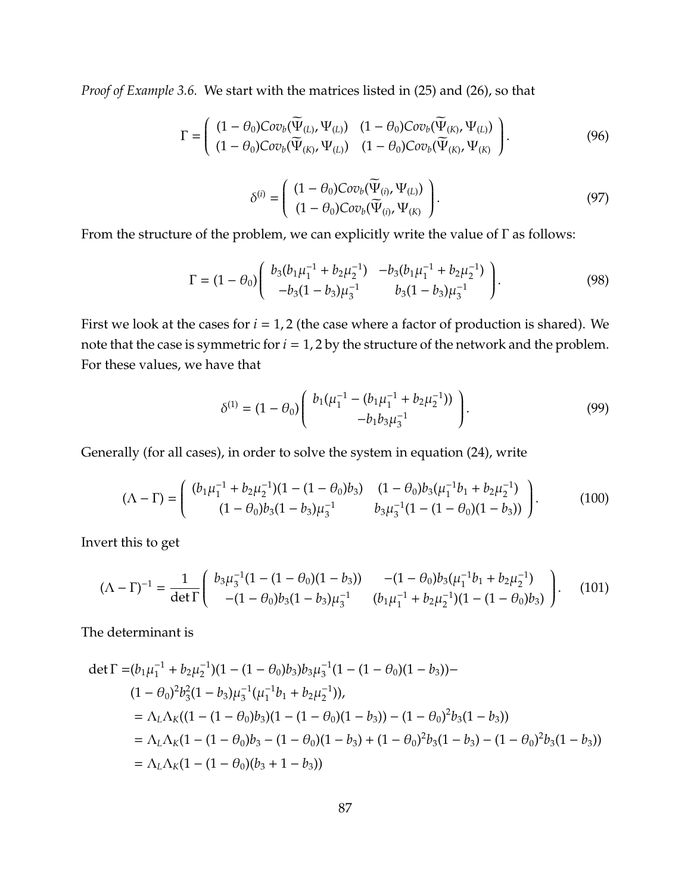*Proof of Example 3.6.* We start with the matrices listed in (25) and (26), so that

$$\Gamma = \begin{pmatrix} (1-\theta_0)Cov_b(\widetilde{\Psi}_{(L)}, \Psi_{(L)}) & (1-\theta_0)Cov_b(\widetilde{\Psi}_{(K)}, \Psi_{(L)}) \\ (1-\theta_0)Cov_b(\widetilde{\Psi}_{(K)}, \Psi_{(L)}) & (1-\theta_0)Cov_b(\widetilde{\Psi}_{(K)}, \Psi_{(K)} \end{pmatrix}. \tag{96}$$

$$\delta^{(i)} = \begin{pmatrix} (1-\theta_0)Cov_b(\widetilde{\Psi}_{(i)}, \Psi_{(L)}) \\ (1-\theta_0)Cov_b(\widetilde{\Psi}_{(i)}, \Psi_{(K)} \end{pmatrix}. \tag{97}$$

From the structure of the problem, we can explicitly write the value of $\Gamma$ as follows:

$$\Gamma = (1-\theta_0)\begin{pmatrix} b_3(b_1\mu_1^{-1} + b_2\mu_2^{-1}) & -b_3(b_1\mu_1^{-1} + b_2\mu_2^{-1}) \\ -b_3(1-b_3)\mu_3^{-1} & b_3(1-b_3)\mu_3^{-1} \end{pmatrix}. \tag{98}$$

First we look at the cases for $i = 1, 2$ (the case where a factor of production is shared). We note that the case is symmetric for $i = 1, 2$ by the structure of the network and the problem. For these values, we have that

$$\delta^{(1)} = (1-\theta_0)\begin{pmatrix} b_1(\mu_1^{-1} - (b_1\mu_1^{-1} + b_2\mu_2^{-1})) \\ -b_1b_3\mu_3^{-1} \end{pmatrix}. \tag{99}$$

Generally (for all cases), in order to solve the system in equation (24), write

$$(\Lambda - \Gamma) = \begin{pmatrix} (b_1\mu_1^{-1} + b_2\mu_2^{-1})(1-(1-\theta_0)b_3) & (1-\theta_0)b_3(\mu_1^{-1}b_1 + b_2\mu_2^{-1}) \\ (1-\theta_0)b_3(1-b_3)\mu_3^{-1} & b_3\mu_3^{-1}(1-(1-\theta_0)(1-b_3)) \end{pmatrix}. \tag{100}$$

Invert this to get

$$(\Lambda - \Gamma)^{-1} = \frac{1}{\det \Gamma}\begin{pmatrix} b_3\mu_3^{-1}(1-(1-\theta_0)(1-b_3)) & -(1-\theta_0)b_3(\mu_1^{-1}b_1 + b_2\mu_2^{-1}) \\ -(1-\theta_0)b_3(1-b_3)\mu_3^{-1} & (b_1\mu_1^{-1} + b_2\mu_2^{-1})(1-(1-\theta_0)b_3) \end{pmatrix}. \tag{101}$$

The determinant is

$$\begin{aligned}
\det \Gamma =& (b_1\mu_1^{-1} + b_2\mu_2^{-1})(1-(1-\theta_0)b_3)b_3\mu_3^{-1}(1-(1-\theta_0)(1-b_3)) - \\
& (1-\theta_0)^2 b_3^2(1-b_3)\mu_3^{-1}(\mu_1^{-1}b_1 + b_2\mu_2^{-1})), \\
=& \Lambda_L\Lambda_K((1-(1-\theta_0)b_3)(1-(1-\theta_0)(1-b_3)) - (1-\theta_0)^2 b_3(1-b_3)) \\
=& \Lambda_L\Lambda_K(1-(1-\theta_0)b_3 - (1-\theta_0)(1-b_3) + (1-\theta_0)^2 b_3(1-b_3) - (1-\theta_0)^2 b_3(1-b_3)) \\
=& \Lambda_L\Lambda_K(1-(1-\theta_0)(b_3 + 1 - b_3))
\end{aligned}$$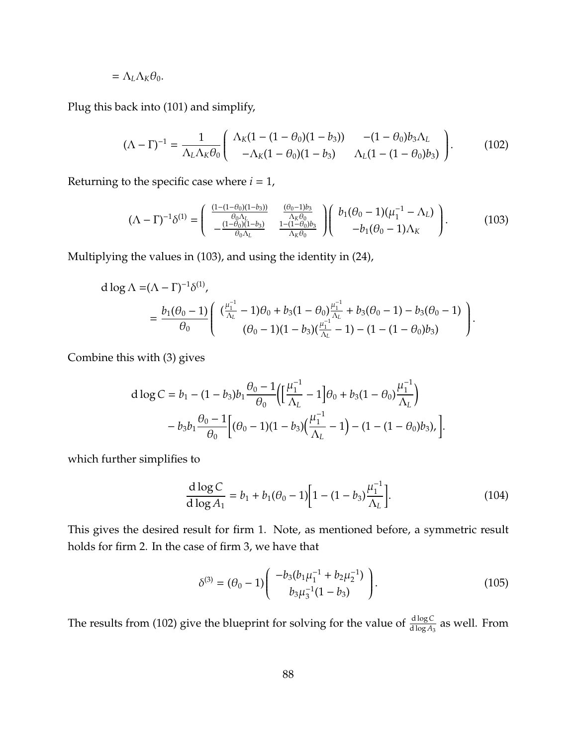$$= \Lambda_L \Lambda_K \theta_0.$$

Plug this back into (101) and simplify,

$$(\Lambda - \Gamma)^{-1} = \frac{1}{\Lambda_L \Lambda_K \theta_0} \begin{pmatrix} \Lambda_K(1-(1-\theta_0)(1-b_3)) & -(1-\theta_0)b_3\Lambda_L \\ -\Lambda_K(1-\theta_0)(1-b_3) & \Lambda_L(1-(1-\theta_0)b_3) \end{pmatrix}. \tag{102}$$

Returning to the specific case where $i = 1$,

$$(\Lambda - \Gamma)^{-1}\delta^{(1)} = \begin{pmatrix} \frac{(1-(1-\theta_0)(1-b_3))}{\theta_0 \Lambda_L} & \frac{(\theta_0 - 1)b_3}{\Lambda_K \theta_0} \\ -\frac{(1-\theta_0)(1-b_3)}{\theta_0 \Lambda_L} & \frac{1-(1-\theta_0)b_3}{\Lambda_K \theta_0} \end{pmatrix} \begin{pmatrix} b_1(\theta_0 - 1)(\mu_1^{-1} - \Lambda_L) \\ -b_1(\theta_0 - 1)\Lambda_K \end{pmatrix}. \tag{103}$$

Multiplying the values in (103), and using the identity in (24),

$$\begin{aligned}
\mathrm{d}\log\Lambda =& (\Lambda - \Gamma)^{-1}\delta^{(1)}, \\
=& \frac{b_1(\theta_0 - 1)}{\theta_0} \begin{pmatrix} (\frac{\mu_1^{-1}}{\Lambda_L} - 1)\theta_0 + b_3(1-\theta_0)\frac{\mu_1^{-1}}{\Lambda_L} + b_3(\theta_0 - 1) - b_3(\theta_0 - 1) \\ (\theta_0 - 1)(1-b_3)(\frac{\mu_1^{-1}}{\Lambda_L} - 1) - (1-(1-\theta_0)b_3) \end{pmatrix}.
\end{aligned}$$

Combine this with (3) gives

$$\begin{aligned}
\mathrm{d}\log C = b_1 - (1-b_3)b_1\frac{\theta_0 - 1}{\theta_0}\Big(\Big[\frac{\mu_1^{-1}}{\Lambda_L} - 1\Big]\theta_0 + b_3(1-\theta_0)\frac{\mu_1^{-1}}{\Lambda_L}\Big) \\
- b_3 b_1 \frac{\theta_0 - 1}{\theta_0}\Big[(\theta_0 - 1)(1-b_3)\Big(\frac{\mu_1^{-1}}{\Lambda_L} - 1\Big) - (1-(1-\theta_0)b_3),\Big].
\end{aligned}$$

which further simplifies to

$$\frac{\mathrm{d}\log C}{\mathrm{d}\log A_1} = b_1 + b_1(\theta_0 - 1)\Big[1 - (1-b_3)\frac{\mu_1^{-1}}{\Lambda_L}\Big]. \tag{104}$$

This gives the desired result for firm 1. Note, as mentioned before, a symmetric result holds for firm 2. In the case of firm 3, we have that

$$\delta^{(3)} = (\theta_0 - 1)\begin{pmatrix} -b_3(b_1\mu_1^{-1} + b_2\mu_2^{-1}) \\ b_3\mu_3^{-1}(1-b_3) \end{pmatrix}. \tag{105}$$

The results from (102) give the blueprint for solving for the value of $\frac{\mathrm{d}\log C}{\mathrm{d}\log A_3}$ as well. From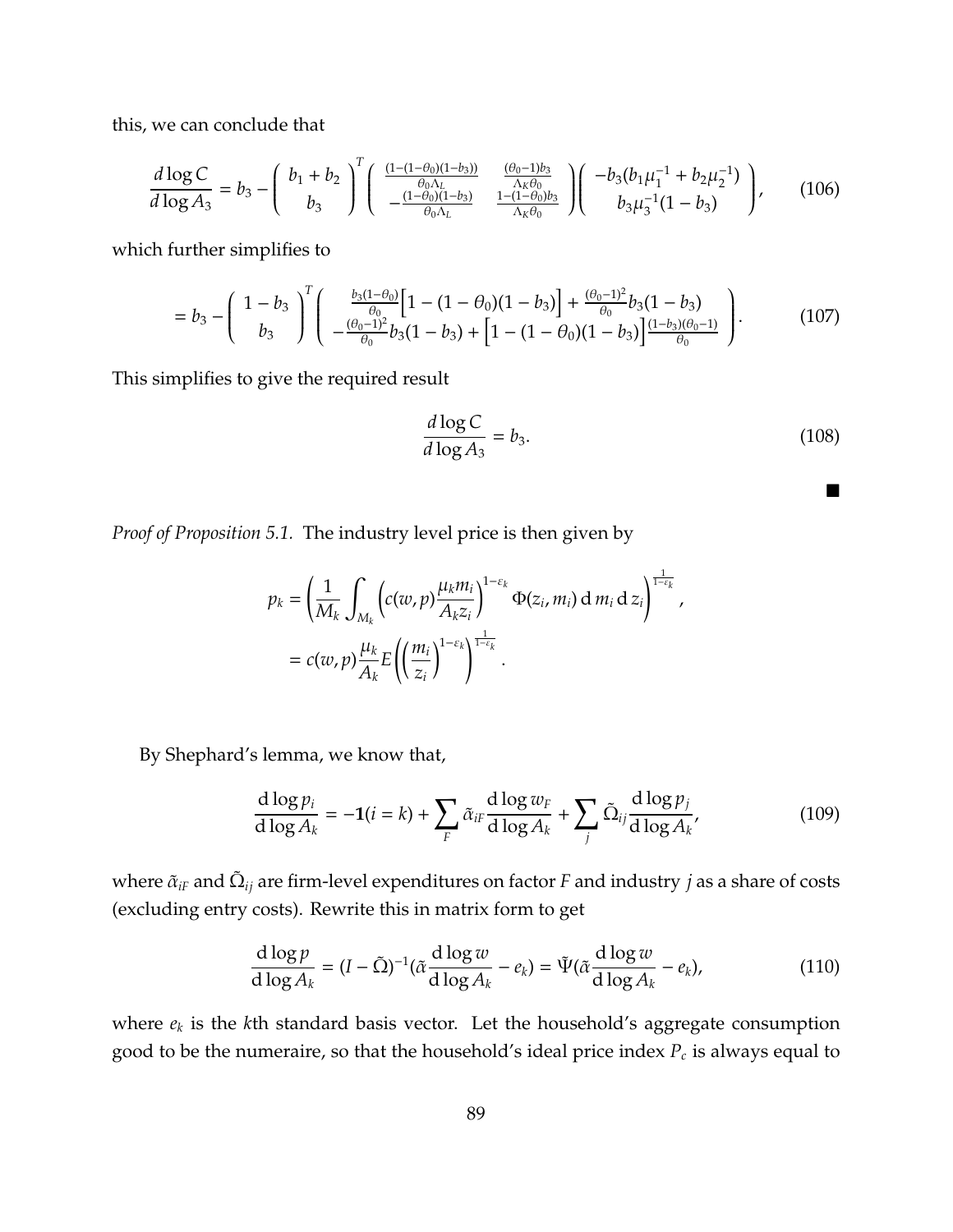this, we can conclude that

$$\frac{d \log C}{d \log A_3} = b_3 - \begin{pmatrix} b_1 + b_2 \\ b_3 \end{pmatrix}^T \begin{pmatrix} \frac{(1-(1-\theta_0)(1-b_3))}{\theta_0 \Lambda_L} & \frac{(\theta_0 - 1) b_3}{\Lambda_K \theta_0} \\ -\frac{(1-\theta_0)(1-b_3)}{\theta_0 \Lambda_L} & \frac{1-(1-\theta_0) b_3}{\Lambda_K \theta_0} \end{pmatrix} \begin{pmatrix} -b_3 (b_1 \mu_1^{-1} + b_2 \mu_2^{-1}) \\ b_3 \mu_3^{-1} (1 - b_3) \end{pmatrix}, \tag{106}$$

which further simplifies to

$$= b_3 - \begin{pmatrix} 1 - b_3 \\ b_3 \end{pmatrix}^T \begin{pmatrix} \frac{b_3(1-\theta_0)}{\theta_0} \Big[ 1 - (1-\theta_0)(1-b_3) \Big] + \frac{(\theta_0 - 1)^2}{\theta_0} b_3 (1 - b_3) \\ -\frac{(\theta_0 - 1)^2}{\theta_0} b_3 (1 - b_3) + \Big[ 1 - (1 - \theta_0)(1 - b_3) \Big] \frac{(1-b_3)(\theta_0 - 1)}{\theta_0} \end{pmatrix}. \tag{107}$$

This simplifies to give the required result

$$\frac{d \log C}{d \log A_3} = b_3. \tag{108}$$

■

*Proof of Proposition 5.1.* The industry level price is then given by

$$\begin{aligned} p_k &= \left( \frac{1}{M_k} \int_{M_k} \left( c(w, p) \frac{\mu_k m_i}{A_k z_i} \right)^{1-\varepsilon_k} \Phi(z_i, m_i) \, \mathrm{d}\, m_i \, \mathrm{d}\, z_i \right)^{\frac{1}{1-\varepsilon_k}}, \\ &= c(w, p) \frac{\mu_k}{A_k} E \left( \left( \frac{m_i}{z_i} \right)^{1-\varepsilon_k} \right)^{\frac{1}{1-\varepsilon_k}}. \end{aligned}$$

By Shephard's lemma, we know that,

$$\frac{\mathrm{d} \log p_i}{\mathrm{d} \log A_k} = -\mathbf{1}(i = k) + \sum_F \tilde{\alpha}_{iF} \frac{\mathrm{d} \log w_F}{\mathrm{d} \log A_k} + \sum_j \tilde{\Omega}_{ij} \frac{\mathrm{d} \log p_j}{\mathrm{d} \log A_k}, \tag{109}$$

where $\tilde{\alpha}_{iF}$ and $\tilde{\Omega}_{ij}$ are firm-level expenditures on factor $F$ and industry $j$ as a share of costs (excluding entry costs). Rewrite this in matrix form to get

$$\frac{\mathrm{d} \log p}{\mathrm{d} \log A_k} = (I - \tilde{\Omega})^{-1} (\tilde{\alpha} \frac{\mathrm{d} \log w}{\mathrm{d} \log A_k} - e_k) = \tilde{\Psi} (\tilde{\alpha} \frac{\mathrm{d} \log w}{\mathrm{d} \log A_k} - e_k), \tag{110}$$

where $e_k$ is the $k$th standard basis vector. Let the household's aggregate consumption good to be the numeraire, so that the household's ideal price index $P_c$ is always equal to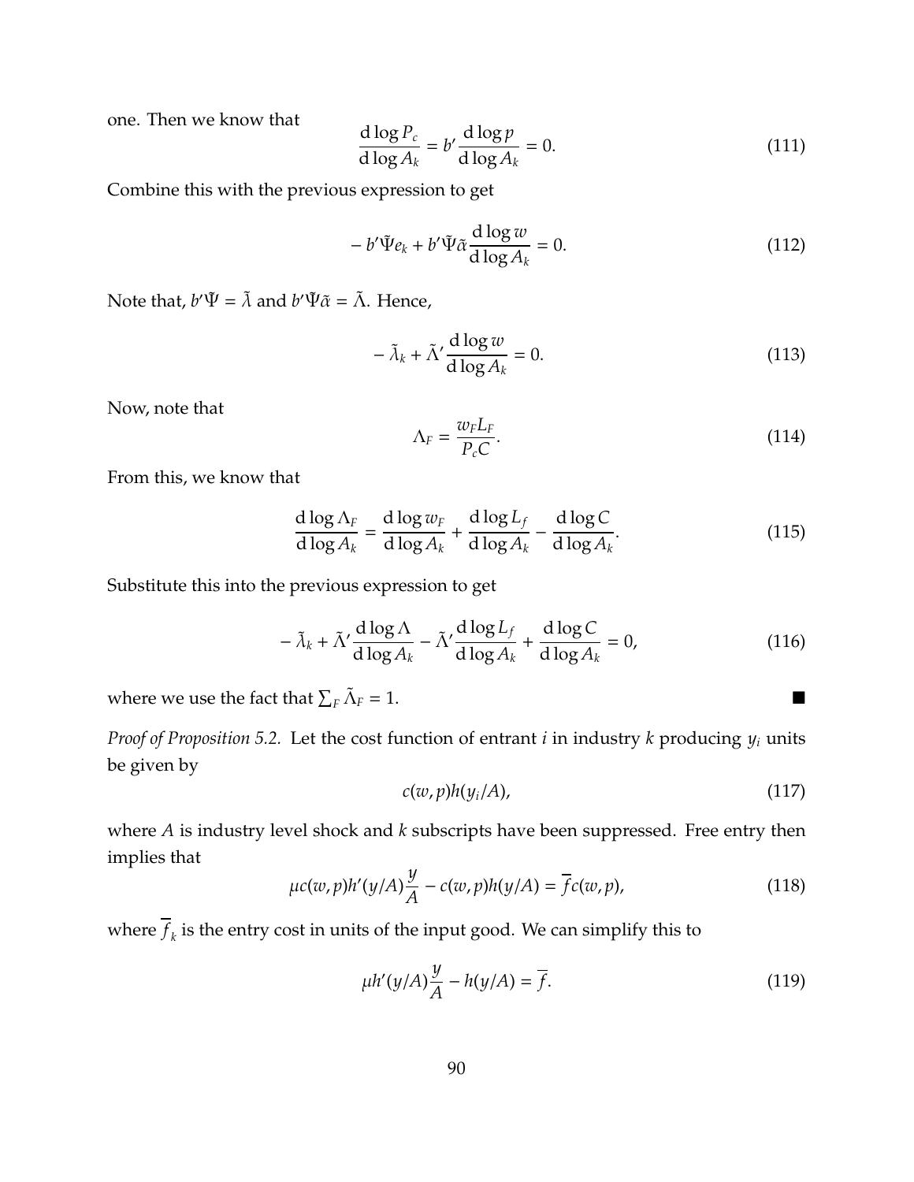one. Then we know that

$$\frac{\mathrm{d}\log P_c}{\mathrm{d}\log A_k} = b' \frac{\mathrm{d}\log p}{\mathrm{d}\log A_k} = 0. \tag{111}$$

Combine this with the previous expression to get

$$- b'\tilde{\Psi} e_k + b'\tilde{\Psi}\tilde{\alpha} \frac{\mathrm{d}\log w}{\mathrm{d}\log A_k} = 0. \tag{112}$$

Note that, $b'\tilde{\Psi} = \tilde{\lambda}$ and $b'\tilde{\Psi}\tilde{\alpha} = \tilde{\Lambda}$. Hence,

$$- \tilde{\lambda}_k + \tilde{\Lambda}' \frac{\mathrm{d}\log w}{\mathrm{d}\log A_k} = 0. \tag{113}$$

Now, note that

$$\Lambda_F = \frac{w_F L_F}{P_c C}. \tag{114}$$

From this, we know that

$$\frac{\mathrm{d}\log \Lambda_F}{\mathrm{d}\log A_k} = \frac{\mathrm{d}\log w_F}{\mathrm{d}\log A_k} + \frac{\mathrm{d}\log L_f}{\mathrm{d}\log A_k} - \frac{\mathrm{d}\log C}{\mathrm{d}\log A_k}. \tag{115}$$

Substitute this into the previous expression to get

$$- \tilde{\lambda}_k + \tilde{\Lambda}' \frac{\mathrm{d}\log \Lambda}{\mathrm{d}\log A_k} - \tilde{\Lambda}' \frac{\mathrm{d}\log L_f}{\mathrm{d}\log A_k} + \frac{\mathrm{d}\log C}{\mathrm{d}\log A_k} = 0, \tag{116}$$

where we use the fact that $\sum_F \tilde{\Lambda}_F = 1$. ■

*Proof of Proposition 5.2.* Let the cost function of entrant $i$ in industry $k$ producing $y_i$ units be given by

$$c(w, p) h(y_i / A), \tag{117}$$

where $A$ is industry level shock and $k$ subscripts have been suppressed. Free entry then implies that

$$\mu c(w, p) h'(y/A) \frac{y}{A} - c(w, p) h(y/A) = \overline{f} c(w, p), \tag{118}$$

where $\overline{f}_k$ is the entry cost in units of the input good. We can simplify this to

$$\mu h'(y/A) \frac{y}{A} - h(y/A) = \overline{f}. \tag{119}$$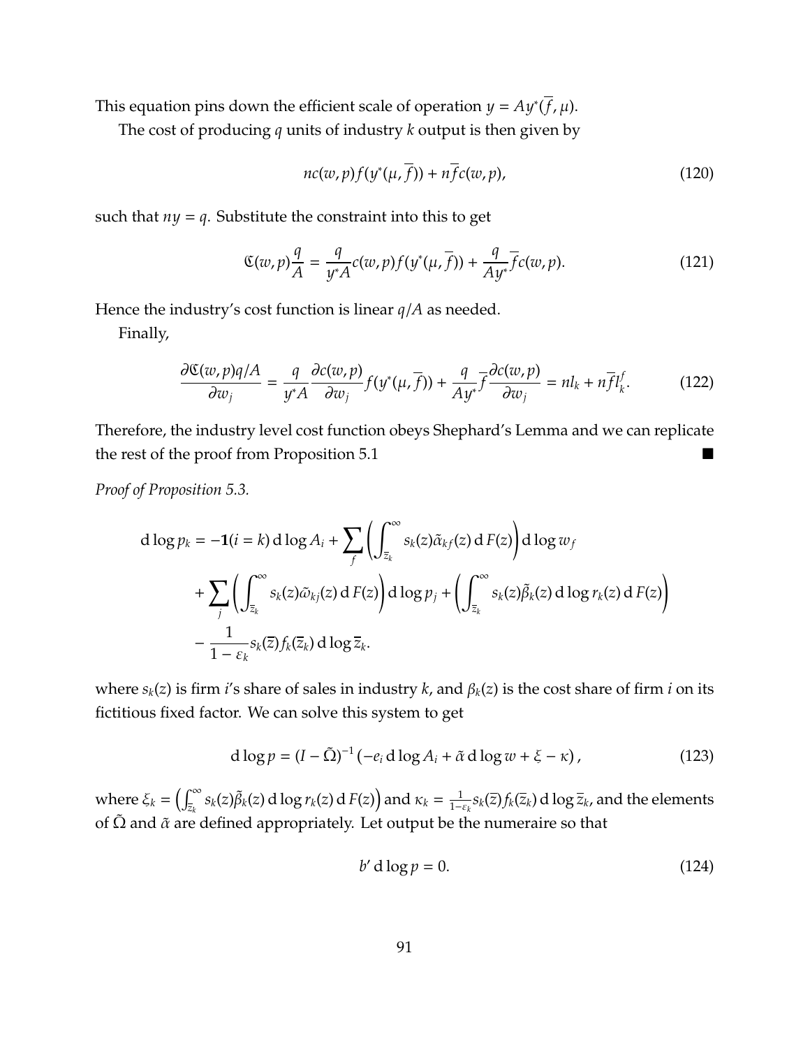This equation pins down the efficient scale of operation $y = Ay^*(\overline{f}, \mu)$.

The cost of producing $q$ units of industry $k$ output is then given by

$$nc(w, p)f(y^*(\mu, \overline{f})) + n\overline{f}c(w, p), \tag{120}$$

such that $ny = q$. Substitute the constraint into this to get

$$\mathfrak{C}(w, p)\frac{q}{A} = \frac{q}{y^*A}c(w, p)f(y^*(\mu, \overline{f})) + \frac{q}{Ay^*}\overline{f}c(w, p). \tag{121}$$

Hence the industry's cost function is linear $q/A$ as needed.

Finally,

$$\frac{\partial \mathfrak{C}(w, p)q/A}{\partial w_j} = \frac{q}{y^*A}\frac{\partial c(w, p)}{\partial w_j}f(y^*(\mu, \overline{f})) + \frac{q}{Ay^*}\overline{f}\frac{\partial c(w, p)}{\partial w_j} = nl_k + n\overline{f}l_k^f. \tag{122}$$

Therefore, the industry level cost function obeys Shephard's Lemma and we can replicate the rest of the proof from Proposition 5.1 ■

*Proof of Proposition 5.3.*

$$\begin{aligned}
\mathrm{d}\log p_k = &-\mathbf{1}(i = k)\,\mathrm{d}\log A_i + \sum_f \left( \int_{\overline{z}_k}^{\infty} s_k(z)\tilde{\alpha}_{kf}(z)\,\mathrm{d}F(z) \right) \mathrm{d}\log w_f \\
&+ \sum_j \left( \int_{\overline{z}_k}^{\infty} s_k(z)\tilde{\omega}_{kj}(z)\,\mathrm{d}F(z) \right) \mathrm{d}\log p_j + \left( \int_{\overline{z}_k}^{\infty} s_k(z)\tilde{\beta}_k(z)\,\mathrm{d}\log r_k(z)\,\mathrm{d}F(z) \right) \\
&- \frac{1}{1 - \varepsilon_k} s_k(\overline{z}) f_k(\overline{z}_k)\,\mathrm{d}\log \overline{z}_k.
\end{aligned}$$

where $s_k(z)$ is firm $i$'s share of sales in industry $k$, and $\beta_k(z)$ is the cost share of firm $i$ on its fictitious fixed factor. We can solve this system to get

$$\mathrm{d}\log p = (I - \tilde{\Omega})^{-1}\left(-e_i\,\mathrm{d}\log A_i + \tilde{\alpha}\,\mathrm{d}\log w + \xi - \kappa\right), \tag{123}$$

where $\xi_k = \left(\int_{\overline{z}_k}^{\infty} s_k(z)\tilde{\beta}_k(z)\,\mathrm{d}\log r_k(z)\,\mathrm{d}F(z)\right)$ and $\kappa_k = \frac{1}{1-\varepsilon_k} s_k(\overline{z}) f_k(\overline{z}_k)\,\mathrm{d}\log \overline{z}_k$, and the elements of $\tilde{\Omega}$ and $\tilde{\alpha}$ are defined appropriately. Let output be the numeraire so that

$$b'\,\mathrm{d}\log p = 0. \tag{124}$$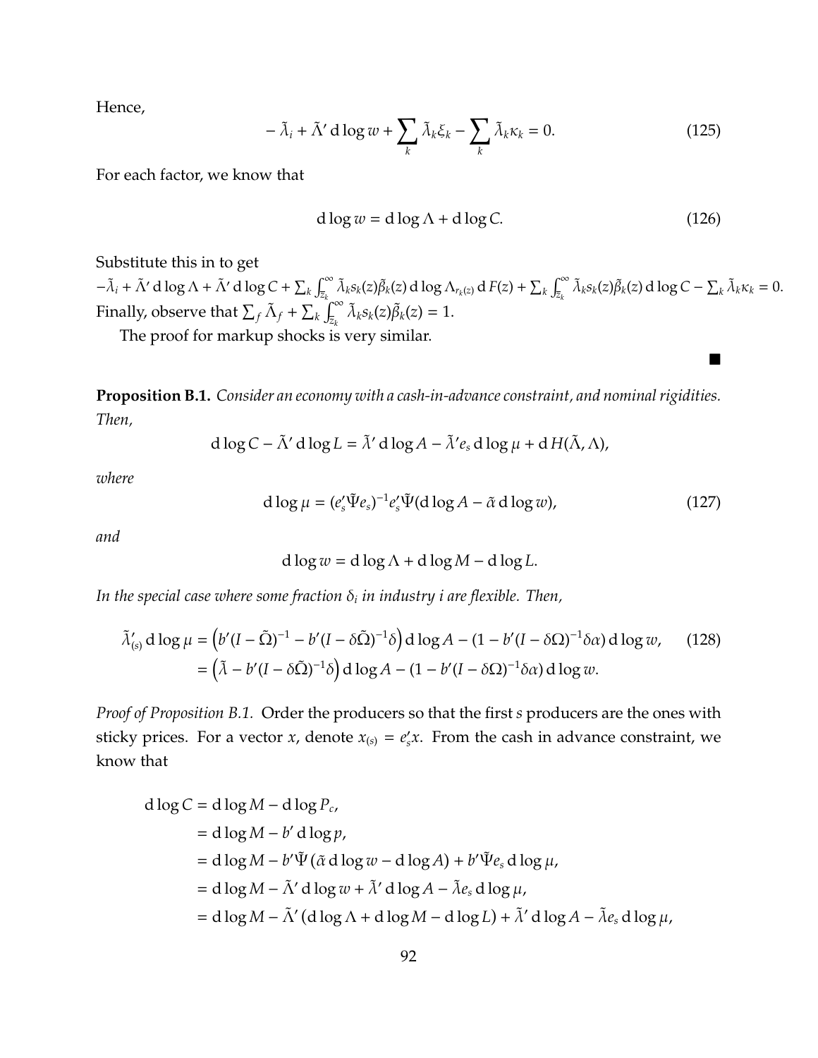Hence,

$$- \tilde{\lambda}_i + \tilde{\Lambda}' \,\mathrm{d}\log w + \sum_k \tilde{\lambda}_k \xi_k - \sum_k \tilde{\lambda}_k \kappa_k = 0. \tag{125}$$

For each factor, we know that

$$\mathrm{d}\log w = \mathrm{d}\log \Lambda + \mathrm{d}\log C. \tag{126}$$

Substitute this in to get

$-\tilde{\lambda}_i + \tilde{\Lambda}' \,\mathrm{d}\log \Lambda + \tilde{\Lambda}' \,\mathrm{d}\log C + \sum_k \int_{\overline{z}_k}^{\infty} \tilde{\lambda}_k s_k(z) \tilde{\beta}_k(z) \,\mathrm{d}\log \Lambda_{r_k(z)} \,\mathrm{d}F(z) + \sum_k \int_{\overline{z}_k}^{\infty} \tilde{\lambda}_k s_k(z) \tilde{\beta}_k(z) \,\mathrm{d}\log C - \sum_k \tilde{\lambda}_k \kappa_k = 0.$
Finally, observe that $\sum_f \tilde{\Lambda}_f + \sum_k \int_{\overline{z}_k}^{\infty} \tilde{\lambda}_k s_k(z) \tilde{\beta}_k(z) = 1$.

The proof for markup shocks is very similar.

∎

**Proposition B.1.** *Consider an economy with a cash-in-advance constraint, and nominal rigidities. Then,*

$$\mathrm{d}\log C - \tilde{\Lambda}' \,\mathrm{d}\log L = \tilde{\lambda}' \,\mathrm{d}\log A - \tilde{\lambda}' e_s \,\mathrm{d}\log \mu + \mathrm{d}H(\tilde{\Lambda}, \Lambda),$$

*where*

$$\mathrm{d}\log \mu = (e_s' \tilde{\Psi} e_s)^{-1} e_s' \tilde{\Psi} (\mathrm{d}\log A - \tilde{\alpha} \,\mathrm{d}\log w), \tag{127}$$

*and*

$$\mathrm{d}\log w = \mathrm{d}\log \Lambda + \mathrm{d}\log M - \mathrm{d}\log L.$$

*In the special case where some fraction $\delta_i$ in industry $i$ are flexible. Then,*

$$\begin{aligned}
\tilde{\lambda}_{(s)}' \,\mathrm{d}\log \mu &= \left(b'(I - \tilde{\Omega})^{-1} - b'(I - \delta\tilde{\Omega})^{-1}\delta\right) \mathrm{d}\log A - (1 - b'(I - \delta\Omega)^{-1}\delta\alpha) \,\mathrm{d}\log w, \qquad (128)\\
&= \left(\tilde{\lambda} - b'(I - \delta\tilde{\Omega})^{-1}\delta\right) \mathrm{d}\log A - (1 - b'(I - \delta\Omega)^{-1}\delta\alpha) \,\mathrm{d}\log w.
\end{aligned}$$

*Proof of Proposition B.1.* Order the producers so that the first $s$ producers are the ones with sticky prices. For a vector $x$, denote $x_{(s)} = e_s' x$. From the cash in advance constraint, we know that

$$\begin{aligned}
\mathrm{d}\log C &= \mathrm{d}\log M - \mathrm{d}\log P_c,\\
&= \mathrm{d}\log M - b' \,\mathrm{d}\log p,\\
&= \mathrm{d}\log M - b'\tilde{\Psi} (\tilde{\alpha} \,\mathrm{d}\log w - \mathrm{d}\log A) + b'\tilde{\Psi} e_s \,\mathrm{d}\log \mu,\\
&= \mathrm{d}\log M - \tilde{\Lambda}' \,\mathrm{d}\log w + \tilde{\lambda}' \,\mathrm{d}\log A - \tilde{\lambda} e_s \,\mathrm{d}\log \mu,\\
&= \mathrm{d}\log M - \tilde{\Lambda}' (\mathrm{d}\log \Lambda + \mathrm{d}\log M - \mathrm{d}\log L) + \tilde{\lambda}' \,\mathrm{d}\log A - \tilde{\lambda} e_s \,\mathrm{d}\log \mu,
\end{aligned}$$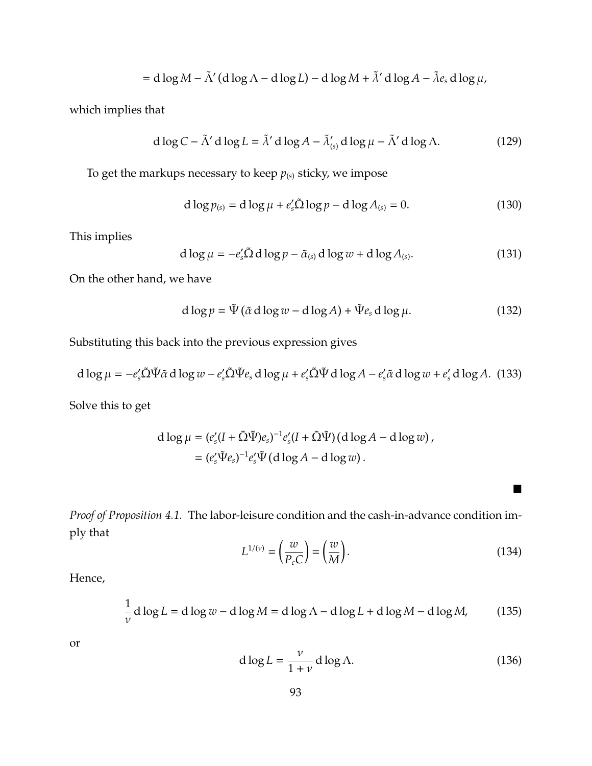$$= \mathrm{d}\log M - \tilde{\Lambda}' \left(\mathrm{d}\log \Lambda - \mathrm{d}\log L\right) - \mathrm{d}\log M + \tilde{\lambda}' \,\mathrm{d}\log A - \tilde{\lambda} e_s \,\mathrm{d}\log \mu,$$

which implies that

$$\mathrm{d}\log C - \tilde{\Lambda}' \,\mathrm{d}\log L = \tilde{\lambda}' \,\mathrm{d}\log A - \tilde{\lambda}'_{(s)} \,\mathrm{d}\log \mu - \tilde{\Lambda}' \,\mathrm{d}\log \Lambda. \tag{129}$$

To get the markups necessary to keep $p_{(s)}$ sticky, we impose

$$\mathrm{d}\log p_{(s)} = \mathrm{d}\log \mu + e_s' \tilde{\Omega} \log p - \mathrm{d}\log A_{(s)} = 0. \tag{130}$$

This implies

$$\mathrm{d}\log \mu = -e_s' \tilde{\Omega} \,\mathrm{d}\log p - \tilde{\alpha}_{(s)} \,\mathrm{d}\log w + \mathrm{d}\log A_{(s)}. \tag{131}$$

On the other hand, we have

$$\mathrm{d}\log p = \tilde{\Psi} \left(\tilde{\alpha} \,\mathrm{d}\log w - \mathrm{d}\log A\right) + \tilde{\Psi} e_s \,\mathrm{d}\log \mu. \tag{132}$$

Substituting this back into the previous expression gives

$$\mathrm{d}\log \mu = -e_s' \tilde{\Omega} \tilde{\Psi} \tilde{\alpha} \,\mathrm{d}\log w - e_s' \tilde{\Omega} \tilde{\Psi} e_s \,\mathrm{d}\log \mu + e_s' \tilde{\Omega} \tilde{\Psi} \,\mathrm{d}\log A - e_s' \tilde{\alpha} \,\mathrm{d}\log w + e_s' \,\mathrm{d}\log A. \tag{133}$$

Solve this to get

$$\begin{aligned} \mathrm{d}\log \mu &= (e_s'(I + \tilde{\Omega}\tilde{\Psi})e_s)^{-1} e_s'(I + \tilde{\Omega}\tilde{\Psi}) \left(\mathrm{d}\log A - \mathrm{d}\log w\right), \\ &= (e_s' \tilde{\Psi} e_s)^{-1} e_s' \tilde{\Psi} \left(\mathrm{d}\log A - \mathrm{d}\log w\right). \end{aligned}$$

■

*Proof of Proposition 4.1.* The labor-leisure condition and the cash-in-advance condition imply that

$$L^{1/(\nu)} = \left(\frac{w}{P_c C}\right) = \left(\frac{w}{M}\right). \tag{134}$$

Hence,

$$\frac{1}{\nu} \,\mathrm{d}\log L = \mathrm{d}\log w - \mathrm{d}\log M = \mathrm{d}\log \Lambda - \mathrm{d}\log L + \mathrm{d}\log M - \mathrm{d}\log M, \tag{135}$$

or

$$\mathrm{d}\log L = \frac{\nu}{1+\nu} \,\mathrm{d}\log \Lambda. \tag{136}$$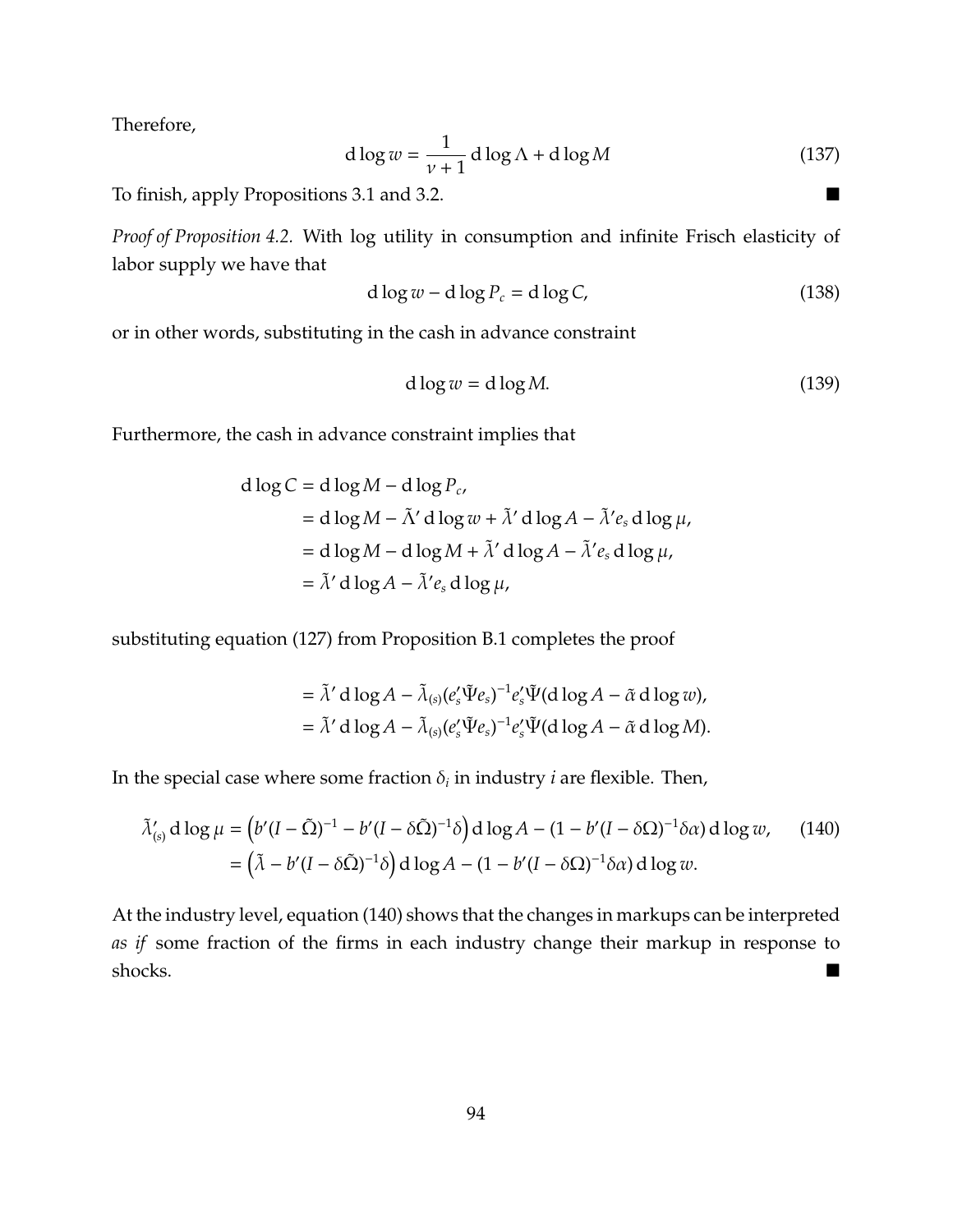Therefore,

$$\mathrm{d}\log w = \frac{1}{\nu + 1}\,\mathrm{d}\log\Lambda + \mathrm{d}\log M \tag{137}$$

To finish, apply Propositions 3.1 and 3.2. ■

*Proof of Proposition 4.2.* With log utility in consumption and infinite Frisch elasticity of labor supply we have that

$$\mathrm{d}\log w - \mathrm{d}\log P_c = \mathrm{d}\log C, \tag{138}$$

or in other words, substituting in the cash in advance constraint

$$\mathrm{d}\log w = \mathrm{d}\log M. \tag{139}$$

Furthermore, the cash in advance constraint implies that

$$\begin{aligned}
\mathrm{d}\log C &= \mathrm{d}\log M - \mathrm{d}\log P_c, \\
&= \mathrm{d}\log M - \tilde{\Lambda}'\,\mathrm{d}\log w + \tilde{\lambda}'\,\mathrm{d}\log A - \tilde{\lambda}' e_s\,\mathrm{d}\log\mu, \\
&= \mathrm{d}\log M - \mathrm{d}\log M + \tilde{\lambda}'\,\mathrm{d}\log A - \tilde{\lambda}' e_s\,\mathrm{d}\log\mu, \\
&= \tilde{\lambda}'\,\mathrm{d}\log A - \tilde{\lambda}' e_s\,\mathrm{d}\log\mu,
\end{aligned}$$

substituting equation (127) from Proposition B.1 completes the proof

$$\begin{aligned}
&= \tilde{\lambda}'\,\mathrm{d}\log A - \tilde{\lambda}_{(s)}(e_s'\tilde{\Psi}e_s)^{-1}e_s'\tilde{\Psi}(\mathrm{d}\log A - \tilde{\alpha}\,\mathrm{d}\log w), \\
&= \tilde{\lambda}'\,\mathrm{d}\log A - \tilde{\lambda}_{(s)}(e_s'\tilde{\Psi}e_s)^{-1}e_s'\tilde{\Psi}(\mathrm{d}\log A - \tilde{\alpha}\,\mathrm{d}\log M).
\end{aligned}$$

In the special case where some fraction $\delta_i$ in industry $i$ are flexible. Then,

$$\begin{aligned}
\tilde{\lambda}_{(s)}'\,\mathrm{d}\log\mu &= \left(b'(I - \tilde{\Omega})^{-1} - b'(I - \delta\tilde{\Omega})^{-1}\delta\right)\mathrm{d}\log A - (1 - b'(I - \delta\Omega)^{-1}\delta\alpha)\,\mathrm{d}\log w, \\
&= \left(\tilde{\lambda} - b'(I - \delta\tilde{\Omega})^{-1}\delta\right)\mathrm{d}\log A - (1 - b'(I - \delta\Omega)^{-1}\delta\alpha)\,\mathrm{d}\log w.
\end{aligned} \tag{140}$$

At the industry level, equation (140) shows that the changes in markups can be interpreted *as if* some fraction of the firms in each industry change their markup in response to shocks. ■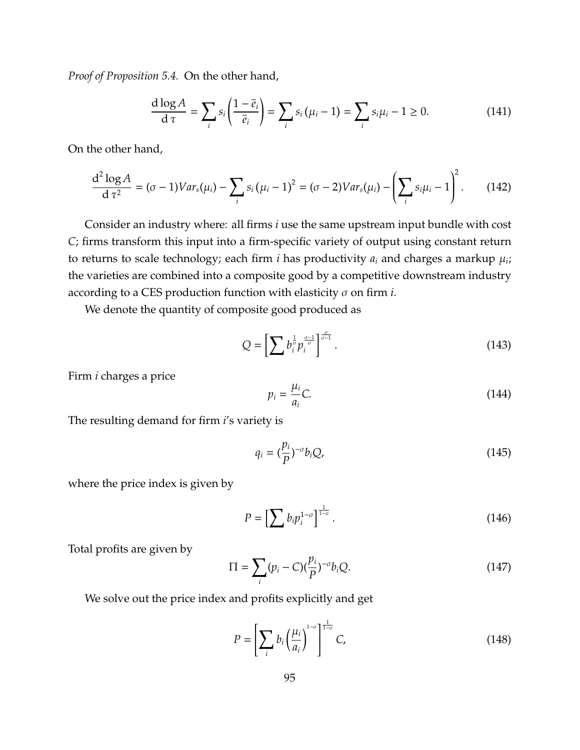*Proof of Proposition 5.4.* On the other hand,

$$\frac{\mathrm{d}\log A}{\mathrm{d}\,\tau} = \sum_i s_i \left( \frac{1-\bar{e}_i}{\bar{e}_i} \right) = \sum_i s_i \left( \mu_i - 1 \right) = \sum_i s_i \mu_i - 1 \geq 0. \tag{141}$$

On the other hand,

$$\frac{\mathrm{d}^2 \log A}{\mathrm{d}\,\tau^2} = (\sigma - 1) Var_s(\mu_i) - \sum_i s_i \left( \mu_i - 1 \right)^2 = (\sigma - 2) Var_s(\mu_i) - \left( \sum_i s_i \mu_i - 1 \right)^2. \tag{142}$$

Consider an industry where: all firms $i$ use the same upstream input bundle with cost $C$; firms transform this input into a firm-specific variety of output using constant return to returns to scale technology; each firm $i$ has productivity $a_i$ and charges a markup $\mu_i$; the varieties are combined into a composite good by a competitive downstream industry according to a CES production function with elasticity $\sigma$ on firm $i$.

We denote the quantity of composite good produced as

$$Q = \left[ \sum b_i^{\frac{1}{\sigma}} p_i^{\frac{\sigma-1}{\sigma}} \right]^{\frac{\sigma}{\sigma-1}}. \tag{143}$$

Firm $i$ charges a price

$$p_i = \frac{\mu_i}{a_i} C. \tag{144}$$

The resulting demand for firm $i$'s variety is

$$q_i = (\frac{p_i}{P})^{-\sigma} b_i Q, \tag{145}$$

where the price index is given by

$$P = \left[ \sum b_i p_i^{1-\sigma} \right]^{\frac{1}{1-\sigma}}. \tag{146}$$

Total profits are given by

$$\Pi = \sum_i (p_i - C)(\frac{p_i}{P})^{-\sigma} b_i Q. \tag{147}$$

We solve out the price index and profits explicitly and get

$$P = \left[ \sum_i b_i \left( \frac{\mu_i}{a_i} \right)^{1-\sigma} \right]^{\frac{1}{1-\sigma}} C, \tag{148}$$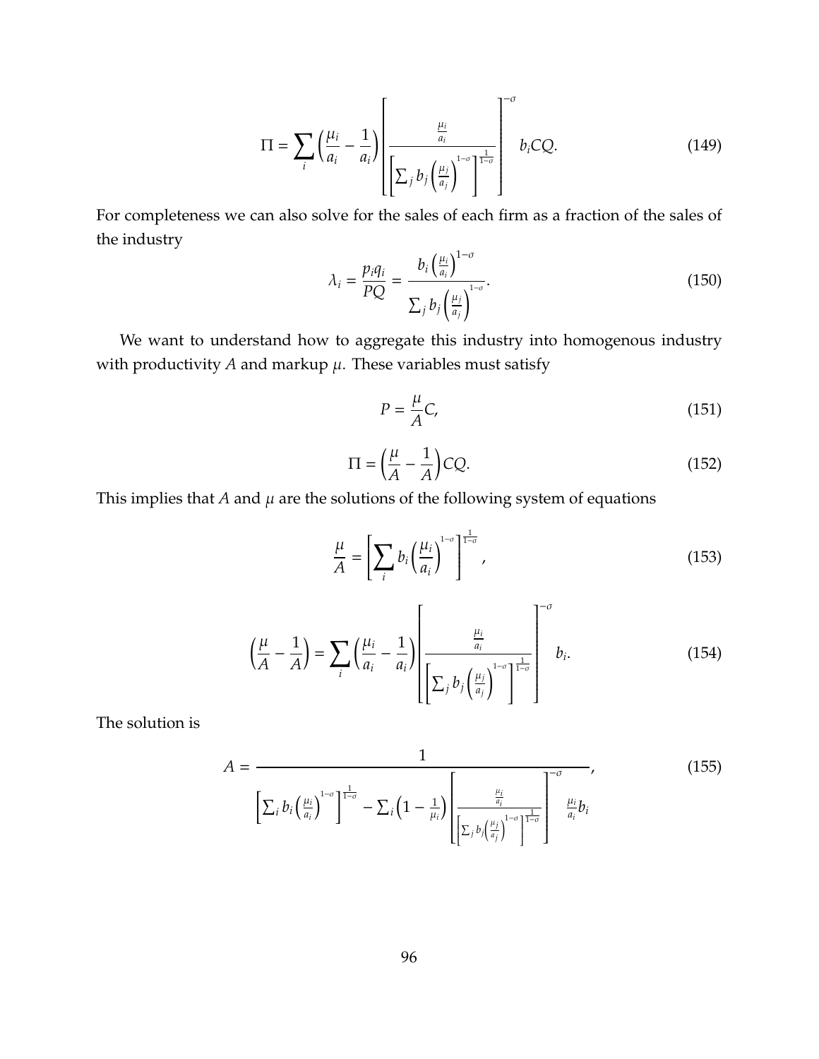$$\Pi = \sum_i \left( \frac{\mu_i}{a_i} - \frac{1}{a_i} \right) \left[ \frac{\frac{\mu_i}{a_i}}{\left[ \sum_j b_j \left( \frac{\mu_j}{a_j} \right)^{1-\sigma} \right]^{\frac{1}{1-\sigma}}} \right]^{-\sigma} b_i C Q. \tag{149}$$

For completeness we can also solve for the sales of each firm as a fraction of the sales of the industry

$$\lambda_i = \frac{p_i q_i}{PQ} = \frac{b_i \left( \frac{\mu_i}{a_i} \right)^{1-\sigma}}{\sum_j b_j \left( \frac{\mu_j}{a_j} \right)^{1-\sigma}}. \tag{150}$$

We want to understand how to aggregate this industry into homogenous industry with productivity $A$ and markup $\mu$. These variables must satisfy

$$P = \frac{\mu}{A} C, \tag{151}$$

$$\Pi = \left( \frac{\mu}{A} - \frac{1}{A} \right) CQ. \tag{152}$$

This implies that $A$ and $\mu$ are the solutions of the following system of equations

$$\frac{\mu}{A} = \left[ \sum_i b_i \left( \frac{\mu_i}{a_i} \right)^{1-\sigma} \right]^{\frac{1}{1-\sigma}}, \tag{153}$$

$$\left( \frac{\mu}{A} - \frac{1}{A} \right) = \sum_i \left( \frac{\mu_i}{a_i} - \frac{1}{a_i} \right) \left[ \frac{\frac{\mu_i}{a_i}}{\left[ \sum_j b_j \left( \frac{\mu_j}{a_j} \right)^{1-\sigma} \right]^{\frac{1}{1-\sigma}}} \right]^{-\sigma} b_i. \tag{154}$$

The solution is

$$A = \frac{1}{\left[ \sum_i b_i \left( \frac{\mu_i}{a_i} \right)^{1-\sigma} \right]^{\frac{1}{1-\sigma}} - \sum_i \left( 1 - \frac{1}{\mu_i} \right) \left[ \frac{\frac{\mu_i}{a_i}}{\left[ \sum_j b_j \left( \frac{\mu_j}{a_j} \right)^{1-\sigma} \right]^{\frac{1}{1-\sigma}}} \right]^{-\sigma} \frac{\mu_i}{a_i} b_i}, \tag{155}$$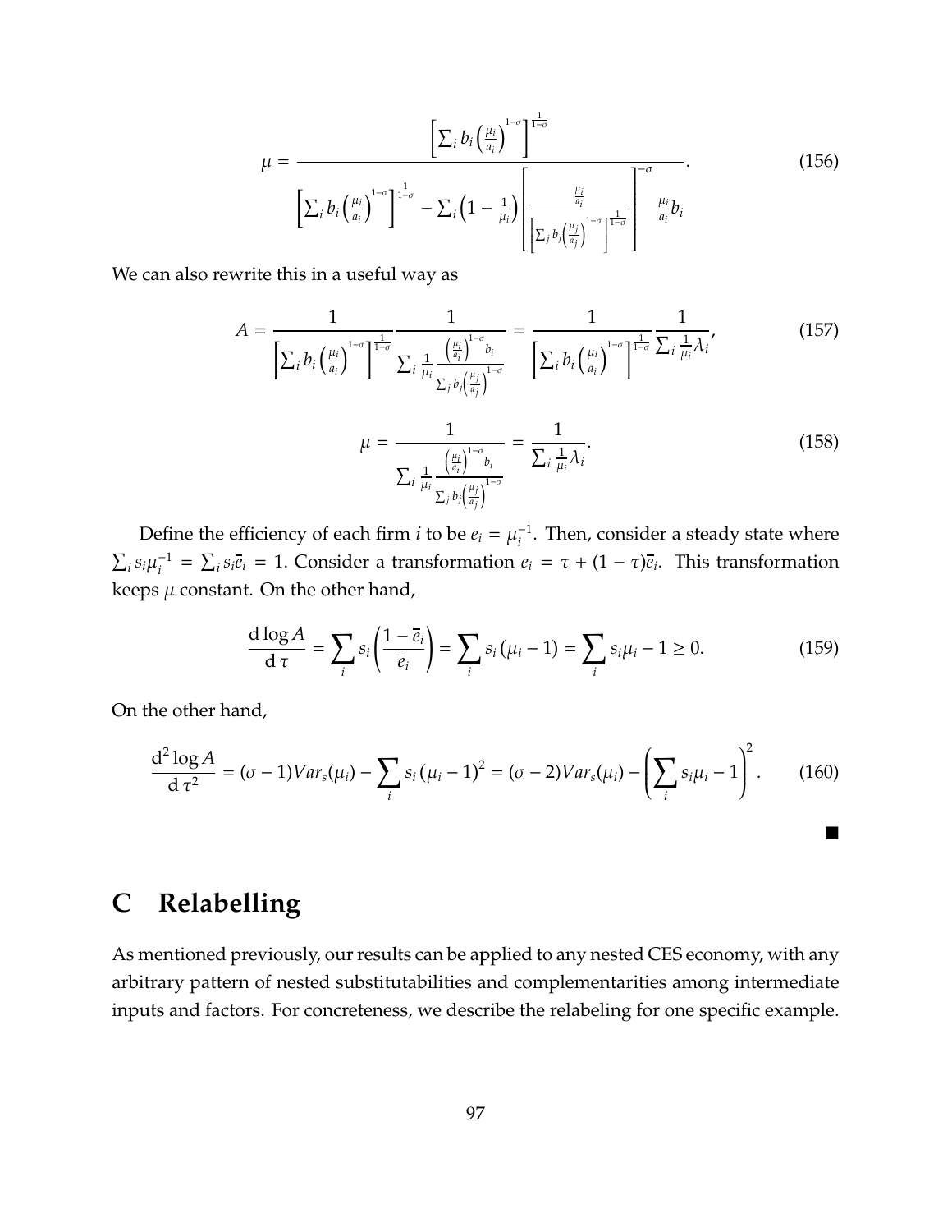$$
\mu = \frac{\left[\sum_i b_i \left(\frac{\mu_i}{a_i}\right)^{1-\sigma}\right]^{\frac{1}{1-\sigma}}}{\left[\sum_i b_i \left(\frac{\mu_i}{a_i}\right)^{1-\sigma}\right]^{\frac{1}{1-\sigma}} - \sum_i \left(1 - \frac{1}{\mu_i}\right) \left[\frac{\frac{\mu_i}{a_i}}{\left[\sum_j b_j \left(\frac{\mu_j}{a_j}\right)^{1-\sigma}\right]^{\frac{1}{1-\sigma}}}\right]^{-\sigma} \frac{\mu_i}{a_i} b_i}. \tag{156}
$$

We can also rewrite this in a useful way as

$$
A = \frac{1}{\left[\sum_i b_i \left(\frac{\mu_i}{a_i}\right)^{1-\sigma}\right]^{\frac{1}{1-\sigma}}} \frac{1}{\sum_i \frac{1}{\mu_i} \frac{\left(\frac{\mu_i}{a_i}\right)^{1-\sigma} b_i}{\sum_j b_j \left(\frac{\mu_j}{a_j}\right)^{1-\sigma}}} = \frac{1}{\left[\sum_i b_i \left(\frac{\mu_i}{a_i}\right)^{1-\sigma}\right]^{\frac{1}{1-\sigma}}} \frac{1}{\sum_i \frac{1}{\mu_i} \lambda_i}, \tag{157}
$$

$$
\mu = \frac{1}{\sum_i \frac{1}{\mu_i} \frac{\left(\frac{\mu_i}{a_i}\right)^{1-\sigma} b_i}{\sum_j b_j \left(\frac{\mu_j}{a_j}\right)^{1-\sigma}}} = \frac{1}{\sum_i \frac{1}{\mu_i} \lambda_i}. \tag{158}
$$

Define the efficiency of each firm $i$ to be $e_i = \mu_i^{-1}$. Then, consider a steady state where $\sum_i s_i \mu_i^{-1} = \sum_i s_i \bar{e}_i = 1$. Consider a transformation $e_i = \tau + (1-\tau)\bar{e}_i$. This transformation keeps $\mu$ constant. On the other hand,

$$
\frac{\mathrm{d} \log A}{\mathrm{d}\, \tau} = \sum_i s_i \left(\frac{1 - \bar{e}_i}{\bar{e}_i}\right) = \sum_i s_i (\mu_i - 1) = \sum_i s_i \mu_i - 1 \geq 0. \tag{159}
$$

On the other hand,

$$
\frac{\mathrm{d}^2 \log A}{\mathrm{d}\, \tau^2} = (\sigma - 1) Var_s(\mu_i) - \sum_i s_i (\mu_i - 1)^2 = (\sigma - 2) Var_s(\mu_i) - \left(\sum_i s_i \mu_i - 1\right)^2. \tag{160}
$$

■

# C Relabelling

As mentioned previously, our results can be applied to any nested CES economy, with any arbitrary pattern of nested substitutabilities and complementarities among intermediate inputs and factors. For concreteness, we describe the relabeling for one specific example.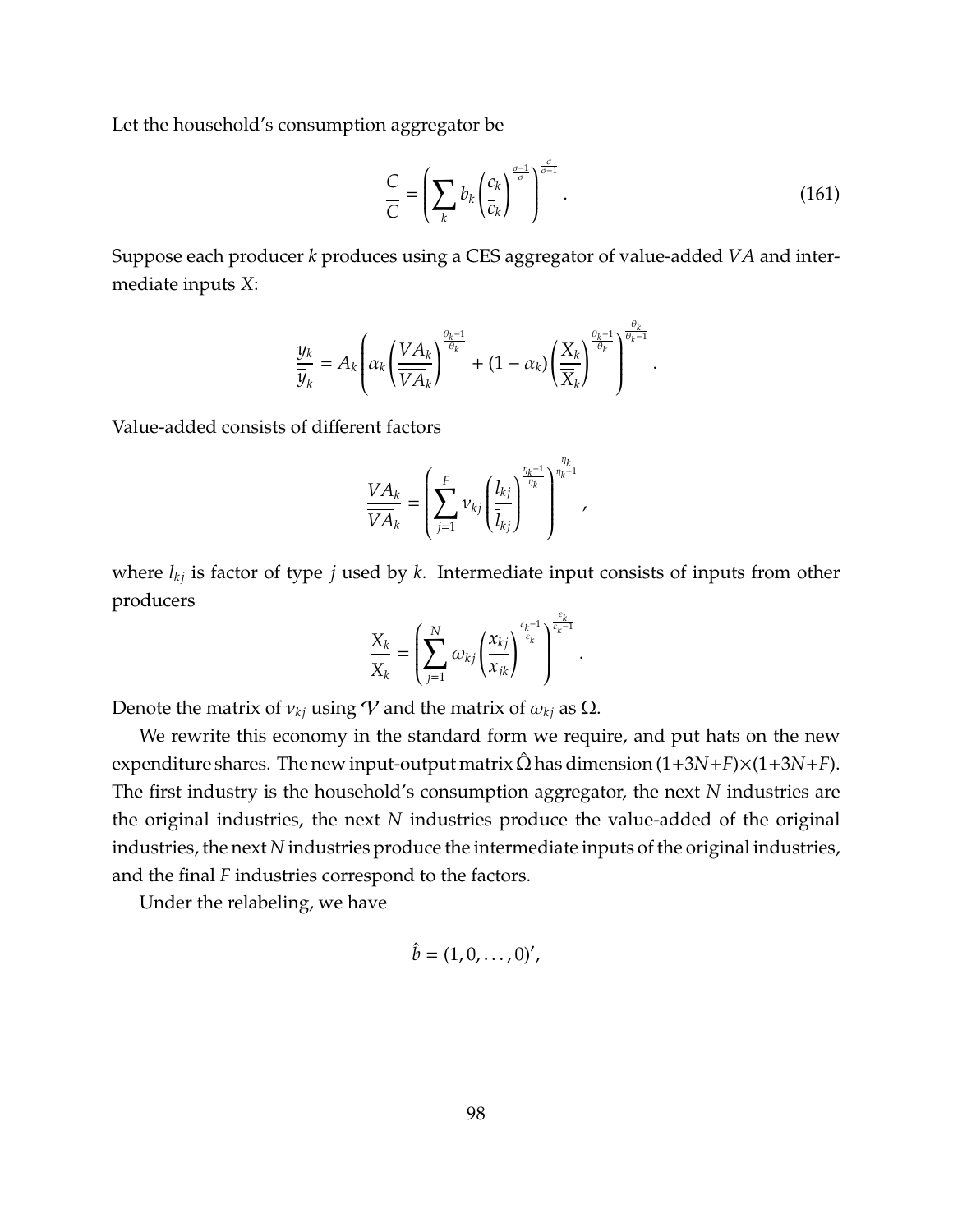Let the household's consumption aggregator be

$$\frac{C}{\overline{C}} = \left( \sum_k b_k \left( \frac{c_k}{\overline{c}_k} \right)^{\frac{\sigma-1}{\sigma}} \right)^{\frac{\sigma}{\sigma-1}}. \tag{161}$$

Suppose each producer $k$ produces using a CES aggregator of value-added $VA$ and intermediate inputs $X$:

$$\frac{y_k}{\overline{y}_k} = A_k \left( \alpha_k \left( \frac{VA_k}{\overline{VA}_k} \right)^{\frac{\theta_k-1}{\theta_k}} + (1-\alpha_k) \left( \frac{X_k}{\overline{X}_k} \right)^{\frac{\theta_k-1}{\theta_k}} \right)^{\frac{\theta_k}{\theta_k-1}}.$$

Value-added consists of different factors

$$\frac{VA_k}{\overline{VA}_k} = \left( \sum_{j=1}^{F} \nu_{kj} \left( \frac{l_{kj}}{\overline{l}_{kj}} \right)^{\frac{\eta_k-1}{\eta_k}} \right)^{\frac{\eta_k}{\eta_k-1}},$$

where $l_{kj}$ is factor of type $j$ used by $k$. Intermediate input consists of inputs from other producers

$$\frac{X_k}{\overline{X}_k} = \left( \sum_{j=1}^{N} \omega_{kj} \left( \frac{x_{kj}}{\overline{x}_{jk}} \right)^{\frac{\varepsilon_k-1}{\varepsilon_k}} \right)^{\frac{\varepsilon_k}{\varepsilon_k-1}}.$$

Denote the matrix of $\nu_{kj}$ using $\mathcal{V}$ and the matrix of $\omega_{kj}$ as $\Omega$.

We rewrite this economy in the standard form we require, and put hats on the new expenditure shares. The new input-output matrix $\hat{\Omega}$ has dimension $(1+3N+F)\times(1+3N+F)$. The first industry is the household's consumption aggregator, the next $N$ industries are the original industries, the next $N$ industries produce the value-added of the original industries, the next $N$ industries produce the intermediate inputs of the original industries, and the final $F$ industries correspond to the factors.

Under the relabeling, we have

$$\hat{b} = (1, 0, \ldots, 0)',$$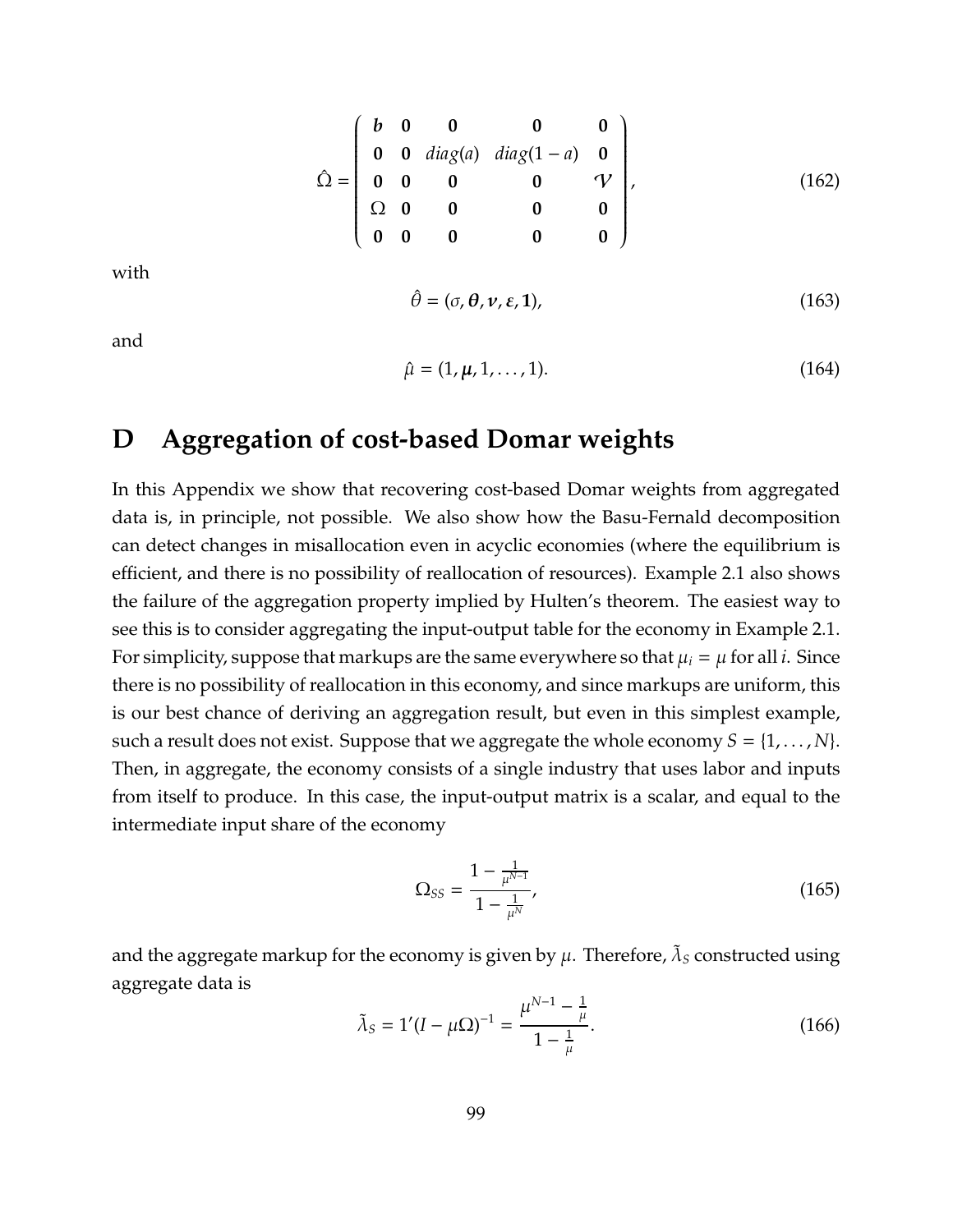$$
\hat{\Omega} = \begin{pmatrix} \boldsymbol{b} & \mathbf{0} & \mathbf{0} & \mathbf{0} & \mathbf{0} \\ \mathbf{0} & \mathbf{0} & diag(a) & diag(1-a) & \mathbf{0} \\ \mathbf{0} & \mathbf{0} & \mathbf{0} & \mathbf{0} & \mathcal{V} \\ \Omega & \mathbf{0} & \mathbf{0} & \mathbf{0} & \mathbf{0} \\ \mathbf{0} & \mathbf{0} & \mathbf{0} & \mathbf{0} & \mathbf{0} \end{pmatrix}, \tag{162}
$$

with

$$
\hat{\theta} = (\sigma, \boldsymbol{\theta}, \boldsymbol{\nu}, \boldsymbol{\varepsilon}, \mathbf{1}), \tag{163}
$$

and

$$
\hat{\mu} = (1, \boldsymbol{\mu}, 1, \dots, 1). \tag{164}
$$

# D Aggregation of cost-based Domar weights

In this Appendix we show that recovering cost-based Domar weights from aggregated data is, in principle, not possible. We also show how the Basu-Fernald decomposition can detect changes in misallocation even in acyclic economies (where the equilibrium is efficient, and there is no possibility of reallocation of resources). Example 2.1 also shows the failure of the aggregation property implied by Hulten's theorem. The easiest way to see this is to consider aggregating the input-output table for the economy in Example 2.1. For simplicity, suppose that markups are the same everywhere so that $\mu_i = \mu$ for all $i$. Since there is no possibility of reallocation in this economy, and since markups are uniform, this is our best chance of deriving an aggregation result, but even in this simplest example, such a result does not exist. Suppose that we aggregate the whole economy $S = \{1, \dots, N\}$. Then, in aggregate, the economy consists of a single industry that uses labor and inputs from itself to produce. In this case, the input-output matrix is a scalar, and equal to the intermediate input share of the economy

$$
\Omega_{SS} = \frac{1 - \frac{1}{\mu^{N-1}}}{1 - \frac{1}{\mu^N}}, \tag{165}
$$

and the aggregate markup for the economy is given by $\mu$. Therefore, $\tilde{\lambda}_S$ constructed using aggregate data is

$$
\tilde{\lambda}_S = 1'(I - \mu\Omega)^{-1} = \frac{\mu^{N-1} - \frac{1}{\mu}}{1 - \frac{1}{\mu}}. \tag{166}
$$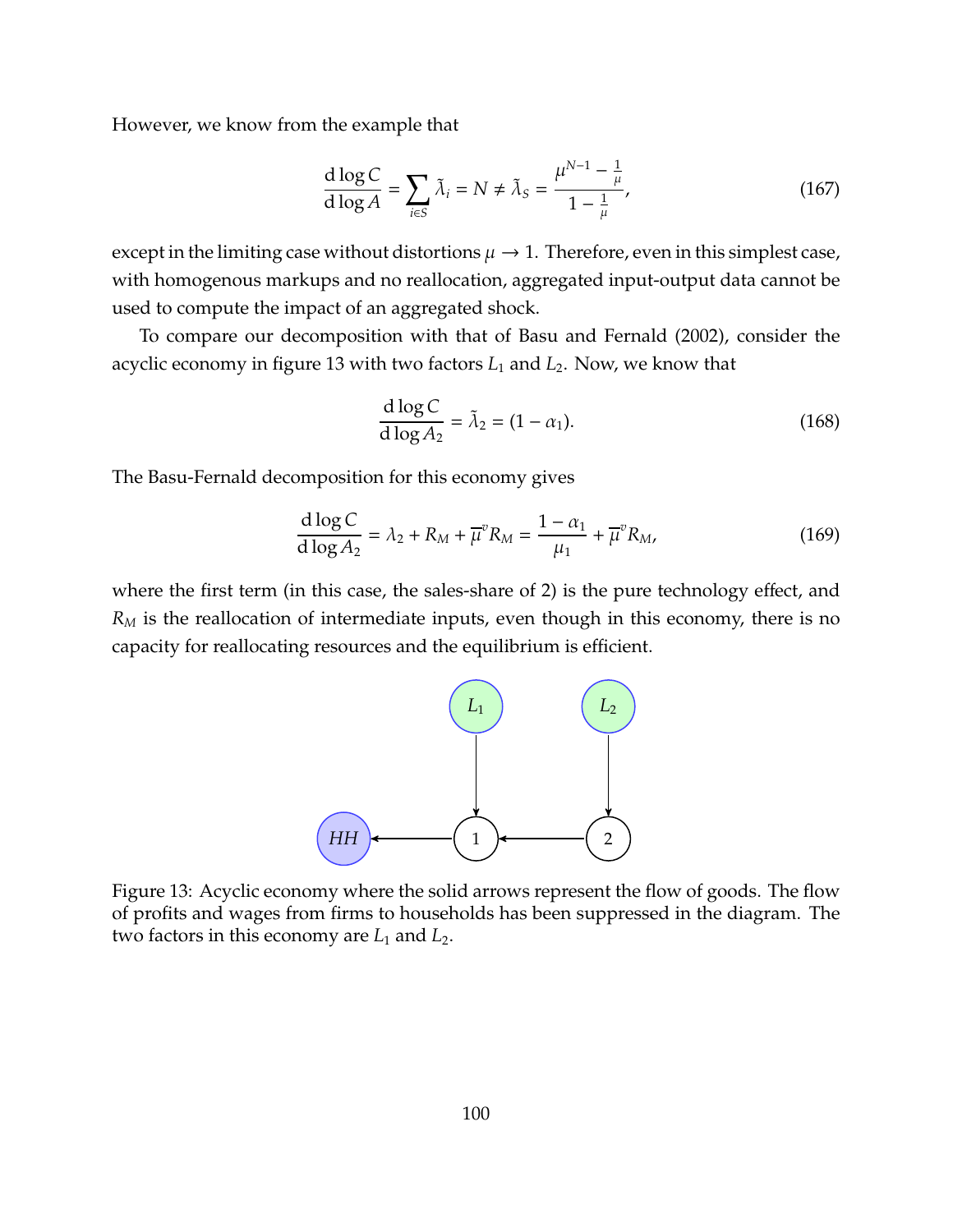However, we know from the example that

$$
\frac{\mathrm{d}\log C}{\mathrm{d}\log A} = \sum_{i \in S} \tilde{\lambda}_i = N \neq \tilde{\lambda}_S = \frac{\mu^{N-1} - \frac{1}{\mu}}{1 - \frac{1}{\mu}}, \tag{167}
$$

except in the limiting case without distortions $\mu \to 1$. Therefore, even in this simplest case, with homogenous markups and no reallocation, aggregated input-output data cannot be used to compute the impact of an aggregated shock.

To compare our decomposition with that of Basu and Fernald (2002), consider the acyclic economy in figure 13 with two factors $L_1$ and $L_2$. Now, we know that

$$
\frac{\mathrm{d}\log C}{\mathrm{d}\log A_2} = \tilde{\lambda}_2 = (1 - \alpha_1). \tag{168}
$$

The Basu-Fernald decomposition for this economy gives

$$
\frac{\mathrm{d}\log C}{\mathrm{d}\log A_2} = \lambda_2 + R_M + \overline{\mu}^v R_M = \frac{1 - \alpha_1}{\mu_1} + \overline{\mu}^v R_M, \tag{169}
$$

where the first term (in this case, the sales-share of 2) is the pure technology effect, and $R_M$ is the reallocation of intermediate inputs, even though in this economy, there is no capacity for reallocating resources and the equilibrium is efficient.

Figure 13: Acyclic economy where the solid arrows represent the flow of goods. The flow of profits and wages from firms to households has been suppressed in the diagram. The two factors in this economy are $L_1$ and $L_2$.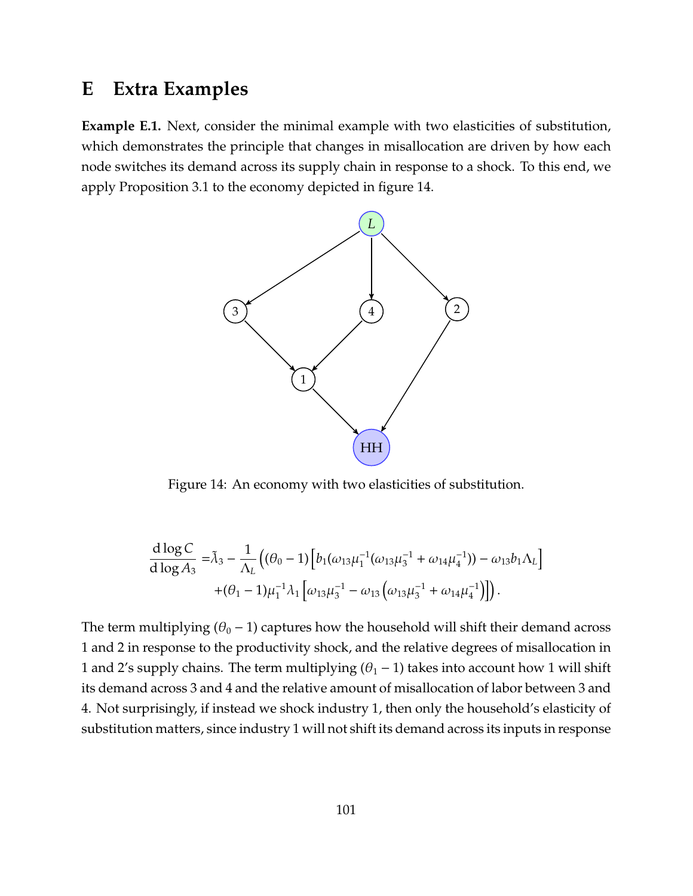# E Extra Examples

**Example E.1.** Next, consider the minimal example with two elasticities of substitution, which demonstrates the principle that changes in misallocation are driven by how each node switches its demand across its supply chain in response to a shock. To this end, we apply Proposition 3.1 to the economy depicted in figure 14.

Figure 14: An economy with two elasticities of substitution.

$$
\begin{aligned}
\frac{\mathrm{d}\log C}{\mathrm{d}\log A_3} =& \tilde{\lambda}_3 - \frac{1}{\Lambda_L}\Big((\theta_0 - 1)\left[b_1(\omega_{13}\mu_1^{-1}(\omega_{13}\mu_3^{-1} + \omega_{14}\mu_4^{-1})) - \omega_{13}b_1\Lambda_L\right] \\
&+(\theta_1 - 1)\mu_1^{-1}\lambda_1\left[\omega_{13}\mu_3^{-1} - \omega_{13}\left(\omega_{13}\mu_3^{-1} + \omega_{14}\mu_4^{-1}\right)\right]\Big).
\end{aligned}
$$

The term multiplying $(\theta_0 - 1)$ captures how the household will shift their demand across 1 and 2 in response to the productivity shock, and the relative degrees of misallocation in 1 and 2's supply chains. The term multiplying $(\theta_1 - 1)$ takes into account how 1 will shift its demand across 3 and 4 and the relative amount of misallocation of labor between 3 and 4. Not surprisingly, if instead we shock industry 1, then only the household's elasticity of substitution matters, since industry 1 will not shift its demand across its inputs in response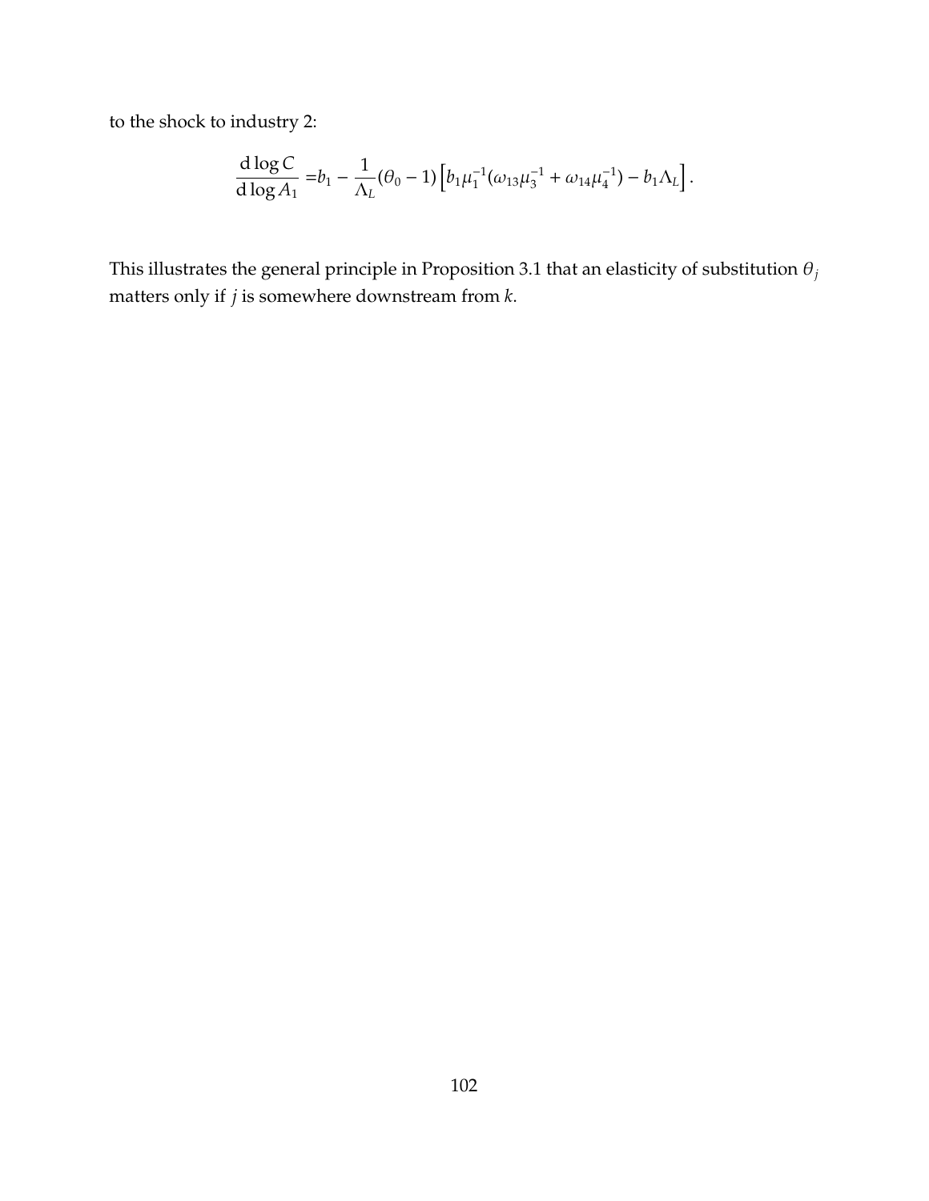to the shock to industry 2:

$$\frac{\mathrm{d}\log C}{\mathrm{d}\log A_1} = b_1 - \frac{1}{\Lambda_L}(\theta_0 - 1)\left[b_1\mu_1^{-1}(\omega_{13}\mu_3^{-1} + \omega_{14}\mu_4^{-1}) - b_1\Lambda_L\right].$$

This illustrates the general principle in Proposition 3.1 that an elasticity of substitution $\theta_j$ matters only if $j$ is somewhere downstream from $k$.